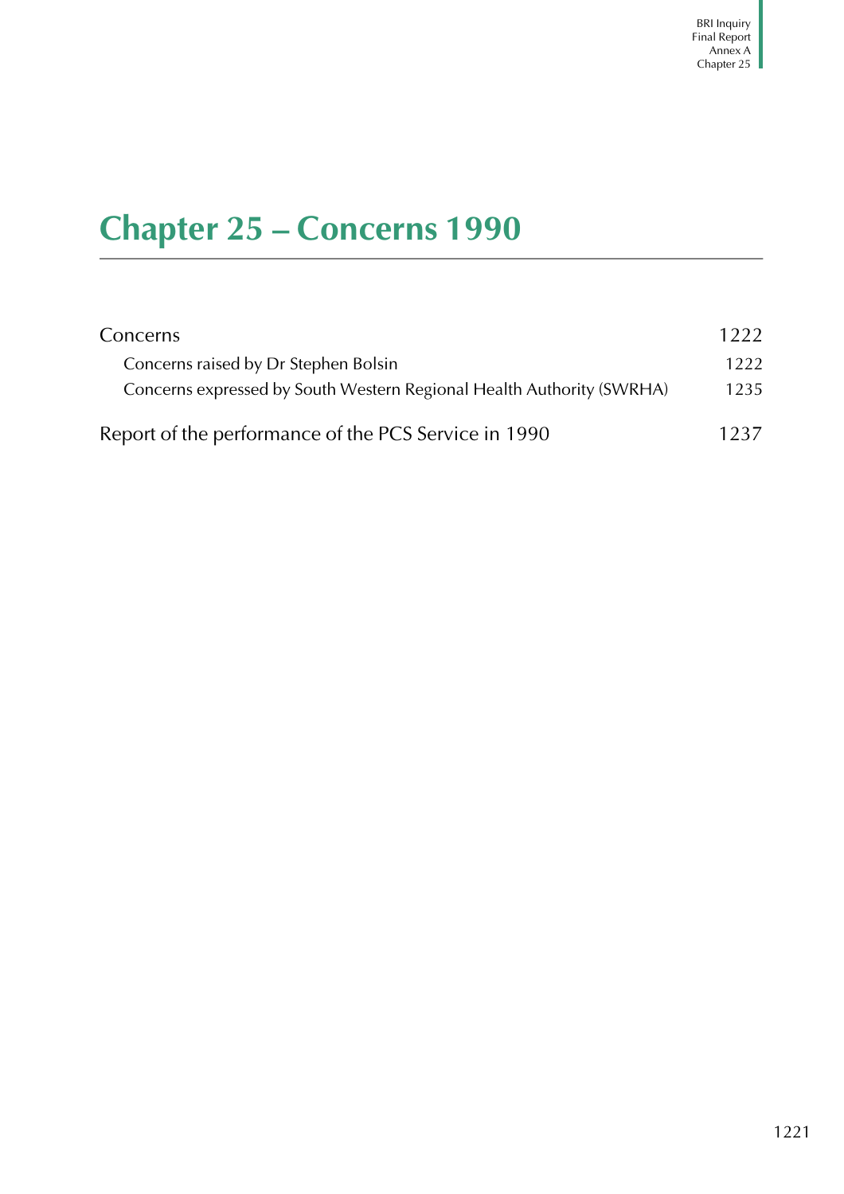# Chapter 25 – Concerns 1990

| | |
|---|---|
| Concerns | 1222 |
| Concerns raised by Dr Stephen Bolsin | 1222 |
| Concerns expressed by South Western Regional Health Authority (SWRHA) | 1235 |
| Report of the performance of the PCS Service in 1990 | 1237 |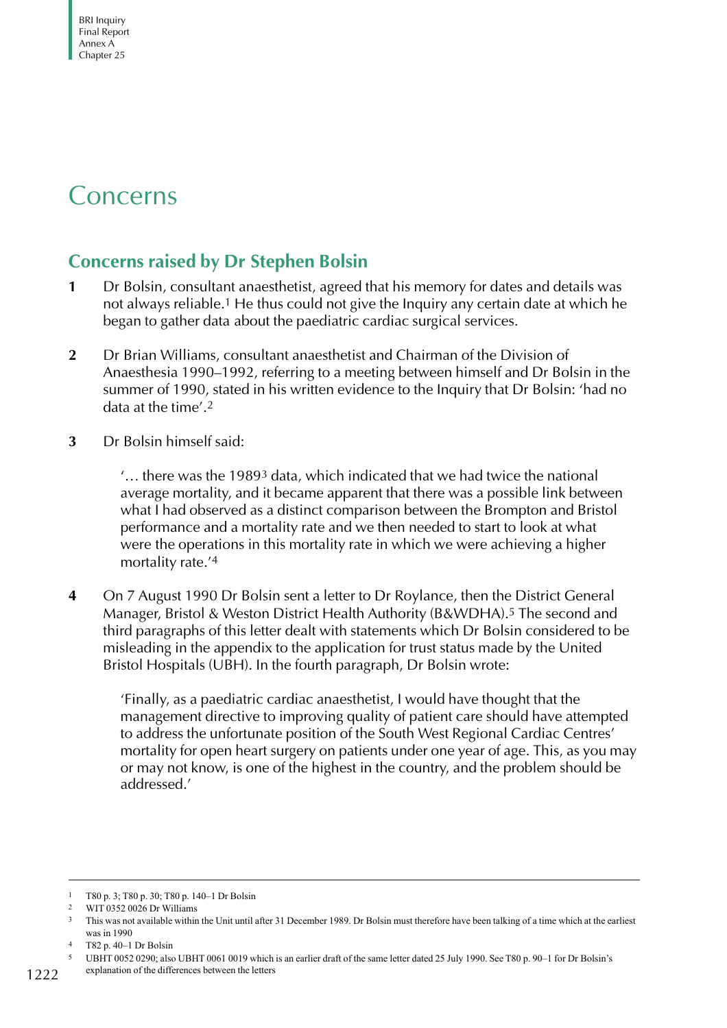# Concerns

## Concerns raised by Dr Stephen Bolsin

**1** Dr Bolsin, consultant anaesthetist, agreed that his memory for dates and details was not always reliable.[1] He thus could not give the Inquiry any certain date at which he began to gather data about the paediatric cardiac surgical services.

**2** Dr Brian Williams, consultant anaesthetist and Chairman of the Division of Anaesthesia 1990–1992, referring to a meeting between himself and Dr Bolsin in the summer of 1990, stated in his written evidence to the Inquiry that Dr Bolsin: 'had no data at the time'.[2]

**3** Dr Bolsin himself said:

> '… there was the 1989[3] data, which indicated that we had twice the national average mortality, and it became apparent that there was a possible link between what I had observed as a distinct comparison between the Brompton and Bristol performance and a mortality rate and we then needed to start to look at what were the operations in this mortality rate in which we were achieving a higher mortality rate.'[4]

**4** On 7 August 1990 Dr Bolsin sent a letter to Dr Roylance, then the District General Manager, Bristol & Weston District Health Authority (B&WDHA).[5] The second and third paragraphs of this letter dealt with statements which Dr Bolsin considered to be misleading in the appendix to the application for trust status made by the United Bristol Hospitals (UBH). In the fourth paragraph, Dr Bolsin wrote:

> 'Finally, as a paediatric cardiac anaesthetist, I would have thought that the management directive to improving quality of patient care should have attempted to address the unfortunate position of the South West Regional Cardiac Centres' mortality for open heart surgery on patients under one year of age. This, as you may or may not know, is one of the highest in the country, and the problem should be addressed.'

---

1 T80 p. 3; T80 p. 30; T80 p. 140–1 Dr Bolsin

2 WIT 0352 0026 Dr Williams

3 This was not available within the Unit until after 31 December 1989. Dr Bolsin must therefore have been talking of a time which at the earliest was in 1990

4 T82 p. 40–1 Dr Bolsin

5 UBHT 0052 0290; also UBHT 0061 0019 which is an earlier draft of the same letter dated 25 July 1990. See T80 p. 90–1 for Dr Bolsin's explanation of the differences between the letters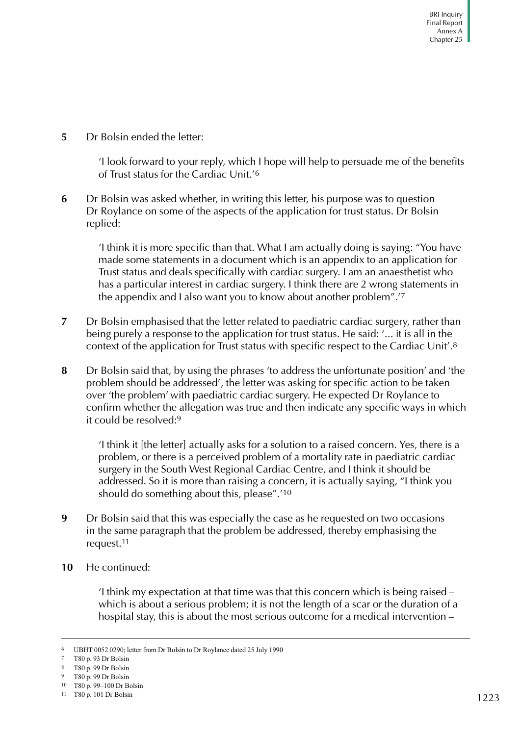**5** Dr Bolsin ended the letter:

> 'I look forward to your reply, which I hope will help to persuade me of the benefits of Trust status for the Cardiac Unit.'[6]

**6** Dr Bolsin was asked whether, in writing this letter, his purpose was to question Dr Roylance on some of the aspects of the application for trust status. Dr Bolsin replied:

> 'I think it is more specific than that. What I am actually doing is saying: "You have made some statements in a document which is an appendix to an application for Trust status and deals specifically with cardiac surgery. I am an anaesthetist who has a particular interest in cardiac surgery. I think there are 2 wrong statements in the appendix and I also want you to know about another problem".'[7]

**7** Dr Bolsin emphasised that the letter related to paediatric cardiac surgery, rather than being purely a response to the application for trust status. He said: '... it is all in the context of the application for Trust status with specific respect to the Cardiac Unit'.[8]

**8** Dr Bolsin said that, by using the phrases 'to address the unfortunate position' and 'the problem should be addressed', the letter was asking for specific action to be taken over 'the problem' with paediatric cardiac surgery. He expected Dr Roylance to confirm whether the allegation was true and then indicate any specific ways in which it could be resolved:[9]

> 'I think it [the letter] actually asks for a solution to a raised concern. Yes, there is a problem, or there is a perceived problem of a mortality rate in paediatric cardiac surgery in the South West Regional Cardiac Centre, and I think it should be addressed. So it is more than raising a concern, it is actually saying, "I think you should do something about this, please".'[10]

**9** Dr Bolsin said that this was especially the case as he requested on two occasions in the same paragraph that the problem be addressed, thereby emphasising the request.[11]

**10** He continued:

> 'I think my expectation at that time was that this concern which is being raised – which is about a serious problem; it is not the length of a scar or the duration of a hospital stay, this is about the most serious outcome for a medical intervention –

---

6 UBHT 0052 0290; letter from Dr Bolsin to Dr Roylance dated 25 July 1990
7 T80 p. 93 Dr Bolsin
8 T80 p. 99 Dr Bolsin
9 T80 p. 99 Dr Bolsin
10 T80 p. 99–100 Dr Bolsin
11 T80 p. 101 Dr Bolsin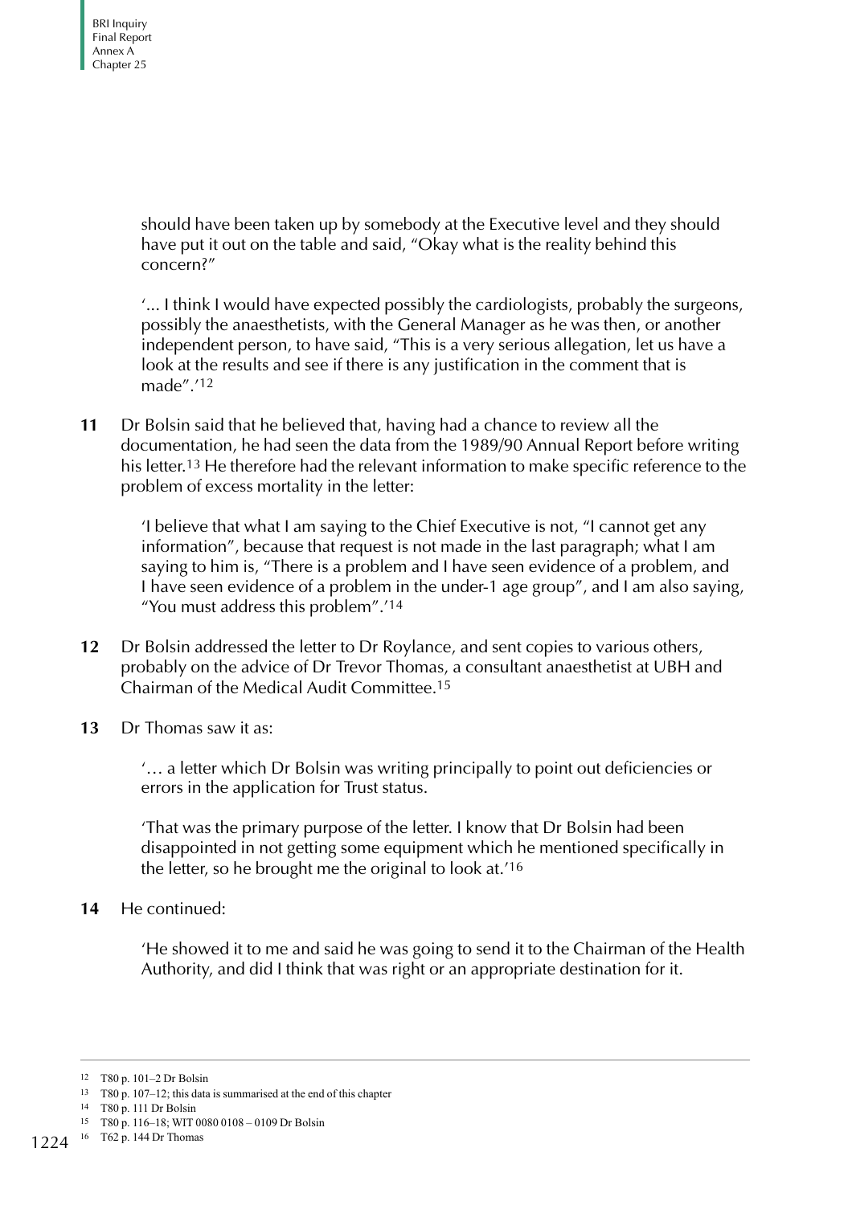should have been taken up by somebody at the Executive level and they should have put it out on the table and said, "Okay what is the reality behind this concern?"

'... I think I would have expected possibly the cardiologists, probably the surgeons, possibly the anaesthetists, with the General Manager as he was then, or another independent person, to have said, "This is a very serious allegation, let us have a look at the results and see if there is any justification in the comment that is made".'[12]

**11** Dr Bolsin said that he believed that, having had a chance to review all the documentation, he had seen the data from the 1989/90 Annual Report before writing his letter.[13] He therefore had the relevant information to make specific reference to the problem of excess mortality in the letter:

'I believe that what I am saying to the Chief Executive is not, "I cannot get any information", because that request is not made in the last paragraph; what I am saying to him is, "There is a problem and I have seen evidence of a problem, and I have seen evidence of a problem in the under-1 age group", and I am also saying, "You must address this problem".'[14]

**12** Dr Bolsin addressed the letter to Dr Roylance, and sent copies to various others, probably on the advice of Dr Trevor Thomas, a consultant anaesthetist at UBH and Chairman of the Medical Audit Committee.[15]

**13** Dr Thomas saw it as:

'… a letter which Dr Bolsin was writing principally to point out deficiencies or errors in the application for Trust status.

'That was the primary purpose of the letter. I know that Dr Bolsin had been disappointed in not getting some equipment which he mentioned specifically in the letter, so he brought me the original to look at.'[16]

**14** He continued:

'He showed it to me and said he was going to send it to the Chairman of the Health Authority, and did I think that was right or an appropriate destination for it.

---

12 T80 p. 101–2 Dr Bolsin

13 T80 p. 107–12; this data is summarised at the end of this chapter

14 T80 p. 111 Dr Bolsin

15 T80 p. 116–18; WIT 0080 0108 – 0109 Dr Bolsin

16 T62 p. 144 Dr Thomas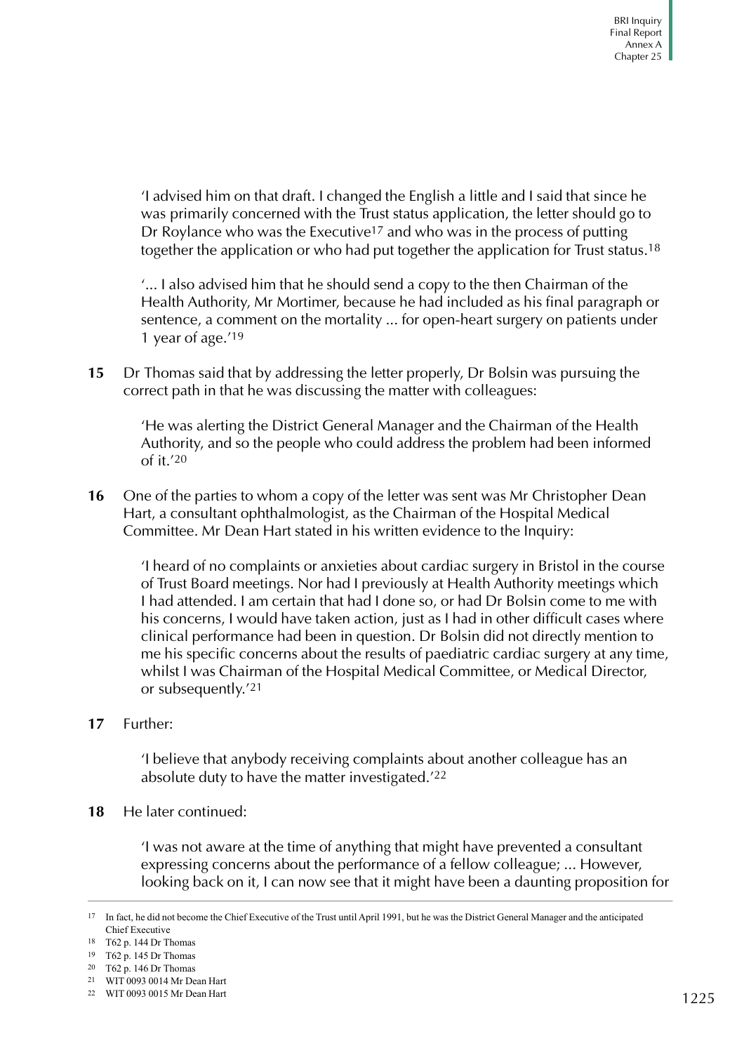'I advised him on that draft. I changed the English a little and I said that since he was primarily concerned with the Trust status application, the letter should go to Dr Roylance who was the Executive[17] and who was in the process of putting together the application or who had put together the application for Trust status.[18]

'... I also advised him that he should send a copy to the then Chairman of the Health Authority, Mr Mortimer, because he had included as his final paragraph or sentence, a comment on the mortality ... for open-heart surgery on patients under 1 year of age.'[19]

**15** Dr Thomas said that by addressing the letter properly, Dr Bolsin was pursuing the correct path in that he was discussing the matter with colleagues:

'He was alerting the District General Manager and the Chairman of the Health Authority, and so the people who could address the problem had been informed of it.'[20]

**16** One of the parties to whom a copy of the letter was sent was Mr Christopher Dean Hart, a consultant ophthalmologist, as the Chairman of the Hospital Medical Committee. Mr Dean Hart stated in his written evidence to the Inquiry:

'I heard of no complaints or anxieties about cardiac surgery in Bristol in the course of Trust Board meetings. Nor had I previously at Health Authority meetings which I had attended. I am certain that had I done so, or had Dr Bolsin come to me with his concerns, I would have taken action, just as I had in other difficult cases where clinical performance had been in question. Dr Bolsin did not directly mention to me his specific concerns about the results of paediatric cardiac surgery at any time, whilst I was Chairman of the Hospital Medical Committee, or Medical Director, or subsequently.'[21]

**17** Further:

'I believe that anybody receiving complaints about another colleague has an absolute duty to have the matter investigated.'[22]

**18** He later continued:

'I was not aware at the time of anything that might have prevented a consultant expressing concerns about the performance of a fellow colleague; ... However, looking back on it, I can now see that it might have been a daunting proposition for

---

[17] In fact, he did not become the Chief Executive of the Trust until April 1991, but he was the District General Manager and the anticipated Chief Executive

[18] T62 p. 144 Dr Thomas

[19] T62 p. 145 Dr Thomas

[20] T62 p. 146 Dr Thomas

[21] WIT 0093 0014 Mr Dean Hart

[22] WIT 0093 0015 Mr Dean Hart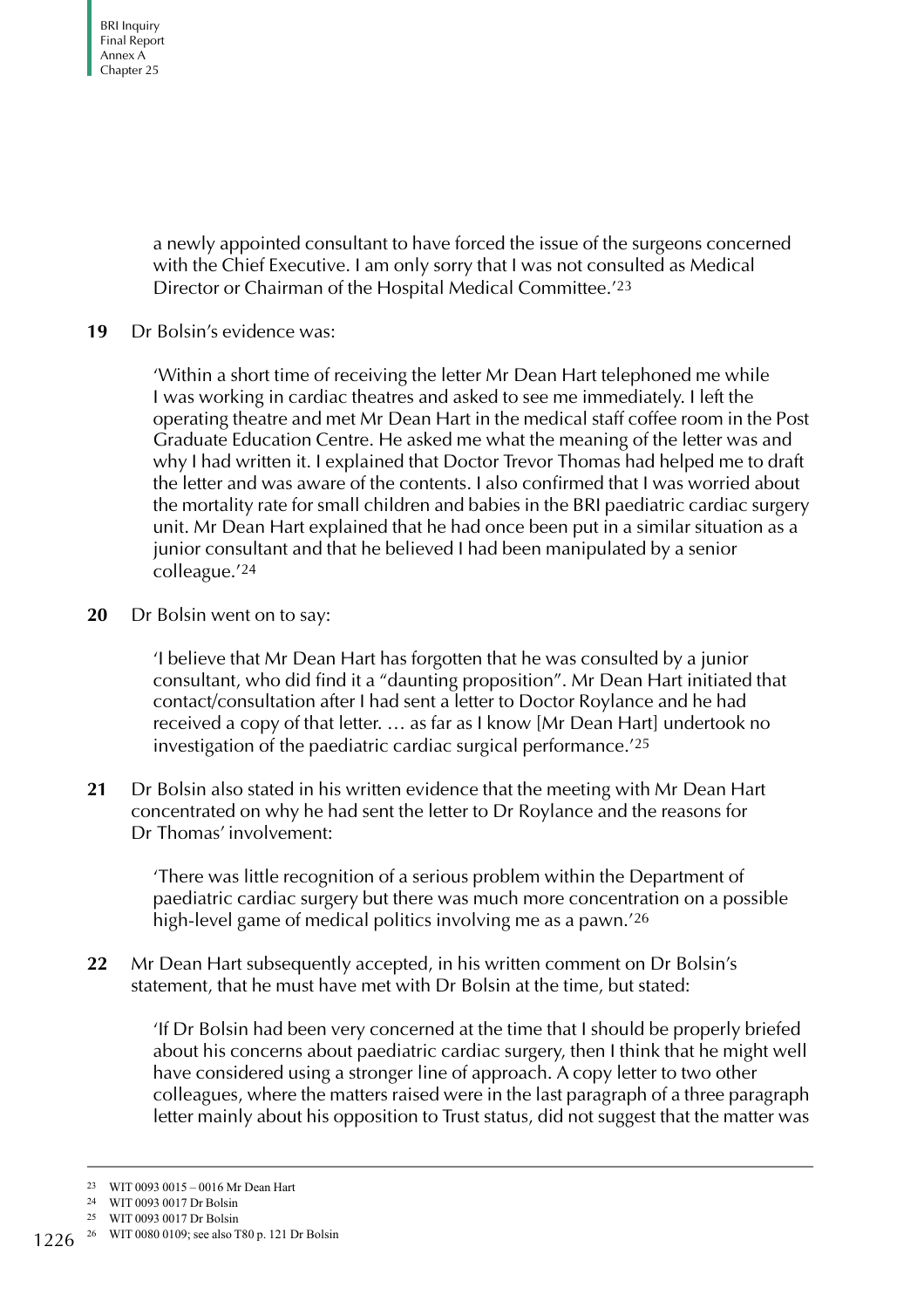a newly appointed consultant to have forced the issue of the surgeons concerned with the Chief Executive. I am only sorry that I was not consulted as Medical Director or Chairman of the Hospital Medical Committee.'[23]

**19** Dr Bolsin's evidence was:

> 'Within a short time of receiving the letter Mr Dean Hart telephoned me while I was working in cardiac theatres and asked to see me immediately. I left the operating theatre and met Mr Dean Hart in the medical staff coffee room in the Post Graduate Education Centre. He asked me what the meaning of the letter was and why I had written it. I explained that Doctor Trevor Thomas had helped me to draft the letter and was aware of the contents. I also confirmed that I was worried about the mortality rate for small children and babies in the BRI paediatric cardiac surgery unit. Mr Dean Hart explained that he had once been put in a similar situation as a junior consultant and that he believed I had been manipulated by a senior colleague.'[24]

**20** Dr Bolsin went on to say:

> 'I believe that Mr Dean Hart has forgotten that he was consulted by a junior consultant, who did find it a "daunting proposition". Mr Dean Hart initiated that contact/consultation after I had sent a letter to Doctor Roylance and he had received a copy of that letter. … as far as I know [Mr Dean Hart] undertook no investigation of the paediatric cardiac surgical performance.'[25]

**21** Dr Bolsin also stated in his written evidence that the meeting with Mr Dean Hart concentrated on why he had sent the letter to Dr Roylance and the reasons for Dr Thomas' involvement:

> 'There was little recognition of a serious problem within the Department of paediatric cardiac surgery but there was much more concentration on a possible high-level game of medical politics involving me as a pawn.'[26]

**22** Mr Dean Hart subsequently accepted, in his written comment on Dr Bolsin's statement, that he must have met with Dr Bolsin at the time, but stated:

> 'If Dr Bolsin had been very concerned at the time that I should be properly briefed about his concerns about paediatric cardiac surgery, then I think that he might well have considered using a stronger line of approach. A copy letter to two other colleagues, where the matters raised were in the last paragraph of a three paragraph letter mainly about his opposition to Trust status, did not suggest that the matter was

---

23 WIT 0093 0015 – 0016 Mr Dean Hart
24 WIT 0093 0017 Dr Bolsin
25 WIT 0093 0017 Dr Bolsin
26 WIT 0080 0109; see also T80 p. 121 Dr Bolsin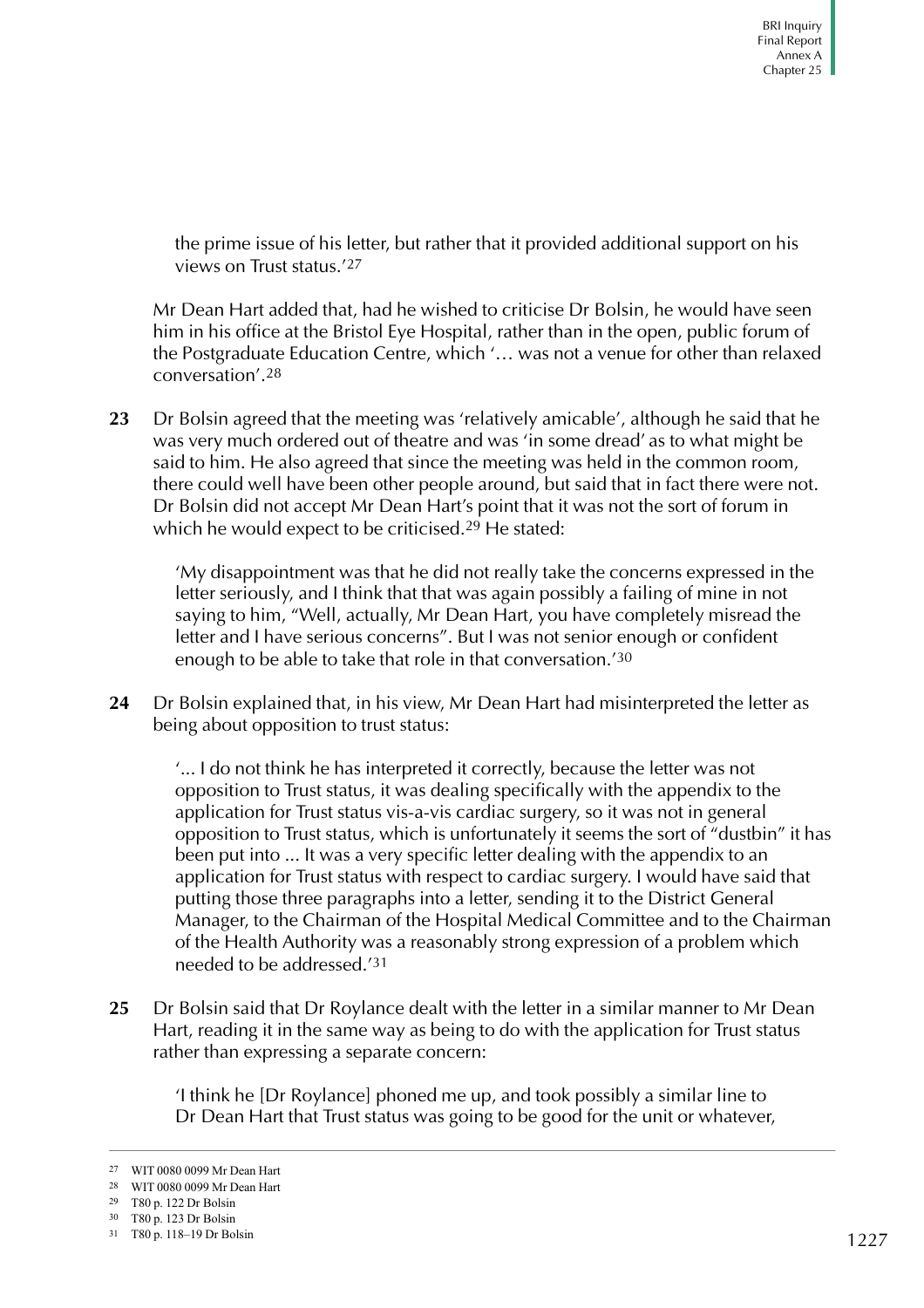the prime issue of his letter, but rather that it provided additional support on his views on Trust status.'[27]

Mr Dean Hart added that, had he wished to criticise Dr Bolsin, he would have seen him in his office at the Bristol Eye Hospital, rather than in the open, public forum of the Postgraduate Education Centre, which '… was not a venue for other than relaxed conversation'.[28]

**23** Dr Bolsin agreed that the meeting was 'relatively amicable', although he said that he was very much ordered out of theatre and was 'in some dread' as to what might be said to him. He also agreed that since the meeting was held in the common room, there could well have been other people around, but said that in fact there were not. Dr Bolsin did not accept Mr Dean Hart's point that it was not the sort of forum in which he would expect to be criticised.[29] He stated:

> 'My disappointment was that he did not really take the concerns expressed in the letter seriously, and I think that that was again possibly a failing of mine in not saying to him, "Well, actually, Mr Dean Hart, you have completely misread the letter and I have serious concerns". But I was not senior enough or confident enough to be able to take that role in that conversation.'[30]

**24** Dr Bolsin explained that, in his view, Mr Dean Hart had misinterpreted the letter as being about opposition to trust status:

> '... I do not think he has interpreted it correctly, because the letter was not opposition to Trust status, it was dealing specifically with the appendix to the application for Trust status vis-a-vis cardiac surgery, so it was not in general opposition to Trust status, which is unfortunately it seems the sort of "dustbin" it has been put into ... It was a very specific letter dealing with the appendix to an application for Trust status with respect to cardiac surgery. I would have said that putting those three paragraphs into a letter, sending it to the District General Manager, to the Chairman of the Hospital Medical Committee and to the Chairman of the Health Authority was a reasonably strong expression of a problem which needed to be addressed.'[31]

**25** Dr Bolsin said that Dr Roylance dealt with the letter in a similar manner to Mr Dean Hart, reading it in the same way as being to do with the application for Trust status rather than expressing a separate concern:

> 'I think he [Dr Roylance] phoned me up, and took possibly a similar line to Dr Dean Hart that Trust status was going to be good for the unit or whatever,

---

27 WIT 0080 0099 Mr Dean Hart
28 WIT 0080 0099 Mr Dean Hart
29 T80 p. 122 Dr Bolsin
30 T80 p. 123 Dr Bolsin
31 T80 p. 118–19 Dr Bolsin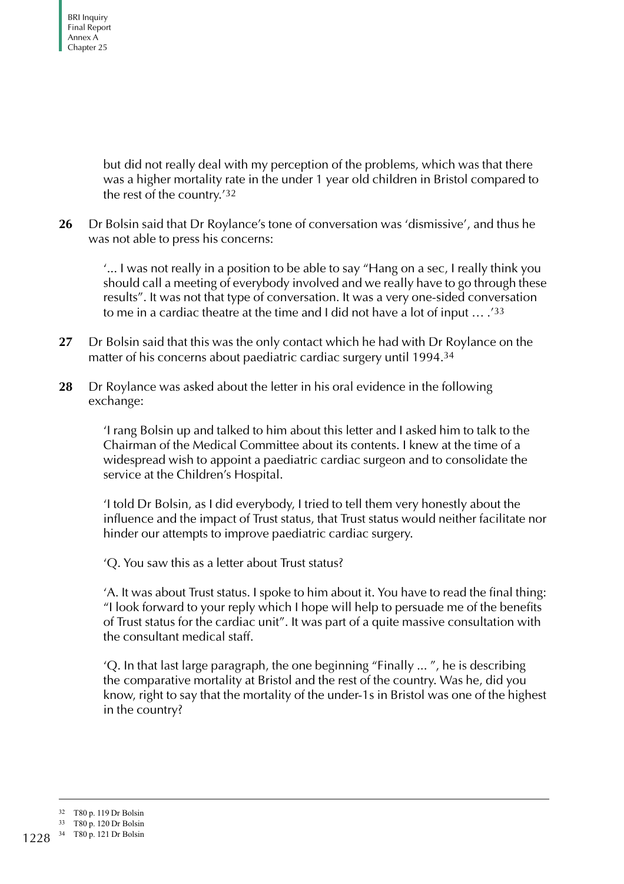but did not really deal with my perception of the problems, which was that there was a higher mortality rate in the under 1 year old children in Bristol compared to the rest of the country.'[32]

**26** Dr Bolsin said that Dr Roylance's tone of conversation was 'dismissive', and thus he was not able to press his concerns:

> '... I was not really in a position to be able to say "Hang on a sec, I really think you should call a meeting of everybody involved and we really have to go through these results". It was not that type of conversation. It was a very one-sided conversation to me in a cardiac theatre at the time and I did not have a lot of input … .'[33]

**27** Dr Bolsin said that this was the only contact which he had with Dr Roylance on the matter of his concerns about paediatric cardiac surgery until 1994.[34]

**28** Dr Roylance was asked about the letter in his oral evidence in the following exchange:

> 'I rang Bolsin up and talked to him about this letter and I asked him to talk to the Chairman of the Medical Committee about its contents. I knew at the time of a widespread wish to appoint a paediatric cardiac surgeon and to consolidate the service at the Children's Hospital.
>
> 'I told Dr Bolsin, as I did everybody, I tried to tell them very honestly about the influence and the impact of Trust status, that Trust status would neither facilitate nor hinder our attempts to improve paediatric cardiac surgery.
>
> 'Q. You saw this as a letter about Trust status?
>
> 'A. It was about Trust status. I spoke to him about it. You have to read the final thing: "I look forward to your reply which I hope will help to persuade me of the benefits of Trust status for the cardiac unit". It was part of a quite massive consultation with the consultant medical staff.
>
> 'Q. In that last large paragraph, the one beginning "Finally ... ", he is describing the comparative mortality at Bristol and the rest of the country. Was he, did you know, right to say that the mortality of the under-1s in Bristol was one of the highest in the country?

---

32 T80 p. 119 Dr Bolsin
33 T80 p. 120 Dr Bolsin
34 T80 p. 121 Dr Bolsin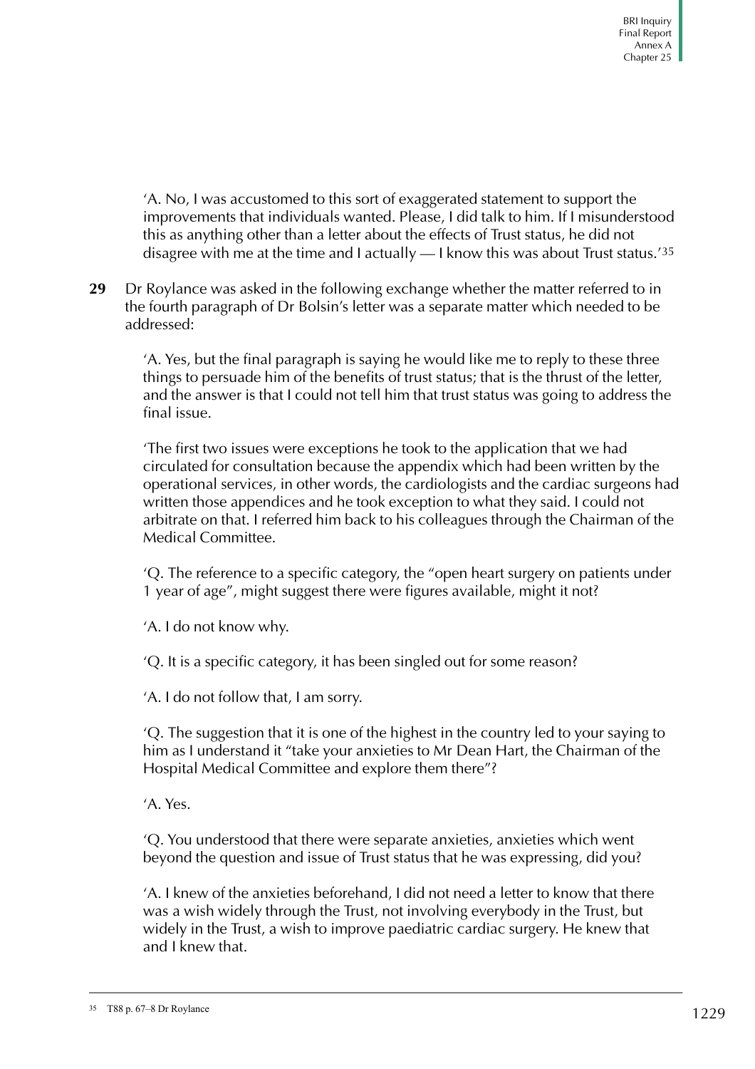'A. No, I was accustomed to this sort of exaggerated statement to support the improvements that individuals wanted. Please, I did talk to him. If I misunderstood this as anything other than a letter about the effects of Trust status, he did not disagree with me at the time and I actually — I know this was about Trust status.'[35]

**29** Dr Roylance was asked in the following exchange whether the matter referred to in the fourth paragraph of Dr Bolsin's letter was a separate matter which needed to be addressed:

'A. Yes, but the final paragraph is saying he would like me to reply to these three things to persuade him of the benefits of trust status; that is the thrust of the letter, and the answer is that I could not tell him that trust status was going to address the final issue.

'The first two issues were exceptions he took to the application that we had circulated for consultation because the appendix which had been written by the operational services, in other words, the cardiologists and the cardiac surgeons had written those appendices and he took exception to what they said. I could not arbitrate on that. I referred him back to his colleagues through the Chairman of the Medical Committee.

'Q. The reference to a specific category, the "open heart surgery on patients under 1 year of age", might suggest there were figures available, might it not?

'A. I do not know why.

'Q. It is a specific category, it has been singled out for some reason?

'A. I do not follow that, I am sorry.

'Q. The suggestion that it is one of the highest in the country led to your saying to him as I understand it "take your anxieties to Mr Dean Hart, the Chairman of the Hospital Medical Committee and explore them there"?

'A. Yes.

'Q. You understood that there were separate anxieties, anxieties which went beyond the question and issue of Trust status that he was expressing, did you?

'A. I knew of the anxieties beforehand, I did not need a letter to know that there was a wish widely through the Trust, not involving everybody in the Trust, but widely in the Trust, a wish to improve paediatric cardiac surgery. He knew that and I knew that.

[35] T88 p. 67–8 Dr Roylance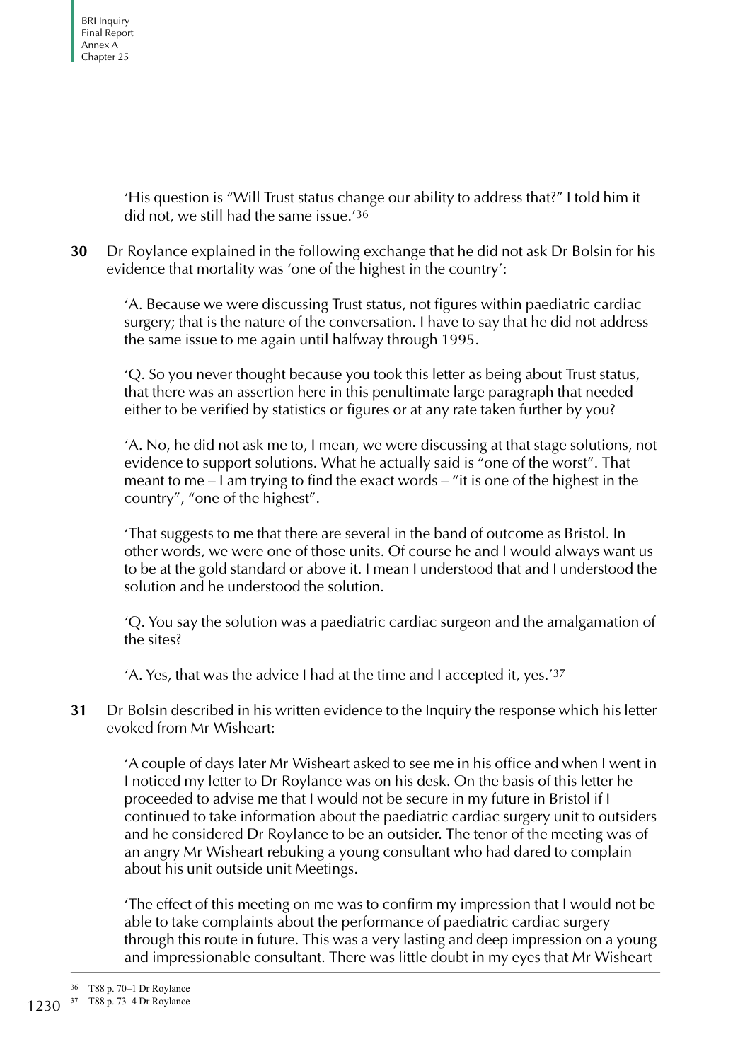'His question is "Will Trust status change our ability to address that?" I told him it did not, we still had the same issue.'[36]

**30** Dr Roylance explained in the following exchange that he did not ask Dr Bolsin for his evidence that mortality was 'one of the highest in the country':

'A. Because we were discussing Trust status, not figures within paediatric cardiac surgery; that is the nature of the conversation. I have to say that he did not address the same issue to me again until halfway through 1995.

'Q. So you never thought because you took this letter as being about Trust status, that there was an assertion here in this penultimate large paragraph that needed either to be verified by statistics or figures or at any rate taken further by you?

'A. No, he did not ask me to, I mean, we were discussing at that stage solutions, not evidence to support solutions. What he actually said is "one of the worst". That meant to me – I am trying to find the exact words – "it is one of the highest in the country", "one of the highest".

'That suggests to me that there are several in the band of outcome as Bristol. In other words, we were one of those units. Of course he and I would always want us to be at the gold standard or above it. I mean I understood that and I understood the solution and he understood the solution.

'Q. You say the solution was a paediatric cardiac surgeon and the amalgamation of the sites?

'A. Yes, that was the advice I had at the time and I accepted it, yes.'[37]

**31** Dr Bolsin described in his written evidence to the Inquiry the response which his letter evoked from Mr Wisheart:

'A couple of days later Mr Wisheart asked to see me in his office and when I went in I noticed my letter to Dr Roylance was on his desk. On the basis of this letter he proceeded to advise me that I would not be secure in my future in Bristol if I continued to take information about the paediatric cardiac surgery unit to outsiders and he considered Dr Roylance to be an outsider. The tenor of the meeting was of an angry Mr Wisheart rebuking a young consultant who had dared to complain about his unit outside unit Meetings.

'The effect of this meeting on me was to confirm my impression that I would not be able to take complaints about the performance of paediatric cardiac surgery through this route in future. This was a very lasting and deep impression on a young and impressionable consultant. There was little doubt in my eyes that Mr Wisheart

---

36 T88 p. 70–1 Dr Roylance

37 T88 p. 73–4 Dr Roylance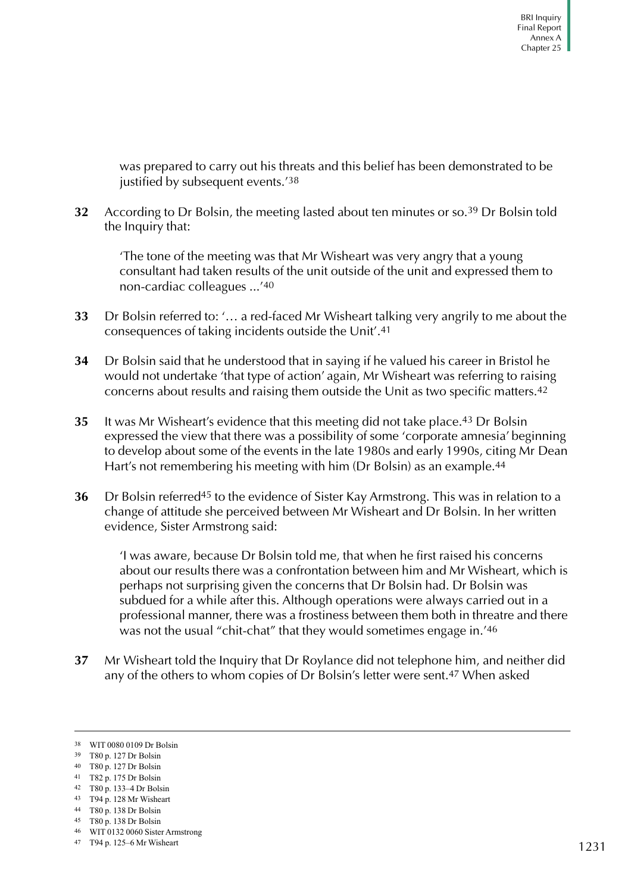was prepared to carry out his threats and this belief has been demonstrated to be justified by subsequent events.'[38]

**32** According to Dr Bolsin, the meeting lasted about ten minutes or so.[39] Dr Bolsin told the Inquiry that:

> 'The tone of the meeting was that Mr Wisheart was very angry that a young consultant had taken results of the unit outside of the unit and expressed them to non-cardiac colleagues ...'[40]

**33** Dr Bolsin referred to: '… a red-faced Mr Wisheart talking very angrily to me about the consequences of taking incidents outside the Unit'.[41]

**34** Dr Bolsin said that he understood that in saying if he valued his career in Bristol he would not undertake 'that type of action' again, Mr Wisheart was referring to raising concerns about results and raising them outside the Unit as two specific matters.[42]

**35** It was Mr Wisheart's evidence that this meeting did not take place.[43] Dr Bolsin expressed the view that there was a possibility of some 'corporate amnesia' beginning to develop about some of the events in the late 1980s and early 1990s, citing Mr Dean Hart's not remembering his meeting with him (Dr Bolsin) as an example.[44]

**36** Dr Bolsin referred[45] to the evidence of Sister Kay Armstrong. This was in relation to a change of attitude she perceived between Mr Wisheart and Dr Bolsin. In her written evidence, Sister Armstrong said:

> 'I was aware, because Dr Bolsin told me, that when he first raised his concerns about our results there was a confrontation between him and Mr Wisheart, which is perhaps not surprising given the concerns that Dr Bolsin had. Dr Bolsin was subdued for a while after this. Although operations were always carried out in a professional manner, there was a frostiness between them both in threatre and there was not the usual "chit-chat" that they would sometimes engage in.'[46]

**37** Mr Wisheart told the Inquiry that Dr Roylance did not telephone him, and neither did any of the others to whom copies of Dr Bolsin's letter were sent.[47] When asked

---

38 WIT 0080 0109 Dr Bolsin
39 T80 p. 127 Dr Bolsin
40 T80 p. 127 Dr Bolsin
41 T82 p. 175 Dr Bolsin
42 T80 p. 133–4 Dr Bolsin
43 T94 p. 128 Mr Wisheart
44 T80 p. 138 Dr Bolsin
45 T80 p. 138 Dr Bolsin
46 WIT 0132 0060 Sister Armstrong
47 T94 p. 125–6 Mr Wisheart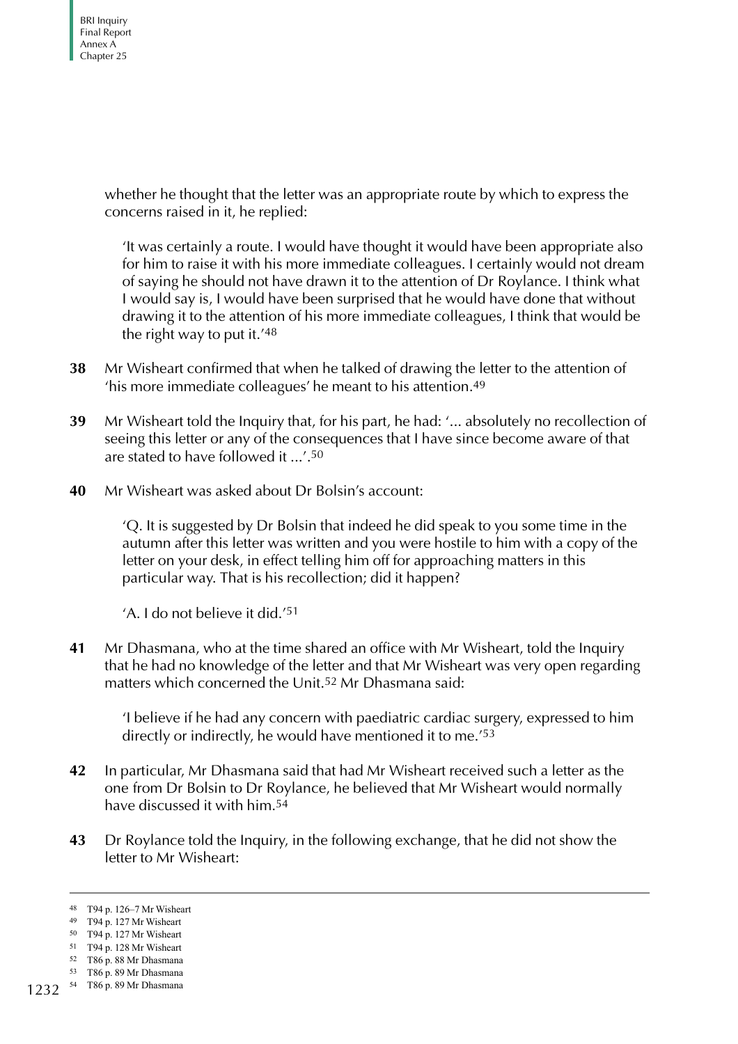whether he thought that the letter was an appropriate route by which to express the concerns raised in it, he replied:

> 'It was certainly a route. I would have thought it would have been appropriate also for him to raise it with his more immediate colleagues. I certainly would not dream of saying he should not have drawn it to the attention of Dr Roylance. I think what I would say is, I would have been surprised that he would have done that without drawing it to the attention of his more immediate colleagues, I think that would be the right way to put it.'[48]

**38** Mr Wisheart confirmed that when he talked of drawing the letter to the attention of 'his more immediate colleagues' he meant to his attention.[49]

**39** Mr Wisheart told the Inquiry that, for his part, he had: '... absolutely no recollection of seeing this letter or any of the consequences that I have since become aware of that are stated to have followed it ...'.[50]

**40** Mr Wisheart was asked about Dr Bolsin's account:

> 'Q. It is suggested by Dr Bolsin that indeed he did speak to you some time in the autumn after this letter was written and you were hostile to him with a copy of the letter on your desk, in effect telling him off for approaching matters in this particular way. That is his recollection; did it happen?
>
> 'A. I do not believe it did.'[51]

**41** Mr Dhasmana, who at the time shared an office with Mr Wisheart, told the Inquiry that he had no knowledge of the letter and that Mr Wisheart was very open regarding matters which concerned the Unit.[52] Mr Dhasmana said:

> 'I believe if he had any concern with paediatric cardiac surgery, expressed to him directly or indirectly, he would have mentioned it to me.'[53]

**42** In particular, Mr Dhasmana said that had Mr Wisheart received such a letter as the one from Dr Bolsin to Dr Roylance, he believed that Mr Wisheart would normally have discussed it with him.[54]

**43** Dr Roylance told the Inquiry, in the following exchange, that he did not show the letter to Mr Wisheart:

---

48 T94 p. 126–7 Mr Wisheart
49 T94 p. 127 Mr Wisheart
50 T94 p. 127 Mr Wisheart
51 T94 p. 128 Mr Wisheart
52 T86 p. 88 Mr Dhasmana
53 T86 p. 89 Mr Dhasmana
54 T86 p. 89 Mr Dhasmana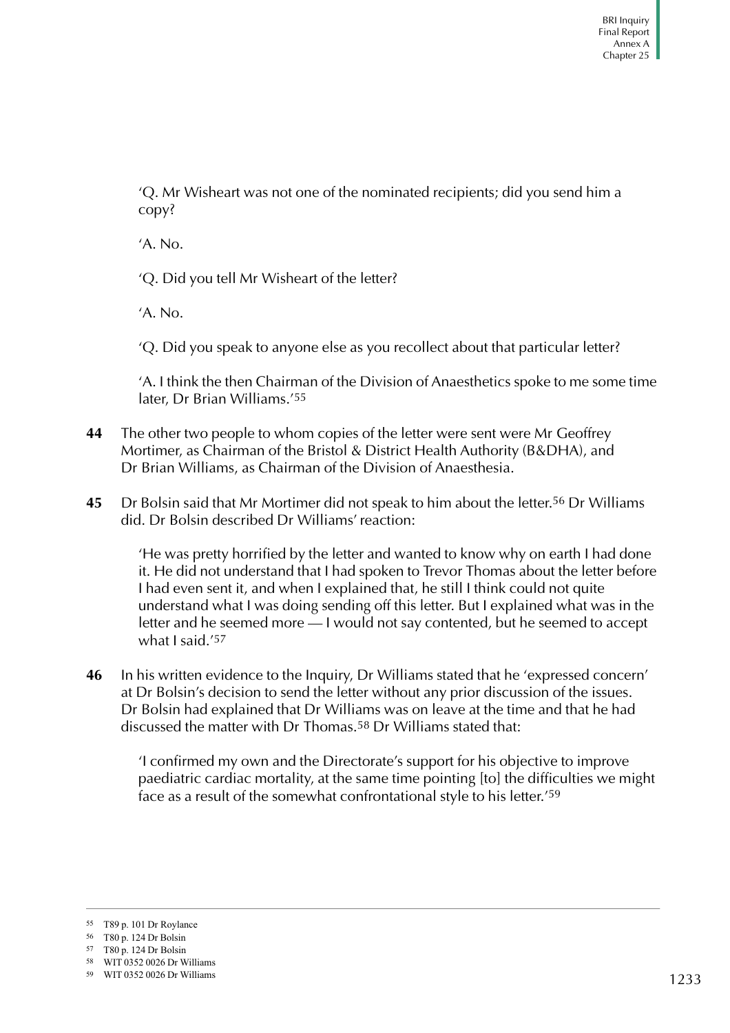'Q. Mr Wisheart was not one of the nominated recipients; did you send him a copy?

'A. No.

'Q. Did you tell Mr Wisheart of the letter?

'A. No.

'Q. Did you speak to anyone else as you recollect about that particular letter?

'A. I think the then Chairman of the Division of Anaesthetics spoke to me some time later, Dr Brian Williams.'[55]

**44** The other two people to whom copies of the letter were sent were Mr Geoffrey Mortimer, as Chairman of the Bristol & District Health Authority (B&DHA), and Dr Brian Williams, as Chairman of the Division of Anaesthesia.

**45** Dr Bolsin said that Mr Mortimer did not speak to him about the letter.[56] Dr Williams did. Dr Bolsin described Dr Williams' reaction:

'He was pretty horrified by the letter and wanted to know why on earth I had done it. He did not understand that I had spoken to Trevor Thomas about the letter before I had even sent it, and when I explained that, he still I think could not quite understand what I was doing sending off this letter. But I explained what was in the letter and he seemed more — I would not say contented, but he seemed to accept what I said.'[57]

**46** In his written evidence to the Inquiry, Dr Williams stated that he 'expressed concern' at Dr Bolsin's decision to send the letter without any prior discussion of the issues. Dr Bolsin had explained that Dr Williams was on leave at the time and that he had discussed the matter with Dr Thomas.[58] Dr Williams stated that:

'I confirmed my own and the Directorate's support for his objective to improve paediatric cardiac mortality, at the same time pointing [to] the difficulties we might face as a result of the somewhat confrontational style to his letter.'[59]

---

55 T89 p. 101 Dr Roylance
56 T80 p. 124 Dr Bolsin
57 T80 p. 124 Dr Bolsin
58 WIT 0352 0026 Dr Williams
59 WIT 0352 0026 Dr Williams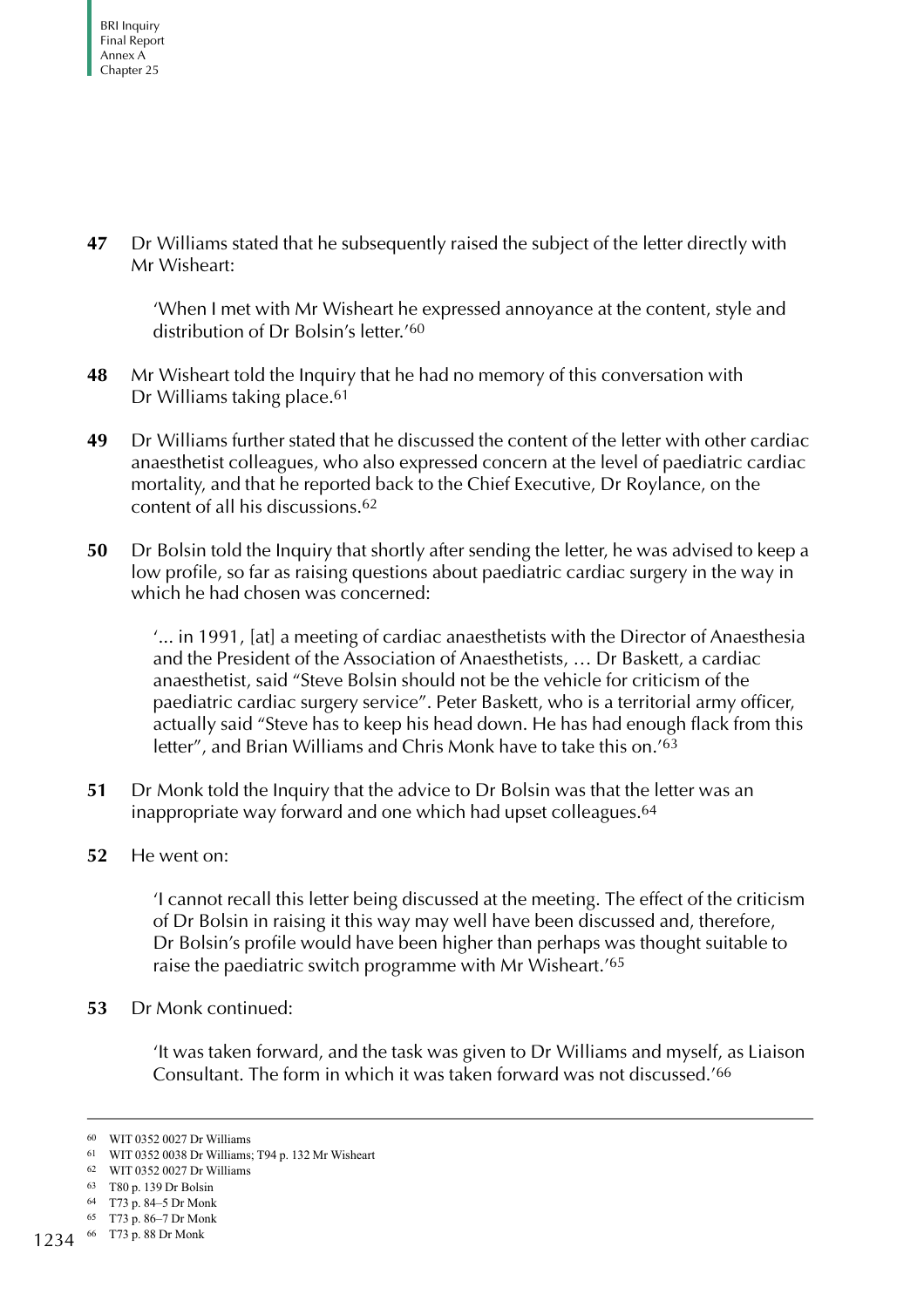**47** Dr Williams stated that he subsequently raised the subject of the letter directly with Mr Wisheart:

> 'When I met with Mr Wisheart he expressed annoyance at the content, style and distribution of Dr Bolsin's letter.'[60]

**48** Mr Wisheart told the Inquiry that he had no memory of this conversation with Dr Williams taking place.[61]

**49** Dr Williams further stated that he discussed the content of the letter with other cardiac anaesthetist colleagues, who also expressed concern at the level of paediatric cardiac mortality, and that he reported back to the Chief Executive, Dr Roylance, on the content of all his discussions.[62]

**50** Dr Bolsin told the Inquiry that shortly after sending the letter, he was advised to keep a low profile, so far as raising questions about paediatric cardiac surgery in the way in which he had chosen was concerned:

> '... in 1991, [at] a meeting of cardiac anaesthetists with the Director of Anaesthesia and the President of the Association of Anaesthetists, … Dr Baskett, a cardiac anaesthetist, said "Steve Bolsin should not be the vehicle for criticism of the paediatric cardiac surgery service". Peter Baskett, who is a territorial army officer, actually said "Steve has to keep his head down. He has had enough flack from this letter", and Brian Williams and Chris Monk have to take this on.'[63]

**51** Dr Monk told the Inquiry that the advice to Dr Bolsin was that the letter was an inappropriate way forward and one which had upset colleagues.[64]

**52** He went on:

> 'I cannot recall this letter being discussed at the meeting. The effect of the criticism of Dr Bolsin in raising it this way may well have been discussed and, therefore, Dr Bolsin's profile would have been higher than perhaps was thought suitable to raise the paediatric switch programme with Mr Wisheart.'[65]

**53** Dr Monk continued:

> 'It was taken forward, and the task was given to Dr Williams and myself, as Liaison Consultant. The form in which it was taken forward was not discussed.'[66]

---

60 WIT 0352 0027 Dr Williams
61 WIT 0352 0038 Dr Williams; T94 p. 132 Mr Wisheart
62 WIT 0352 0027 Dr Williams
63 T80 p. 139 Dr Bolsin
64 T73 p. 84–5 Dr Monk
65 T73 p. 86–7 Dr Monk
66 T73 p. 88 Dr Monk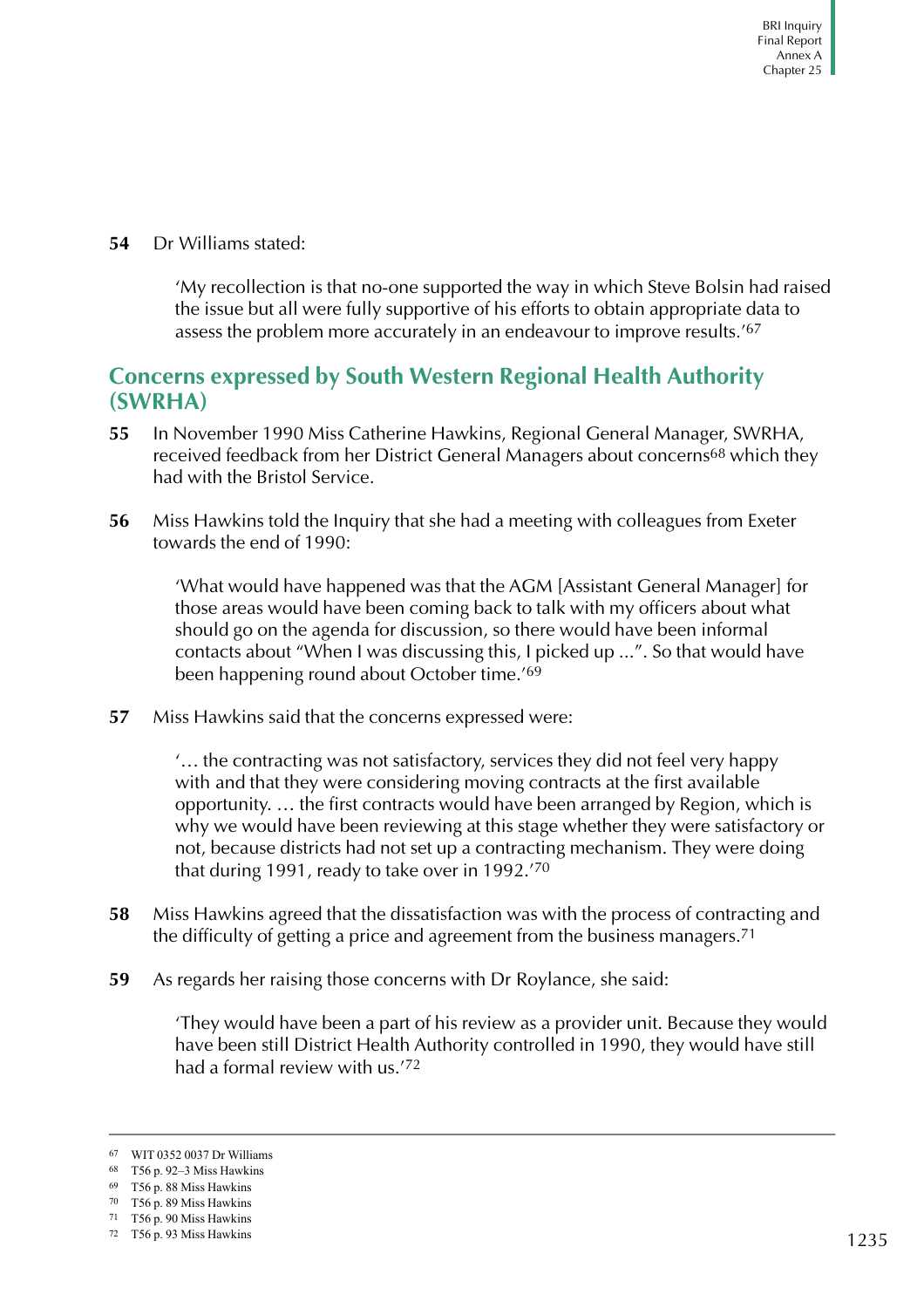**54** Dr Williams stated:

> 'My recollection is that no-one supported the way in which Steve Bolsin had raised the issue but all were fully supportive of his efforts to obtain appropriate data to assess the problem more accurately in an endeavour to improve results.'[67]

## Concerns expressed by South Western Regional Health Authority (SWRHA)

**55** In November 1990 Miss Catherine Hawkins, Regional General Manager, SWRHA, received feedback from her District General Managers about concerns[68] which they had with the Bristol Service.

**56** Miss Hawkins told the Inquiry that she had a meeting with colleagues from Exeter towards the end of 1990:

> 'What would have happened was that the AGM [Assistant General Manager] for those areas would have been coming back to talk with my officers about what should go on the agenda for discussion, so there would have been informal contacts about "When I was discussing this, I picked up ...". So that would have been happening round about October time.'[69]

**57** Miss Hawkins said that the concerns expressed were:

> '… the contracting was not satisfactory, services they did not feel very happy with and that they were considering moving contracts at the first available opportunity. … the first contracts would have been arranged by Region, which is why we would have been reviewing at this stage whether they were satisfactory or not, because districts had not set up a contracting mechanism. They were doing that during 1991, ready to take over in 1992.'[70]

**58** Miss Hawkins agreed that the dissatisfaction was with the process of contracting and the difficulty of getting a price and agreement from the business managers.[71]

**59** As regards her raising those concerns with Dr Roylance, she said:

> 'They would have been a part of his review as a provider unit. Because they would have been still District Health Authority controlled in 1990, they would have still had a formal review with us.'[72]

---

67 WIT 0352 0037 Dr Williams
68 T56 p. 92–3 Miss Hawkins
69 T56 p. 88 Miss Hawkins
70 T56 p. 89 Miss Hawkins
71 T56 p. 90 Miss Hawkins
72 T56 p. 93 Miss Hawkins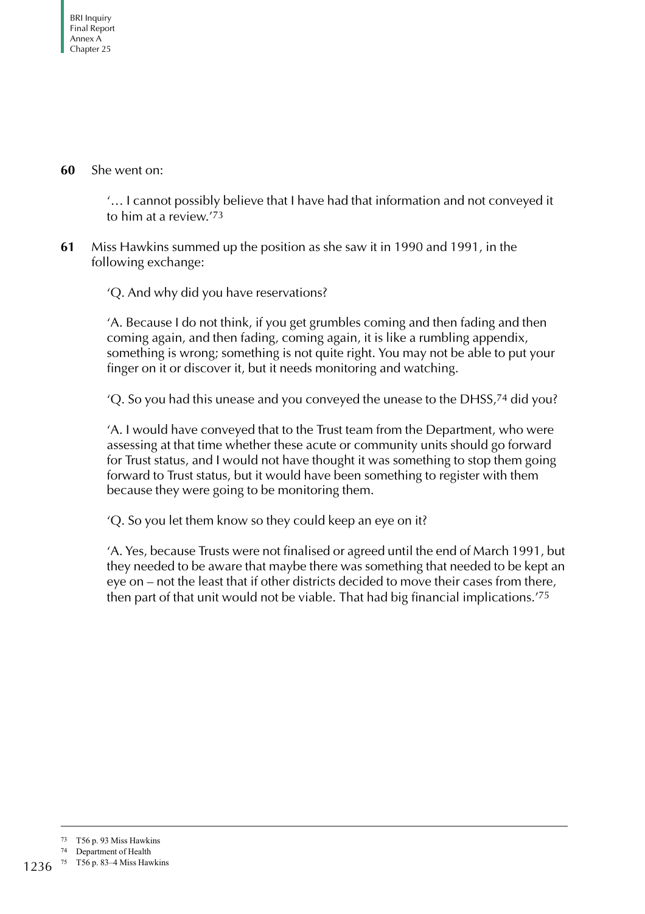**60** She went on:

> '… I cannot possibly believe that I have had that information and not conveyed it to him at a review.'[73]

**61** Miss Hawkins summed up the position as she saw it in 1990 and 1991, in the following exchange:

> 'Q. And why did you have reservations?
>
> 'A. Because I do not think, if you get grumbles coming and then fading and then coming again, and then fading, coming again, it is like a rumbling appendix, something is wrong; something is not quite right. You may not be able to put your finger on it or discover it, but it needs monitoring and watching.
>
> 'Q. So you had this unease and you conveyed the unease to the DHSS,[74] did you?
>
> 'A. I would have conveyed that to the Trust team from the Department, who were assessing at that time whether these acute or community units should go forward for Trust status, and I would not have thought it was something to stop them going forward to Trust status, but it would have been something to register with them because they were going to be monitoring them.
>
> 'Q. So you let them know so they could keep an eye on it?
>
> 'A. Yes, because Trusts were not finalised or agreed until the end of March 1991, but they needed to be aware that maybe there was something that needed to be kept an eye on – not the least that if other districts decided to move their cases from there, then part of that unit would not be viable. That had big financial implications.'[75]

---

73 T56 p. 93 Miss Hawkins

74 Department of Health

75 T56 p. 83–4 Miss Hawkins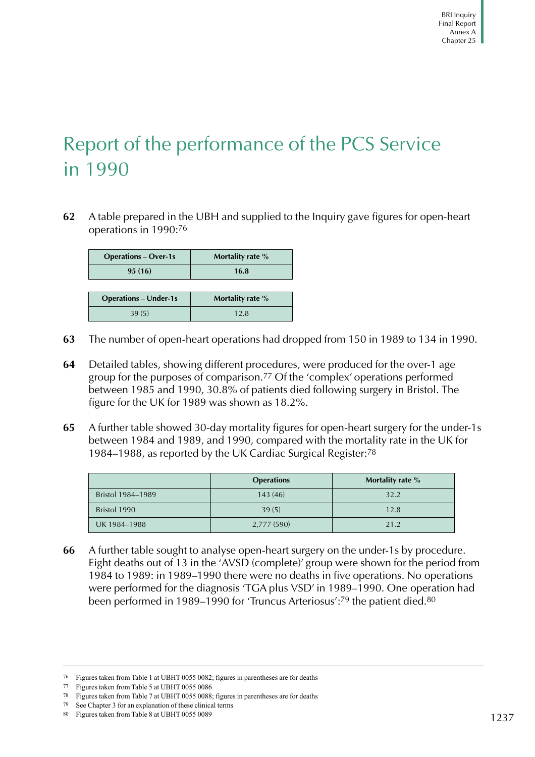# Report of the performance of the PCS Service in 1990

**62** A table prepared in the UBH and supplied to the Inquiry gave figures for open-heart operations in 1990:[76]

| Operations – Over-1s | Mortality rate % |
|---|---|
| **95 (16)** | **16.8** |

| Operations – Under-1s | Mortality rate % |
|---|---|
| 39 (5) | 12.8 |

**63** The number of open-heart operations had dropped from 150 in 1989 to 134 in 1990.

**64** Detailed tables, showing different procedures, were produced for the over-1 age group for the purposes of comparison.[77] Of the 'complex' operations performed between 1985 and 1990, 30.8% of patients died following surgery in Bristol. The figure for the UK for 1989 was shown as 18.2%.

**65** A further table showed 30-day mortality figures for open-heart surgery for the under-1s between 1984 and 1989, and 1990, compared with the mortality rate in the UK for 1984–1988, as reported by the UK Cardiac Surgical Register:[78]

| | Operations | Mortality rate % |
|---|---|---|
| Bristol 1984–1989 | 143 (46) | 32.2 |
| Bristol 1990 | 39 (5) | 12.8 |
| UK 1984–1988 | 2,777 (590) | 21.2 |

**66** A further table sought to analyse open-heart surgery on the under-1s by procedure. Eight deaths out of 13 in the 'AVSD (complete)' group were shown for the period from 1984 to 1989: in 1989–1990 there were no deaths in five operations. No operations were performed for the diagnosis 'TGA plus VSD' in 1989–1990. One operation had been performed in 1989–1990 for 'Truncus Arteriosus':[79] the patient died.[80]

---

[76] Figures taken from Table 1 at UBHT 0055 0082; figures in parentheses are for deaths

[77] Figures taken from Table 5 at UBHT 0055 0086

[78] Figures taken from Table 7 at UBHT 0055 0088; figures in parentheses are for deaths

[79] See Chapter 3 for an explanation of these clinical terms

[80] Figures taken from Table 8 at UBHT 0055 0089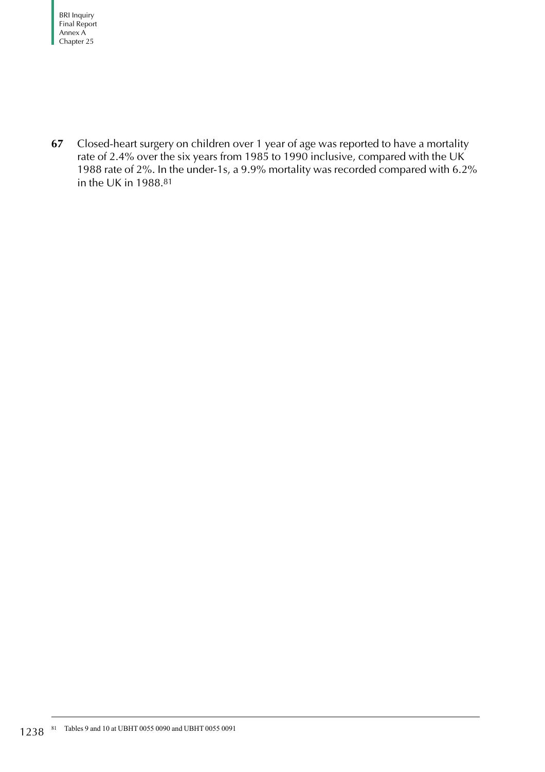**67** Closed-heart surgery on children over 1 year of age was reported to have a mortality rate of 2.4% over the six years from 1985 to 1990 inclusive, compared with the UK 1988 rate of 2%. In the under-1s, a 9.9% mortality was recorded compared with 6.2% in the UK in 1988.[81]

[81] Tables 9 and 10 at UBHT 0055 0090 and UBHT 0055 0091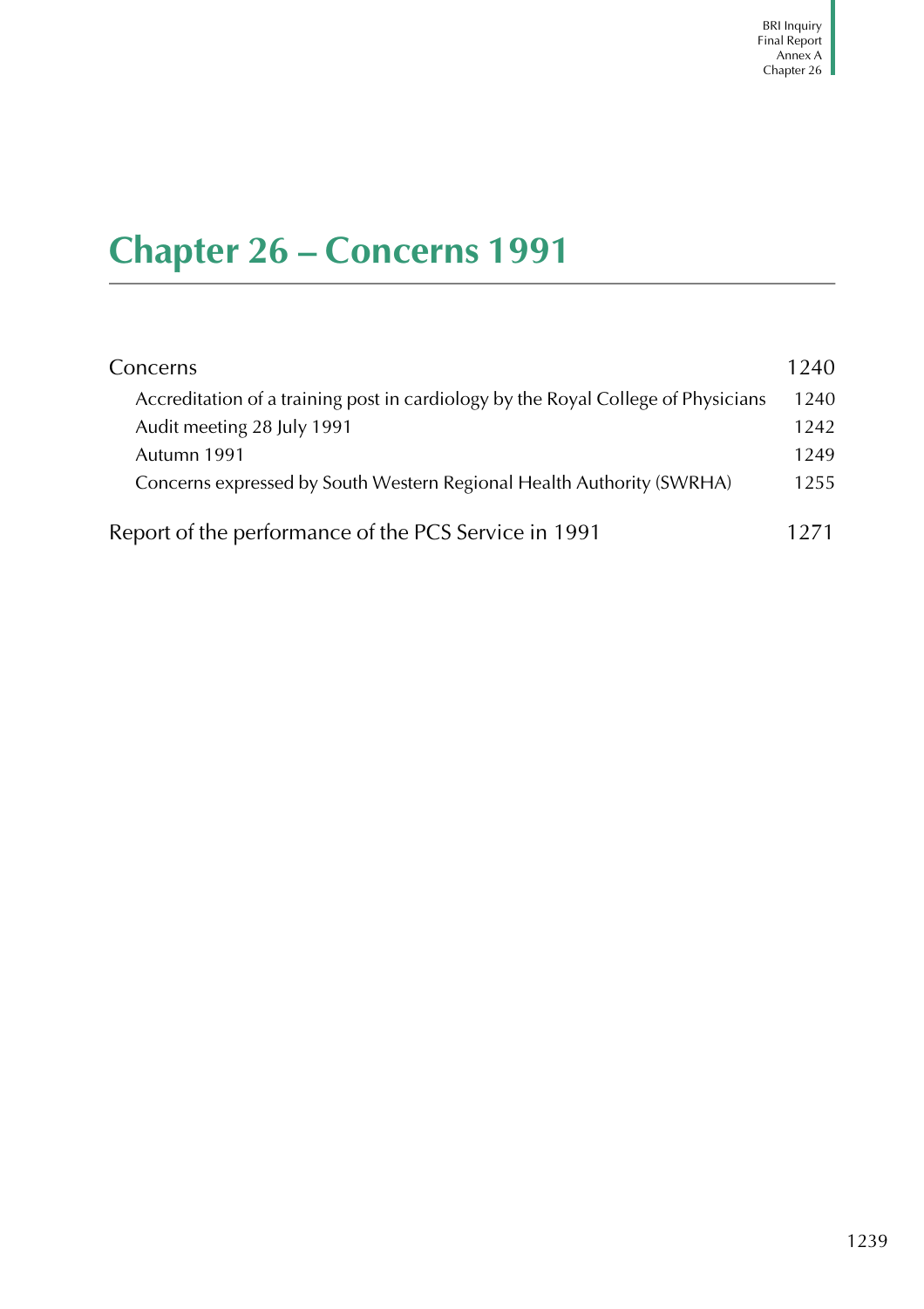# Chapter 26 – Concerns 1991

| | |
|---|---|
| Concerns | 1240 |
| Accreditation of a training post in cardiology by the Royal College of Physicians | 1240 |
| Audit meeting 28 July 1991 | 1242 |
| Autumn 1991 | 1249 |
| Concerns expressed by South Western Regional Health Authority (SWRHA) | 1255 |
| Report of the performance of the PCS Service in 1991 | 1271 |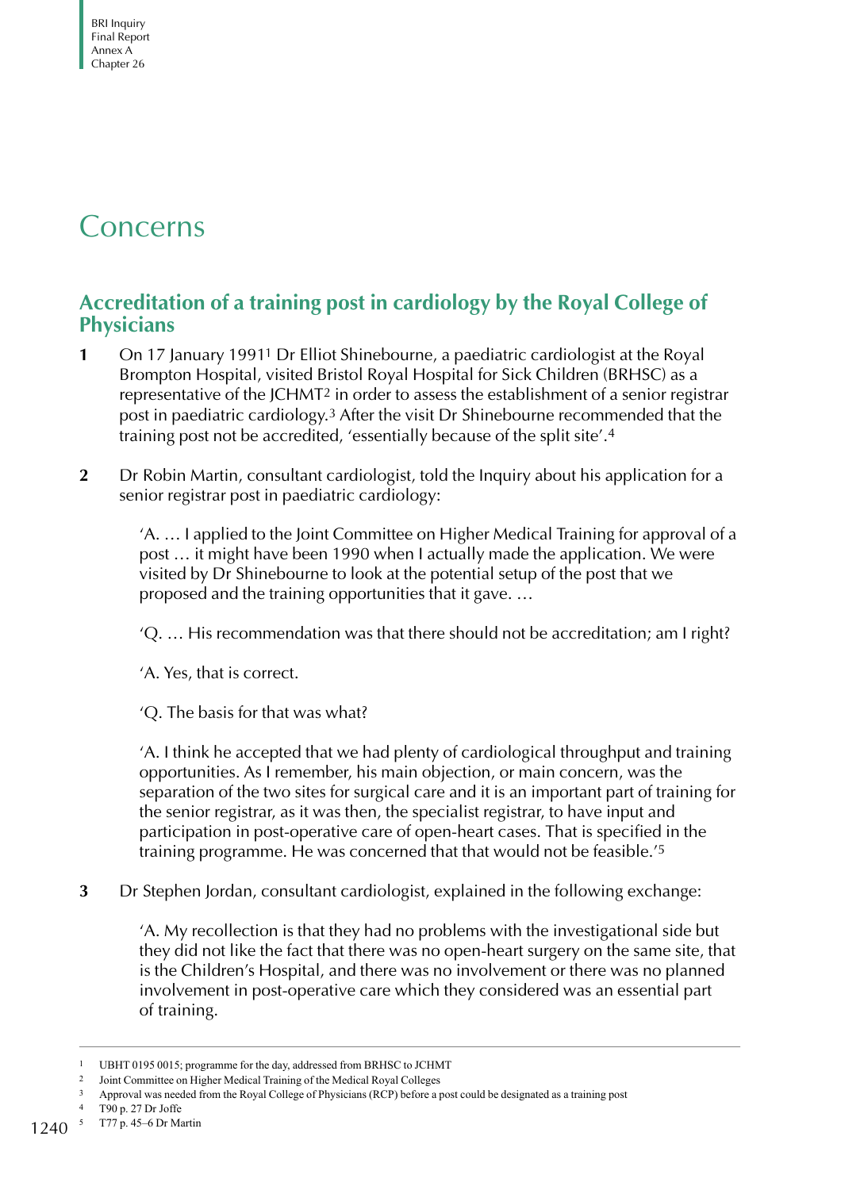# Concerns

## Accreditation of a training post in cardiology by the Royal College of Physicians

**1** On 17 January 1991[1] Dr Elliot Shinebourne, a paediatric cardiologist at the Royal Brompton Hospital, visited Bristol Royal Hospital for Sick Children (BRHSC) as a representative of the JCHMT[2] in order to assess the establishment of a senior registrar post in paediatric cardiology.[3] After the visit Dr Shinebourne recommended that the training post not be accredited, 'essentially because of the split site'.[4]

**2** Dr Robin Martin, consultant cardiologist, told the Inquiry about his application for a senior registrar post in paediatric cardiology:

> 'A. … I applied to the Joint Committee on Higher Medical Training for approval of a post … it might have been 1990 when I actually made the application. We were visited by Dr Shinebourne to look at the potential setup of the post that we proposed and the training opportunities that it gave. …
>
> 'Q. … His recommendation was that there should not be accreditation; am I right?
>
> 'A. Yes, that is correct.
>
> 'Q. The basis for that was what?
>
> 'A. I think he accepted that we had plenty of cardiological throughput and training opportunities. As I remember, his main objection, or main concern, was the separation of the two sites for surgical care and it is an important part of training for the senior registrar, as it was then, the specialist registrar, to have input and participation in post-operative care of open-heart cases. That is specified in the training programme. He was concerned that that would not be feasible.'[5]

**3** Dr Stephen Jordan, consultant cardiologist, explained in the following exchange:

> 'A. My recollection is that they had no problems with the investigational side but they did not like the fact that there was no open-heart surgery on the same site, that is the Children's Hospital, and there was no involvement or there was no planned involvement in post-operative care which they considered was an essential part of training.

---

1 UBHT 0195 0015; programme for the day, addressed from BRHSC to JCHMT

2 Joint Committee on Higher Medical Training of the Medical Royal Colleges

3 Approval was needed from the Royal College of Physicians (RCP) before a post could be designated as a training post

4 T90 p. 27 Dr Joffe

5 T77 p. 45–6 Dr Martin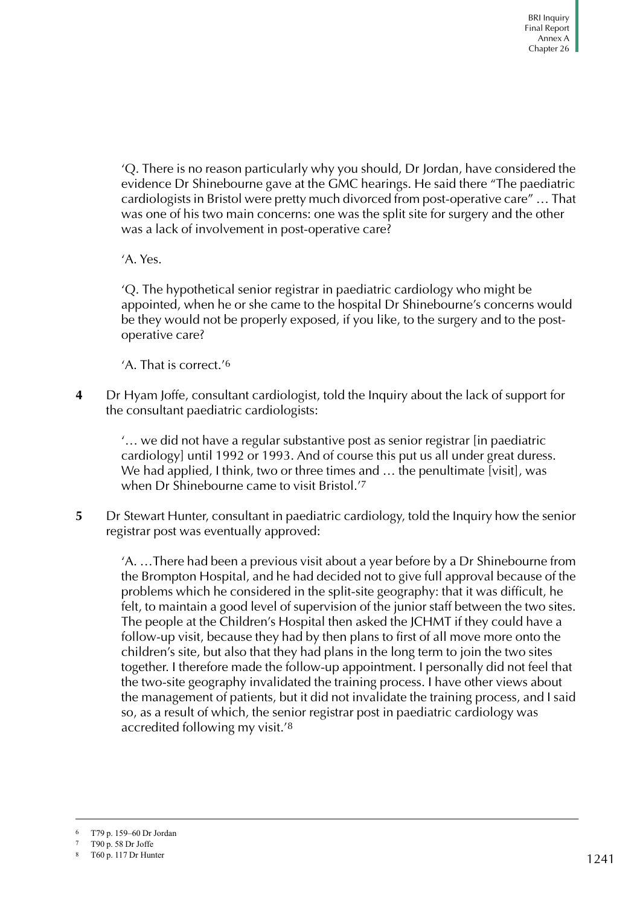'Q. There is no reason particularly why you should, Dr Jordan, have considered the evidence Dr Shinebourne gave at the GMC hearings. He said there "The paediatric cardiologists in Bristol were pretty much divorced from post-operative care" … That was one of his two main concerns: one was the split site for surgery and the other was a lack of involvement in post-operative care?

'A. Yes.

'Q. The hypothetical senior registrar in paediatric cardiology who might be appointed, when he or she came to the hospital Dr Shinebourne's concerns would be they would not be properly exposed, if you like, to the surgery and to the post-operative care?

'A. That is correct.'[6]

**4** Dr Hyam Joffe, consultant cardiologist, told the Inquiry about the lack of support for the consultant paediatric cardiologists:

> '… we did not have a regular substantive post as senior registrar [in paediatric cardiology] until 1992 or 1993. And of course this put us all under great duress. We had applied, I think, two or three times and … the penultimate [visit], was when Dr Shinebourne came to visit Bristol.'[7]

**5** Dr Stewart Hunter, consultant in paediatric cardiology, told the Inquiry how the senior registrar post was eventually approved:

> 'A. …There had been a previous visit about a year before by a Dr Shinebourne from the Brompton Hospital, and he had decided not to give full approval because of the problems which he considered in the split-site geography: that it was difficult, he felt, to maintain a good level of supervision of the junior staff between the two sites. The people at the Children's Hospital then asked the JCHMT if they could have a follow-up visit, because they had by then plans to first of all move more onto the children's site, but also that they had plans in the long term to join the two sites together. I therefore made the follow-up appointment. I personally did not feel that the two-site geography invalidated the training process. I have other views about the management of patients, but it did not invalidate the training process, and I said so, as a result of which, the senior registrar post in paediatric cardiology was accredited following my visit.'[8]

---

6 T79 p. 159–60 Dr Jordan

7 T90 p. 58 Dr Joffe

8 T60 p. 117 Dr Hunter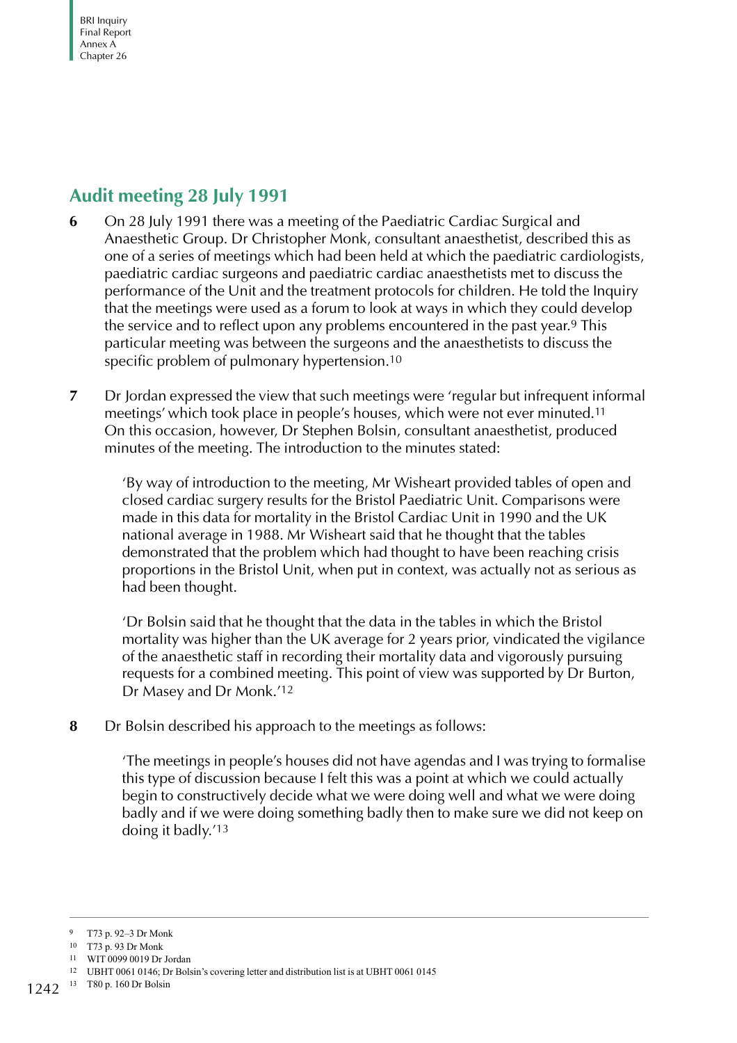## Audit meeting 28 July 1991

**6** On 28 July 1991 there was a meeting of the Paediatric Cardiac Surgical and Anaesthetic Group. Dr Christopher Monk, consultant anaesthetist, described this as one of a series of meetings which had been held at which the paediatric cardiologists, paediatric cardiac surgeons and paediatric cardiac anaesthetists met to discuss the performance of the Unit and the treatment protocols for children. He told the Inquiry that the meetings were used as a forum to look at ways in which they could develop the service and to reflect upon any problems encountered in the past year.[9] This particular meeting was between the surgeons and the anaesthetists to discuss the specific problem of pulmonary hypertension.[10]

**7** Dr Jordan expressed the view that such meetings were 'regular but infrequent informal meetings' which took place in people's houses, which were not ever minuted.[11] On this occasion, however, Dr Stephen Bolsin, consultant anaesthetist, produced minutes of the meeting. The introduction to the minutes stated:

> 'By way of introduction to the meeting, Mr Wisheart provided tables of open and closed cardiac surgery results for the Bristol Paediatric Unit. Comparisons were made in this data for mortality in the Bristol Cardiac Unit in 1990 and the UK national average in 1988. Mr Wisheart said that he thought that the tables demonstrated that the problem which had thought to have been reaching crisis proportions in the Bristol Unit, when put in context, was actually not as serious as had been thought.
>
> 'Dr Bolsin said that he thought that the data in the tables in which the Bristol mortality was higher than the UK average for 2 years prior, vindicated the vigilance of the anaesthetic staff in recording their mortality data and vigorously pursuing requests for a combined meeting. This point of view was supported by Dr Burton, Dr Masey and Dr Monk.'[12]

**8** Dr Bolsin described his approach to the meetings as follows:

> 'The meetings in people's houses did not have agendas and I was trying to formalise this type of discussion because I felt this was a point at which we could actually begin to constructively decide what we were doing well and what we were doing badly and if we were doing something badly then to make sure we did not keep on doing it badly.'[13]

---

9 T73 p. 92–3 Dr Monk
10 T73 p. 93 Dr Monk
11 WIT 0099 0019 Dr Jordan
12 UBHT 0061 0146; Dr Bolsin's covering letter and distribution list is at UBHT 0061 0145
13 T80 p. 160 Dr Bolsin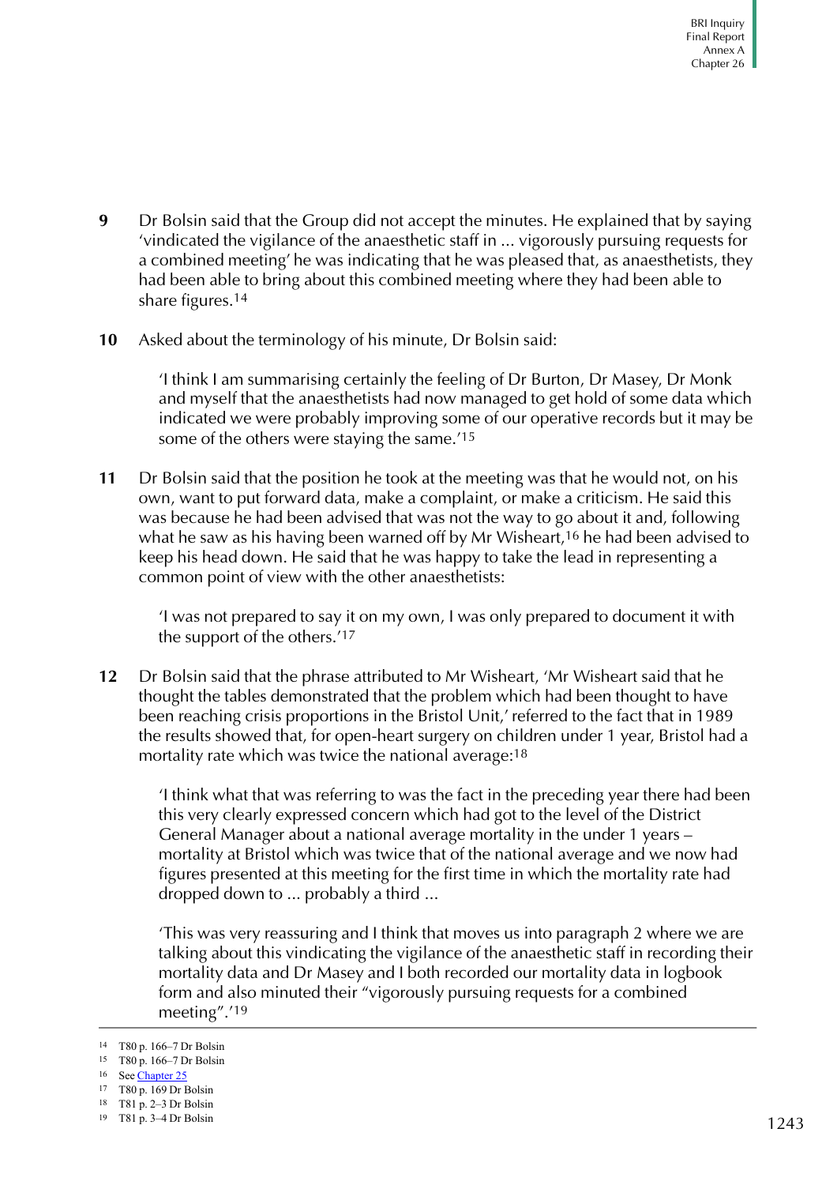**9** Dr Bolsin said that the Group did not accept the minutes. He explained that by saying 'vindicated the vigilance of the anaesthetic staff in ... vigorously pursuing requests for a combined meeting' he was indicating that he was pleased that, as anaesthetists, they had been able to bring about this combined meeting where they had been able to share figures.[14]

**10** Asked about the terminology of his minute, Dr Bolsin said:

> 'I think I am summarising certainly the feeling of Dr Burton, Dr Masey, Dr Monk and myself that the anaesthetists had now managed to get hold of some data which indicated we were probably improving some of our operative records but it may be some of the others were staying the same.'[15]

**11** Dr Bolsin said that the position he took at the meeting was that he would not, on his own, want to put forward data, make a complaint, or make a criticism. He said this was because he had been advised that was not the way to go about it and, following what he saw as his having been warned off by Mr Wisheart,[16] he had been advised to keep his head down. He said that he was happy to take the lead in representing a common point of view with the other anaesthetists:

> 'I was not prepared to say it on my own, I was only prepared to document it with the support of the others.'[17]

**12** Dr Bolsin said that the phrase attributed to Mr Wisheart, 'Mr Wisheart said that he thought the tables demonstrated that the problem which had been thought to have been reaching crisis proportions in the Bristol Unit,' referred to the fact that in 1989 the results showed that, for open-heart surgery on children under 1 year, Bristol had a mortality rate which was twice the national average:[18]

> 'I think what that was referring to was the fact in the preceding year there had been this very clearly expressed concern which had got to the level of the District General Manager about a national average mortality in the under 1 years – mortality at Bristol which was twice that of the national average and we now had figures presented at this meeting for the first time in which the mortality rate had dropped down to ... probably a third ...
>
> 'This was very reassuring and I think that moves us into paragraph 2 where we are talking about this vindicating the vigilance of the anaesthetic staff in recording their mortality data and Dr Masey and I both recorded our mortality data in logbook form and also minuted their "vigorously pursuing requests for a combined meeting".'[19]

---

14 T80 p. 166–7 Dr Bolsin

15 T80 p. 166–7 Dr Bolsin

16 See Chapter 25

17 T80 p. 169 Dr Bolsin

18 T81 p. 2–3 Dr Bolsin

19 T81 p. 3–4 Dr Bolsin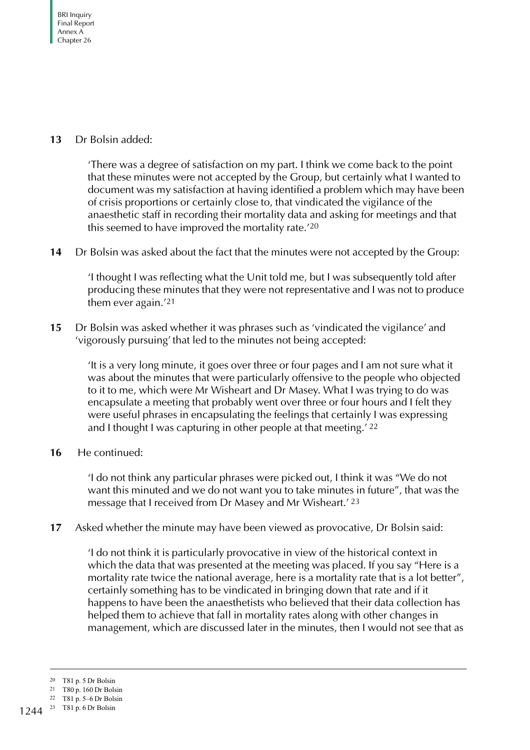**13** Dr Bolsin added:

> 'There was a degree of satisfaction on my part. I think we come back to the point that these minutes were not accepted by the Group, but certainly what I wanted to document was my satisfaction at having identified a problem which may have been of crisis proportions or certainly close to, that vindicated the vigilance of the anaesthetic staff in recording their mortality data and asking for meetings and that this seemed to have improved the mortality rate.'[20]

**14** Dr Bolsin was asked about the fact that the minutes were not accepted by the Group:

> 'I thought I was reflecting what the Unit told me, but I was subsequently told after producing these minutes that they were not representative and I was not to produce them ever again.'[21]

**15** Dr Bolsin was asked whether it was phrases such as 'vindicated the vigilance' and 'vigorously pursuing' that led to the minutes not being accepted:

> 'It is a very long minute, it goes over three or four pages and I am not sure what it was about the minutes that were particularly offensive to the people who objected to it to me, which were Mr Wisheart and Dr Masey. What I was trying to do was encapsulate a meeting that probably went over three or four hours and I felt they were useful phrases in encapsulating the feelings that certainly I was expressing and I thought I was capturing in other people at that meeting.'[22]

**16** He continued:

> 'I do not think any particular phrases were picked out, I think it was "We do not want this minuted and we do not want you to take minutes in future", that was the message that I received from Dr Masey and Mr Wisheart.'[23]

**17** Asked whether the minute may have been viewed as provocative, Dr Bolsin said:

> 'I do not think it is particularly provocative in view of the historical context in which the data that was presented at the meeting was placed. If you say "Here is a mortality rate twice the national average, here is a mortality rate that is a lot better", certainly something has to be vindicated in bringing down that rate and if it happens to have been the anaesthetists who believed that their data collection has helped them to achieve that fall in mortality rates along with other changes in management, which are discussed later in the minutes, then I would not see that as

---

[20] T81 p. 5 Dr Bolsin

[21] T80 p. 160 Dr Bolsin

[22] T81 p. 5–6 Dr Bolsin

[23] T81 p. 6 Dr Bolsin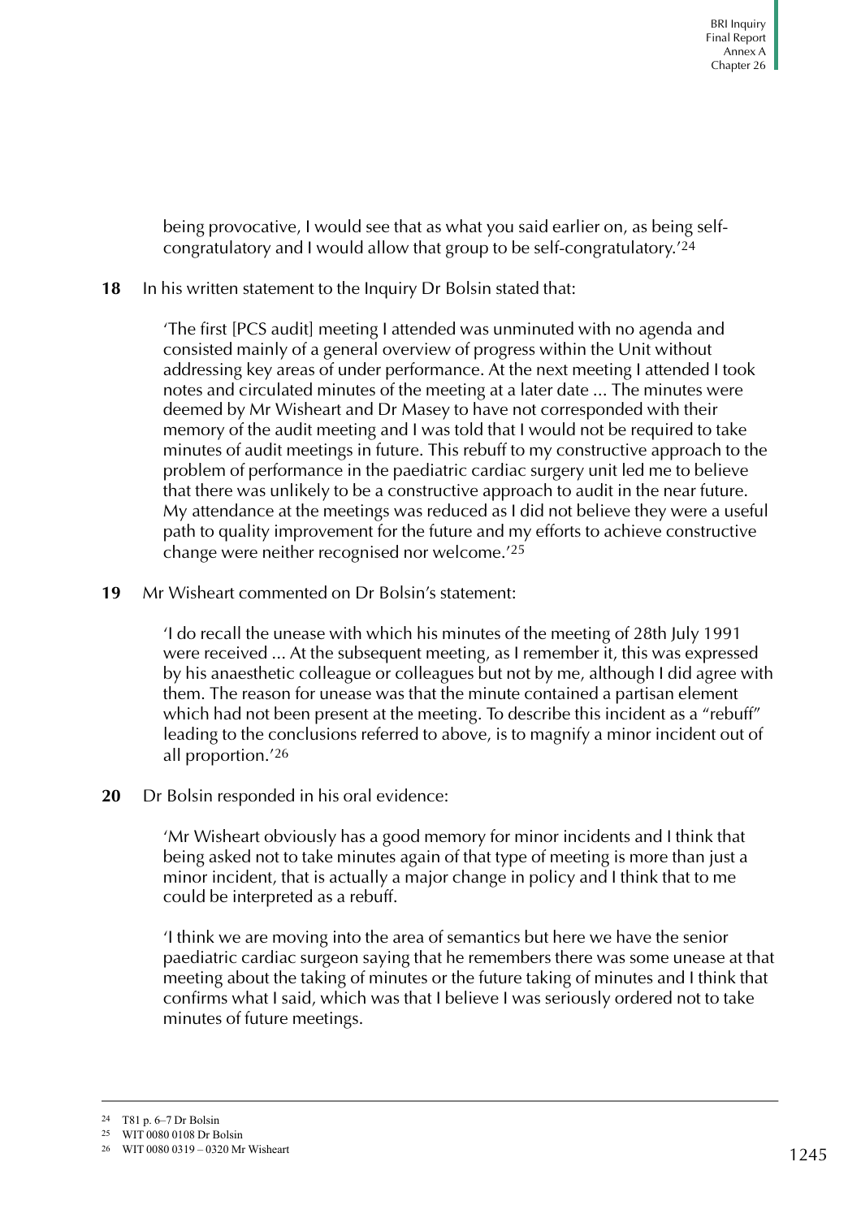being provocative, I would see that as what you said earlier on, as being self-congratulatory and I would allow that group to be self-congratulatory.'[24]

**18** In his written statement to the Inquiry Dr Bolsin stated that:

> 'The first [PCS audit] meeting I attended was unminuted with no agenda and consisted mainly of a general overview of progress within the Unit without addressing key areas of under performance. At the next meeting I attended I took notes and circulated minutes of the meeting at a later date ... The minutes were deemed by Mr Wisheart and Dr Masey to have not corresponded with their memory of the audit meeting and I was told that I would not be required to take minutes of audit meetings in future. This rebuff to my constructive approach to the problem of performance in the paediatric cardiac surgery unit led me to believe that there was unlikely to be a constructive approach to audit in the near future. My attendance at the meetings was reduced as I did not believe they were a useful path to quality improvement for the future and my efforts to achieve constructive change were neither recognised nor welcome.'[25]

**19** Mr Wisheart commented on Dr Bolsin's statement:

> 'I do recall the unease with which his minutes of the meeting of 28th July 1991 were received ... At the subsequent meeting, as I remember it, this was expressed by his anaesthetic colleague or colleagues but not by me, although I did agree with them. The reason for unease was that the minute contained a partisan element which had not been present at the meeting. To describe this incident as a "rebuff" leading to the conclusions referred to above, is to magnify a minor incident out of all proportion.'[26]

**20** Dr Bolsin responded in his oral evidence:

> 'Mr Wisheart obviously has a good memory for minor incidents and I think that being asked not to take minutes again of that type of meeting is more than just a minor incident, that is actually a major change in policy and I think that to me could be interpreted as a rebuff.
>
> 'I think we are moving into the area of semantics but here we have the senior paediatric cardiac surgeon saying that he remembers there was some unease at that meeting about the taking of minutes or the future taking of minutes and I think that confirms what I said, which was that I believe I was seriously ordered not to take minutes of future meetings.

---

[24] T81 p. 6–7 Dr Bolsin

[25] WIT 0080 0108 Dr Bolsin

[26] WIT 0080 0319 – 0320 Mr Wisheart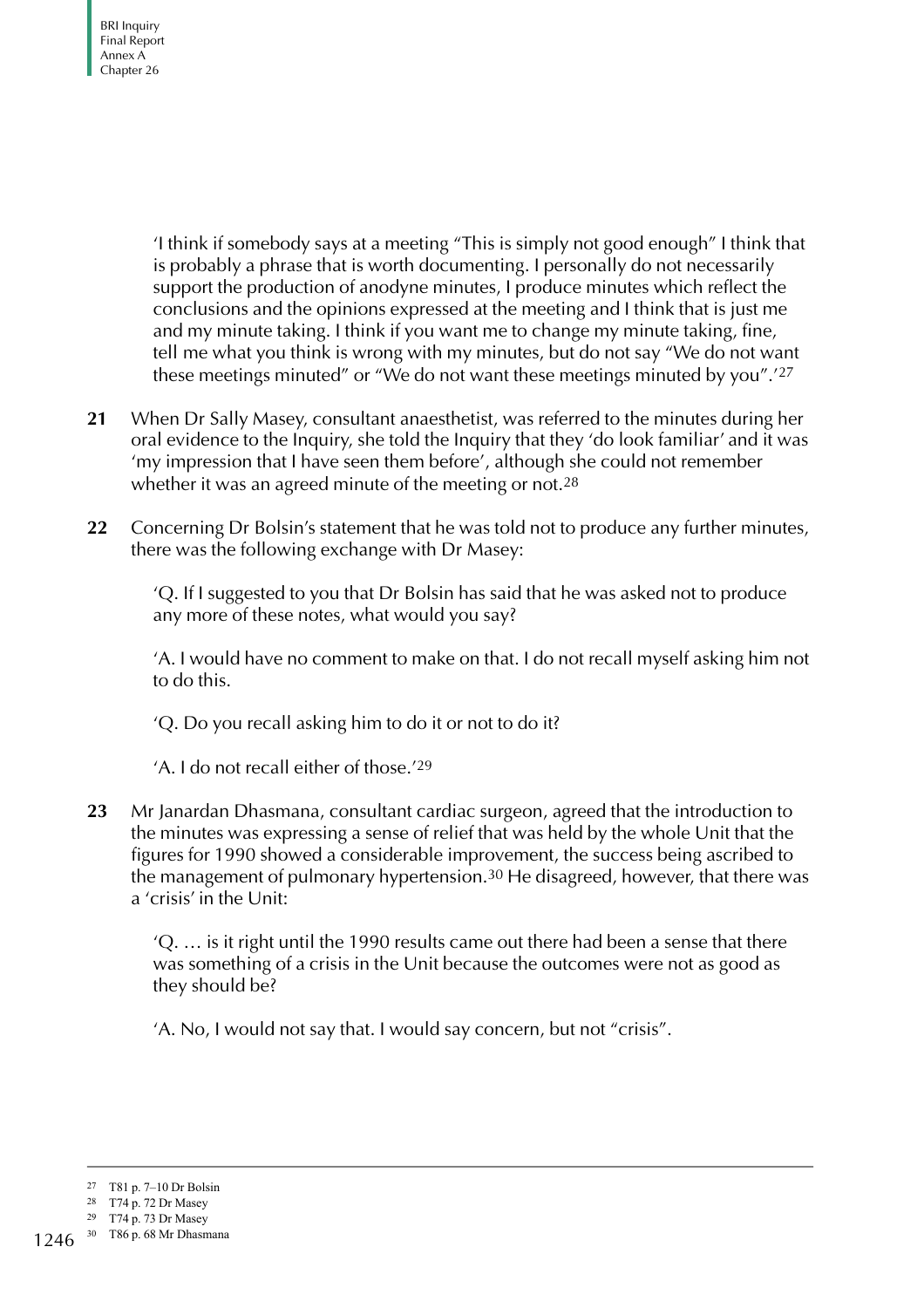> 'I think if somebody says at a meeting "This is simply not good enough" I think that is probably a phrase that is worth documenting. I personally do not necessarily support the production of anodyne minutes, I produce minutes which reflect the conclusions and the opinions expressed at the meeting and I think that is just me and my minute taking. I think if you want me to change my minute taking, fine, tell me what you think is wrong with my minutes, but do not say "We do not want these meetings minuted" or "We do not want these meetings minuted by you".'[27]

**21** When Dr Sally Masey, consultant anaesthetist, was referred to the minutes during her oral evidence to the Inquiry, she told the Inquiry that they 'do look familiar' and it was 'my impression that I have seen them before', although she could not remember whether it was an agreed minute of the meeting or not.[28]

**22** Concerning Dr Bolsin's statement that he was told not to produce any further minutes, there was the following exchange with Dr Masey:

> 'Q. If I suggested to you that Dr Bolsin has said that he was asked not to produce any more of these notes, what would you say?
>
> 'A. I would have no comment to make on that. I do not recall myself asking him not to do this.
>
> 'Q. Do you recall asking him to do it or not to do it?
>
> 'A. I do not recall either of those.'[29]

**23** Mr Janardan Dhasmana, consultant cardiac surgeon, agreed that the introduction to the minutes was expressing a sense of relief that was held by the whole Unit that the figures for 1990 showed a considerable improvement, the success being ascribed to the management of pulmonary hypertension.[30] He disagreed, however, that there was a 'crisis' in the Unit:

> 'Q. … is it right until the 1990 results came out there had been a sense that there was something of a crisis in the Unit because the outcomes were not as good as they should be?
>
> 'A. No, I would not say that. I would say concern, but not "crisis".

---

[27] T81 p. 7–10 Dr Bolsin

[28] T74 p. 72 Dr Masey

[29] T74 p. 73 Dr Masey

[30] T86 p. 68 Mr Dhasmana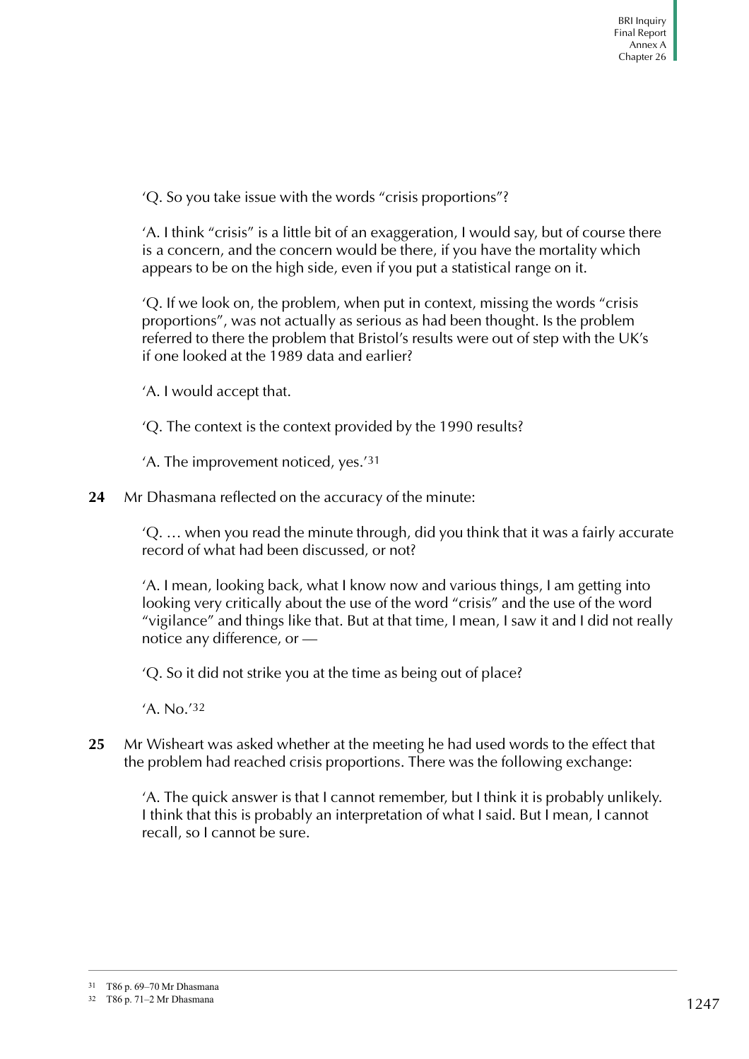'Q. So you take issue with the words "crisis proportions"?

'A. I think "crisis" is a little bit of an exaggeration, I would say, but of course there is a concern, and the concern would be there, if you have the mortality which appears to be on the high side, even if you put a statistical range on it.

'Q. If we look on, the problem, when put in context, missing the words "crisis proportions", was not actually as serious as had been thought. Is the problem referred to there the problem that Bristol's results were out of step with the UK's if one looked at the 1989 data and earlier?

'A. I would accept that.

'Q. The context is the context provided by the 1990 results?

'A. The improvement noticed, yes.'[31]

**24** Mr Dhasmana reflected on the accuracy of the minute:

'Q. … when you read the minute through, did you think that it was a fairly accurate record of what had been discussed, or not?

'A. I mean, looking back, what I know now and various things, I am getting into looking very critically about the use of the word "crisis" and the use of the word "vigilance" and things like that. But at that time, I mean, I saw it and I did not really notice any difference, or —

'Q. So it did not strike you at the time as being out of place?

'A. No.'[32]

**25** Mr Wisheart was asked whether at the meeting he had used words to the effect that the problem had reached crisis proportions. There was the following exchange:

'A. The quick answer is that I cannot remember, but I think it is probably unlikely. I think that this is probably an interpretation of what I said. But I mean, I cannot recall, so I cannot be sure.

---

[31] T86 p. 69–70 Mr Dhasmana

[32] T86 p. 71–2 Mr Dhasmana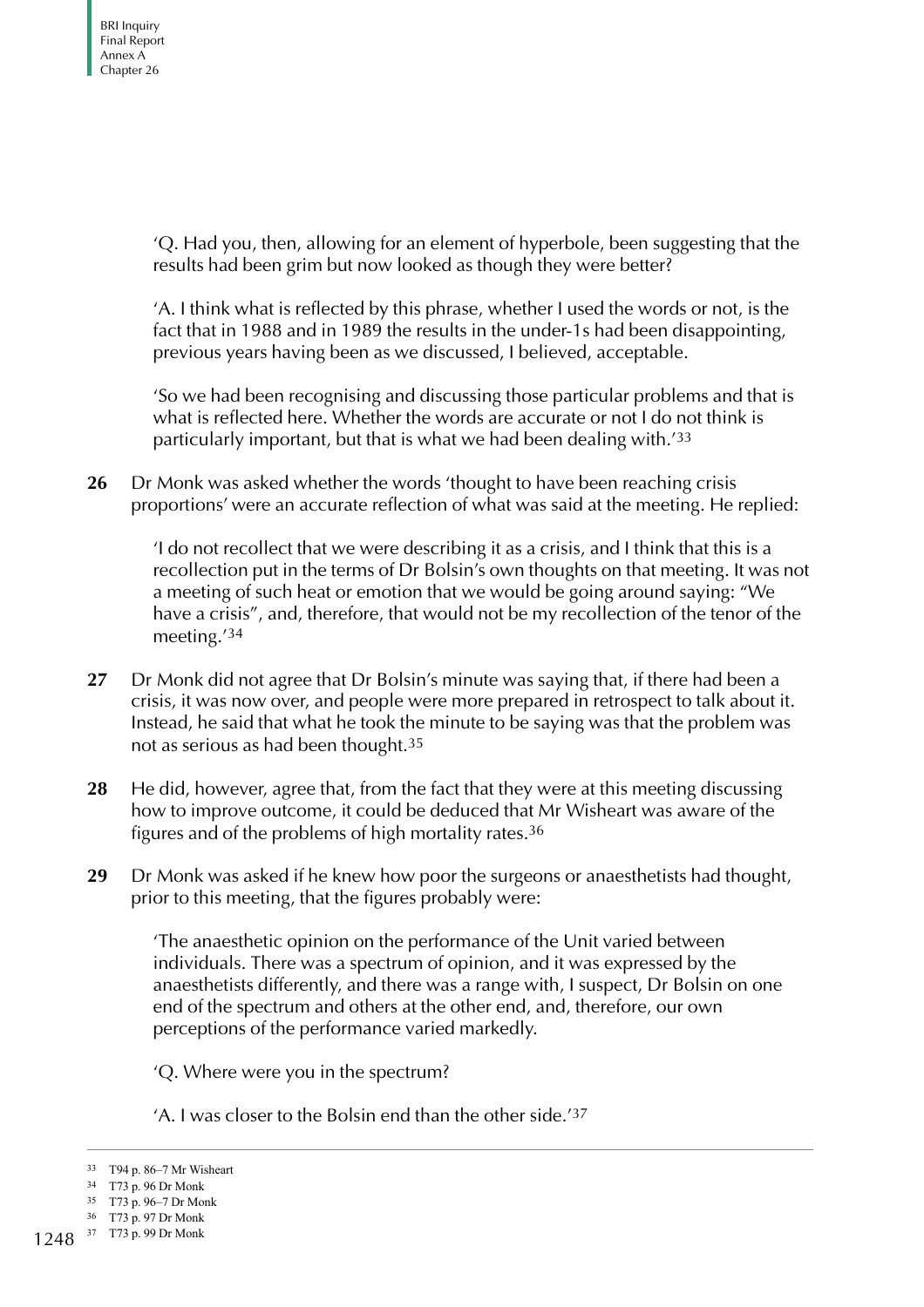'Q. Had you, then, allowing for an element of hyperbole, been suggesting that the results had been grim but now looked as though they were better?

'A. I think what is reflected by this phrase, whether I used the words or not, is the fact that in 1988 and in 1989 the results in the under-1s had been disappointing, previous years having been as we discussed, I believed, acceptable.

'So we had been recognising and discussing those particular problems and that is what is reflected here. Whether the words are accurate or not I do not think is particularly important, but that is what we had been dealing with.'[33]

**26** Dr Monk was asked whether the words 'thought to have been reaching crisis proportions' were an accurate reflection of what was said at the meeting. He replied:

'I do not recollect that we were describing it as a crisis, and I think that this is a recollection put in the terms of Dr Bolsin's own thoughts on that meeting. It was not a meeting of such heat or emotion that we would be going around saying: "We have a crisis", and, therefore, that would not be my recollection of the tenor of the meeting.'[34]

**27** Dr Monk did not agree that Dr Bolsin's minute was saying that, if there had been a crisis, it was now over, and people were more prepared in retrospect to talk about it. Instead, he said that what he took the minute to be saying was that the problem was not as serious as had been thought.[35]

**28** He did, however, agree that, from the fact that they were at this meeting discussing how to improve outcome, it could be deduced that Mr Wisheart was aware of the figures and of the problems of high mortality rates.[36]

**29** Dr Monk was asked if he knew how poor the surgeons or anaesthetists had thought, prior to this meeting, that the figures probably were:

'The anaesthetic opinion on the performance of the Unit varied between individuals. There was a spectrum of opinion, and it was expressed by the anaesthetists differently, and there was a range with, I suspect, Dr Bolsin on one end of the spectrum and others at the other end, and, therefore, our own perceptions of the performance varied markedly.

'Q. Where were you in the spectrum?

'A. I was closer to the Bolsin end than the other side.'[37]

---

33 T94 p. 86–7 Mr Wisheart

34 T73 p. 96 Dr Monk

35 T73 p. 96–7 Dr Monk

36 T73 p. 97 Dr Monk

37 T73 p. 99 Dr Monk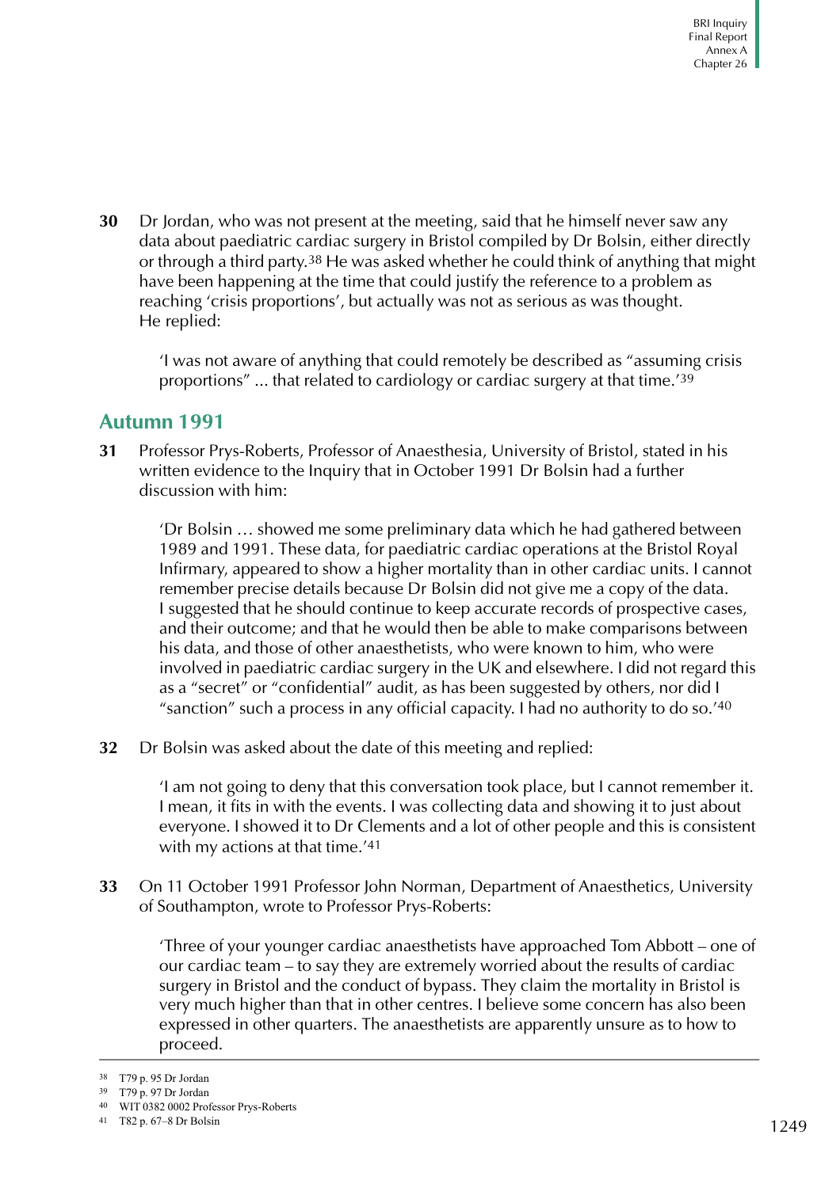**30** Dr Jordan, who was not present at the meeting, said that he himself never saw any data about paediatric cardiac surgery in Bristol compiled by Dr Bolsin, either directly or through a third party.[38] He was asked whether he could think of anything that might have been happening at the time that could justify the reference to a problem as reaching 'crisis proportions', but actually was not as serious as was thought. He replied:

> 'I was not aware of anything that could remotely be described as "assuming crisis proportions" ... that related to cardiology or cardiac surgery at that time.'[39]

## Autumn 1991

**31** Professor Prys-Roberts, Professor of Anaesthesia, University of Bristol, stated in his written evidence to the Inquiry that in October 1991 Dr Bolsin had a further discussion with him:

> 'Dr Bolsin … showed me some preliminary data which he had gathered between 1989 and 1991. These data, for paediatric cardiac operations at the Bristol Royal Infirmary, appeared to show a higher mortality than in other cardiac units. I cannot remember precise details because Dr Bolsin did not give me a copy of the data. I suggested that he should continue to keep accurate records of prospective cases, and their outcome; and that he would then be able to make comparisons between his data, and those of other anaesthetists, who were known to him, who were involved in paediatric cardiac surgery in the UK and elsewhere. I did not regard this as a "secret" or "confidential" audit, as has been suggested by others, nor did I "sanction" such a process in any official capacity. I had no authority to do so.'[40]

**32** Dr Bolsin was asked about the date of this meeting and replied:

> 'I am not going to deny that this conversation took place, but I cannot remember it. I mean, it fits in with the events. I was collecting data and showing it to just about everyone. I showed it to Dr Clements and a lot of other people and this is consistent with my actions at that time.'[41]

**33** On 11 October 1991 Professor John Norman, Department of Anaesthetics, University of Southampton, wrote to Professor Prys-Roberts:

> 'Three of your younger cardiac anaesthetists have approached Tom Abbott – one of our cardiac team – to say they are extremely worried about the results of cardiac surgery in Bristol and the conduct of bypass. They claim the mortality in Bristol is very much higher than that in other centres. I believe some concern has also been expressed in other quarters. The anaesthetists are apparently unsure as to how to proceed.

---

38 T79 p. 95 Dr Jordan

39 T79 p. 97 Dr Jordan

40 WIT 0382 0002 Professor Prys-Roberts

41 T82 p. 67–8 Dr Bolsin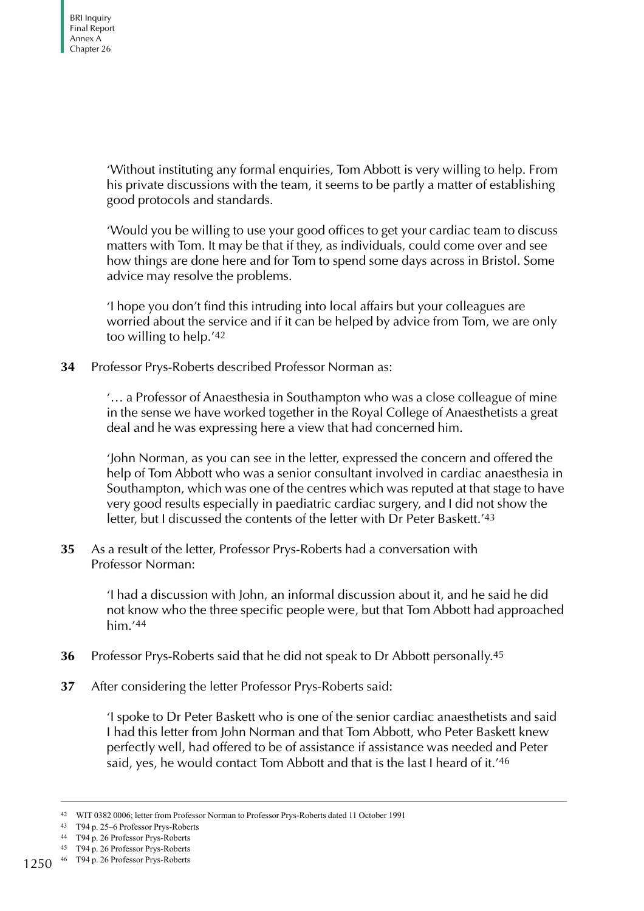'Without instituting any formal enquiries, Tom Abbott is very willing to help. From his private discussions with the team, it seems to be partly a matter of establishing good protocols and standards.

'Would you be willing to use your good offices to get your cardiac team to discuss matters with Tom. It may be that if they, as individuals, could come over and see how things are done here and for Tom to spend some days across in Bristol. Some advice may resolve the problems.

'I hope you don't find this intruding into local affairs but your colleagues are worried about the service and if it can be helped by advice from Tom, we are only too willing to help.'[42]

**34** Professor Prys-Roberts described Professor Norman as:

> '… a Professor of Anaesthesia in Southampton who was a close colleague of mine in the sense we have worked together in the Royal College of Anaesthetists a great deal and he was expressing here a view that had concerned him.
>
> 'John Norman, as you can see in the letter, expressed the concern and offered the help of Tom Abbott who was a senior consultant involved in cardiac anaesthesia in Southampton, which was one of the centres which was reputed at that stage to have very good results especially in paediatric cardiac surgery, and I did not show the letter, but I discussed the contents of the letter with Dr Peter Baskett.'[43]

**35** As a result of the letter, Professor Prys-Roberts had a conversation with Professor Norman:

> 'I had a discussion with John, an informal discussion about it, and he said he did not know who the three specific people were, but that Tom Abbott had approached him.'[44]

**36** Professor Prys-Roberts said that he did not speak to Dr Abbott personally.[45]

**37** After considering the letter Professor Prys-Roberts said:

> 'I spoke to Dr Peter Baskett who is one of the senior cardiac anaesthetists and said I had this letter from John Norman and that Tom Abbott, who Peter Baskett knew perfectly well, had offered to be of assistance if assistance was needed and Peter said, yes, he would contact Tom Abbott and that is the last I heard of it.'[46]

---

[42] WIT 0382 0006; letter from Professor Norman to Professor Prys-Roberts dated 11 October 1991

[43] T94 p. 25–6 Professor Prys-Roberts

[44] T94 p. 26 Professor Prys-Roberts

[45] T94 p. 26 Professor Prys-Roberts

[46] T94 p. 26 Professor Prys-Roberts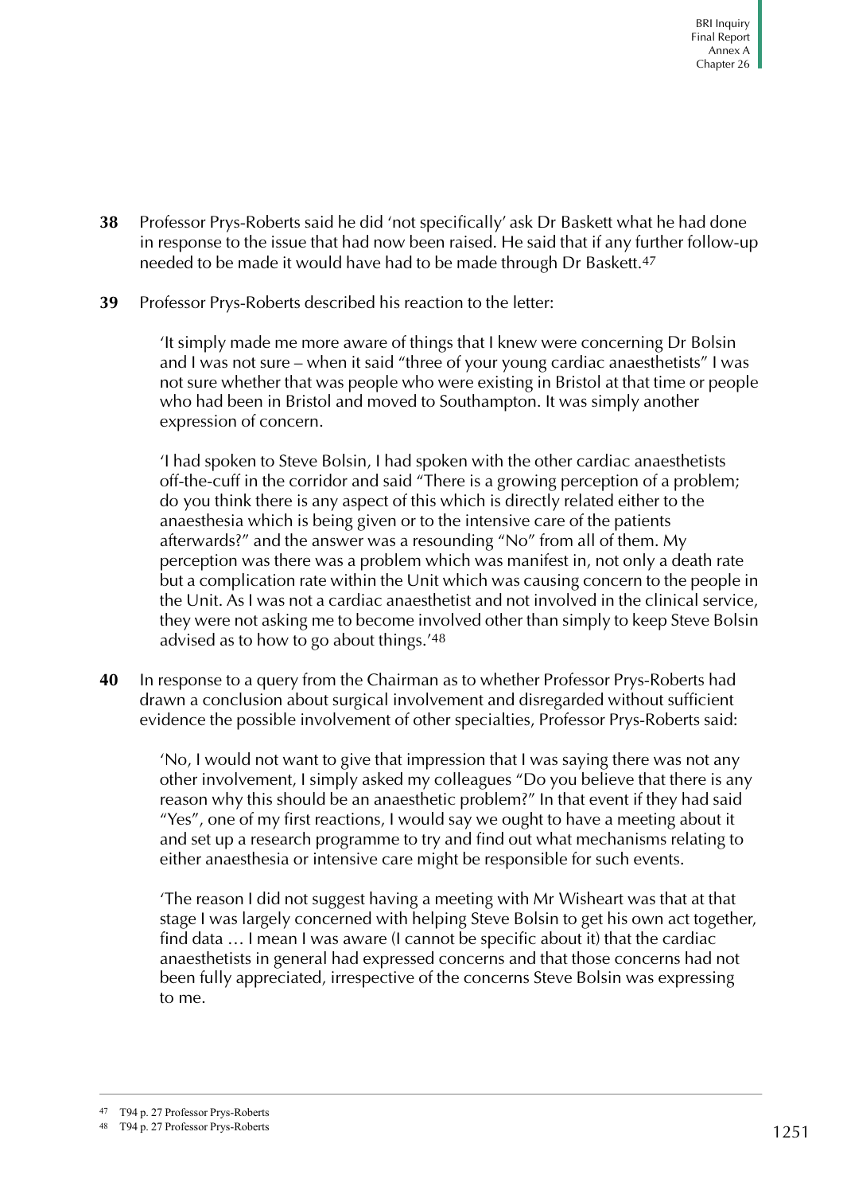**38** Professor Prys-Roberts said he did 'not specifically' ask Dr Baskett what he had done in response to the issue that had now been raised. He said that if any further follow-up needed to be made it would have had to be made through Dr Baskett.[47]

**39** Professor Prys-Roberts described his reaction to the letter:

> 'It simply made me more aware of things that I knew were concerning Dr Bolsin and I was not sure – when it said "three of your young cardiac anaesthetists" I was not sure whether that was people who were existing in Bristol at that time or people who had been in Bristol and moved to Southampton. It was simply another expression of concern.
>
> 'I had spoken to Steve Bolsin, I had spoken with the other cardiac anaesthetists off-the-cuff in the corridor and said "There is a growing perception of a problem; do you think there is any aspect of this which is directly related either to the anaesthesia which is being given or to the intensive care of the patients afterwards?" and the answer was a resounding "No" from all of them. My perception was there was a problem which was manifest in, not only a death rate but a complication rate within the Unit which was causing concern to the people in the Unit. As I was not a cardiac anaesthetist and not involved in the clinical service, they were not asking me to become involved other than simply to keep Steve Bolsin advised as to how to go about things.'[48]

**40** In response to a query from the Chairman as to whether Professor Prys-Roberts had drawn a conclusion about surgical involvement and disregarded without sufficient evidence the possible involvement of other specialties, Professor Prys-Roberts said:

> 'No, I would not want to give that impression that I was saying there was not any other involvement, I simply asked my colleagues "Do you believe that there is any reason why this should be an anaesthetic problem?" In that event if they had said "Yes", one of my first reactions, I would say we ought to have a meeting about it and set up a research programme to try and find out what mechanisms relating to either anaesthesia or intensive care might be responsible for such events.
>
> 'The reason I did not suggest having a meeting with Mr Wisheart was that at that stage I was largely concerned with helping Steve Bolsin to get his own act together, find data … I mean I was aware (I cannot be specific about it) that the cardiac anaesthetists in general had expressed concerns and that those concerns had not been fully appreciated, irrespective of the concerns Steve Bolsin was expressing to me.

---

[47] T94 p. 27 Professor Prys-Roberts

[48] T94 p. 27 Professor Prys-Roberts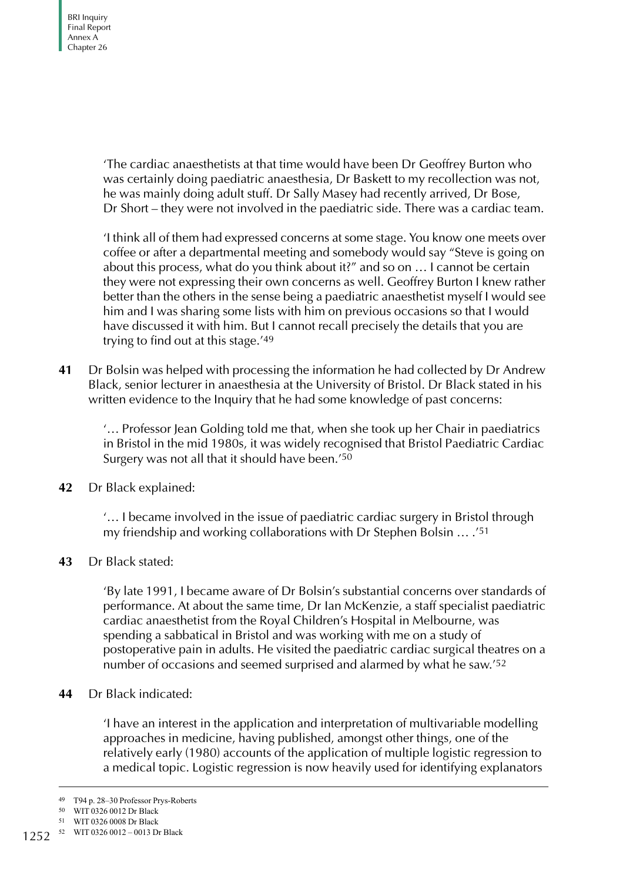'The cardiac anaesthetists at that time would have been Dr Geoffrey Burton who was certainly doing paediatric anaesthesia, Dr Baskett to my recollection was not, he was mainly doing adult stuff. Dr Sally Masey had recently arrived, Dr Bose, Dr Short – they were not involved in the paediatric side. There was a cardiac team.

'I think all of them had expressed concerns at some stage. You know one meets over coffee or after a departmental meeting and somebody would say "Steve is going on about this process, what do you think about it?" and so on … I cannot be certain they were not expressing their own concerns as well. Geoffrey Burton I knew rather better than the others in the sense being a paediatric anaesthetist myself I would see him and I was sharing some lists with him on previous occasions so that I would have discussed it with him. But I cannot recall precisely the details that you are trying to find out at this stage.'[49]

**41** Dr Bolsin was helped with processing the information he had collected by Dr Andrew Black, senior lecturer in anaesthesia at the University of Bristol. Dr Black stated in his written evidence to the Inquiry that he had some knowledge of past concerns:

'… Professor Jean Golding told me that, when she took up her Chair in paediatrics in Bristol in the mid 1980s, it was widely recognised that Bristol Paediatric Cardiac Surgery was not all that it should have been.'[50]

**42** Dr Black explained:

'… I became involved in the issue of paediatric cardiac surgery in Bristol through my friendship and working collaborations with Dr Stephen Bolsin … .'[51]

**43** Dr Black stated:

'By late 1991, I became aware of Dr Bolsin's substantial concerns over standards of performance. At about the same time, Dr Ian McKenzie, a staff specialist paediatric cardiac anaesthetist from the Royal Children's Hospital in Melbourne, was spending a sabbatical in Bristol and was working with me on a study of postoperative pain in adults. He visited the paediatric cardiac surgical theatres on a number of occasions and seemed surprised and alarmed by what he saw.'[52]

**44** Dr Black indicated:

'I have an interest in the application and interpretation of multivariable modelling approaches in medicine, having published, amongst other things, one of the relatively early (1980) accounts of the application of multiple logistic regression to a medical topic. Logistic regression is now heavily used for identifying explanators

---

49 T94 p. 28–30 Professor Prys-Roberts

50 WIT 0326 0012 Dr Black

51 WIT 0326 0008 Dr Black

52 WIT 0326 0012 – 0013 Dr Black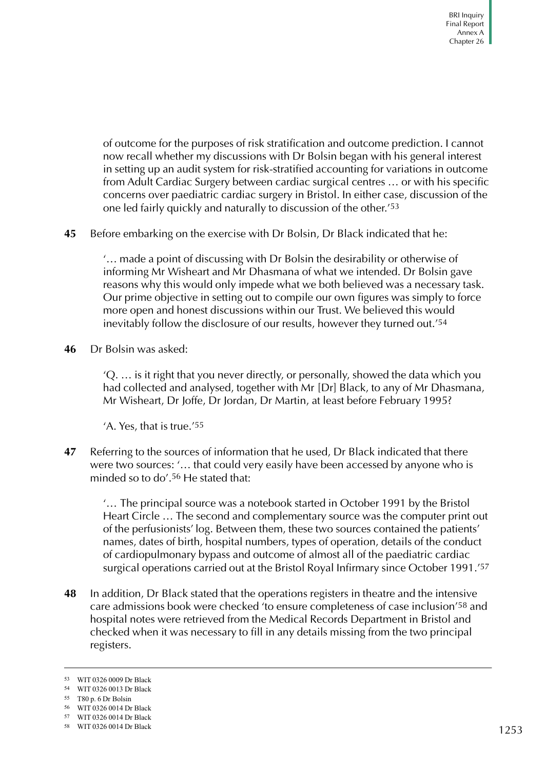of outcome for the purposes of risk stratification and outcome prediction. I cannot now recall whether my discussions with Dr Bolsin began with his general interest in setting up an audit system for risk-stratified accounting for variations in outcome from Adult Cardiac Surgery between cardiac surgical centres … or with his specific concerns over paediatric cardiac surgery in Bristol. In either case, discussion of the one led fairly quickly and naturally to discussion of the other.'[53]

**45** Before embarking on the exercise with Dr Bolsin, Dr Black indicated that he:

> '… made a point of discussing with Dr Bolsin the desirability or otherwise of informing Mr Wisheart and Mr Dhasmana of what we intended. Dr Bolsin gave reasons why this would only impede what we both believed was a necessary task. Our prime objective in setting out to compile our own figures was simply to force more open and honest discussions within our Trust. We believed this would inevitably follow the disclosure of our results, however they turned out.'[54]

**46** Dr Bolsin was asked:

> 'Q. … is it right that you never directly, or personally, showed the data which you had collected and analysed, together with Mr [Dr] Black, to any of Mr Dhasmana, Mr Wisheart, Dr Joffe, Dr Jordan, Dr Martin, at least before February 1995?
>
> 'A. Yes, that is true.'[55]

**47** Referring to the sources of information that he used, Dr Black indicated that there were two sources: '… that could very easily have been accessed by anyone who is minded so to do'.[56] He stated that:

> '… The principal source was a notebook started in October 1991 by the Bristol Heart Circle … The second and complementary source was the computer print out of the perfusionists' log. Between them, these two sources contained the patients' names, dates of birth, hospital numbers, types of operation, details of the conduct of cardiopulmonary bypass and outcome of almost all of the paediatric cardiac surgical operations carried out at the Bristol Royal Infirmary since October 1991.'[57]

**48** In addition, Dr Black stated that the operations registers in theatre and the intensive care admissions book were checked 'to ensure completeness of case inclusion'[58] and hospital notes were retrieved from the Medical Records Department in Bristol and checked when it was necessary to fill in any details missing from the two principal registers.

---

53 WIT 0326 0009 Dr Black
54 WIT 0326 0013 Dr Black
55 T80 p. 6 Dr Bolsin
56 WIT 0326 0014 Dr Black
57 WIT 0326 0014 Dr Black
58 WIT 0326 0014 Dr Black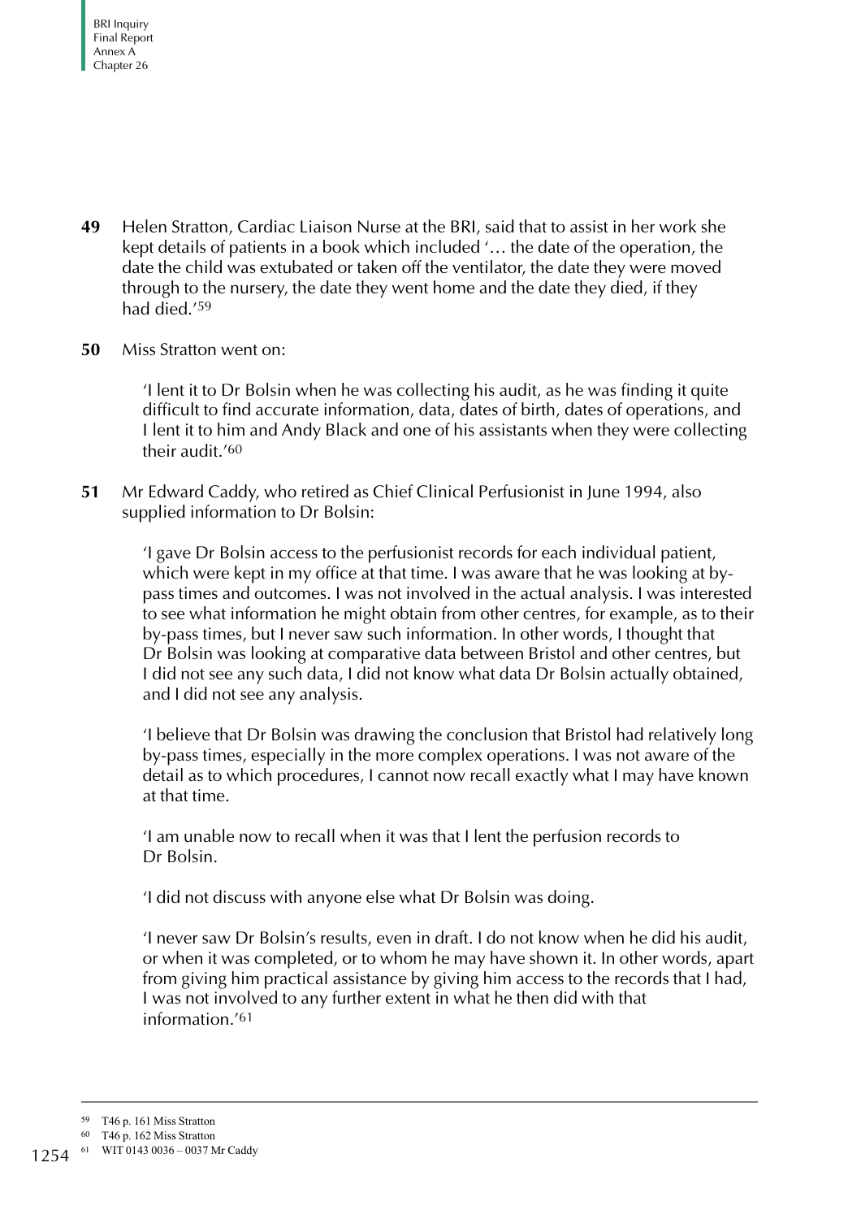**49** Helen Stratton, Cardiac Liaison Nurse at the BRI, said that to assist in her work she kept details of patients in a book which included '… the date of the operation, the date the child was extubated or taken off the ventilator, the date they were moved through to the nursery, the date they went home and the date they died, if they had died.'[59]

**50** Miss Stratton went on:

> 'I lent it to Dr Bolsin when he was collecting his audit, as he was finding it quite difficult to find accurate information, data, dates of birth, dates of operations, and I lent it to him and Andy Black and one of his assistants when they were collecting their audit.'[60]

**51** Mr Edward Caddy, who retired as Chief Clinical Perfusionist in June 1994, also supplied information to Dr Bolsin:

> 'I gave Dr Bolsin access to the perfusionist records for each individual patient, which were kept in my office at that time. I was aware that he was looking at by-pass times and outcomes. I was not involved in the actual analysis. I was interested to see what information he might obtain from other centres, for example, as to their by-pass times, but I never saw such information. In other words, I thought that Dr Bolsin was looking at comparative data between Bristol and other centres, but I did not see any such data, I did not know what data Dr Bolsin actually obtained, and I did not see any analysis.
>
> 'I believe that Dr Bolsin was drawing the conclusion that Bristol had relatively long by-pass times, especially in the more complex operations. I was not aware of the detail as to which procedures, I cannot now recall exactly what I may have known at that time.
>
> 'I am unable now to recall when it was that I lent the perfusion records to Dr Bolsin.
>
> 'I did not discuss with anyone else what Dr Bolsin was doing.
>
> 'I never saw Dr Bolsin's results, even in draft. I do not know when he did his audit, or when it was completed, or to whom he may have shown it. In other words, apart from giving him practical assistance by giving him access to the records that I had, I was not involved to any further extent in what he then did with that information.'[61]

---

[59] T46 p. 161 Miss Stratton

[60] T46 p. 162 Miss Stratton

[61] WIT 0143 0036 – 0037 Mr Caddy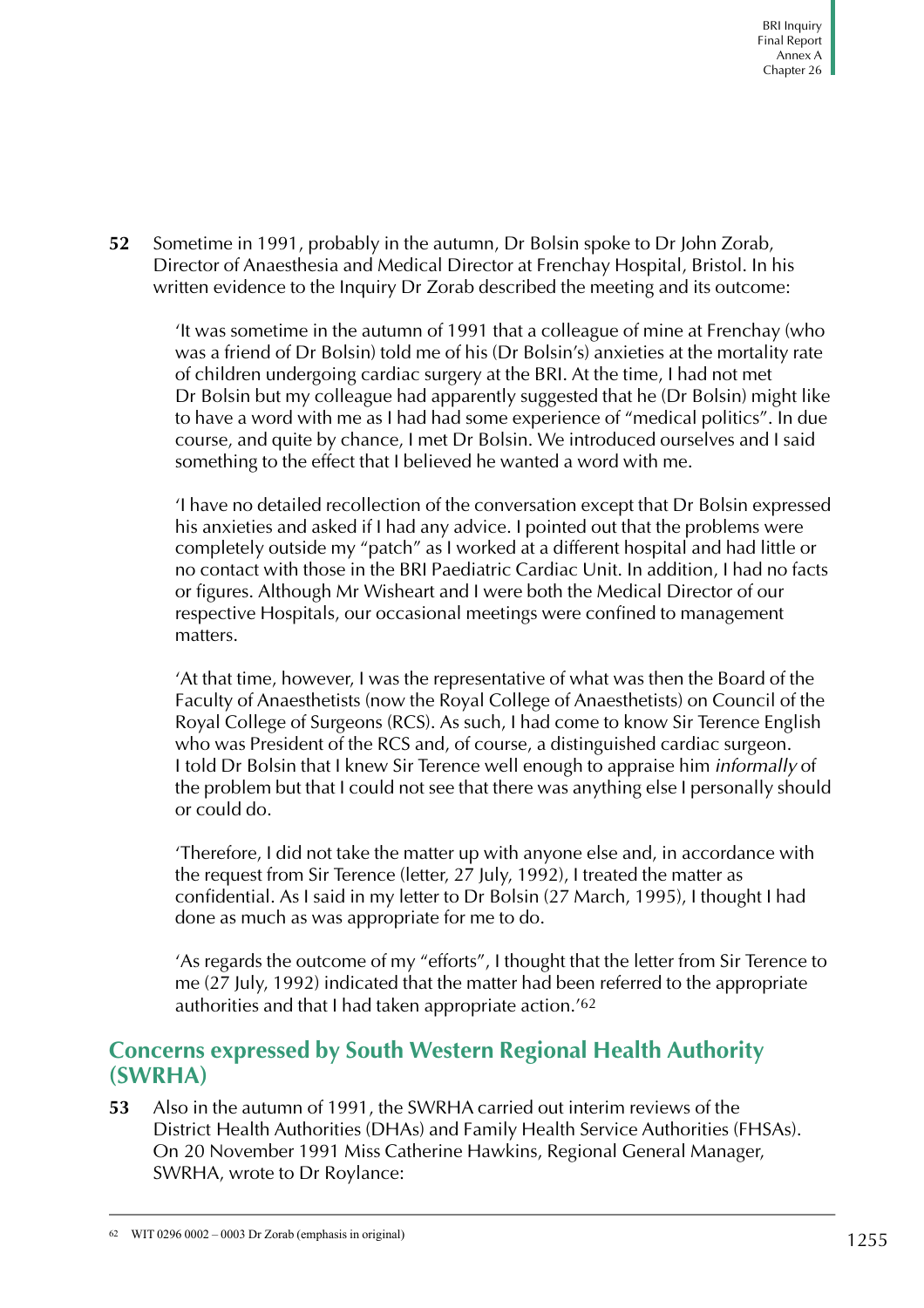**52** Sometime in 1991, probably in the autumn, Dr Bolsin spoke to Dr John Zorab, Director of Anaesthesia and Medical Director at Frenchay Hospital, Bristol. In his written evidence to the Inquiry Dr Zorab described the meeting and its outcome:

> 'It was sometime in the autumn of 1991 that a colleague of mine at Frenchay (who was a friend of Dr Bolsin) told me of his (Dr Bolsin's) anxieties at the mortality rate of children undergoing cardiac surgery at the BRI. At the time, I had not met Dr Bolsin but my colleague had apparently suggested that he (Dr Bolsin) might like to have a word with me as I had had some experience of "medical politics". In due course, and quite by chance, I met Dr Bolsin. We introduced ourselves and I said something to the effect that I believed he wanted a word with me.
>
> 'I have no detailed recollection of the conversation except that Dr Bolsin expressed his anxieties and asked if I had any advice. I pointed out that the problems were completely outside my "patch" as I worked at a different hospital and had little or no contact with those in the BRI Paediatric Cardiac Unit. In addition, I had no facts or figures. Although Mr Wisheart and I were both the Medical Director of our respective Hospitals, our occasional meetings were confined to management matters.
>
> 'At that time, however, I was the representative of what was then the Board of the Faculty of Anaesthetists (now the Royal College of Anaesthetists) on Council of the Royal College of Surgeons (RCS). As such, I had come to know Sir Terence English who was President of the RCS and, of course, a distinguished cardiac surgeon. I told Dr Bolsin that I knew Sir Terence well enough to appraise him *informally* of the problem but that I could not see that there was anything else I personally should or could do.
>
> 'Therefore, I did not take the matter up with anyone else and, in accordance with the request from Sir Terence (letter, 27 July, 1992), I treated the matter as confidential. As I said in my letter to Dr Bolsin (27 March, 1995), I thought I had done as much as was appropriate for me to do.
>
> 'As regards the outcome of my "efforts", I thought that the letter from Sir Terence to me (27 July, 1992) indicated that the matter had been referred to the appropriate authorities and that I had taken appropriate action.'[62]

## Concerns expressed by South Western Regional Health Authority (SWRHA)

**53** Also in the autumn of 1991, the SWRHA carried out interim reviews of the District Health Authorities (DHAs) and Family Health Service Authorities (FHSAs). On 20 November 1991 Miss Catherine Hawkins, Regional General Manager, SWRHA, wrote to Dr Roylance:

---

[62] WIT 0296 0002 – 0003 Dr Zorab (emphasis in original)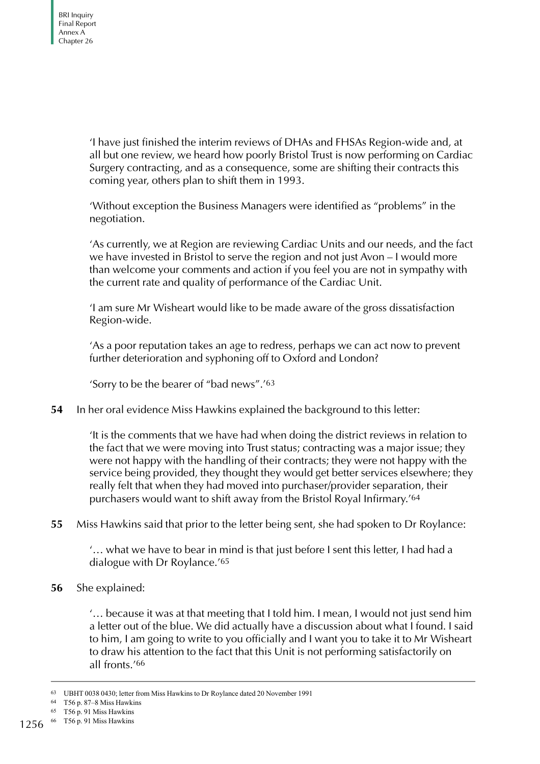'I have just finished the interim reviews of DHAs and FHSAs Region-wide and, at all but one review, we heard how poorly Bristol Trust is now performing on Cardiac Surgery contracting, and as a consequence, some are shifting their contracts this coming year, others plan to shift them in 1993.

'Without exception the Business Managers were identified as "problems" in the negotiation.

'As currently, we at Region are reviewing Cardiac Units and our needs, and the fact we have invested in Bristol to serve the region and not just Avon – I would more than welcome your comments and action if you feel you are not in sympathy with the current rate and quality of performance of the Cardiac Unit.

'I am sure Mr Wisheart would like to be made aware of the gross dissatisfaction Region-wide.

'As a poor reputation takes an age to redress, perhaps we can act now to prevent further deterioration and syphoning off to Oxford and London?

'Sorry to be the bearer of "bad news".'[63]

**54** In her oral evidence Miss Hawkins explained the background to this letter:

'It is the comments that we have had when doing the district reviews in relation to the fact that we were moving into Trust status; contracting was a major issue; they were not happy with the handling of their contracts; they were not happy with the service being provided, they thought they would get better services elsewhere; they really felt that when they had moved into purchaser/provider separation, their purchasers would want to shift away from the Bristol Royal Infirmary.'[64]

**55** Miss Hawkins said that prior to the letter being sent, she had spoken to Dr Roylance:

'… what we have to bear in mind is that just before I sent this letter, I had had a dialogue with Dr Roylance.'[65]

**56** She explained:

'… because it was at that meeting that I told him. I mean, I would not just send him a letter out of the blue. We did actually have a discussion about what I found. I said to him, I am going to write to you officially and I want you to take it to Mr Wisheart to draw his attention to the fact that this Unit is not performing satisfactorily on all fronts.'[66]

---

63 UBHT 0038 0430; letter from Miss Hawkins to Dr Roylance dated 20 November 1991

64 T56 p. 87–8 Miss Hawkins

65 T56 p. 91 Miss Hawkins

66 T56 p. 91 Miss Hawkins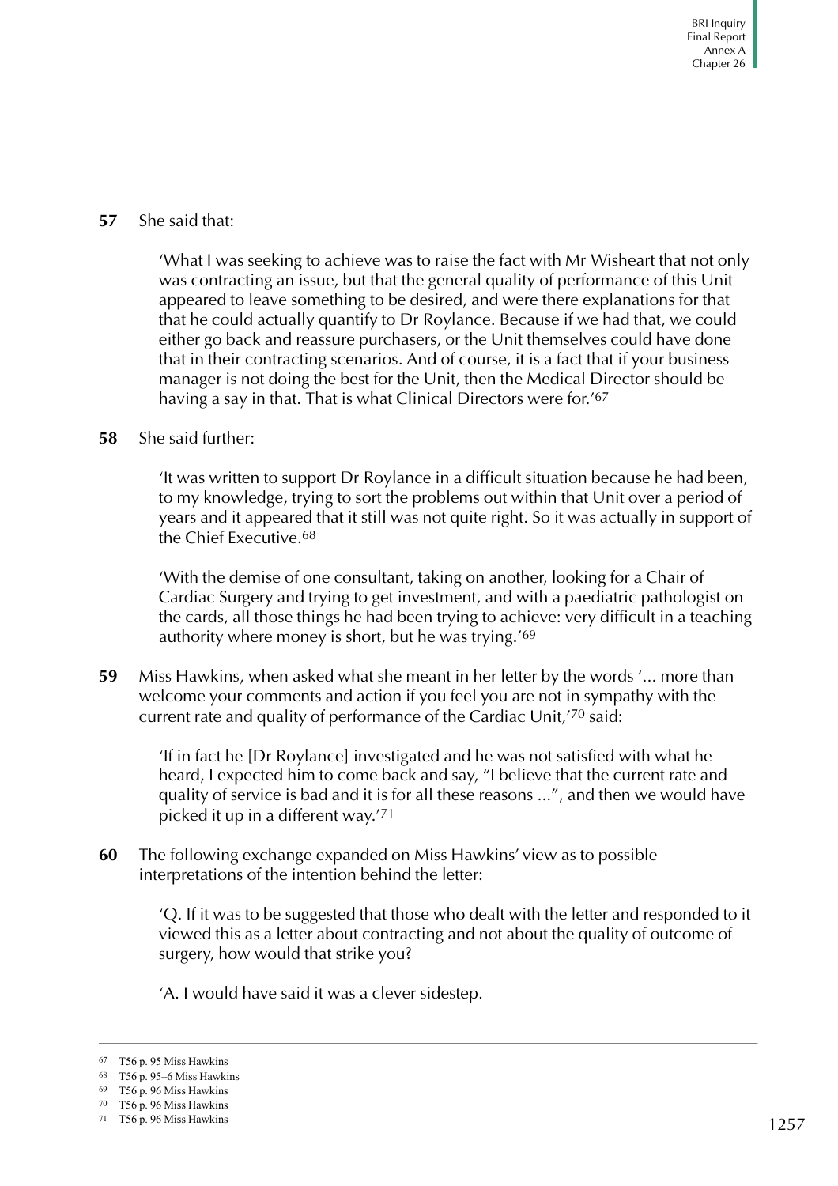**57** She said that:

> 'What I was seeking to achieve was to raise the fact with Mr Wisheart that not only was contracting an issue, but that the general quality of performance of this Unit appeared to leave something to be desired, and were there explanations for that that he could actually quantify to Dr Roylance. Because if we had that, we could either go back and reassure purchasers, or the Unit themselves could have done that in their contracting scenarios. And of course, it is a fact that if your business manager is not doing the best for the Unit, then the Medical Director should be having a say in that. That is what Clinical Directors were for.'[67]

**58** She said further:

> 'It was written to support Dr Roylance in a difficult situation because he had been, to my knowledge, trying to sort the problems out within that Unit over a period of years and it appeared that it still was not quite right. So it was actually in support of the Chief Executive.[68]
>
> 'With the demise of one consultant, taking on another, looking for a Chair of Cardiac Surgery and trying to get investment, and with a paediatric pathologist on the cards, all those things he had been trying to achieve: very difficult in a teaching authority where money is short, but he was trying.'[69]

**59** Miss Hawkins, when asked what she meant in her letter by the words '... more than welcome your comments and action if you feel you are not in sympathy with the current rate and quality of performance of the Cardiac Unit,'[70] said:

> 'If in fact he [Dr Roylance] investigated and he was not satisfied with what he heard, I expected him to come back and say, "I believe that the current rate and quality of service is bad and it is for all these reasons ...", and then we would have picked it up in a different way.'[71]

**60** The following exchange expanded on Miss Hawkins' view as to possible interpretations of the intention behind the letter:

> 'Q. If it was to be suggested that those who dealt with the letter and responded to it viewed this as a letter about contracting and not about the quality of outcome of surgery, how would that strike you?
>
> 'A. I would have said it was a clever sidestep.

---

67 T56 p. 95 Miss Hawkins

68 T56 p. 95–6 Miss Hawkins

69 T56 p. 96 Miss Hawkins

70 T56 p. 96 Miss Hawkins

71 T56 p. 96 Miss Hawkins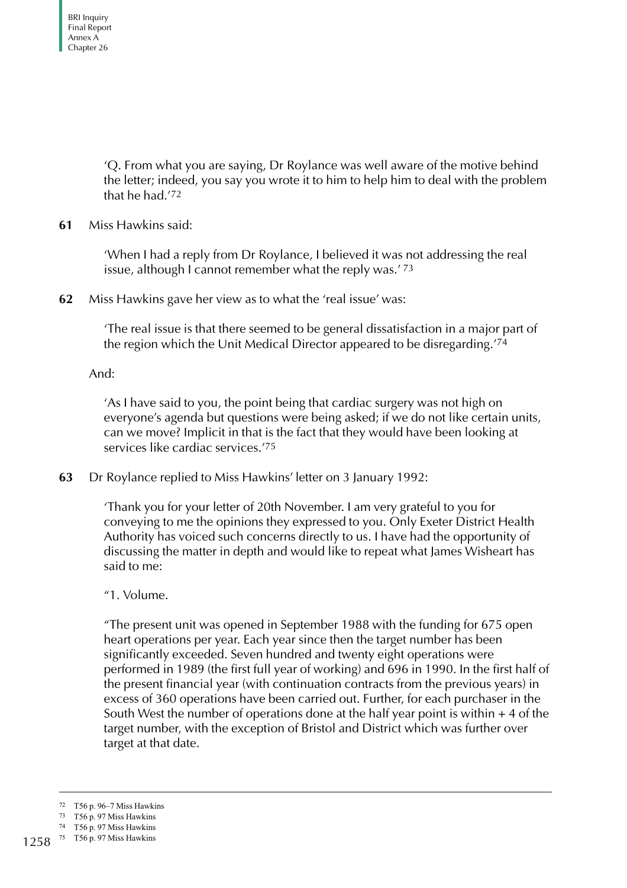'Q. From what you are saying, Dr Roylance was well aware of the motive behind the letter; indeed, you say you wrote it to him to help him to deal with the problem that he had.'[72]

**61** Miss Hawkins said:

'When I had a reply from Dr Roylance, I believed it was not addressing the real issue, although I cannot remember what the reply was.'[73]

**62** Miss Hawkins gave her view as to what the 'real issue' was:

'The real issue is that there seemed to be general dissatisfaction in a major part of the region which the Unit Medical Director appeared to be disregarding.'[74]

And:

'As I have said to you, the point being that cardiac surgery was not high on everyone's agenda but questions were being asked; if we do not like certain units, can we move? Implicit in that is the fact that they would have been looking at services like cardiac services.'[75]

**63** Dr Roylance replied to Miss Hawkins' letter on 3 January 1992:

'Thank you for your letter of 20th November. I am very grateful to you for conveying to me the opinions they expressed to you. Only Exeter District Health Authority has voiced such concerns directly to us. I have had the opportunity of discussing the matter in depth and would like to repeat what James Wisheart has said to me:

"1. Volume.

"The present unit was opened in September 1988 with the funding for 675 open heart operations per year. Each year since then the target number has been significantly exceeded. Seven hundred and twenty eight operations were performed in 1989 (the first full year of working) and 696 in 1990. In the first half of the present financial year (with continuation contracts from the previous years) in excess of 360 operations have been carried out. Further, for each purchaser in the South West the number of operations done at the half year point is within + 4 of the target number, with the exception of Bristol and District which was further over target at that date.

---

[72] T56 p. 96–7 Miss Hawkins

[73] T56 p. 97 Miss Hawkins

[74] T56 p. 97 Miss Hawkins

[75] T56 p. 97 Miss Hawkins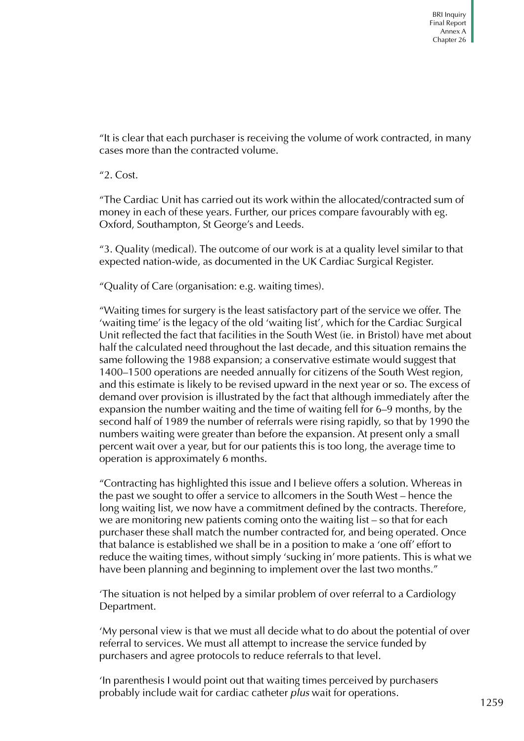"It is clear that each purchaser is receiving the volume of work contracted, in many cases more than the contracted volume.

"2. Cost.

"The Cardiac Unit has carried out its work within the allocated/contracted sum of money in each of these years. Further, our prices compare favourably with eg. Oxford, Southampton, St George's and Leeds.

"3. Quality (medical). The outcome of our work is at a quality level similar to that expected nation-wide, as documented in the UK Cardiac Surgical Register.

"Quality of Care (organisation: e.g. waiting times).

"Waiting times for surgery is the least satisfactory part of the service we offer. The 'waiting time' is the legacy of the old 'waiting list', which for the Cardiac Surgical Unit reflected the fact that facilities in the South West (ie. in Bristol) have met about half the calculated need throughout the last decade, and this situation remains the same following the 1988 expansion; a conservative estimate would suggest that 1400–1500 operations are needed annually for citizens of the South West region, and this estimate is likely to be revised upward in the next year or so. The excess of demand over provision is illustrated by the fact that although immediately after the expansion the number waiting and the time of waiting fell for 6–9 months, by the second half of 1989 the number of referrals were rising rapidly, so that by 1990 the numbers waiting were greater than before the expansion. At present only a small percent wait over a year, but for our patients this is too long, the average time to operation is approximately 6 months.

"Contracting has highlighted this issue and I believe offers a solution. Whereas in the past we sought to offer a service to allcomers in the South West – hence the long waiting list, we now have a commitment defined by the contracts. Therefore, we are monitoring new patients coming onto the waiting list – so that for each purchaser these shall match the number contracted for, and being operated. Once that balance is established we shall be in a position to make a 'one off' effort to reduce the waiting times, without simply 'sucking in' more patients. This is what we have been planning and beginning to implement over the last two months."

'The situation is not helped by a similar problem of over referral to a Cardiology Department.

'My personal view is that we must all decide what to do about the potential of over referral to services. We must all attempt to increase the service funded by purchasers and agree protocols to reduce referrals to that level.

'In parenthesis I would point out that waiting times perceived by purchasers probably include wait for cardiac catheter *plus* wait for operations.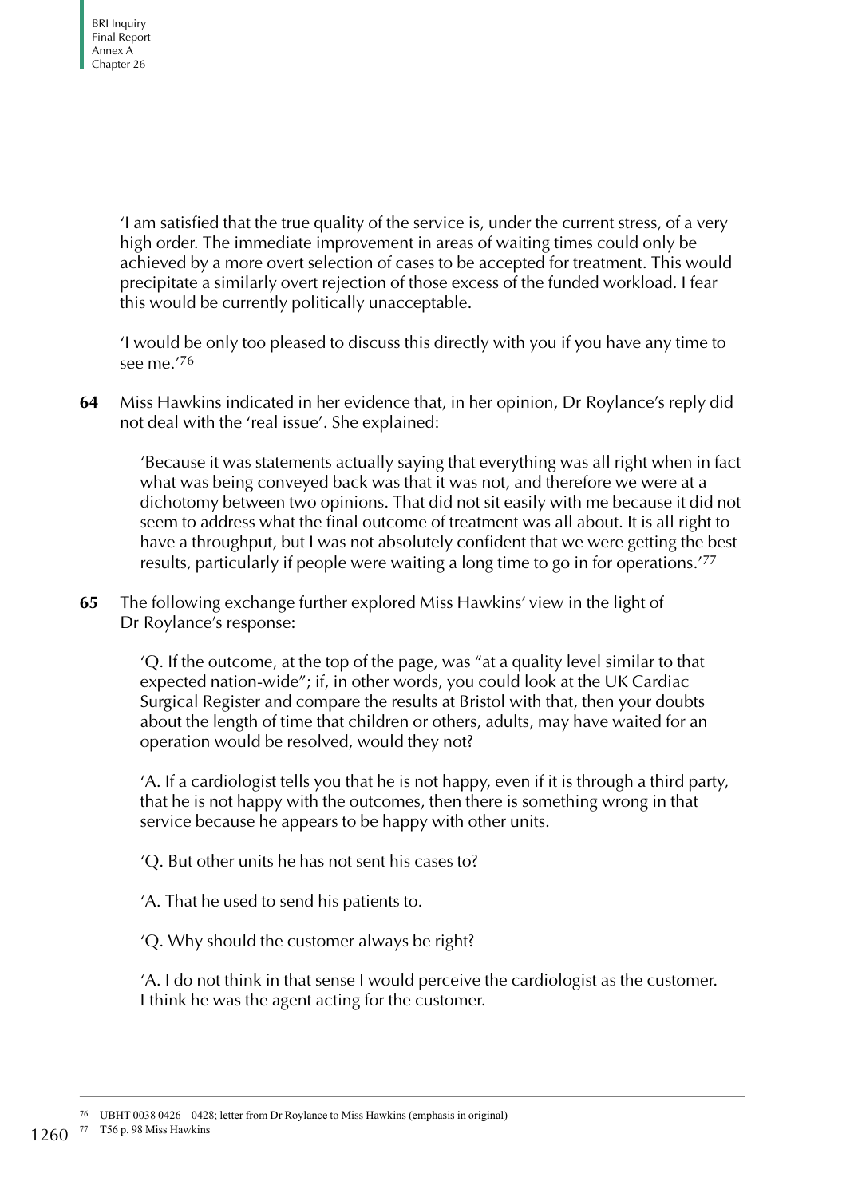'I am satisfied that the true quality of the service is, under the current stress, of a very high order. The immediate improvement in areas of waiting times could only be achieved by a more overt selection of cases to be accepted for treatment. This would precipitate a similarly overt rejection of those excess of the funded workload. I fear this would be currently politically unacceptable.

'I would be only too pleased to discuss this directly with you if you have any time to see me.'[76]

**64** Miss Hawkins indicated in her evidence that, in her opinion, Dr Roylance's reply did not deal with the 'real issue'. She explained:

> 'Because it was statements actually saying that everything was all right when in fact what was being conveyed back was that it was not, and therefore we were at a dichotomy between two opinions. That did not sit easily with me because it did not seem to address what the final outcome of treatment was all about. It is all right to have a throughput, but I was not absolutely confident that we were getting the best results, particularly if people were waiting a long time to go in for operations.'[77]

**65** The following exchange further explored Miss Hawkins' view in the light of Dr Roylance's response:

> 'Q. If the outcome, at the top of the page, was "at a quality level similar to that expected nation-wide"; if, in other words, you could look at the UK Cardiac Surgical Register and compare the results at Bristol with that, then your doubts about the length of time that children or others, adults, may have waited for an operation would be resolved, would they not?
>
> 'A. If a cardiologist tells you that he is not happy, even if it is through a third party, that he is not happy with the outcomes, then there is something wrong in that service because he appears to be happy with other units.
>
> 'Q. But other units he has not sent his cases to?
>
> 'A. That he used to send his patients to.
>
> 'Q. Why should the customer always be right?
>
> 'A. I do not think in that sense I would perceive the cardiologist as the customer. I think he was the agent acting for the customer.

[76] UBHT 0038 0426 – 0428; letter from Dr Roylance to Miss Hawkins (emphasis in original)

[77] T56 p. 98 Miss Hawkins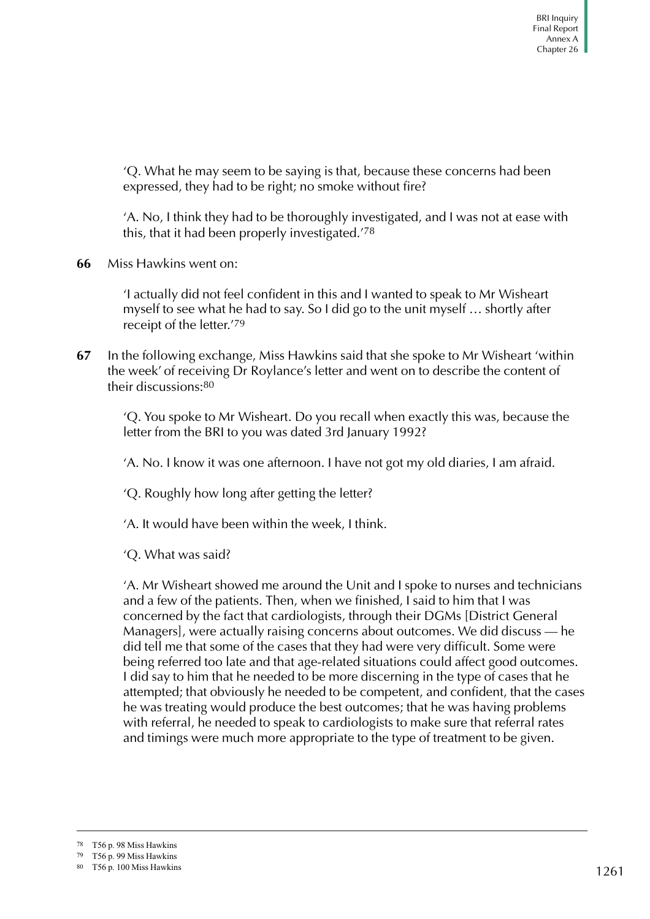'Q. What he may seem to be saying is that, because these concerns had been expressed, they had to be right; no smoke without fire?

'A. No, I think they had to be thoroughly investigated, and I was not at ease with this, that it had been properly investigated.'[78]

**66** Miss Hawkins went on:

> 'I actually did not feel confident in this and I wanted to speak to Mr Wisheart myself to see what he had to say. So I did go to the unit myself … shortly after receipt of the letter.'[79]

**67** In the following exchange, Miss Hawkins said that she spoke to Mr Wisheart 'within the week' of receiving Dr Roylance's letter and went on to describe the content of their discussions:[80]

> 'Q. You spoke to Mr Wisheart. Do you recall when exactly this was, because the letter from the BRI to you was dated 3rd January 1992?
>
> 'A. No. I know it was one afternoon. I have not got my old diaries, I am afraid.
>
> 'Q. Roughly how long after getting the letter?
>
> 'A. It would have been within the week, I think.
>
> 'Q. What was said?
>
> 'A. Mr Wisheart showed me around the Unit and I spoke to nurses and technicians and a few of the patients. Then, when we finished, I said to him that I was concerned by the fact that cardiologists, through their DGMs [District General Managers], were actually raising concerns about outcomes. We did discuss — he did tell me that some of the cases that they had were very difficult. Some were being referred too late and that age-related situations could affect good outcomes. I did say to him that he needed to be more discerning in the type of cases that he attempted; that obviously he needed to be competent, and confident, that the cases he was treating would produce the best outcomes; that he was having problems with referral, he needed to speak to cardiologists to make sure that referral rates and timings were much more appropriate to the type of treatment to be given.

[78] T56 p. 98 Miss Hawkins

[79] T56 p. 99 Miss Hawkins

[80] T56 p. 100 Miss Hawkins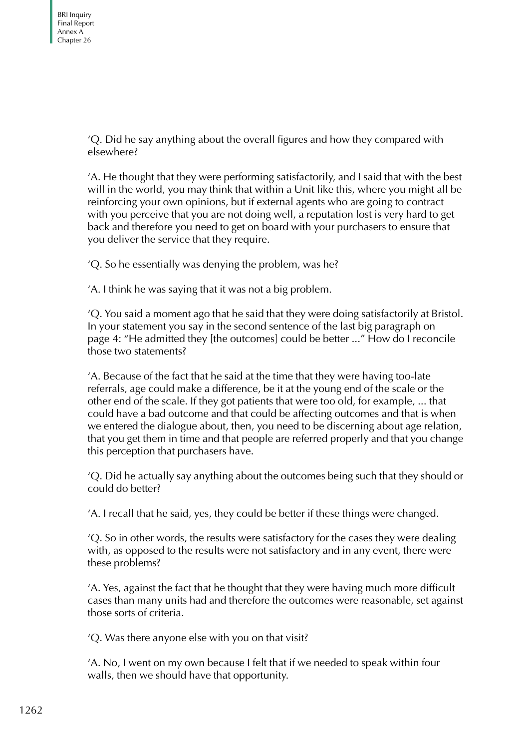'Q. Did he say anything about the overall figures and how they compared with elsewhere?

'A. He thought that they were performing satisfactorily, and I said that with the best will in the world, you may think that within a Unit like this, where you might all be reinforcing your own opinions, but if external agents who are going to contract with you perceive that you are not doing well, a reputation lost is very hard to get back and therefore you need to get on board with your purchasers to ensure that you deliver the service that they require.

'Q. So he essentially was denying the problem, was he?

'A. I think he was saying that it was not a big problem.

'Q. You said a moment ago that he said that they were doing satisfactorily at Bristol. In your statement you say in the second sentence of the last big paragraph on page 4: "He admitted they [the outcomes] could be better ..." How do I reconcile those two statements?

'A. Because of the fact that he said at the time that they were having too-late referrals, age could make a difference, be it at the young end of the scale or the other end of the scale. If they got patients that were too old, for example, ... that could have a bad outcome and that could be affecting outcomes and that is when we entered the dialogue about, then, you need to be discerning about age relation, that you get them in time and that people are referred properly and that you change this perception that purchasers have.

'Q. Did he actually say anything about the outcomes being such that they should or could do better?

'A. I recall that he said, yes, they could be better if these things were changed.

'Q. So in other words, the results were satisfactory for the cases they were dealing with, as opposed to the results were not satisfactory and in any event, there were these problems?

'A. Yes, against the fact that he thought that they were having much more difficult cases than many units had and therefore the outcomes were reasonable, set against those sorts of criteria.

'Q. Was there anyone else with you on that visit?

'A. No, I went on my own because I felt that if we needed to speak within four walls, then we should have that opportunity.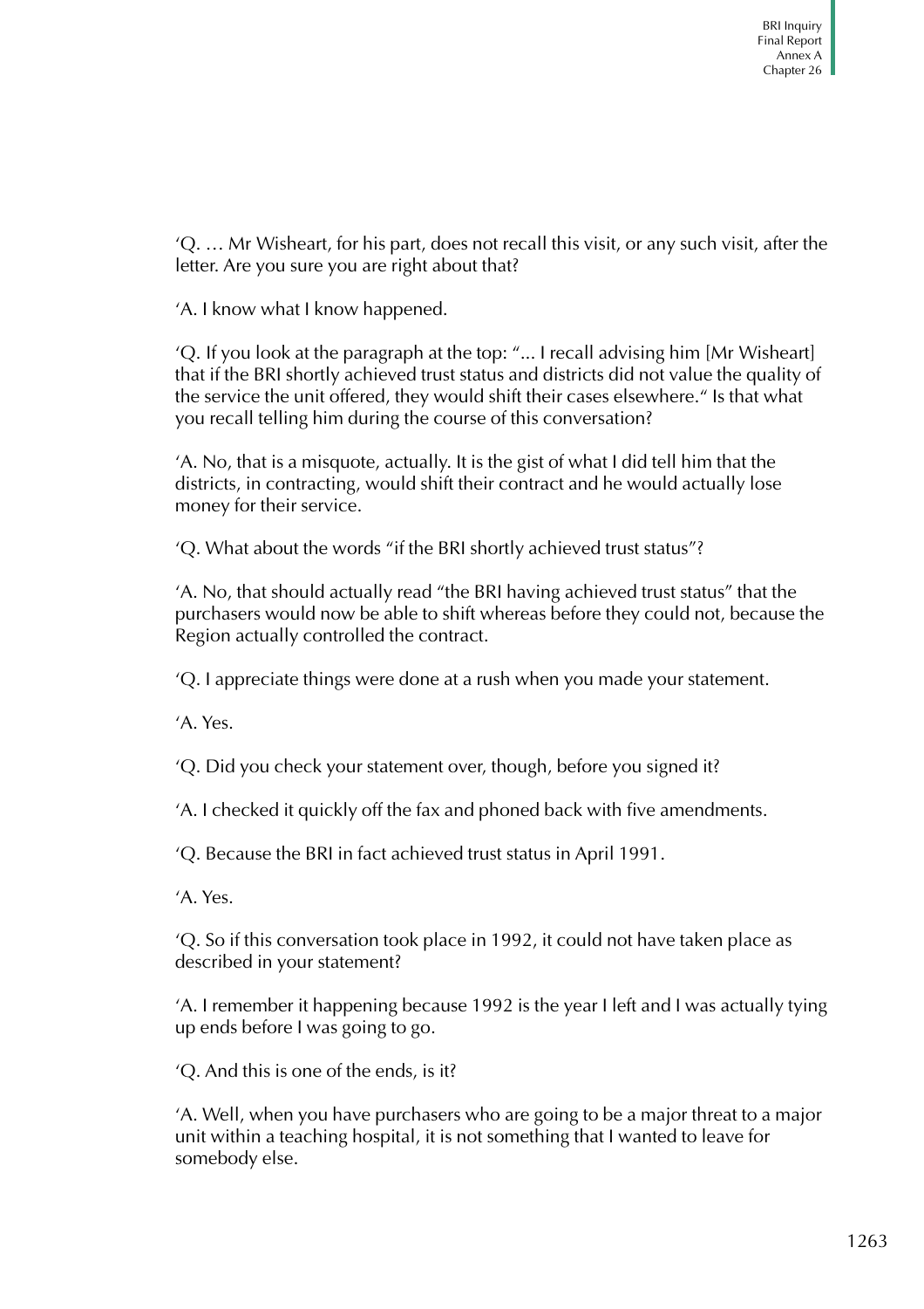'Q. … Mr Wisheart, for his part, does not recall this visit, or any such visit, after the letter. Are you sure you are right about that?

'A. I know what I know happened.

'Q. If you look at the paragraph at the top: "... I recall advising him [Mr Wisheart] that if the BRI shortly achieved trust status and districts did not value the quality of the service the unit offered, they would shift their cases elsewhere." Is that what you recall telling him during the course of this conversation?

'A. No, that is a misquote, actually. It is the gist of what I did tell him that the districts, in contracting, would shift their contract and he would actually lose money for their service.

'Q. What about the words "if the BRI shortly achieved trust status"?

'A. No, that should actually read "the BRI having achieved trust status" that the purchasers would now be able to shift whereas before they could not, because the Region actually controlled the contract.

'Q. I appreciate things were done at a rush when you made your statement.

'A. Yes.

'Q. Did you check your statement over, though, before you signed it?

'A. I checked it quickly off the fax and phoned back with five amendments.

'Q. Because the BRI in fact achieved trust status in April 1991.

'A. Yes.

'Q. So if this conversation took place in 1992, it could not have taken place as described in your statement?

'A. I remember it happening because 1992 is the year I left and I was actually tying up ends before I was going to go.

'Q. And this is one of the ends, is it?

'A. Well, when you have purchasers who are going to be a major threat to a major unit within a teaching hospital, it is not something that I wanted to leave for somebody else.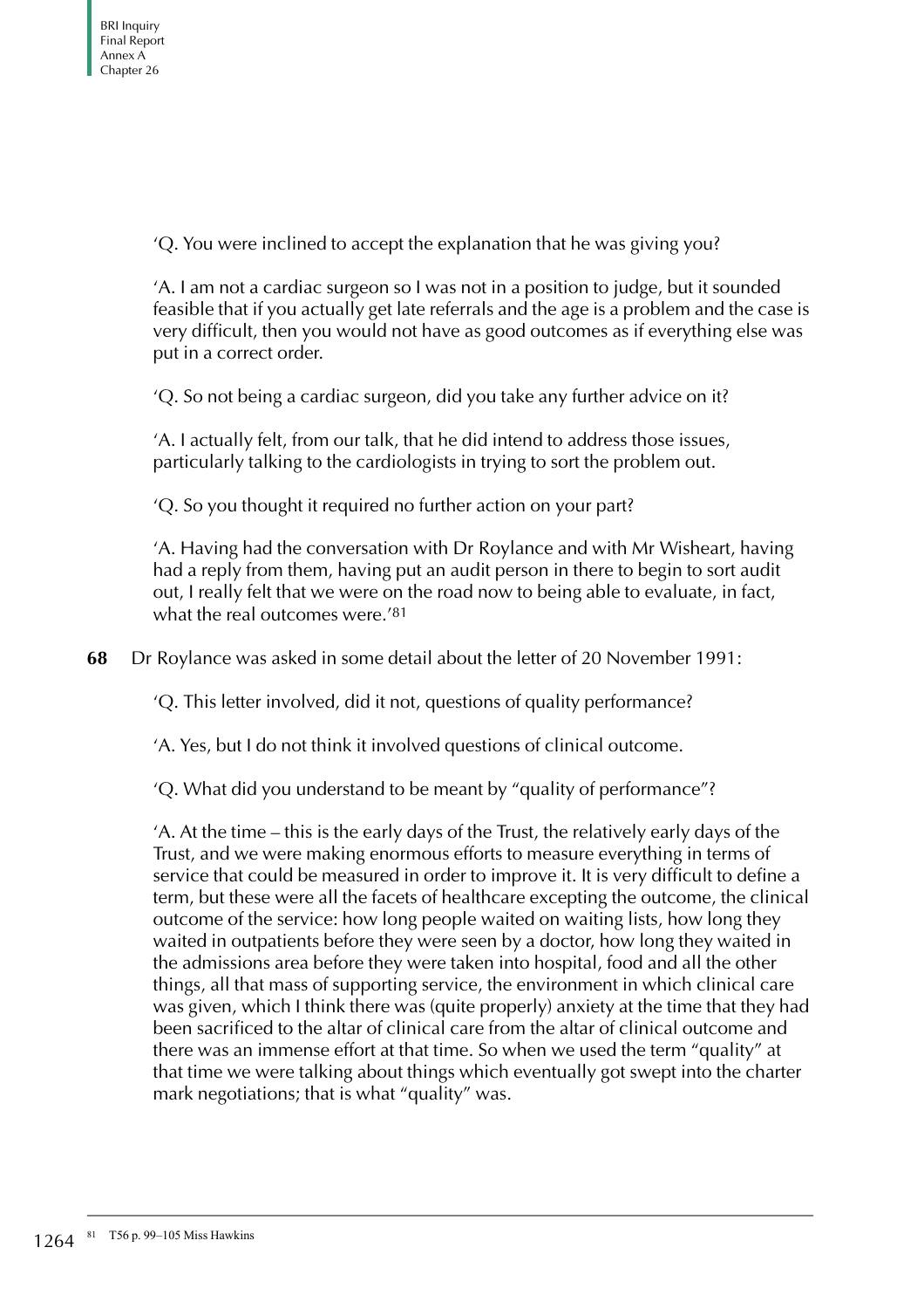'Q. You were inclined to accept the explanation that he was giving you?

'A. I am not a cardiac surgeon so I was not in a position to judge, but it sounded feasible that if you actually get late referrals and the age is a problem and the case is very difficult, then you would not have as good outcomes as if everything else was put in a correct order.

'Q. So not being a cardiac surgeon, did you take any further advice on it?

'A. I actually felt, from our talk, that he did intend to address those issues, particularly talking to the cardiologists in trying to sort the problem out.

'Q. So you thought it required no further action on your part?

'A. Having had the conversation with Dr Roylance and with Mr Wisheart, having had a reply from them, having put an audit person in there to begin to sort audit out, I really felt that we were on the road now to being able to evaluate, in fact, what the real outcomes were.'[81]

**68** Dr Roylance was asked in some detail about the letter of 20 November 1991:

'Q. This letter involved, did it not, questions of quality performance?

'A. Yes, but I do not think it involved questions of clinical outcome.

'Q. What did you understand to be meant by "quality of performance"?

'A. At the time – this is the early days of the Trust, the relatively early days of the Trust, and we were making enormous efforts to measure everything in terms of service that could be measured in order to improve it. It is very difficult to define a term, but these were all the facets of healthcare excepting the outcome, the clinical outcome of the service: how long people waited on waiting lists, how long they waited in outpatients before they were seen by a doctor, how long they waited in the admissions area before they were taken into hospital, food and all the other things, all that mass of supporting service, the environment in which clinical care was given, which I think there was (quite properly) anxiety at the time that they had been sacrificed to the altar of clinical care from the altar of clinical outcome and there was an immense effort at that time. So when we used the term "quality" at that time we were talking about things which eventually got swept into the charter mark negotiations; that is what "quality" was.

[81] T56 p. 99–105 Miss Hawkins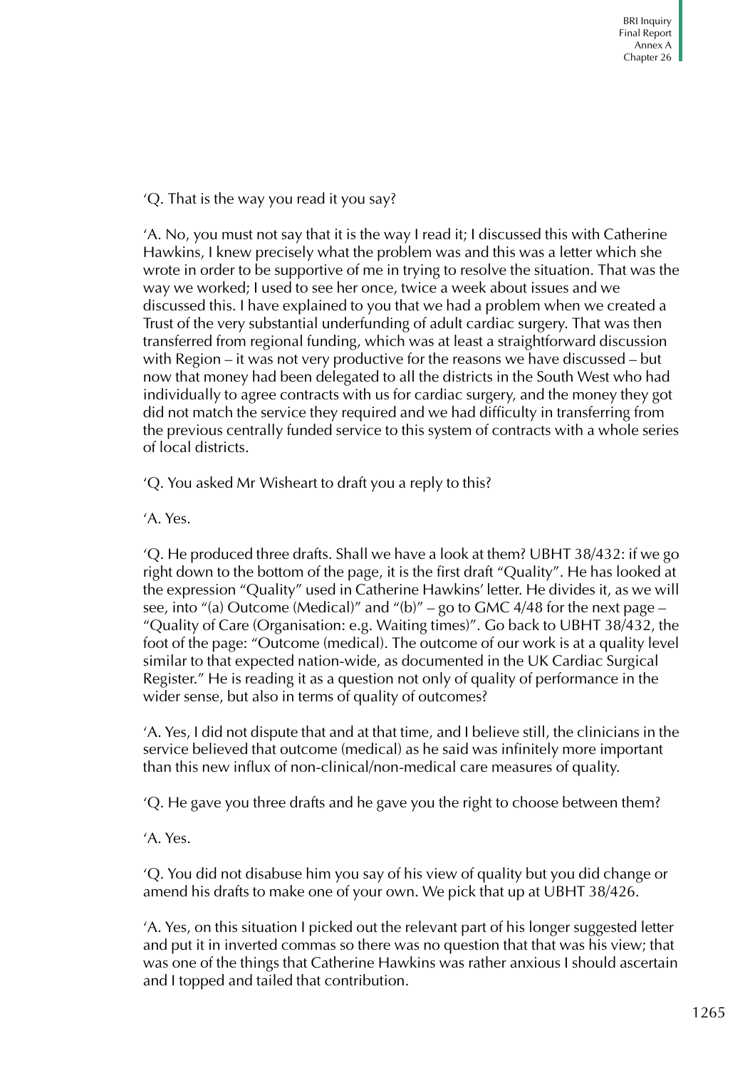‘Q. That is the way you read it you say?

‘A. No, you must not say that it is the way I read it; I discussed this with Catherine Hawkins, I knew precisely what the problem was and this was a letter which she wrote in order to be supportive of me in trying to resolve the situation. That was the way we worked; I used to see her once, twice a week about issues and we discussed this. I have explained to you that we had a problem when we created a Trust of the very substantial underfunding of adult cardiac surgery. That was then transferred from regional funding, which was at least a straightforward discussion with Region – it was not very productive for the reasons we have discussed – but now that money had been delegated to all the districts in the South West who had individually to agree contracts with us for cardiac surgery, and the money they got did not match the service they required and we had difficulty in transferring from the previous centrally funded service to this system of contracts with a whole series of local districts.

‘Q. You asked Mr Wisheart to draft you a reply to this?

‘A. Yes.

‘Q. He produced three drafts. Shall we have a look at them? UBHT 38/432: if we go right down to the bottom of the page, it is the first draft “Quality”. He has looked at the expression “Quality” used in Catherine Hawkins’ letter. He divides it, as we will see, into “(a) Outcome (Medical)” and “(b)” – go to GMC 4/48 for the next page – “Quality of Care (Organisation: e.g. Waiting times)”. Go back to UBHT 38/432, the foot of the page: “Outcome (medical). The outcome of our work is at a quality level similar to that expected nation-wide, as documented in the UK Cardiac Surgical Register.” He is reading it as a question not only of quality of performance in the wider sense, but also in terms of quality of outcomes?

‘A. Yes, I did not dispute that and at that time, and I believe still, the clinicians in the service believed that outcome (medical) as he said was infinitely more important than this new influx of non-clinical/non-medical care measures of quality.

‘Q. He gave you three drafts and he gave you the right to choose between them?

‘A. Yes.

‘Q. You did not disabuse him you say of his view of quality but you did change or amend his drafts to make one of your own. We pick that up at UBHT 38/426.

‘A. Yes, on this situation I picked out the relevant part of his longer suggested letter and put it in inverted commas so there was no question that that was his view; that was one of the things that Catherine Hawkins was rather anxious I should ascertain and I topped and tailed that contribution.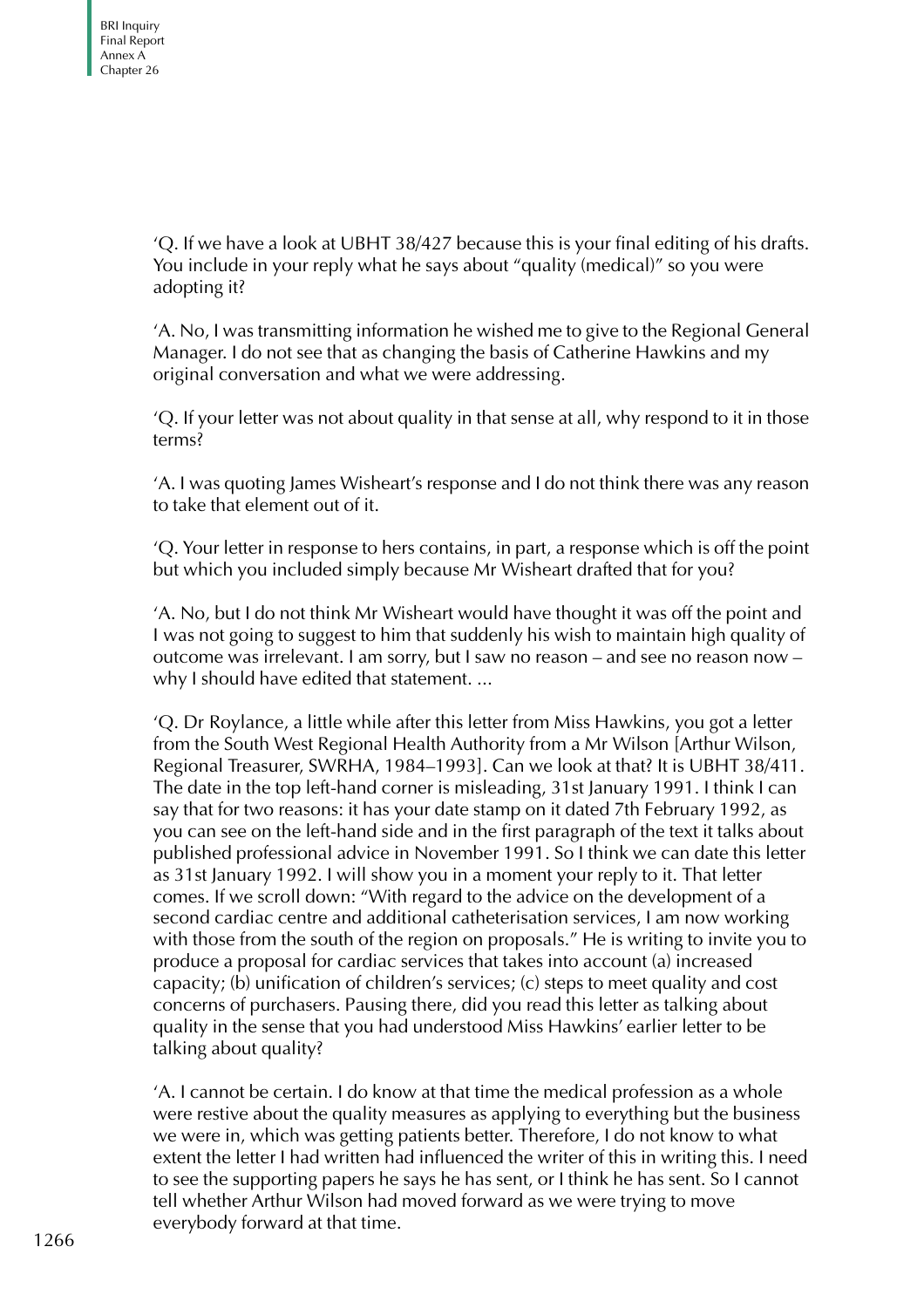'Q. If we have a look at UBHT 38/427 because this is your final editing of his drafts. You include in your reply what he says about "quality (medical)" so you were adopting it?

'A. No, I was transmitting information he wished me to give to the Regional General Manager. I do not see that as changing the basis of Catherine Hawkins and my original conversation and what we were addressing.

'Q. If your letter was not about quality in that sense at all, why respond to it in those terms?

'A. I was quoting James Wisheart's response and I do not think there was any reason to take that element out of it.

'Q. Your letter in response to hers contains, in part, a response which is off the point but which you included simply because Mr Wisheart drafted that for you?

'A. No, but I do not think Mr Wisheart would have thought it was off the point and I was not going to suggest to him that suddenly his wish to maintain high quality of outcome was irrelevant. I am sorry, but I saw no reason – and see no reason now – why I should have edited that statement. ...

'Q. Dr Roylance, a little while after this letter from Miss Hawkins, you got a letter from the South West Regional Health Authority from a Mr Wilson [Arthur Wilson, Regional Treasurer, SWRHA, 1984–1993]. Can we look at that? It is UBHT 38/411. The date in the top left-hand corner is misleading, 31st January 1991. I think I can say that for two reasons: it has your date stamp on it dated 7th February 1992, as you can see on the left-hand side and in the first paragraph of the text it talks about published professional advice in November 1991. So I think we can date this letter as 31st January 1992. I will show you in a moment your reply to it. That letter comes. If we scroll down: "With regard to the advice on the development of a second cardiac centre and additional catheterisation services, I am now working with those from the south of the region on proposals." He is writing to invite you to produce a proposal for cardiac services that takes into account (a) increased capacity; (b) unification of children's services; (c) steps to meet quality and cost concerns of purchasers. Pausing there, did you read this letter as talking about quality in the sense that you had understood Miss Hawkins' earlier letter to be talking about quality?

'A. I cannot be certain. I do know at that time the medical profession as a whole were restive about the quality measures as applying to everything but the business we were in, which was getting patients better. Therefore, I do not know to what extent the letter I had written had influenced the writer of this in writing this. I need to see the supporting papers he says he has sent, or I think he has sent. So I cannot tell whether Arthur Wilson had moved forward as we were trying to move everybody forward at that time.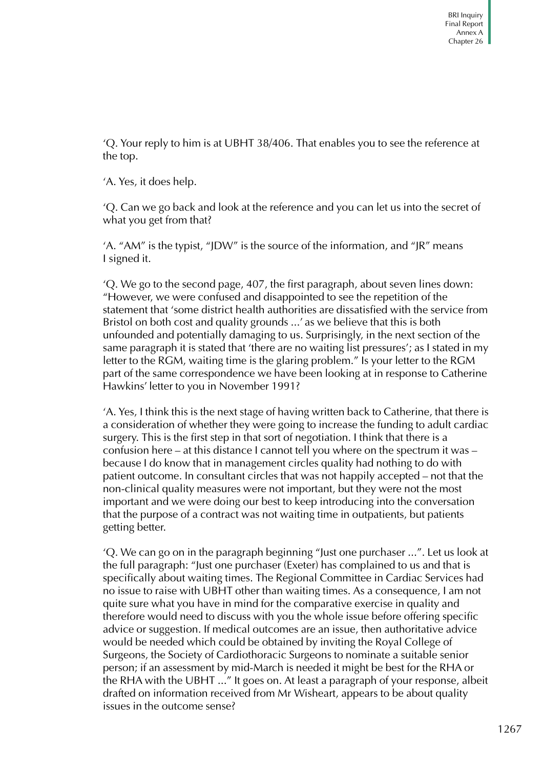'Q. Your reply to him is at UBHT 38/406. That enables you to see the reference at the top.

'A. Yes, it does help.

'Q. Can we go back and look at the reference and you can let us into the secret of what you get from that?

'A. "AM" is the typist, "JDW" is the source of the information, and "JR" means I signed it.

'Q. We go to the second page, 407, the first paragraph, about seven lines down: "However, we were confused and disappointed to see the repetition of the statement that 'some district health authorities are dissatisfied with the service from Bristol on both cost and quality grounds ...' as we believe that this is both unfounded and potentially damaging to us. Surprisingly, in the next section of the same paragraph it is stated that 'there are no waiting list pressures'; as I stated in my letter to the RGM, waiting time is the glaring problem." Is your letter to the RGM part of the same correspondence we have been looking at in response to Catherine Hawkins' letter to you in November 1991?

'A. Yes, I think this is the next stage of having written back to Catherine, that there is a consideration of whether they were going to increase the funding to adult cardiac surgery. This is the first step in that sort of negotiation. I think that there is a confusion here – at this distance I cannot tell you where on the spectrum it was – because I do know that in management circles quality had nothing to do with patient outcome. In consultant circles that was not happily accepted – not that the non-clinical quality measures were not important, but they were not the most important and we were doing our best to keep introducing into the conversation that the purpose of a contract was not waiting time in outpatients, but patients getting better.

'Q. We can go on in the paragraph beginning "Just one purchaser ...". Let us look at the full paragraph: "Just one purchaser (Exeter) has complained to us and that is specifically about waiting times. The Regional Committee in Cardiac Services had no issue to raise with UBHT other than waiting times. As a consequence, I am not quite sure what you have in mind for the comparative exercise in quality and therefore would need to discuss with you the whole issue before offering specific advice or suggestion. If medical outcomes are an issue, then authoritative advice would be needed which could be obtained by inviting the Royal College of Surgeons, the Society of Cardiothoracic Surgeons to nominate a suitable senior person; if an assessment by mid-March is needed it might be best for the RHA or the RHA with the UBHT ..." It goes on. At least a paragraph of your response, albeit drafted on information received from Mr Wisheart, appears to be about quality issues in the outcome sense?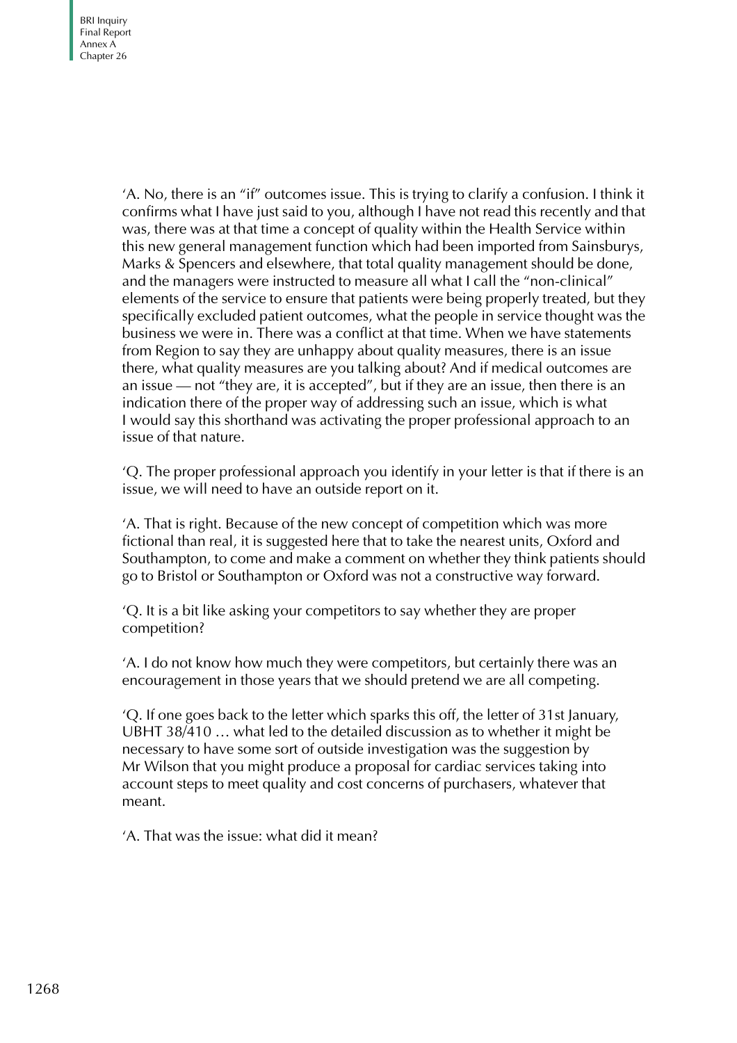'A. No, there is an "if" outcomes issue. This is trying to clarify a confusion. I think it confirms what I have just said to you, although I have not read this recently and that was, there was at that time a concept of quality within the Health Service within this new general management function which had been imported from Sainsburys, Marks & Spencers and elsewhere, that total quality management should be done, and the managers were instructed to measure all what I call the "non-clinical" elements of the service to ensure that patients were being properly treated, but they specifically excluded patient outcomes, what the people in service thought was the business we were in. There was a conflict at that time. When we have statements from Region to say they are unhappy about quality measures, there is an issue there, what quality measures are you talking about? And if medical outcomes are an issue — not "they are, it is accepted", but if they are an issue, then there is an indication there of the proper way of addressing such an issue, which is what I would say this shorthand was activating the proper professional approach to an issue of that nature.

'Q. The proper professional approach you identify in your letter is that if there is an issue, we will need to have an outside report on it.

'A. That is right. Because of the new concept of competition which was more fictional than real, it is suggested here that to take the nearest units, Oxford and Southampton, to come and make a comment on whether they think patients should go to Bristol or Southampton or Oxford was not a constructive way forward.

'Q. It is a bit like asking your competitors to say whether they are proper competition?

'A. I do not know how much they were competitors, but certainly there was an encouragement in those years that we should pretend we are all competing.

'Q. If one goes back to the letter which sparks this off, the letter of 31st January, UBHT 38/410 … what led to the detailed discussion as to whether it might be necessary to have some sort of outside investigation was the suggestion by Mr Wilson that you might produce a proposal for cardiac services taking into account steps to meet quality and cost concerns of purchasers, whatever that meant.

'A. That was the issue: what did it mean?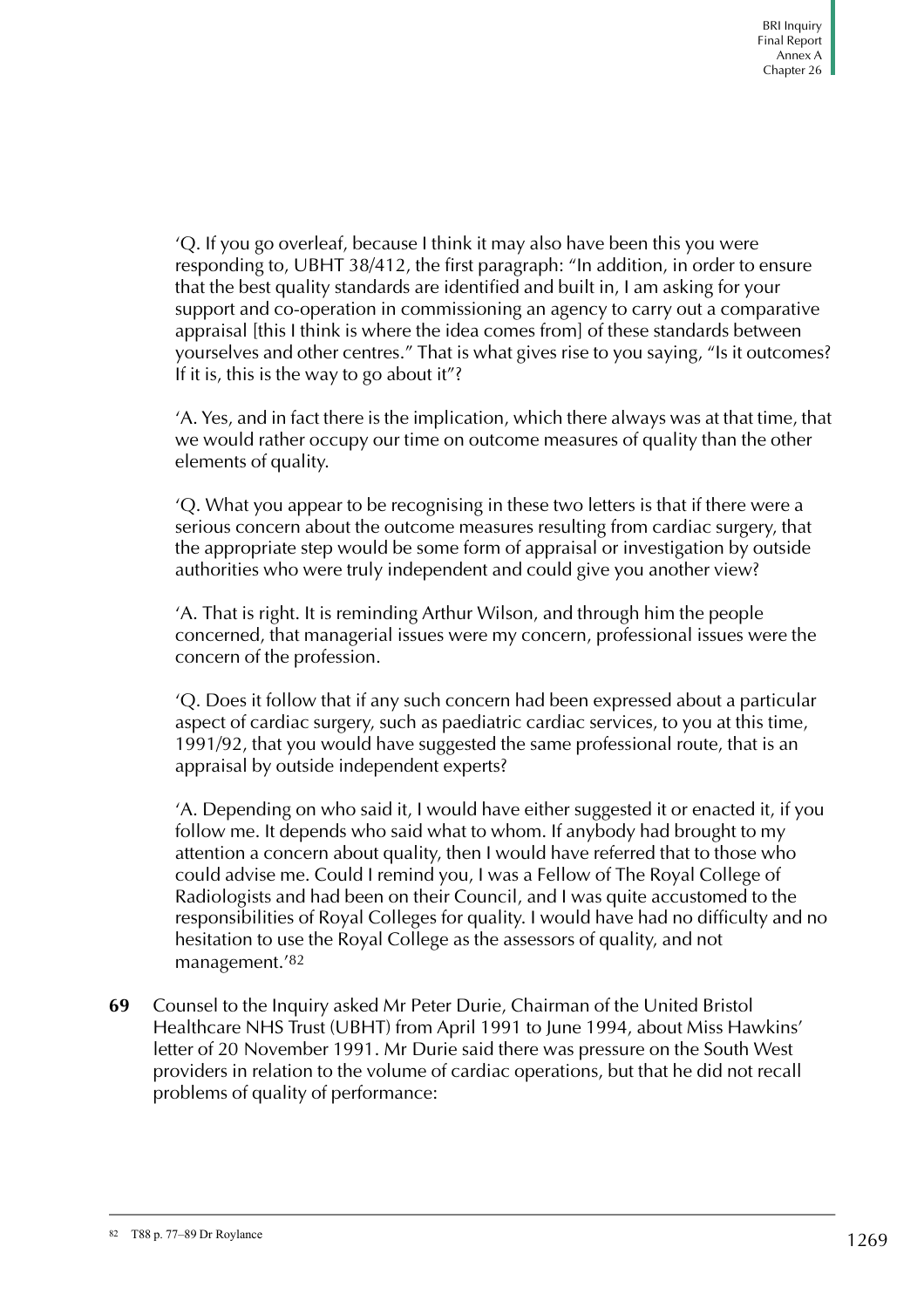'Q. If you go overleaf, because I think it may also have been this you were responding to, UBHT 38/412, the first paragraph: "In addition, in order to ensure that the best quality standards are identified and built in, I am asking for your support and co-operation in commissioning an agency to carry out a comparative appraisal [this I think is where the idea comes from] of these standards between yourselves and other centres." That is what gives rise to you saying, "Is it outcomes? If it is, this is the way to go about it"?

'A. Yes, and in fact there is the implication, which there always was at that time, that we would rather occupy our time on outcome measures of quality than the other elements of quality.

'Q. What you appear to be recognising in these two letters is that if there were a serious concern about the outcome measures resulting from cardiac surgery, that the appropriate step would be some form of appraisal or investigation by outside authorities who were truly independent and could give you another view?

'A. That is right. It is reminding Arthur Wilson, and through him the people concerned, that managerial issues were my concern, professional issues were the concern of the profession.

'Q. Does it follow that if any such concern had been expressed about a particular aspect of cardiac surgery, such as paediatric cardiac services, to you at this time, 1991/92, that you would have suggested the same professional route, that is an appraisal by outside independent experts?

'A. Depending on who said it, I would have either suggested it or enacted it, if you follow me. It depends who said what to whom. If anybody had brought to my attention a concern about quality, then I would have referred that to those who could advise me. Could I remind you, I was a Fellow of The Royal College of Radiologists and had been on their Council, and I was quite accustomed to the responsibilities of Royal Colleges for quality. I would have had no difficulty and no hesitation to use the Royal College as the assessors of quality, and not management.'[82]

**69** Counsel to the Inquiry asked Mr Peter Durie, Chairman of the United Bristol Healthcare NHS Trust (UBHT) from April 1991 to June 1994, about Miss Hawkins' letter of 20 November 1991. Mr Durie said there was pressure on the South West providers in relation to the volume of cardiac operations, but that he did not recall problems of quality of performance:

[82] T88 p. 77–89 Dr Roylance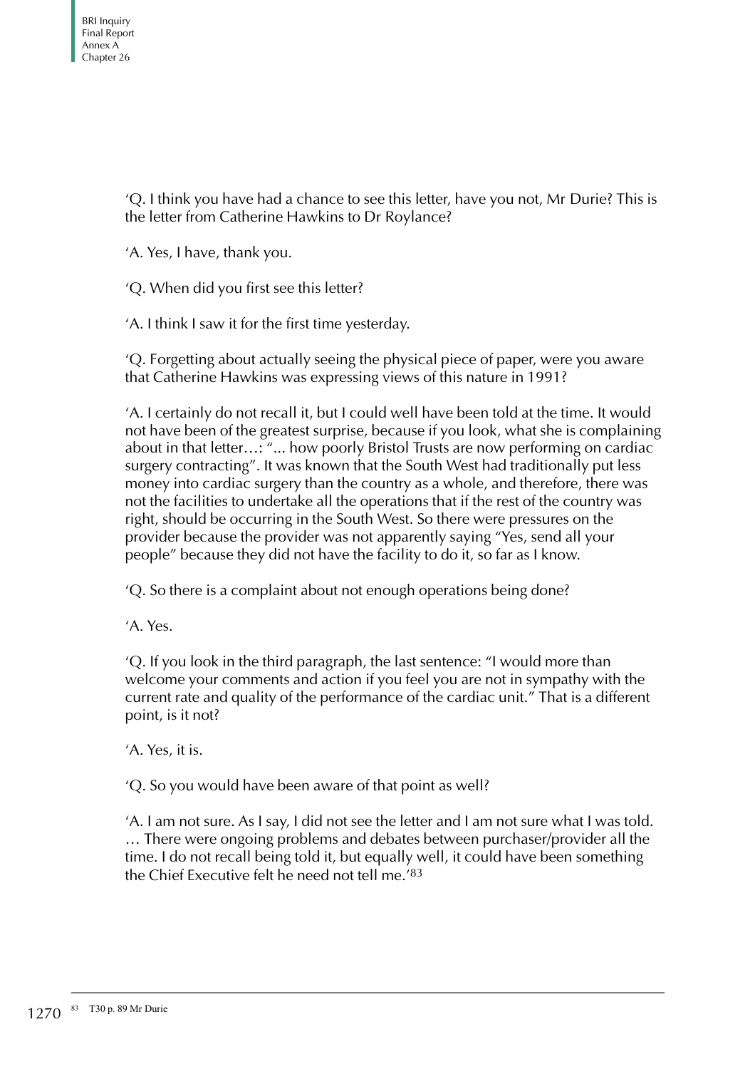'Q. I think you have had a chance to see this letter, have you not, Mr Durie? This is the letter from Catherine Hawkins to Dr Roylance?

'A. Yes, I have, thank you.

'Q. When did you first see this letter?

'A. I think I saw it for the first time yesterday.

'Q. Forgetting about actually seeing the physical piece of paper, were you aware that Catherine Hawkins was expressing views of this nature in 1991?

'A. I certainly do not recall it, but I could well have been told at the time. It would not have been of the greatest surprise, because if you look, what she is complaining about in that letter…: "... how poorly Bristol Trusts are now performing on cardiac surgery contracting". It was known that the South West had traditionally put less money into cardiac surgery than the country as a whole, and therefore, there was not the facilities to undertake all the operations that if the rest of the country was right, should be occurring in the South West. So there were pressures on the provider because the provider was not apparently saying "Yes, send all your people" because they did not have the facility to do it, so far as I know.

'Q. So there is a complaint about not enough operations being done?

'A. Yes.

'Q. If you look in the third paragraph, the last sentence: "I would more than welcome your comments and action if you feel you are not in sympathy with the current rate and quality of the performance of the cardiac unit." That is a different point, is it not?

'A. Yes, it is.

'Q. So you would have been aware of that point as well?

'A. I am not sure. As I say, I did not see the letter and I am not sure what I was told. … There were ongoing problems and debates between purchaser/provider all the time. I do not recall being told it, but equally well, it could have been something the Chief Executive felt he need not tell me.'[83]

[83] T30 p. 89 Mr Durie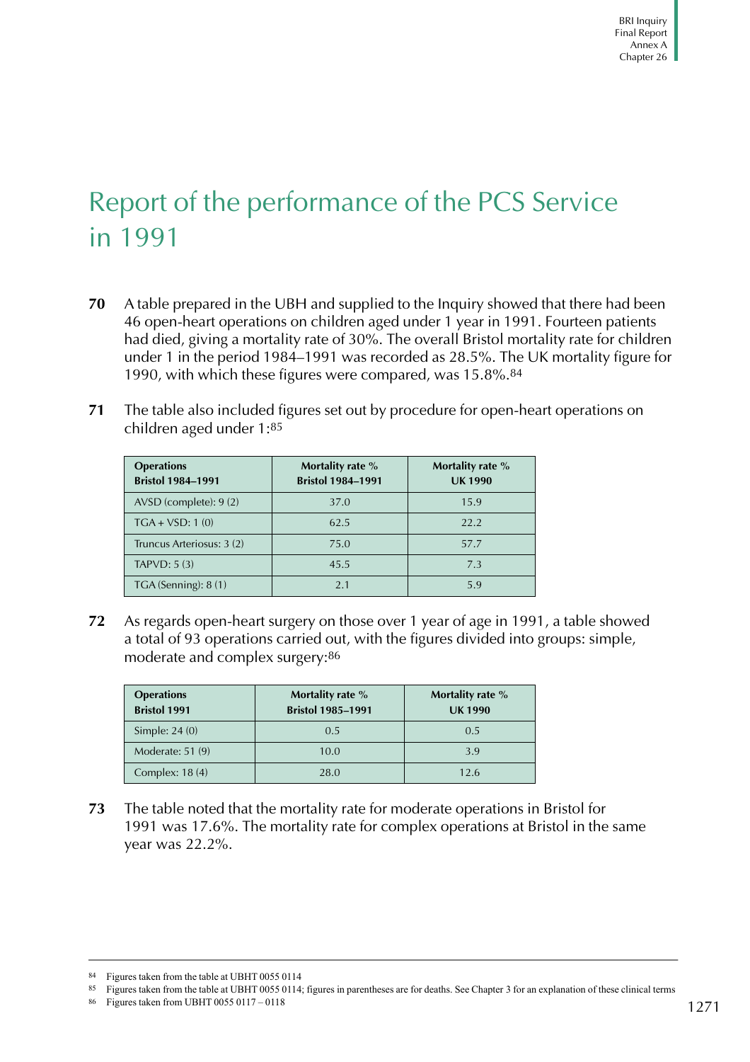# Report of the performance of the PCS Service in 1991

**70** A table prepared in the UBH and supplied to the Inquiry showed that there had been 46 open-heart operations on children aged under 1 year in 1991. Fourteen patients had died, giving a mortality rate of 30%. The overall Bristol mortality rate for children under 1 in the period 1984–1991 was recorded as 28.5%. The UK mortality figure for 1990, with which these figures were compared, was 15.8%.[84]

**71** The table also included figures set out by procedure for open-heart operations on children aged under 1:[85]

| Operations Bristol 1984–1991 | Mortality rate % Bristol 1984–1991 | Mortality rate % UK 1990 |
|---|---|---|
| AVSD (complete): 9 (2) | 37.0 | 15.9 |
| TGA + VSD: 1 (0) | 62.5 | 22.2 |
| Truncus Arteriosus: 3 (2) | 75.0 | 57.7 |
| TAPVD: 5 (3) | 45.5 | 7.3 |
| TGA (Senning): 8 (1) | 2.1 | 5.9 |

**72** As regards open-heart surgery on those over 1 year of age in 1991, a table showed a total of 93 operations carried out, with the figures divided into groups: simple, moderate and complex surgery:[86]

| Operations Bristol 1991 | Mortality rate % Bristol 1985–1991 | Mortality rate % UK 1990 |
|---|---|---|
| Simple: 24 (0) | 0.5 | 0.5 |
| Moderate: 51 (9) | 10.0 | 3.9 |
| Complex: 18 (4) | 28.0 | 12.6 |

**73** The table noted that the mortality rate for moderate operations in Bristol for 1991 was 17.6%. The mortality rate for complex operations at Bristol in the same year was 22.2%.

84 Figures taken from the table at UBHT 0055 0114

85 Figures taken from the table at UBHT 0055 0114; figures in parentheses are for deaths. See Chapter 3 for an explanation of these clinical terms

86 Figures taken from UBHT 0055 0117 – 0118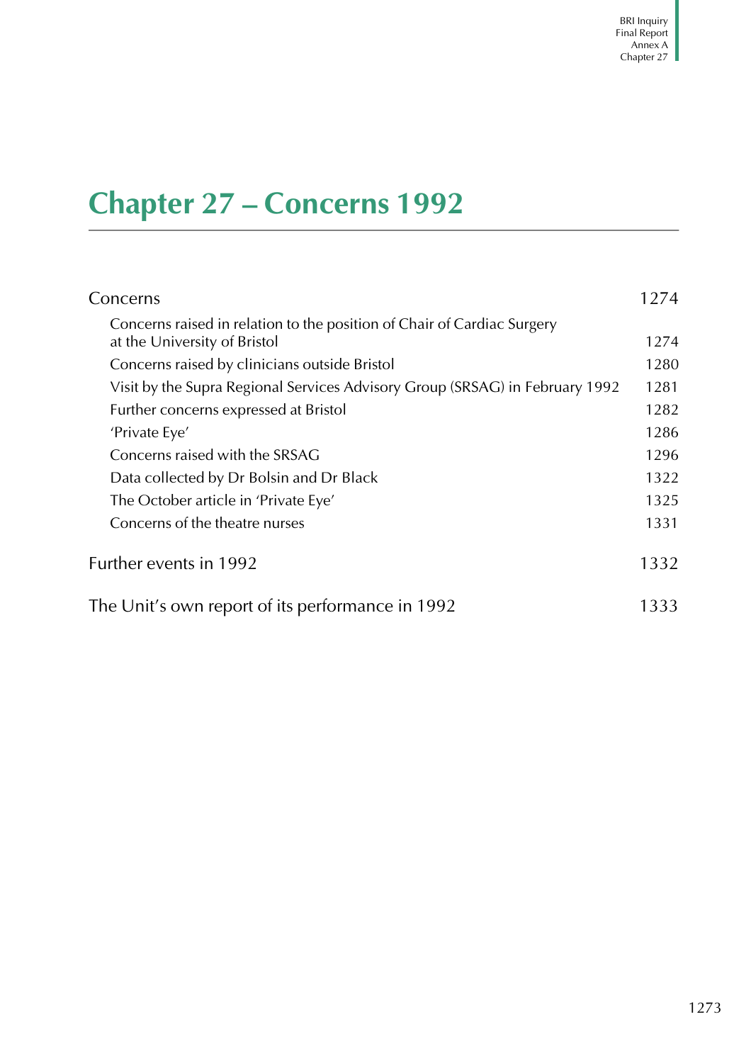# Chapter 27 – Concerns 1992

| | |
|---|---|
| Concerns | 1274 |
| Concerns raised in relation to the position of Chair of Cardiac Surgery at the University of Bristol | 1274 |
| Concerns raised by clinicians outside Bristol | 1280 |
| Visit by the Supra Regional Services Advisory Group (SRSAG) in February 1992 | 1281 |
| Further concerns expressed at Bristol | 1282 |
| 'Private Eye' | 1286 |
| Concerns raised with the SRSAG | 1296 |
| Data collected by Dr Bolsin and Dr Black | 1322 |
| The October article in 'Private Eye' | 1325 |
| Concerns of the theatre nurses | 1331 |
| Further events in 1992 | 1332 |
| The Unit's own report of its performance in 1992 | 1333 |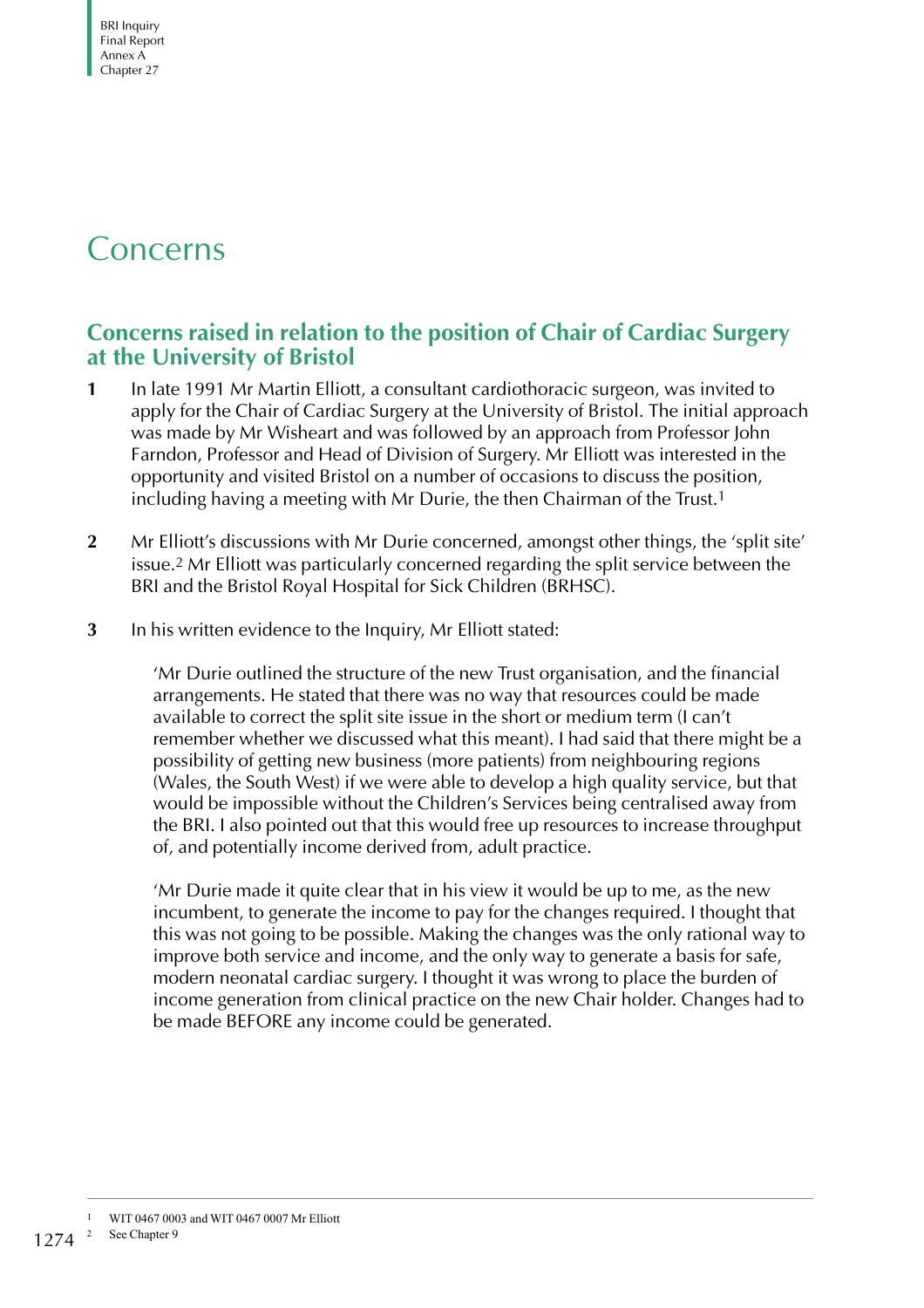# Concerns

## Concerns raised in relation to the position of Chair of Cardiac Surgery at the University of Bristol

**1** In late 1991 Mr Martin Elliott, a consultant cardiothoracic surgeon, was invited to apply for the Chair of Cardiac Surgery at the University of Bristol. The initial approach was made by Mr Wisheart and was followed by an approach from Professor John Farndon, Professor and Head of Division of Surgery. Mr Elliott was interested in the opportunity and visited Bristol on a number of occasions to discuss the position, including having a meeting with Mr Durie, the then Chairman of the Trust.[1]

**2** Mr Elliott's discussions with Mr Durie concerned, amongst other things, the 'split site' issue.[2] Mr Elliott was particularly concerned regarding the split service between the BRI and the Bristol Royal Hospital for Sick Children (BRHSC).

**3** In his written evidence to the Inquiry, Mr Elliott stated:

> 'Mr Durie outlined the structure of the new Trust organisation, and the financial arrangements. He stated that there was no way that resources could be made available to correct the split site issue in the short or medium term (I can't remember whether we discussed what this meant). I had said that there might be a possibility of getting new business (more patients) from neighbouring regions (Wales, the South West) if we were able to develop a high quality service, but that would be impossible without the Children's Services being centralised away from the BRI. I also pointed out that this would free up resources to increase throughput of, and potentially income derived from, adult practice.
>
> 'Mr Durie made it quite clear that in his view it would be up to me, as the new incumbent, to generate the income to pay for the changes required. I thought that this was not going to be possible. Making the changes was the only rational way to improve both service and income, and the only way to generate a basis for safe, modern neonatal cardiac surgery. I thought it was wrong to place the burden of income generation from clinical practice on the new Chair holder. Changes had to be made BEFORE any income could be generated.

---

1 WIT 0467 0003 and WIT 0467 0007 Mr Elliott

2 See Chapter 9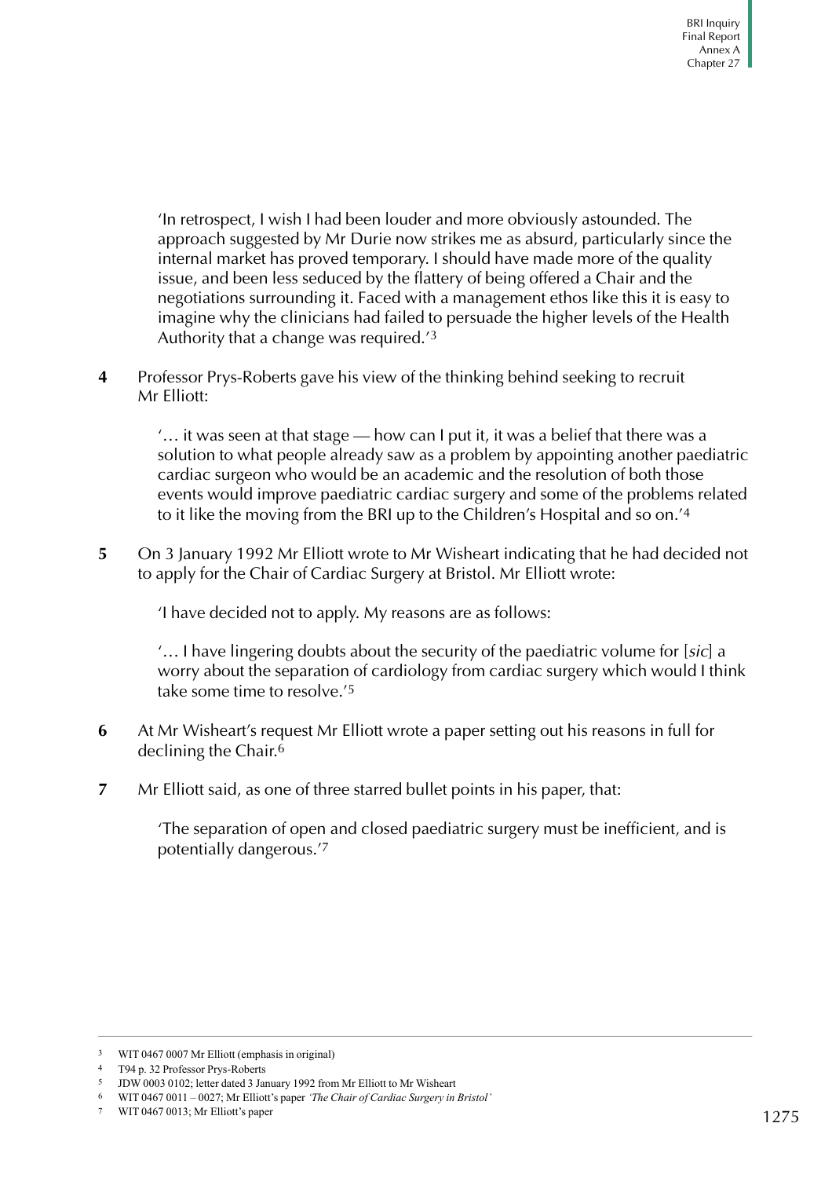'In retrospect, I wish I had been louder and more obviously astounded. The approach suggested by Mr Durie now strikes me as absurd, particularly since the internal market has proved temporary. I should have made more of the quality issue, and been less seduced by the flattery of being offered a Chair and the negotiations surrounding it. Faced with a management ethos like this it is easy to imagine why the clinicians had failed to persuade the higher levels of the Health Authority that a change was required.'[3]

**4** Professor Prys-Roberts gave his view of the thinking behind seeking to recruit Mr Elliott:

> '… it was seen at that stage — how can I put it, it was a belief that there was a solution to what people already saw as a problem by appointing another paediatric cardiac surgeon who would be an academic and the resolution of both those events would improve paediatric cardiac surgery and some of the problems related to it like the moving from the BRI up to the Children's Hospital and so on.'[4]

**5** On 3 January 1992 Mr Elliott wrote to Mr Wisheart indicating that he had decided not to apply for the Chair of Cardiac Surgery at Bristol. Mr Elliott wrote:

> 'I have decided not to apply. My reasons are as follows:
>
> '… I have lingering doubts about the security of the paediatric volume for [*sic*] a worry about the separation of cardiology from cardiac surgery which would I think take some time to resolve.'[5]

**6** At Mr Wisheart's request Mr Elliott wrote a paper setting out his reasons in full for declining the Chair.[6]

**7** Mr Elliott said, as one of three starred bullet points in his paper, that:

> 'The separation of open and closed paediatric surgery must be inefficient, and is potentially dangerous.'[7]

---

3 WIT 0467 0007 Mr Elliott (emphasis in original)

4 T94 p. 32 Professor Prys-Roberts

5 JDW 0003 0102; letter dated 3 January 1992 from Mr Elliott to Mr Wisheart

6 WIT 0467 0011 – 0027; Mr Elliott's paper *'The Chair of Cardiac Surgery in Bristol'*

7 WIT 0467 0013; Mr Elliott's paper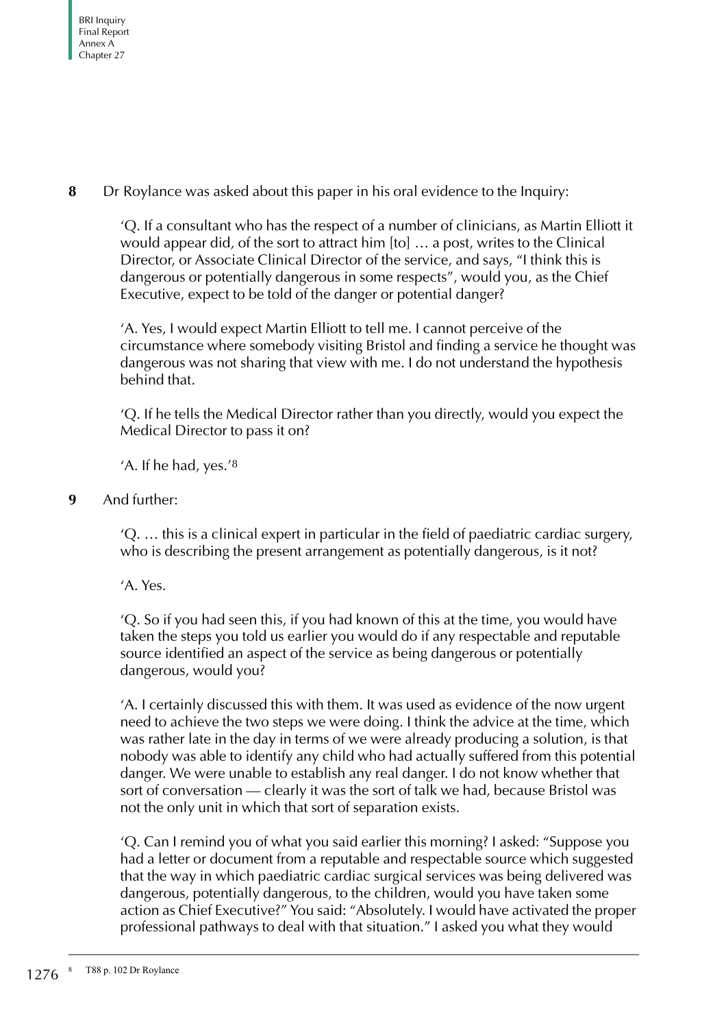**8** Dr Roylance was asked about this paper in his oral evidence to the Inquiry:

> 'Q. If a consultant who has the respect of a number of clinicians, as Martin Elliott it would appear did, of the sort to attract him [to] … a post, writes to the Clinical Director, or Associate Clinical Director of the service, and says, "I think this is dangerous or potentially dangerous in some respects", would you, as the Chief Executive, expect to be told of the danger or potential danger?
>
> 'A. Yes, I would expect Martin Elliott to tell me. I cannot perceive of the circumstance where somebody visiting Bristol and finding a service he thought was dangerous was not sharing that view with me. I do not understand the hypothesis behind that.
>
> 'Q. If he tells the Medical Director rather than you directly, would you expect the Medical Director to pass it on?
>
> 'A. If he had, yes.'[8]

**9** And further:

> 'Q. … this is a clinical expert in particular in the field of paediatric cardiac surgery, who is describing the present arrangement as potentially dangerous, is it not?
>
> 'A. Yes.
>
> 'Q. So if you had seen this, if you had known of this at the time, you would have taken the steps you told us earlier you would do if any respectable and reputable source identified an aspect of the service as being dangerous or potentially dangerous, would you?
>
> 'A. I certainly discussed this with them. It was used as evidence of the now urgent need to achieve the two steps we were doing. I think the advice at the time, which was rather late in the day in terms of we were already producing a solution, is that nobody was able to identify any child who had actually suffered from this potential danger. We were unable to establish any real danger. I do not know whether that sort of conversation — clearly it was the sort of talk we had, because Bristol was not the only unit in which that sort of separation exists.
>
> 'Q. Can I remind you of what you said earlier this morning? I asked: "Suppose you had a letter or document from a reputable and respectable source which suggested that the way in which paediatric cardiac surgical services was being delivered was dangerous, potentially dangerous, to the children, would you have taken some action as Chief Executive?" You said: "Absolutely. I would have activated the proper professional pathways to deal with that situation." I asked you what they would

[8] T88 p. 102 Dr Roylance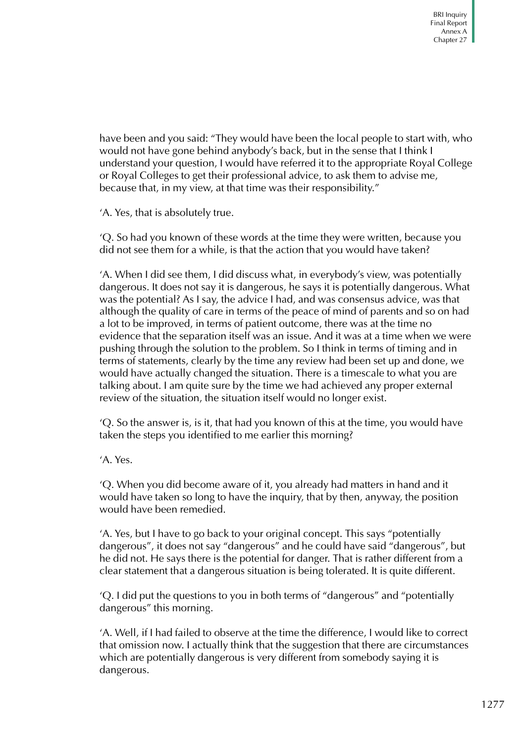have been and you said: "They would have been the local people to start with, who would not have gone behind anybody's back, but in the sense that I think I understand your question, I would have referred it to the appropriate Royal College or Royal Colleges to get their professional advice, to ask them to advise me, because that, in my view, at that time was their responsibility."

'A. Yes, that is absolutely true.

'Q. So had you known of these words at the time they were written, because you did not see them for a while, is that the action that you would have taken?

'A. When I did see them, I did discuss what, in everybody's view, was potentially dangerous. It does not say it is dangerous, he says it is potentially dangerous. What was the potential? As I say, the advice I had, and was consensus advice, was that although the quality of care in terms of the peace of mind of parents and so on had a lot to be improved, in terms of patient outcome, there was at the time no evidence that the separation itself was an issue. And it was at a time when we were pushing through the solution to the problem. So I think in terms of timing and in terms of statements, clearly by the time any review had been set up and done, we would have actually changed the situation. There is a timescale to what you are talking about. I am quite sure by the time we had achieved any proper external review of the situation, the situation itself would no longer exist.

'Q. So the answer is, is it, that had you known of this at the time, you would have taken the steps you identified to me earlier this morning?

'A. Yes.

'Q. When you did become aware of it, you already had matters in hand and it would have taken so long to have the inquiry, that by then, anyway, the position would have been remedied.

'A. Yes, but I have to go back to your original concept. This says "potentially dangerous", it does not say "dangerous" and he could have said "dangerous", but he did not. He says there is the potential for danger. That is rather different from a clear statement that a dangerous situation is being tolerated. It is quite different.

'Q. I did put the questions to you in both terms of "dangerous" and "potentially dangerous" this morning.

'A. Well, if I had failed to observe at the time the difference, I would like to correct that omission now. I actually think that the suggestion that there are circumstances which are potentially dangerous is very different from somebody saying it is dangerous.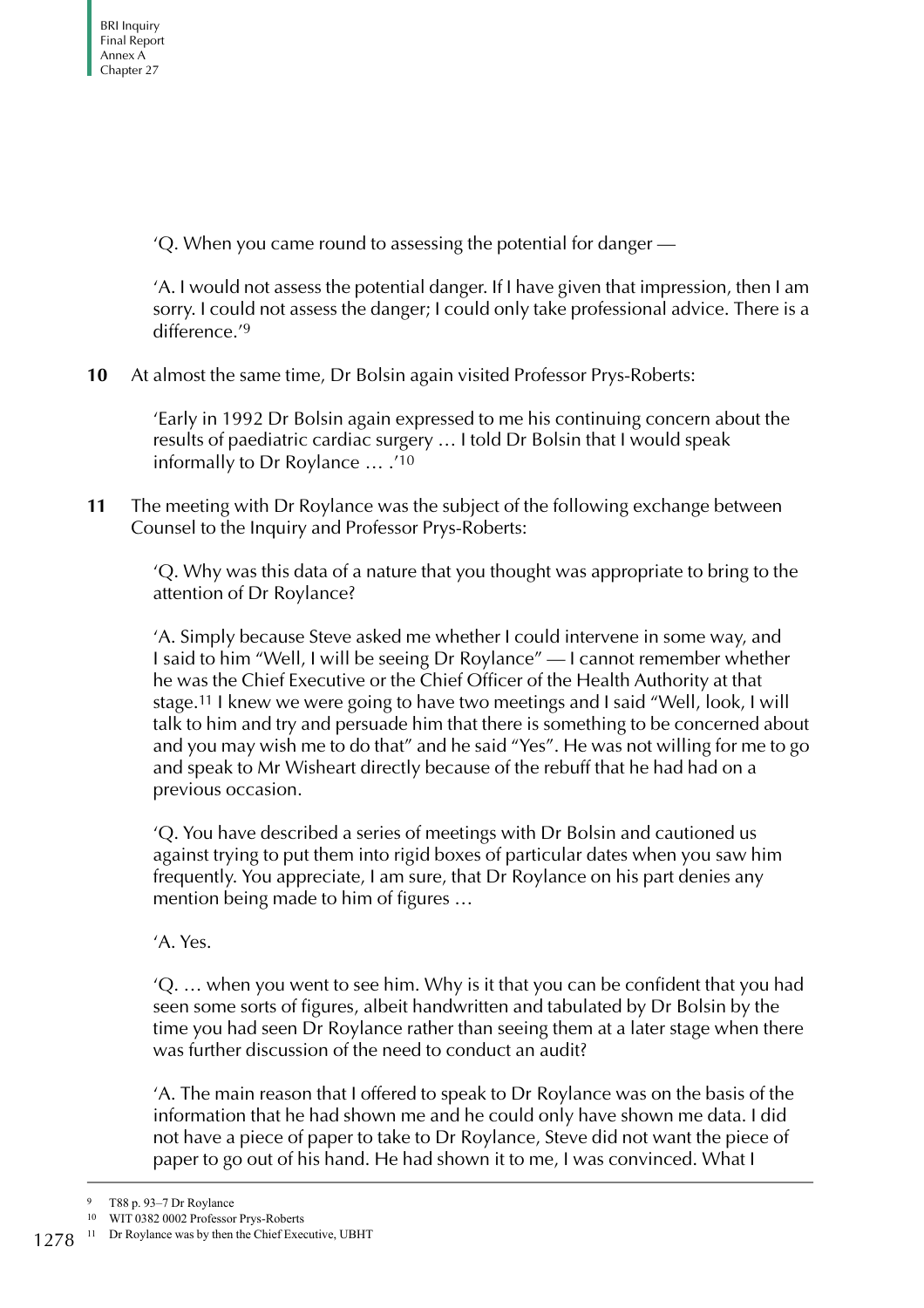'Q. When you came round to assessing the potential for danger —

'A. I would not assess the potential danger. If I have given that impression, then I am sorry. I could not assess the danger; I could only take professional advice. There is a difference.'[9]

**10** At almost the same time, Dr Bolsin again visited Professor Prys-Roberts:

'Early in 1992 Dr Bolsin again expressed to me his continuing concern about the results of paediatric cardiac surgery … I told Dr Bolsin that I would speak informally to Dr Roylance … .'[10]

**11** The meeting with Dr Roylance was the subject of the following exchange between Counsel to the Inquiry and Professor Prys-Roberts:

'Q. Why was this data of a nature that you thought was appropriate to bring to the attention of Dr Roylance?

'A. Simply because Steve asked me whether I could intervene in some way, and I said to him "Well, I will be seeing Dr Roylance" — I cannot remember whether he was the Chief Executive or the Chief Officer of the Health Authority at that stage.[11] I knew we were going to have two meetings and I said "Well, look, I will talk to him and try and persuade him that there is something to be concerned about and you may wish me to do that" and he said "Yes". He was not willing for me to go and speak to Mr Wisheart directly because of the rebuff that he had had on a previous occasion.

'Q. You have described a series of meetings with Dr Bolsin and cautioned us against trying to put them into rigid boxes of particular dates when you saw him frequently. You appreciate, I am sure, that Dr Roylance on his part denies any mention being made to him of figures …

'A. Yes.

'Q. … when you went to see him. Why is it that you can be confident that you had seen some sorts of figures, albeit handwritten and tabulated by Dr Bolsin by the time you had seen Dr Roylance rather than seeing them at a later stage when there was further discussion of the need to conduct an audit?

'A. The main reason that I offered to speak to Dr Roylance was on the basis of the information that he had shown me and he could only have shown me data. I did not have a piece of paper to take to Dr Roylance, Steve did not want the piece of paper to go out of his hand. He had shown it to me, I was convinced. What I

---

[9] T88 p. 93–7 Dr Roylance

[10] WIT 0382 0002 Professor Prys-Roberts

[11] Dr Roylance was by then the Chief Executive, UBHT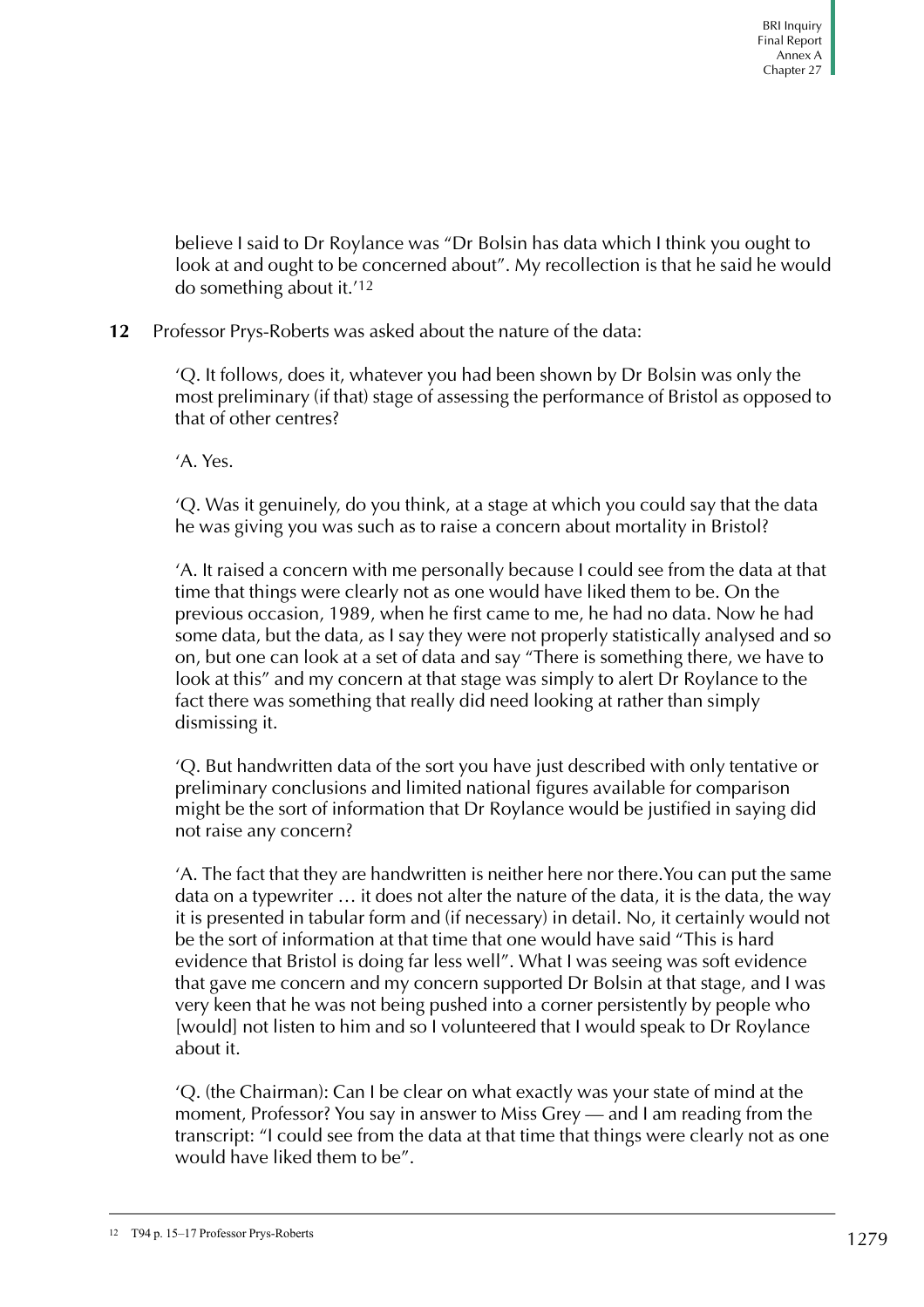believe I said to Dr Roylance was "Dr Bolsin has data which I think you ought to look at and ought to be concerned about". My recollection is that he said he would do something about it.'[12]

**12** Professor Prys-Roberts was asked about the nature of the data:

> 'Q. It follows, does it, whatever you had been shown by Dr Bolsin was only the most preliminary (if that) stage of assessing the performance of Bristol as opposed to that of other centres?
>
> 'A. Yes.
>
> 'Q. Was it genuinely, do you think, at a stage at which you could say that the data he was giving you was such as to raise a concern about mortality in Bristol?
>
> 'A. It raised a concern with me personally because I could see from the data at that time that things were clearly not as one would have liked them to be. On the previous occasion, 1989, when he first came to me, he had no data. Now he had some data, but the data, as I say they were not properly statistically analysed and so on, but one can look at a set of data and say "There is something there, we have to look at this" and my concern at that stage was simply to alert Dr Roylance to the fact there was something that really did need looking at rather than simply dismissing it.
>
> 'Q. But handwritten data of the sort you have just described with only tentative or preliminary conclusions and limited national figures available for comparison might be the sort of information that Dr Roylance would be justified in saying did not raise any concern?
>
> 'A. The fact that they are handwritten is neither here nor there.You can put the same data on a typewriter … it does not alter the nature of the data, it is the data, the way it is presented in tabular form and (if necessary) in detail. No, it certainly would not be the sort of information at that time that one would have said "This is hard evidence that Bristol is doing far less well". What I was seeing was soft evidence that gave me concern and my concern supported Dr Bolsin at that stage, and I was very keen that he was not being pushed into a corner persistently by people who [would] not listen to him and so I volunteered that I would speak to Dr Roylance about it.
>
> 'Q. (the Chairman): Can I be clear on what exactly was your state of mind at the moment, Professor? You say in answer to Miss Grey — and I am reading from the transcript: "I could see from the data at that time that things were clearly not as one would have liked them to be".

[12] T94 p. 15–17 Professor Prys-Roberts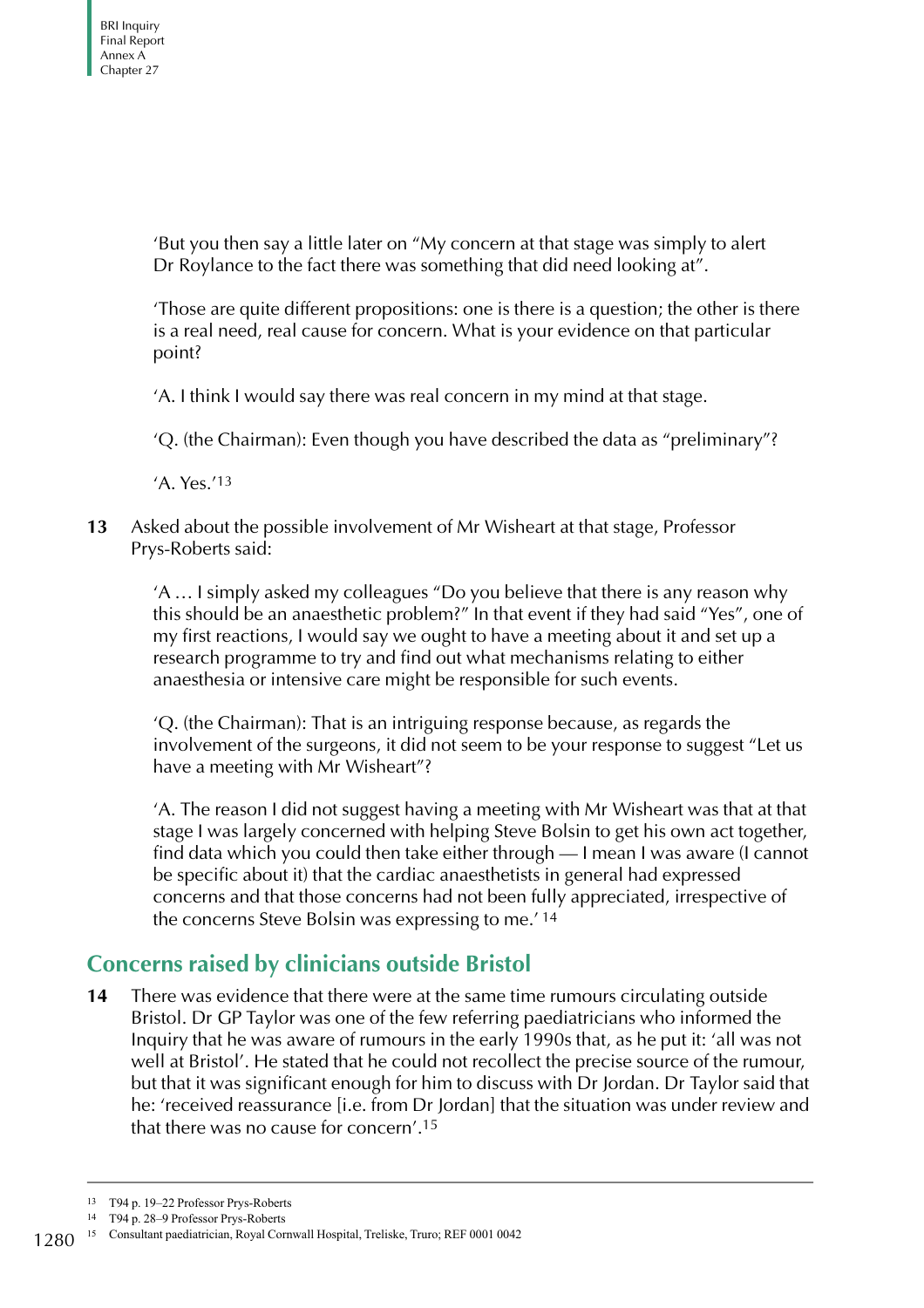'But you then say a little later on "My concern at that stage was simply to alert Dr Roylance to the fact there was something that did need looking at".

'Those are quite different propositions: one is there is a question; the other is there is a real need, real cause for concern. What is your evidence on that particular point?

'A. I think I would say there was real concern in my mind at that stage.

'Q. (the Chairman): Even though you have described the data as "preliminary"?

'A. Yes.'[13]

**13** Asked about the possible involvement of Mr Wisheart at that stage, Professor Prys-Roberts said:

'A … I simply asked my colleagues "Do you believe that there is any reason why this should be an anaesthetic problem?" In that event if they had said "Yes", one of my first reactions, I would say we ought to have a meeting about it and set up a research programme to try and find out what mechanisms relating to either anaesthesia or intensive care might be responsible for such events.

'Q. (the Chairman): That is an intriguing response because, as regards the involvement of the surgeons, it did not seem to be your response to suggest "Let us have a meeting with Mr Wisheart"?

'A. The reason I did not suggest having a meeting with Mr Wisheart was that at that stage I was largely concerned with helping Steve Bolsin to get his own act together, find data which you could then take either through — I mean I was aware (I cannot be specific about it) that the cardiac anaesthetists in general had expressed concerns and that those concerns had not been fully appreciated, irrespective of the concerns Steve Bolsin was expressing to me.'[14]

## Concerns raised by clinicians outside Bristol

**14** There was evidence that there were at the same time rumours circulating outside Bristol. Dr GP Taylor was one of the few referring paediatricians who informed the Inquiry that he was aware of rumours in the early 1990s that, as he put it: 'all was not well at Bristol'. He stated that he could not recollect the precise source of the rumour, but that it was significant enough for him to discuss with Dr Jordan. Dr Taylor said that he: 'received reassurance [i.e. from Dr Jordan] that the situation was under review and that there was no cause for concern'.[15]

---

13 T94 p. 19–22 Professor Prys-Roberts

14 T94 p. 28–9 Professor Prys-Roberts

15 Consultant paediatrician, Royal Cornwall Hospital, Treliske, Truro; REF 0001 0042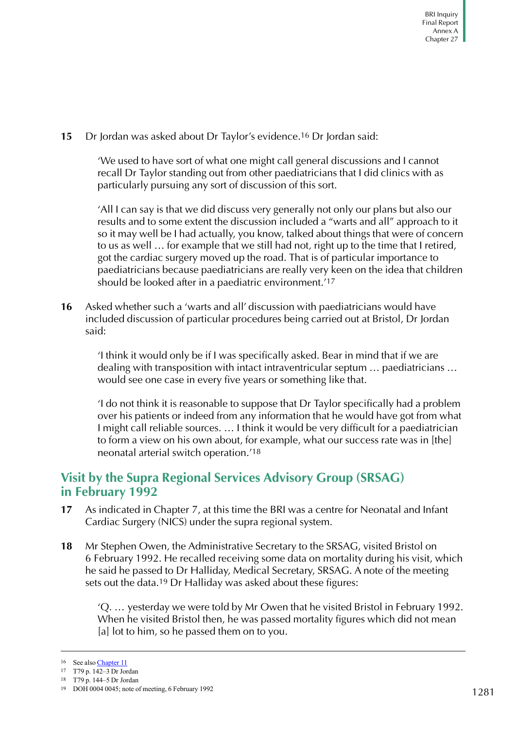15 Dr Jordan was asked about Dr Taylor's evidence.[16] Dr Jordan said:

> 'We used to have sort of what one might call general discussions and I cannot recall Dr Taylor standing out from other paediatricians that I did clinics with as particularly pursuing any sort of discussion of this sort.
>
> 'All I can say is that we did discuss very generally not only our plans but also our results and to some extent the discussion included a "warts and all" approach to it so it may well be I had actually, you know, talked about things that were of concern to us as well … for example that we still had not, right up to the time that I retired, got the cardiac surgery moved up the road. That is of particular importance to paediatricians because paediatricians are really very keen on the idea that children should be looked after in a paediatric environment.'[17]

16 Asked whether such a 'warts and all' discussion with paediatricians would have included discussion of particular procedures being carried out at Bristol, Dr Jordan said:

> 'I think it would only be if I was specifically asked. Bear in mind that if we are dealing with transposition with intact intraventricular septum … paediatricians … would see one case in every five years or something like that.
>
> 'I do not think it is reasonable to suppose that Dr Taylor specifically had a problem over his patients or indeed from any information that he would have got from what I might call reliable sources. … I think it would be very difficult for a paediatrician to form a view on his own about, for example, what our success rate was in [the] neonatal arterial switch operation.'[18]

## Visit by the Supra Regional Services Advisory Group (SRSAG) in February 1992

17 As indicated in Chapter 7, at this time the BRI was a centre for Neonatal and Infant Cardiac Surgery (NICS) under the supra regional system.

18 Mr Stephen Owen, the Administrative Secretary to the SRSAG, visited Bristol on 6 February 1992. He recalled receiving some data on mortality during his visit, which he said he passed to Dr Halliday, Medical Secretary, SRSAG. A note of the meeting sets out the data.[19] Dr Halliday was asked about these figures:

> 'Q. … yesterday we were told by Mr Owen that he visited Bristol in February 1992. When he visited Bristol then, he was passed mortality figures which did not mean [a] lot to him, so he passed them on to you.

---

16 See also Chapter 11

17 T79 p. 142–3 Dr Jordan

18 T79 p. 144–5 Dr Jordan

19 DOH 0004 0045; note of meeting, 6 February 1992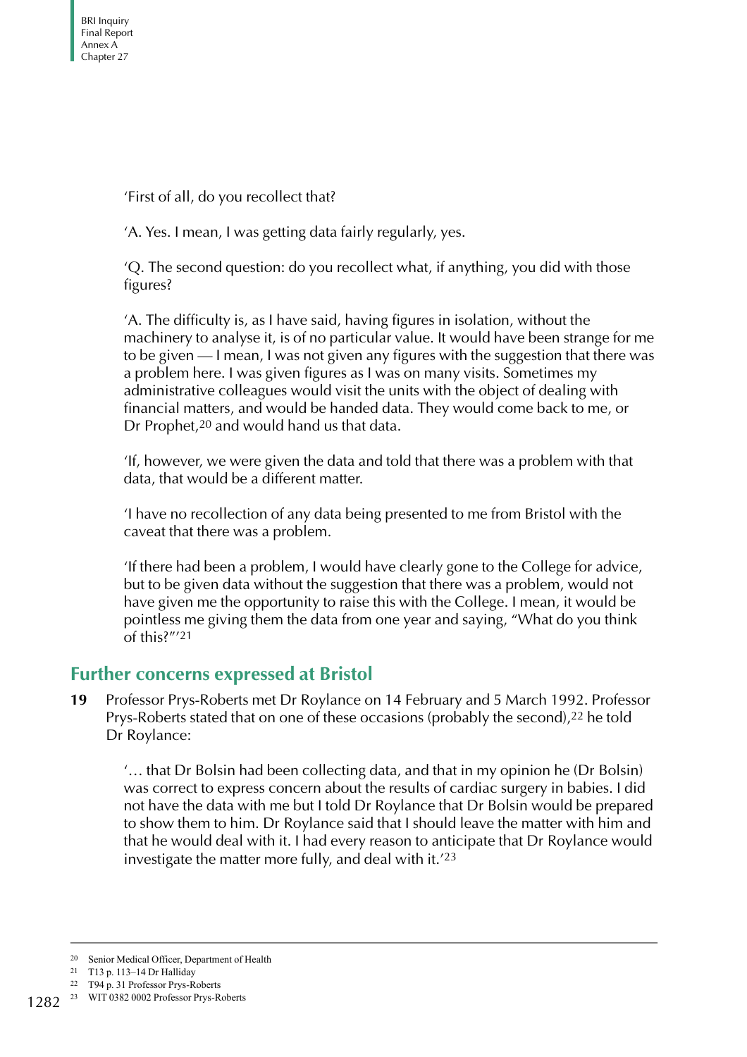'First of all, do you recollect that?

'A. Yes. I mean, I was getting data fairly regularly, yes.

'Q. The second question: do you recollect what, if anything, you did with those figures?

'A. The difficulty is, as I have said, having figures in isolation, without the machinery to analyse it, is of no particular value. It would have been strange for me to be given — I mean, I was not given any figures with the suggestion that there was a problem here. I was given figures as I was on many visits. Sometimes my administrative colleagues would visit the units with the object of dealing with financial matters, and would be handed data. They would come back to me, or Dr Prophet,[20] and would hand us that data.

'If, however, we were given the data and told that there was a problem with that data, that would be a different matter.

'I have no recollection of any data being presented to me from Bristol with the caveat that there was a problem.

'If there had been a problem, I would have clearly gone to the College for advice, but to be given data without the suggestion that there was a problem, would not have given me the opportunity to raise this with the College. I mean, it would be pointless me giving them the data from one year and saying, "What do you think of this?"'[21]

## Further concerns expressed at Bristol

**19** Professor Prys-Roberts met Dr Roylance on 14 February and 5 March 1992. Professor Prys-Roberts stated that on one of these occasions (probably the second),[22] he told Dr Roylance:

> '… that Dr Bolsin had been collecting data, and that in my opinion he (Dr Bolsin) was correct to express concern about the results of cardiac surgery in babies. I did not have the data with me but I told Dr Roylance that Dr Bolsin would be prepared to show them to him. Dr Roylance said that I should leave the matter with him and that he would deal with it. I had every reason to anticipate that Dr Roylance would investigate the matter more fully, and deal with it.'[23]

---

20 Senior Medical Officer, Department of Health

21 T13 p. 113–14 Dr Halliday

22 T94 p. 31 Professor Prys-Roberts

23 WIT 0382 0002 Professor Prys-Roberts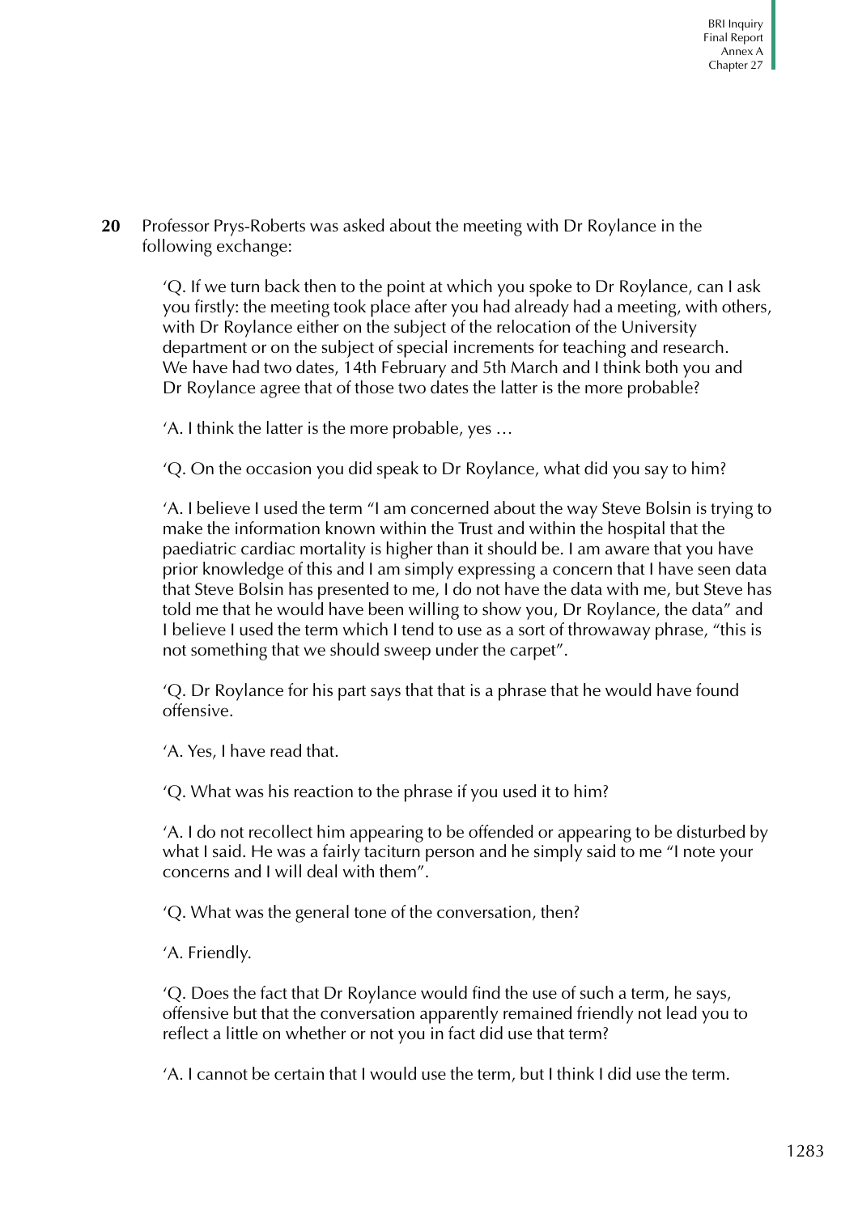**20** Professor Prys-Roberts was asked about the meeting with Dr Roylance in the following exchange:

> 'Q. If we turn back then to the point at which you spoke to Dr Roylance, can I ask you firstly: the meeting took place after you had already had a meeting, with others, with Dr Roylance either on the subject of the relocation of the University department or on the subject of special increments for teaching and research. We have had two dates, 14th February and 5th March and I think both you and Dr Roylance agree that of those two dates the latter is the more probable?
>
> 'A. I think the latter is the more probable, yes …
>
> 'Q. On the occasion you did speak to Dr Roylance, what did you say to him?
>
> 'A. I believe I used the term "I am concerned about the way Steve Bolsin is trying to make the information known within the Trust and within the hospital that the paediatric cardiac mortality is higher than it should be. I am aware that you have prior knowledge of this and I am simply expressing a concern that I have seen data that Steve Bolsin has presented to me, I do not have the data with me, but Steve has told me that he would have been willing to show you, Dr Roylance, the data" and I believe I used the term which I tend to use as a sort of throwaway phrase, "this is not something that we should sweep under the carpet".
>
> 'Q. Dr Roylance for his part says that that is a phrase that he would have found offensive.
>
> 'A. Yes, I have read that.
>
> 'Q. What was his reaction to the phrase if you used it to him?
>
> 'A. I do not recollect him appearing to be offended or appearing to be disturbed by what I said. He was a fairly taciturn person and he simply said to me "I note your concerns and I will deal with them".
>
> 'Q. What was the general tone of the conversation, then?
>
> 'A. Friendly.
>
> 'Q. Does the fact that Dr Roylance would find the use of such a term, he says, offensive but that the conversation apparently remained friendly not lead you to reflect a little on whether or not you in fact did use that term?
>
> 'A. I cannot be certain that I would use the term, but I think I did use the term.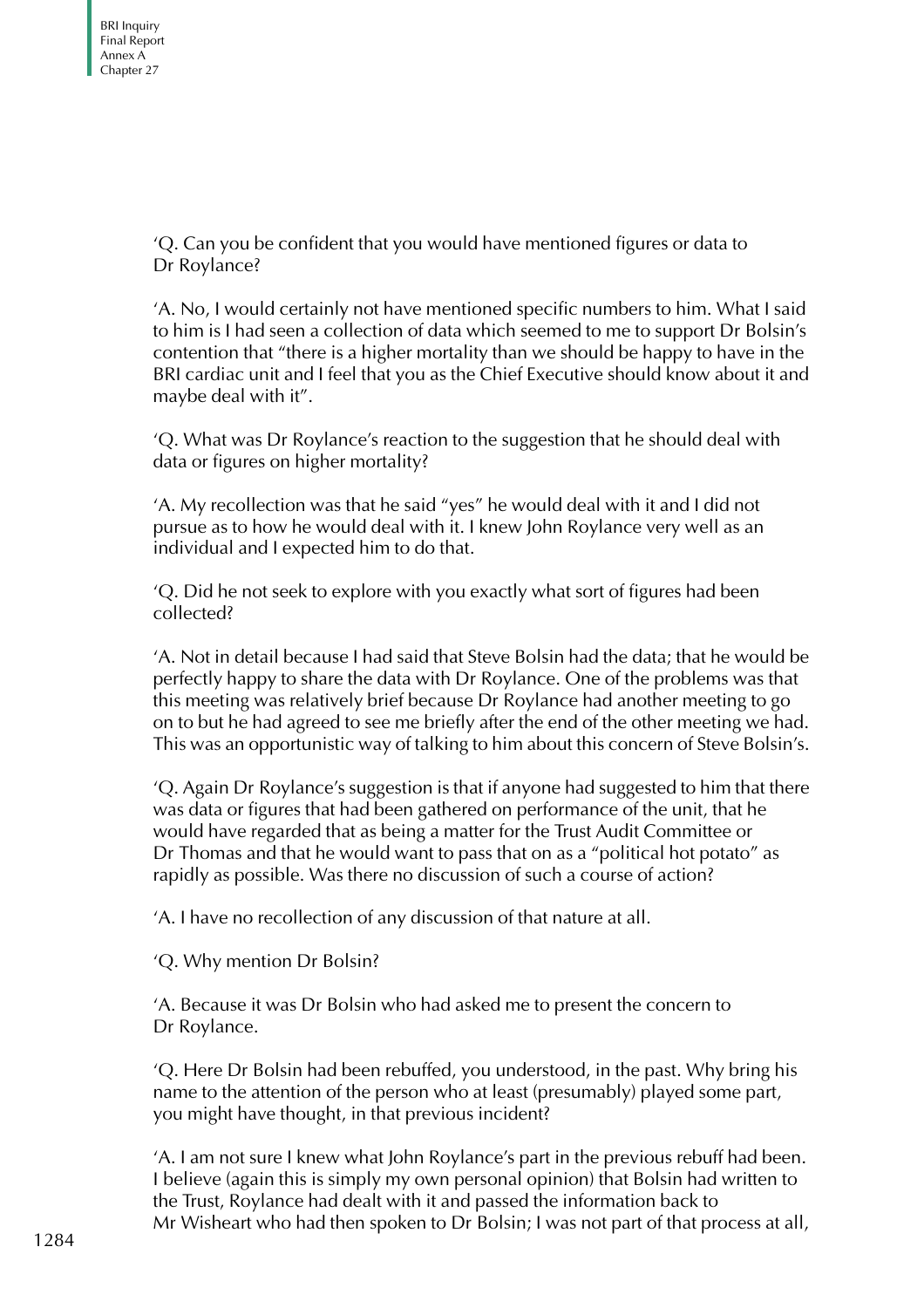'Q. Can you be confident that you would have mentioned figures or data to Dr Roylance?

'A. No, I would certainly not have mentioned specific numbers to him. What I said to him is I had seen a collection of data which seemed to me to support Dr Bolsin's contention that "there is a higher mortality than we should be happy to have in the BRI cardiac unit and I feel that you as the Chief Executive should know about it and maybe deal with it".

'Q. What was Dr Roylance's reaction to the suggestion that he should deal with data or figures on higher mortality?

'A. My recollection was that he said "yes" he would deal with it and I did not pursue as to how he would deal with it. I knew John Roylance very well as an individual and I expected him to do that.

'Q. Did he not seek to explore with you exactly what sort of figures had been collected?

'A. Not in detail because I had said that Steve Bolsin had the data; that he would be perfectly happy to share the data with Dr Roylance. One of the problems was that this meeting was relatively brief because Dr Roylance had another meeting to go on to but he had agreed to see me briefly after the end of the other meeting we had. This was an opportunistic way of talking to him about this concern of Steve Bolsin's.

'Q. Again Dr Roylance's suggestion is that if anyone had suggested to him that there was data or figures that had been gathered on performance of the unit, that he would have regarded that as being a matter for the Trust Audit Committee or Dr Thomas and that he would want to pass that on as a "political hot potato" as rapidly as possible. Was there no discussion of such a course of action?

'A. I have no recollection of any discussion of that nature at all.

'Q. Why mention Dr Bolsin?

'A. Because it was Dr Bolsin who had asked me to present the concern to Dr Roylance.

'Q. Here Dr Bolsin had been rebuffed, you understood, in the past. Why bring his name to the attention of the person who at least (presumably) played some part, you might have thought, in that previous incident?

'A. I am not sure I knew what John Roylance's part in the previous rebuff had been. I believe (again this is simply my own personal opinion) that Bolsin had written to the Trust, Roylance had dealt with it and passed the information back to Mr Wisheart who had then spoken to Dr Bolsin; I was not part of that process at all,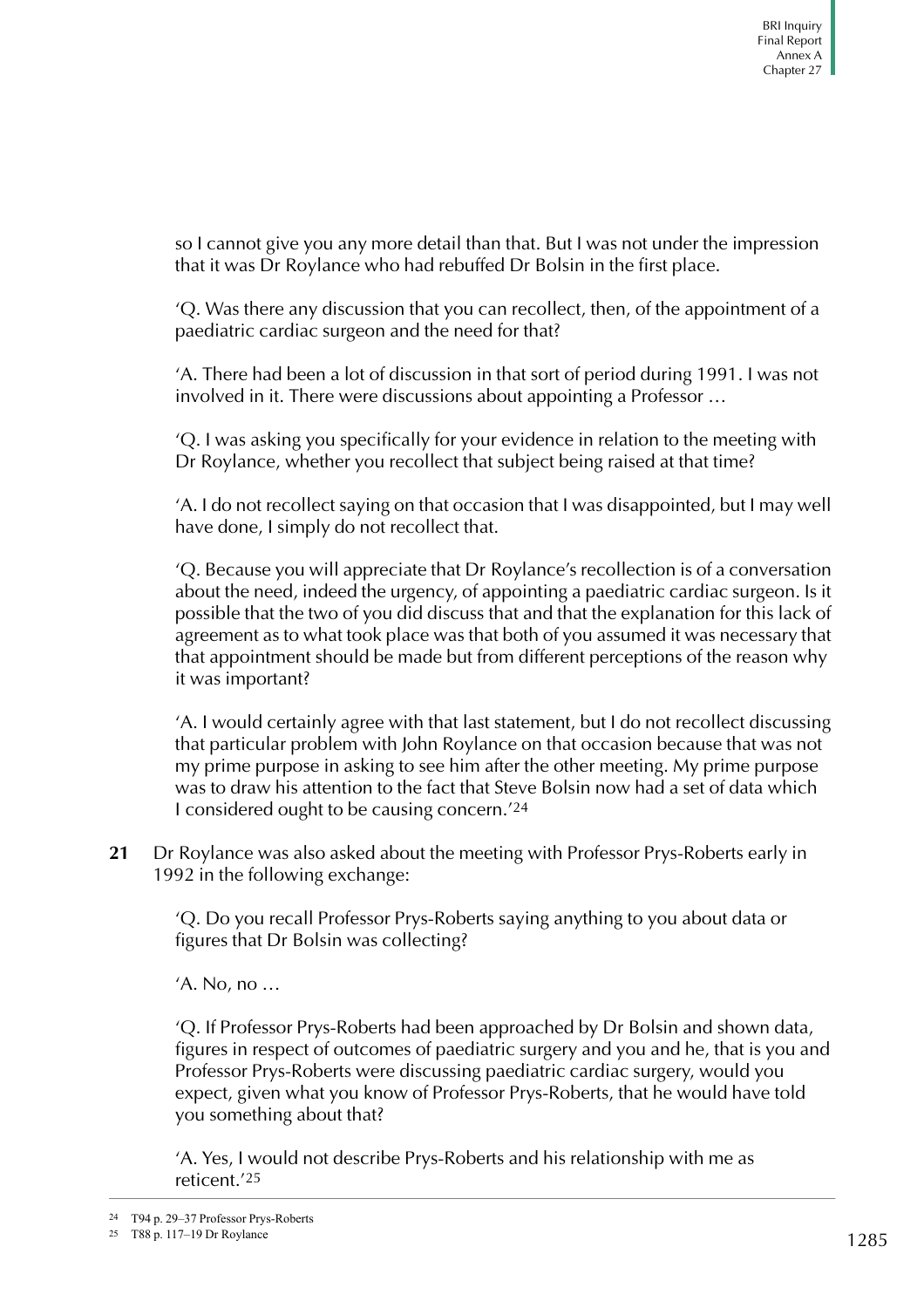so I cannot give you any more detail than that. But I was not under the impression that it was Dr Roylance who had rebuffed Dr Bolsin in the first place.

'Q. Was there any discussion that you can recollect, then, of the appointment of a paediatric cardiac surgeon and the need for that?

'A. There had been a lot of discussion in that sort of period during 1991. I was not involved in it. There were discussions about appointing a Professor …

'Q. I was asking you specifically for your evidence in relation to the meeting with Dr Roylance, whether you recollect that subject being raised at that time?

'A. I do not recollect saying on that occasion that I was disappointed, but I may well have done, I simply do not recollect that.

'Q. Because you will appreciate that Dr Roylance's recollection is of a conversation about the need, indeed the urgency, of appointing a paediatric cardiac surgeon. Is it possible that the two of you did discuss that and that the explanation for this lack of agreement as to what took place was that both of you assumed it was necessary that that appointment should be made but from different perceptions of the reason why it was important?

'A. I would certainly agree with that last statement, but I do not recollect discussing that particular problem with John Roylance on that occasion because that was not my prime purpose in asking to see him after the other meeting. My prime purpose was to draw his attention to the fact that Steve Bolsin now had a set of data which I considered ought to be causing concern.'[24]

**21** Dr Roylance was also asked about the meeting with Professor Prys-Roberts early in 1992 in the following exchange:

'Q. Do you recall Professor Prys-Roberts saying anything to you about data or figures that Dr Bolsin was collecting?

'A. No, no …

'Q. If Professor Prys-Roberts had been approached by Dr Bolsin and shown data, figures in respect of outcomes of paediatric surgery and you and he, that is you and Professor Prys-Roberts were discussing paediatric cardiac surgery, would you expect, given what you know of Professor Prys-Roberts, that he would have told you something about that?

'A. Yes, I would not describe Prys-Roberts and his relationship with me as reticent.'[25]

---

[24] T94 p. 29–37 Professor Prys-Roberts

[25] T88 p. 117–19 Dr Roylance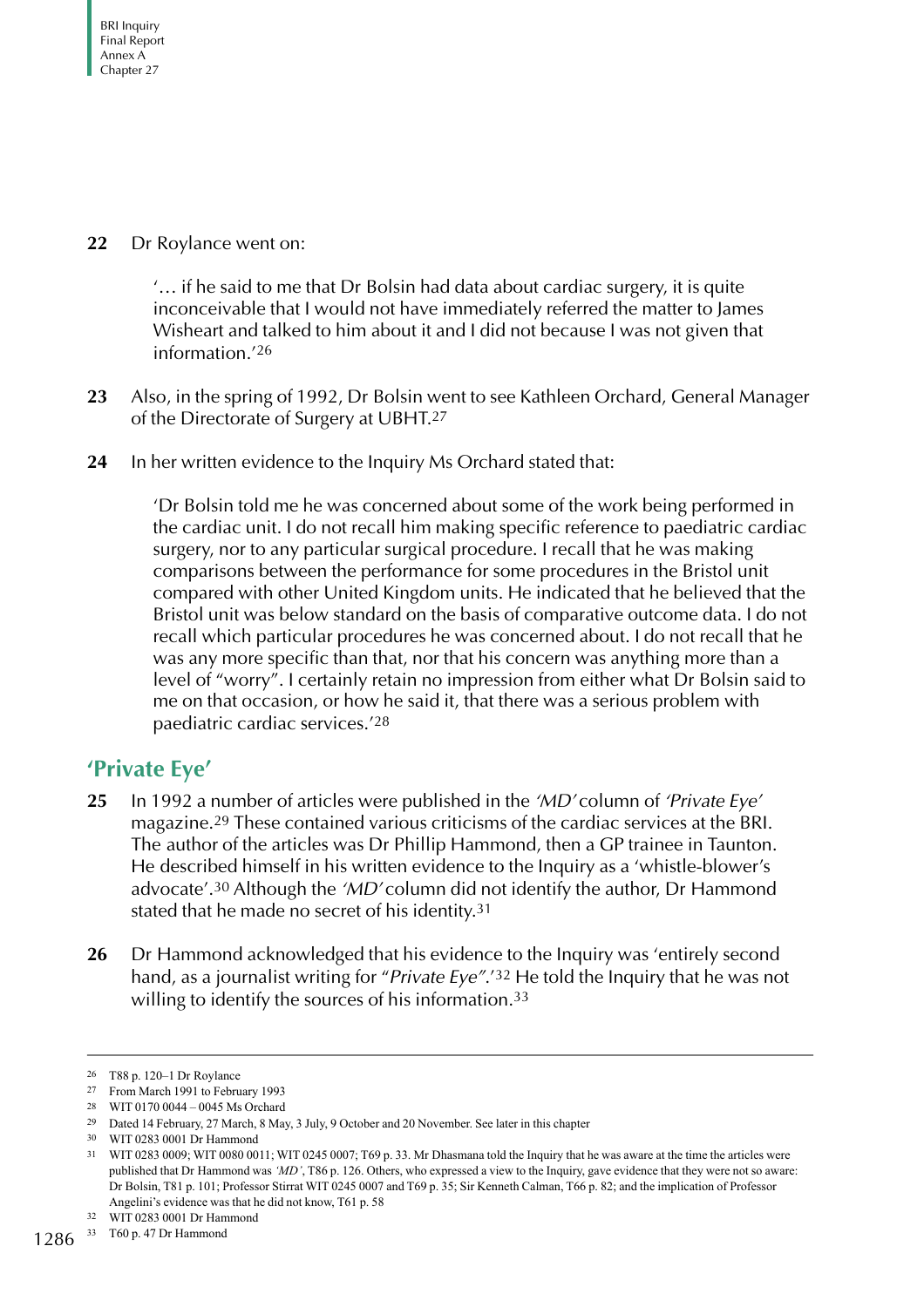**22** Dr Roylance went on:

> '… if he said to me that Dr Bolsin had data about cardiac surgery, it is quite inconceivable that I would not have immediately referred the matter to James Wisheart and talked to him about it and I did not because I was not given that information.'[26]

**23** Also, in the spring of 1992, Dr Bolsin went to see Kathleen Orchard, General Manager of the Directorate of Surgery at UBHT.[27]

**24** In her written evidence to the Inquiry Ms Orchard stated that:

> 'Dr Bolsin told me he was concerned about some of the work being performed in the cardiac unit. I do not recall him making specific reference to paediatric cardiac surgery, nor to any particular surgical procedure. I recall that he was making comparisons between the performance for some procedures in the Bristol unit compared with other United Kingdom units. He indicated that he believed that the Bristol unit was below standard on the basis of comparative outcome data. I do not recall which particular procedures he was concerned about. I do not recall that he was any more specific than that, nor that his concern was anything more than a level of "worry". I certainly retain no impression from either what Dr Bolsin said to me on that occasion, or how he said it, that there was a serious problem with paediatric cardiac services.'[28]

## 'Private Eye'

**25** In 1992 a number of articles were published in the *'MD'* column of *'Private Eye'* magazine.[29] These contained various criticisms of the cardiac services at the BRI. The author of the articles was Dr Phillip Hammond, then a GP trainee in Taunton. He described himself in his written evidence to the Inquiry as a 'whistle-blower's advocate'.[30] Although the *'MD'* column did not identify the author, Dr Hammond stated that he made no secret of his identity.[31]

**26** Dr Hammond acknowledged that his evidence to the Inquiry was 'entirely second hand, as a journalist writing for "*Private Eye*".'[32] He told the Inquiry that he was not willing to identify the sources of his information.[33]

---

26 T88 p. 120–1 Dr Roylance

27 From March 1991 to February 1993

28 WIT 0170 0044 – 0045 Ms Orchard

29 Dated 14 February, 27 March, 8 May, 3 July, 9 October and 20 November. See later in this chapter

30 WIT 0283 0001 Dr Hammond

31 WIT 0283 0009; WIT 0080 0011; WIT 0245 0007; T69 p. 33. Mr Dhasmana told the Inquiry that he was aware at the time the articles were published that Dr Hammond was *'MD'*, T86 p. 126. Others, who expressed a view to the Inquiry, gave evidence that they were not so aware: Dr Bolsin, T81 p. 101; Professor Stirrat WIT 0245 0007 and T69 p. 35; Sir Kenneth Calman, T66 p. 82; and the implication of Professor Angelini's evidence was that he did not know, T61 p. 58

32 WIT 0283 0001 Dr Hammond

33 T60 p. 47 Dr Hammond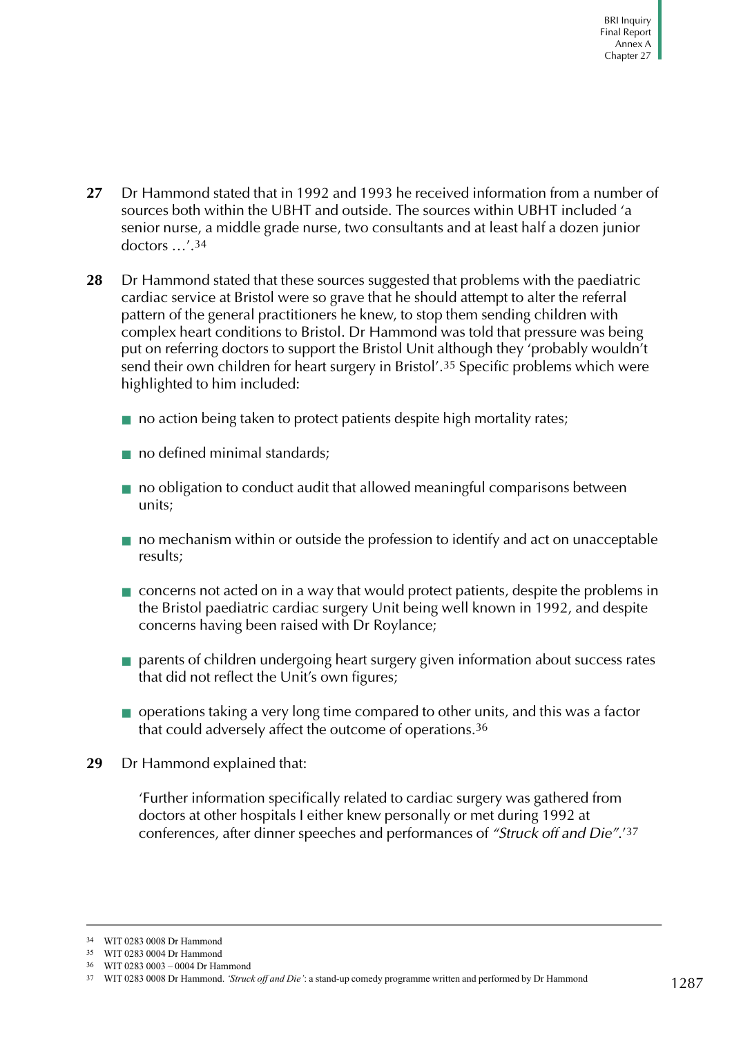**27** Dr Hammond stated that in 1992 and 1993 he received information from a number of sources both within the UBHT and outside. The sources within UBHT included 'a senior nurse, a middle grade nurse, two consultants and at least half a dozen junior doctors …'.[34]

**28** Dr Hammond stated that these sources suggested that problems with the paediatric cardiac service at Bristol were so grave that he should attempt to alter the referral pattern of the general practitioners he knew, to stop them sending children with complex heart conditions to Bristol. Dr Hammond was told that pressure was being put on referring doctors to support the Bristol Unit although they 'probably wouldn't send their own children for heart surgery in Bristol'.[35] Specific problems which were highlighted to him included:

- no action being taken to protect patients despite high mortality rates;
- no defined minimal standards;
- no obligation to conduct audit that allowed meaningful comparisons between units;
- no mechanism within or outside the profession to identify and act on unacceptable results;
- concerns not acted on in a way that would protect patients, despite the problems in the Bristol paediatric cardiac surgery Unit being well known in 1992, and despite concerns having been raised with Dr Roylance;
- parents of children undergoing heart surgery given information about success rates that did not reflect the Unit's own figures;
- operations taking a very long time compared to other units, and this was a factor that could adversely affect the outcome of operations.[36]

**29** Dr Hammond explained that:

> 'Further information specifically related to cardiac surgery was gathered from doctors at other hospitals I either knew personally or met during 1992 at conferences, after dinner speeches and performances of *"Struck off and Die"*.'[37]

---

34 WIT 0283 0008 Dr Hammond

35 WIT 0283 0004 Dr Hammond

36 WIT 0283 0003 – 0004 Dr Hammond

37 WIT 0283 0008 Dr Hammond. *'Struck off and Die'*: a stand-up comedy programme written and performed by Dr Hammond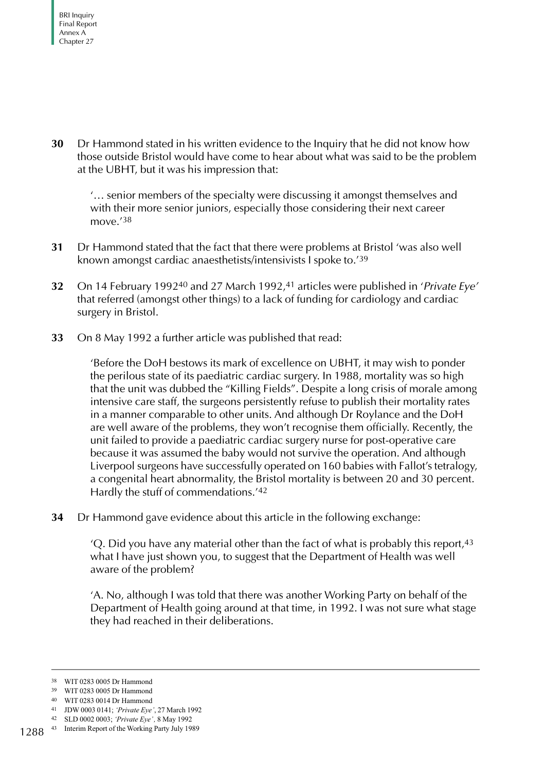**30** Dr Hammond stated in his written evidence to the Inquiry that he did not know how those outside Bristol would have come to hear about what was said to be the problem at the UBHT, but it was his impression that:

> '… senior members of the specialty were discussing it amongst themselves and with their more senior juniors, especially those considering their next career move.'[38]

**31** Dr Hammond stated that the fact that there were problems at Bristol 'was also well known amongst cardiac anaesthetists/intensivists I spoke to.'[39]

**32** On 14 February 1992[40] and 27 March 1992,[41] articles were published in '*Private Eye*' that referred (amongst other things) to a lack of funding for cardiology and cardiac surgery in Bristol.

**33** On 8 May 1992 a further article was published that read:

> 'Before the DoH bestows its mark of excellence on UBHT, it may wish to ponder the perilous state of its paediatric cardiac surgery. In 1988, mortality was so high that the unit was dubbed the "Killing Fields". Despite a long crisis of morale among intensive care staff, the surgeons persistently refuse to publish their mortality rates in a manner comparable to other units. And although Dr Roylance and the DoH are well aware of the problems, they won't recognise them officially. Recently, the unit failed to provide a paediatric cardiac surgery nurse for post-operative care because it was assumed the baby would not survive the operation. And although Liverpool surgeons have successfully operated on 160 babies with Fallot's tetralogy, a congenital heart abnormality, the Bristol mortality is between 20 and 30 percent. Hardly the stuff of commendations.'[42]

**34** Dr Hammond gave evidence about this article in the following exchange:

> 'Q. Did you have any material other than the fact of what is probably this report,[43] what I have just shown you, to suggest that the Department of Health was well aware of the problem?
>
> 'A. No, although I was told that there was another Working Party on behalf of the Department of Health going around at that time, in 1992. I was not sure what stage they had reached in their deliberations.

---

38 WIT 0283 0005 Dr Hammond

39 WIT 0283 0005 Dr Hammond

40 WIT 0283 0014 Dr Hammond

41 JDW 0003 0141; *'Private Eye'*, 27 March 1992

42 SLD 0002 0003; *'Private Eye'*, 8 May 1992

43 Interim Report of the Working Party July 1989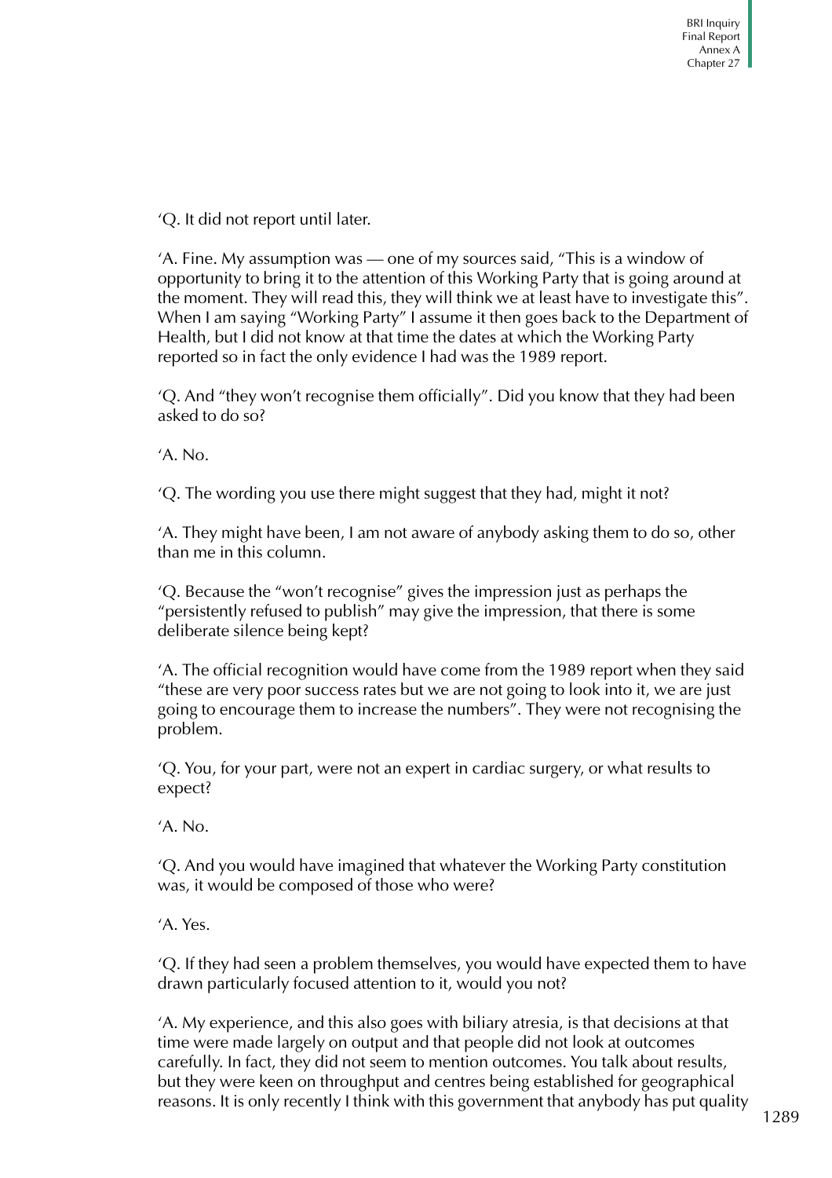'Q. It did not report until later.

'A. Fine. My assumption was — one of my sources said, "This is a window of opportunity to bring it to the attention of this Working Party that is going around at the moment. They will read this, they will think we at least have to investigate this". When I am saying "Working Party" I assume it then goes back to the Department of Health, but I did not know at that time the dates at which the Working Party reported so in fact the only evidence I had was the 1989 report.

'Q. And "they won't recognise them officially". Did you know that they had been asked to do so?

'A. No.

'Q. The wording you use there might suggest that they had, might it not?

'A. They might have been, I am not aware of anybody asking them to do so, other than me in this column.

'Q. Because the "won't recognise" gives the impression just as perhaps the "persistently refused to publish" may give the impression, that there is some deliberate silence being kept?

'A. The official recognition would have come from the 1989 report when they said "these are very poor success rates but we are not going to look into it, we are just going to encourage them to increase the numbers". They were not recognising the problem.

'Q. You, for your part, were not an expert in cardiac surgery, or what results to expect?

'A. No.

'Q. And you would have imagined that whatever the Working Party constitution was, it would be composed of those who were?

'A. Yes.

'Q. If they had seen a problem themselves, you would have expected them to have drawn particularly focused attention to it, would you not?

'A. My experience, and this also goes with biliary atresia, is that decisions at that time were made largely on output and that people did not look at outcomes carefully. In fact, they did not seem to mention outcomes. You talk about results, but they were keen on throughput and centres being established for geographical reasons. It is only recently I think with this government that anybody has put quality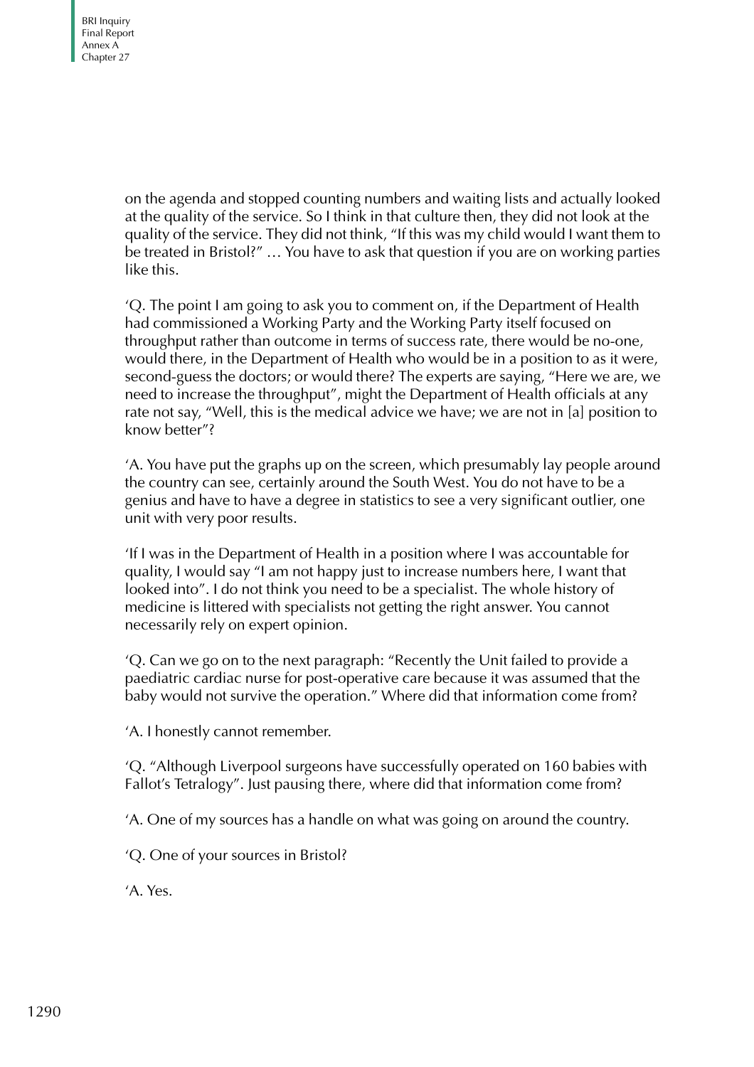on the agenda and stopped counting numbers and waiting lists and actually looked at the quality of the service. So I think in that culture then, they did not look at the quality of the service. They did not think, "If this was my child would I want them to be treated in Bristol?" … You have to ask that question if you are on working parties like this.

'Q. The point I am going to ask you to comment on, if the Department of Health had commissioned a Working Party and the Working Party itself focused on throughput rather than outcome in terms of success rate, there would be no-one, would there, in the Department of Health who would be in a position to as it were, second-guess the doctors; or would there? The experts are saying, "Here we are, we need to increase the throughput", might the Department of Health officials at any rate not say, "Well, this is the medical advice we have; we are not in [a] position to know better"?

'A. You have put the graphs up on the screen, which presumably lay people around the country can see, certainly around the South West. You do not have to be a genius and have to have a degree in statistics to see a very significant outlier, one unit with very poor results.

'If I was in the Department of Health in a position where I was accountable for quality, I would say "I am not happy just to increase numbers here, I want that looked into". I do not think you need to be a specialist. The whole history of medicine is littered with specialists not getting the right answer. You cannot necessarily rely on expert opinion.

'Q. Can we go on to the next paragraph: "Recently the Unit failed to provide a paediatric cardiac nurse for post-operative care because it was assumed that the baby would not survive the operation." Where did that information come from?

'A. I honestly cannot remember.

'Q. "Although Liverpool surgeons have successfully operated on 160 babies with Fallot's Tetralogy". Just pausing there, where did that information come from?

'A. One of my sources has a handle on what was going on around the country.

'Q. One of your sources in Bristol?

'A. Yes.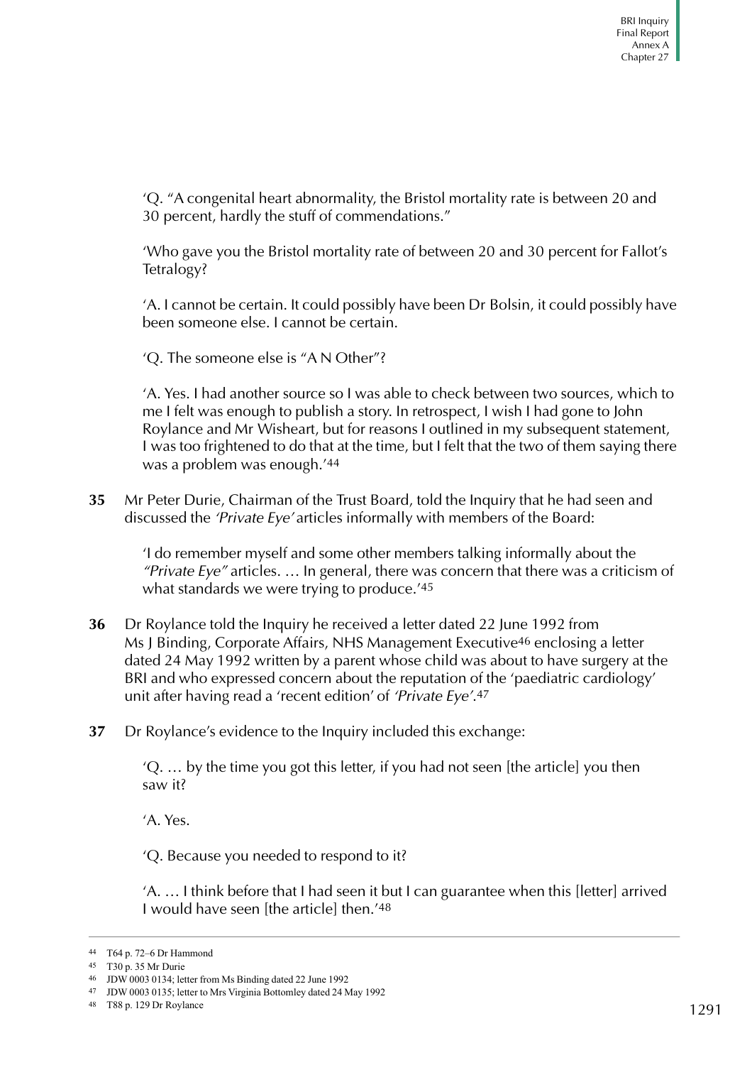'Q. "A congenital heart abnormality, the Bristol mortality rate is between 20 and 30 percent, hardly the stuff of commendations."

'Who gave you the Bristol mortality rate of between 20 and 30 percent for Fallot's Tetralogy?

'A. I cannot be certain. It could possibly have been Dr Bolsin, it could possibly have been someone else. I cannot be certain.

'Q. The someone else is "A N Other"?

'A. Yes. I had another source so I was able to check between two sources, which to me I felt was enough to publish a story. In retrospect, I wish I had gone to John Roylance and Mr Wisheart, but for reasons I outlined in my subsequent statement, I was too frightened to do that at the time, but I felt that the two of them saying there was a problem was enough.'[44]

**35** Mr Peter Durie, Chairman of the Trust Board, told the Inquiry that he had seen and discussed the *'Private Eye'* articles informally with members of the Board:

'I do remember myself and some other members talking informally about the *"Private Eye"* articles. … In general, there was concern that there was a criticism of what standards we were trying to produce.'[45]

**36** Dr Roylance told the Inquiry he received a letter dated 22 June 1992 from Ms J Binding, Corporate Affairs, NHS Management Executive[46] enclosing a letter dated 24 May 1992 written by a parent whose child was about to have surgery at the BRI and who expressed concern about the reputation of the 'paediatric cardiology' unit after having read a 'recent edition' of *'Private Eye'*.[47]

**37** Dr Roylance's evidence to the Inquiry included this exchange:

'Q. … by the time you got this letter, if you had not seen [the article] you then saw it?

'A. Yes.

'Q. Because you needed to respond to it?

'A. … I think before that I had seen it but I can guarantee when this [letter] arrived I would have seen [the article] then.'[48]

---

44 T64 p. 72–6 Dr Hammond

45 T30 p. 35 Mr Durie

46 JDW 0003 0134; letter from Ms Binding dated 22 June 1992

47 JDW 0003 0135; letter to Mrs Virginia Bottomley dated 24 May 1992

48 T88 p. 129 Dr Roylance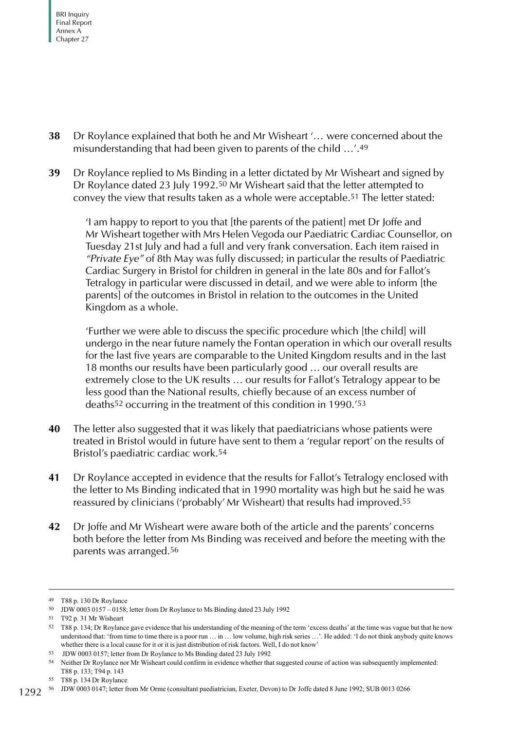**38** Dr Roylance explained that both he and Mr Wisheart '… were concerned about the misunderstanding that had been given to parents of the child …'.[49]

**39** Dr Roylance replied to Ms Binding in a letter dictated by Mr Wisheart and signed by Dr Roylance dated 23 July 1992.[50] Mr Wisheart said that the letter attempted to convey the view that results taken as a whole were acceptable.[51] The letter stated:

> 'I am happy to report to you that [the parents of the patient] met Dr Joffe and Mr Wisheart together with Mrs Helen Vegoda our Paediatric Cardiac Counsellor, on Tuesday 21st July and had a full and very frank conversation. Each item raised in *"Private Eye"* of 8th May was fully discussed; in particular the results of Paediatric Cardiac Surgery in Bristol for children in general in the late 80s and for Fallot's Tetralogy in particular were discussed in detail, and we were able to inform [the parents] of the outcomes in Bristol in relation to the outcomes in the United Kingdom as a whole.
>
> 'Further we were able to discuss the specific procedure which [the child] will undergo in the near future namely the Fontan operation in which our overall results for the last five years are comparable to the United Kingdom results and in the last 18 months our results have been particularly good … our overall results are extremely close to the UK results … our results for Fallot's Tetralogy appear to be less good than the National results, chiefly because of an excess number of deaths[52] occurring in the treatment of this condition in 1990.'[53]

**40** The letter also suggested that it was likely that paediatricians whose patients were treated in Bristol would in future have sent to them a 'regular report' on the results of Bristol's paediatric cardiac work.[54]

**41** Dr Roylance accepted in evidence that the results for Fallot's Tetralogy enclosed with the letter to Ms Binding indicated that in 1990 mortality was high but he said he was reassured by clinicians ('probably' Mr Wisheart) that results had improved.[55]

**42** Dr Joffe and Mr Wisheart were aware both of the article and the parents' concerns both before the letter from Ms Binding was received and before the meeting with the parents was arranged.[56]

---

49 T88 p. 130 Dr Roylance

50 JDW 0003 0157 – 0158; letter from Dr Roylance to Ms Binding dated 23 July 1992

51 T92 p. 31 Mr Wisheart

52 T88 p. 134; Dr Roylance gave evidence that his understanding of the meaning of the term 'excess deaths' at the time was vague but that he now understood that: 'from time to time there is a poor run … in … low volume, high risk series …'. He added: 'I do not think anybody quite knows whether there is a local cause for it or it is just distribution of risk factors. Well, I do not know'

53 JDW 0003 0157; letter from Dr Roylance to Ms Binding dated 23 July 1992

54 Neither Dr Roylance nor Mr Wisheart could confirm in evidence whether that suggested course of action was subsequently implemented: T88 p. 133; T94 p. 143

55 T88 p. 134 Dr Roylance

56 JDW 0003 0147; letter from Mr Orme (consultant paediatrician, Exeter, Devon) to Dr Joffe dated 8 June 1992; SUB 0013 0266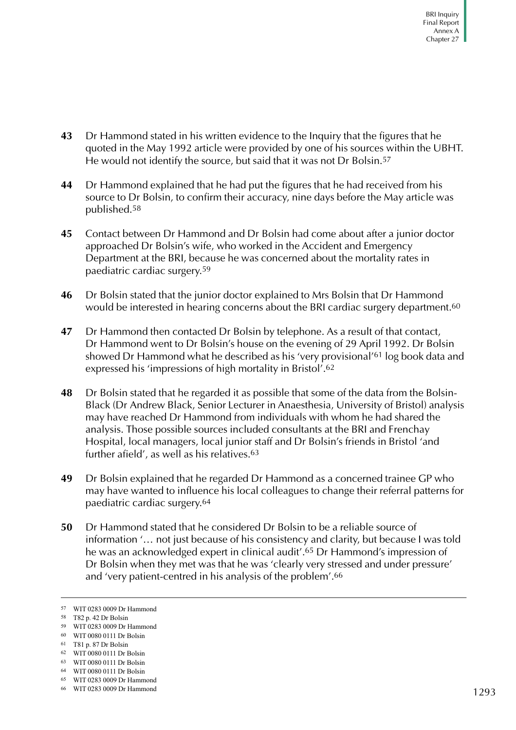43 Dr Hammond stated in his written evidence to the Inquiry that the figures that he quoted in the May 1992 article were provided by one of his sources within the UBHT. He would not identify the source, but said that it was not Dr Bolsin.[57]

44 Dr Hammond explained that he had put the figures that he had received from his source to Dr Bolsin, to confirm their accuracy, nine days before the May article was published.[58]

45 Contact between Dr Hammond and Dr Bolsin had come about after a junior doctor approached Dr Bolsin's wife, who worked in the Accident and Emergency Department at the BRI, because he was concerned about the mortality rates in paediatric cardiac surgery.[59]

46 Dr Bolsin stated that the junior doctor explained to Mrs Bolsin that Dr Hammond would be interested in hearing concerns about the BRI cardiac surgery department.[60]

47 Dr Hammond then contacted Dr Bolsin by telephone. As a result of that contact, Dr Hammond went to Dr Bolsin's house on the evening of 29 April 1992. Dr Bolsin showed Dr Hammond what he described as his 'very provisional'[61] log book data and expressed his 'impressions of high mortality in Bristol'.[62]

48 Dr Bolsin stated that he regarded it as possible that some of the data from the Bolsin-Black (Dr Andrew Black, Senior Lecturer in Anaesthesia, University of Bristol) analysis may have reached Dr Hammond from individuals with whom he had shared the analysis. Those possible sources included consultants at the BRI and Frenchay Hospital, local managers, local junior staff and Dr Bolsin's friends in Bristol 'and further afield', as well as his relatives.[63]

49 Dr Bolsin explained that he regarded Dr Hammond as a concerned trainee GP who may have wanted to influence his local colleagues to change their referral patterns for paediatric cardiac surgery.[64]

50 Dr Hammond stated that he considered Dr Bolsin to be a reliable source of information '… not just because of his consistency and clarity, but because I was told he was an acknowledged expert in clinical audit'.[65] Dr Hammond's impression of Dr Bolsin when they met was that he was 'clearly very stressed and under pressure' and 'very patient-centred in his analysis of the problem'.[66]

---

57 WIT 0283 0009 Dr Hammond
58 T82 p. 42 Dr Bolsin
59 WIT 0283 0009 Dr Hammond
60 WIT 0080 0111 Dr Bolsin
61 T81 p. 87 Dr Bolsin
62 WIT 0080 0111 Dr Bolsin
63 WIT 0080 0111 Dr Bolsin
64 WIT 0080 0111 Dr Bolsin
65 WIT 0283 0009 Dr Hammond
66 WIT 0283 0009 Dr Hammond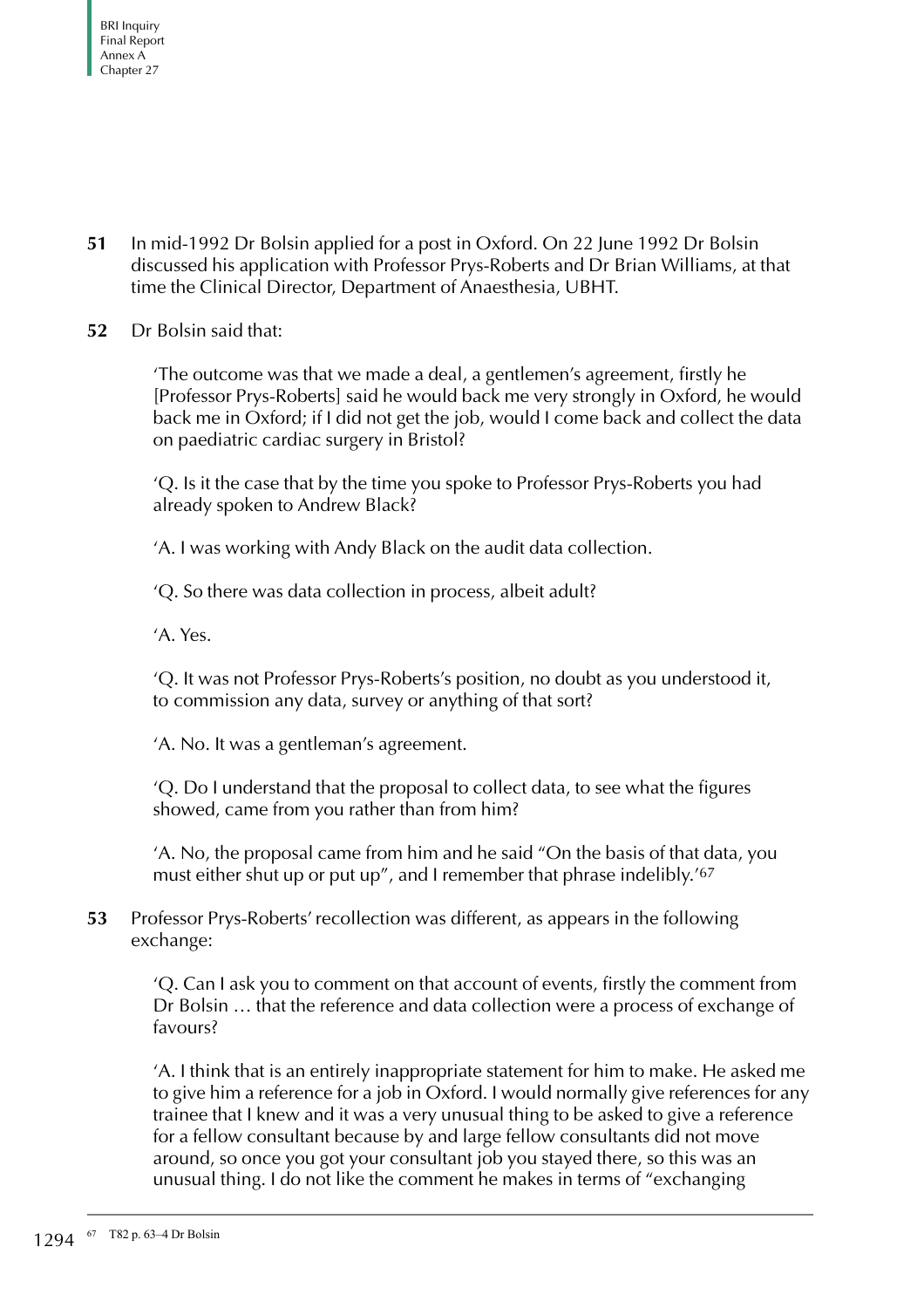**51** In mid-1992 Dr Bolsin applied for a post in Oxford. On 22 June 1992 Dr Bolsin discussed his application with Professor Prys-Roberts and Dr Brian Williams, at that time the Clinical Director, Department of Anaesthesia, UBHT.

**52** Dr Bolsin said that:

> 'The outcome was that we made a deal, a gentlemen's agreement, firstly he [Professor Prys-Roberts] said he would back me very strongly in Oxford, he would back me in Oxford; if I did not get the job, would I come back and collect the data on paediatric cardiac surgery in Bristol?
>
> 'Q. Is it the case that by the time you spoke to Professor Prys-Roberts you had already spoken to Andrew Black?
>
> 'A. I was working with Andy Black on the audit data collection.
>
> 'Q. So there was data collection in process, albeit adult?
>
> 'A. Yes.
>
> 'Q. It was not Professor Prys-Roberts's position, no doubt as you understood it, to commission any data, survey or anything of that sort?
>
> 'A. No. It was a gentleman's agreement.
>
> 'Q. Do I understand that the proposal to collect data, to see what the figures showed, came from you rather than from him?
>
> 'A. No, the proposal came from him and he said "On the basis of that data, you must either shut up or put up", and I remember that phrase indelibly.'[67]

**53** Professor Prys-Roberts' recollection was different, as appears in the following exchange:

> 'Q. Can I ask you to comment on that account of events, firstly the comment from Dr Bolsin … that the reference and data collection were a process of exchange of favours?
>
> 'A. I think that is an entirely inappropriate statement for him to make. He asked me to give him a reference for a job in Oxford. I would normally give references for any trainee that I knew and it was a very unusual thing to be asked to give a reference for a fellow consultant because by and large fellow consultants did not move around, so once you got your consultant job you stayed there, so this was an unusual thing. I do not like the comment he makes in terms of "exchanging

[67] T82 p. 63–4 Dr Bolsin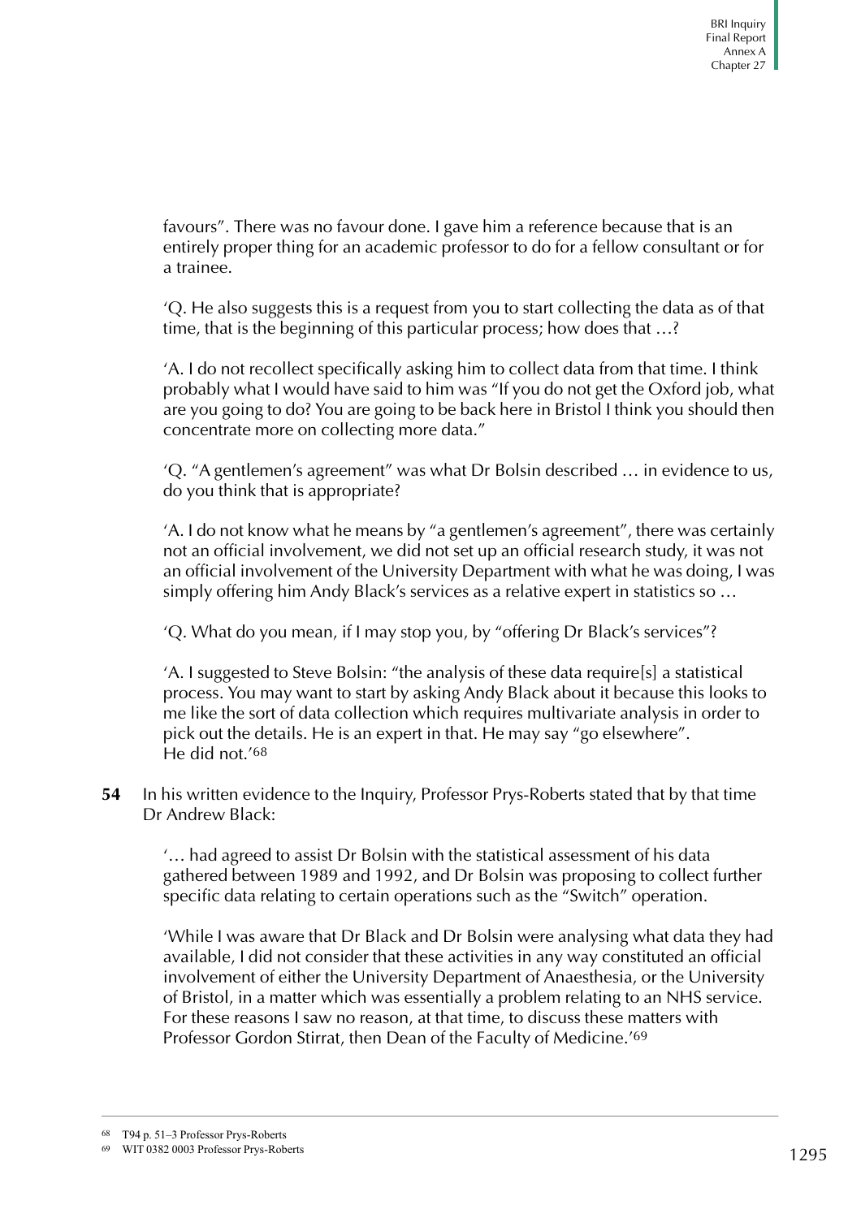favours". There was no favour done. I gave him a reference because that is an entirely proper thing for an academic professor to do for a fellow consultant or for a trainee.

'Q. He also suggests this is a request from you to start collecting the data as of that time, that is the beginning of this particular process; how does that …?

'A. I do not recollect specifically asking him to collect data from that time. I think probably what I would have said to him was "If you do not get the Oxford job, what are you going to do? You are going to be back here in Bristol I think you should then concentrate more on collecting more data."

'Q. "A gentlemen's agreement" was what Dr Bolsin described … in evidence to us, do you think that is appropriate?

'A. I do not know what he means by "a gentlemen's agreement", there was certainly not an official involvement, we did not set up an official research study, it was not an official involvement of the University Department with what he was doing, I was simply offering him Andy Black's services as a relative expert in statistics so …

'Q. What do you mean, if I may stop you, by "offering Dr Black's services"?

'A. I suggested to Steve Bolsin: "the analysis of these data require[s] a statistical process. You may want to start by asking Andy Black about it because this looks to me like the sort of data collection which requires multivariate analysis in order to pick out the details. He is an expert in that. He may say "go elsewhere". He did not.'[68]

**54** In his written evidence to the Inquiry, Professor Prys-Roberts stated that by that time Dr Andrew Black:

'… had agreed to assist Dr Bolsin with the statistical assessment of his data gathered between 1989 and 1992, and Dr Bolsin was proposing to collect further specific data relating to certain operations such as the "Switch" operation.

'While I was aware that Dr Black and Dr Bolsin were analysing what data they had available, I did not consider that these activities in any way constituted an official involvement of either the University Department of Anaesthesia, or the University of Bristol, in a matter which was essentially a problem relating to an NHS service. For these reasons I saw no reason, at that time, to discuss these matters with Professor Gordon Stirrat, then Dean of the Faculty of Medicine.'[69]

---

[68] T94 p. 51–3 Professor Prys-Roberts

[69] WIT 0382 0003 Professor Prys-Roberts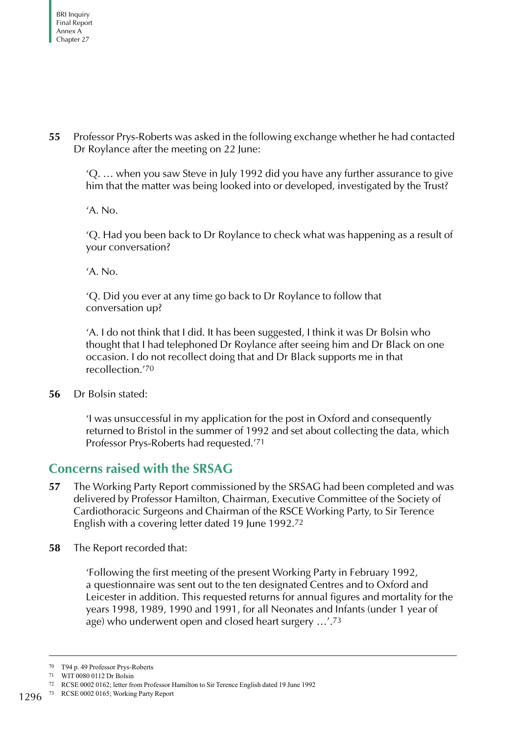**55** Professor Prys-Roberts was asked in the following exchange whether he had contacted Dr Roylance after the meeting on 22 June:

> 'Q. … when you saw Steve in July 1992 did you have any further assurance to give him that the matter was being looked into or developed, investigated by the Trust?
>
> 'A. No.
>
> 'Q. Had you been back to Dr Roylance to check what was happening as a result of your conversation?
>
> 'A. No.
>
> 'Q. Did you ever at any time go back to Dr Roylance to follow that conversation up?
>
> 'A. I do not think that I did. It has been suggested, I think it was Dr Bolsin who thought that I had telephoned Dr Roylance after seeing him and Dr Black on one occasion. I do not recollect doing that and Dr Black supports me in that recollection.'[70]

**56** Dr Bolsin stated:

> 'I was unsuccessful in my application for the post in Oxford and consequently returned to Bristol in the summer of 1992 and set about collecting the data, which Professor Prys-Roberts had requested.'[71]

## Concerns raised with the SRSAG

**57** The Working Party Report commissioned by the SRSAG had been completed and was delivered by Professor Hamilton, Chairman, Executive Committee of the Society of Cardiothoracic Surgeons and Chairman of the RSCE Working Party, to Sir Terence English with a covering letter dated 19 June 1992.[72]

**58** The Report recorded that:

> 'Following the first meeting of the present Working Party in February 1992, a questionnaire was sent out to the ten designated Centres and to Oxford and Leicester in addition. This requested returns for annual figures and mortality for the years 1998, 1989, 1990 and 1991, for all Neonates and Infants (under 1 year of age) who underwent open and closed heart surgery …'.[73]

---

70 T94 p. 49 Professor Prys-Roberts

71 WIT 0080 0112 Dr Bolsin

72 RCSE 0002 0162; letter from Professor Hamilton to Sir Terence English dated 19 June 1992

73 RCSE 0002 0165; Working Party Report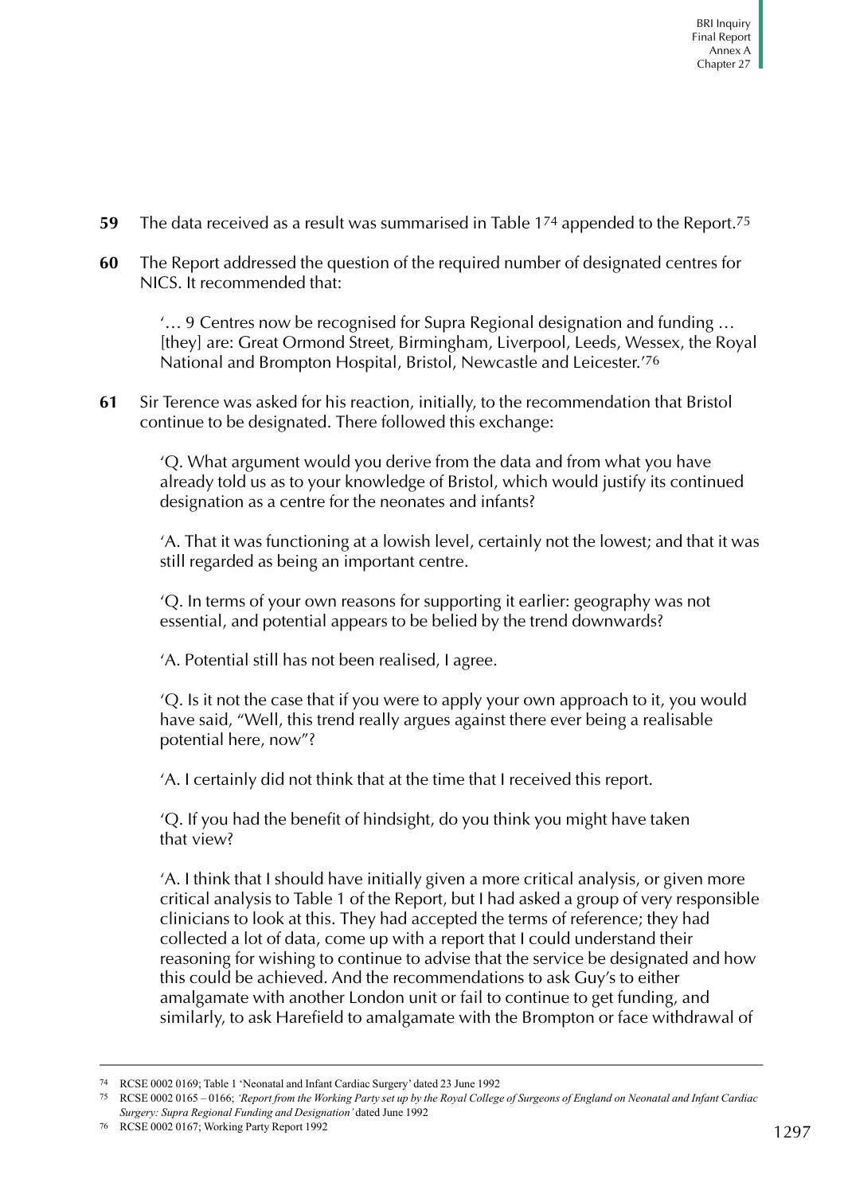**59** The data received as a result was summarised in Table 1[74] appended to the Report.[75]

**60** The Report addressed the question of the required number of designated centres for NICS. It recommended that:

> '… 9 Centres now be recognised for Supra Regional designation and funding … [they] are: Great Ormond Street, Birmingham, Liverpool, Leeds, Wessex, the Royal National and Brompton Hospital, Bristol, Newcastle and Leicester.'[76]

**61** Sir Terence was asked for his reaction, initially, to the recommendation that Bristol continue to be designated. There followed this exchange:

> 'Q. What argument would you derive from the data and from what you have already told us as to your knowledge of Bristol, which would justify its continued designation as a centre for the neonates and infants?
>
> 'A. That it was functioning at a lowish level, certainly not the lowest; and that it was still regarded as being an important centre.
>
> 'Q. In terms of your own reasons for supporting it earlier: geography was not essential, and potential appears to be belied by the trend downwards?
>
> 'A. Potential still has not been realised, I agree.
>
> 'Q. Is it not the case that if you were to apply your own approach to it, you would have said, "Well, this trend really argues against there ever being a realisable potential here, now"?
>
> 'A. I certainly did not think that at the time that I received this report.
>
> 'Q. If you had the benefit of hindsight, do you think you might have taken that view?
>
> 'A. I think that I should have initially given a more critical analysis, or given more critical analysis to Table 1 of the Report, but I had asked a group of very responsible clinicians to look at this. They had accepted the terms of reference; they had collected a lot of data, come up with a report that I could understand their reasoning for wishing to continue to advise that the service be designated and how this could be achieved. And the recommendations to ask Guy's to either amalgamate with another London unit or fail to continue to get funding, and similarly, to ask Harefield to amalgamate with the Brompton or face withdrawal of

---

74 RCSE 0002 0169; Table 1 'Neonatal and Infant Cardiac Surgery' dated 23 June 1992

75 RCSE 0002 0165 – 0166; *'Report from the Working Party set up by the Royal College of Surgeons of England on Neonatal and Infant Cardiac Surgery: Supra Regional Funding and Designation'* dated June 1992

76 RCSE 0002 0167; Working Party Report 1992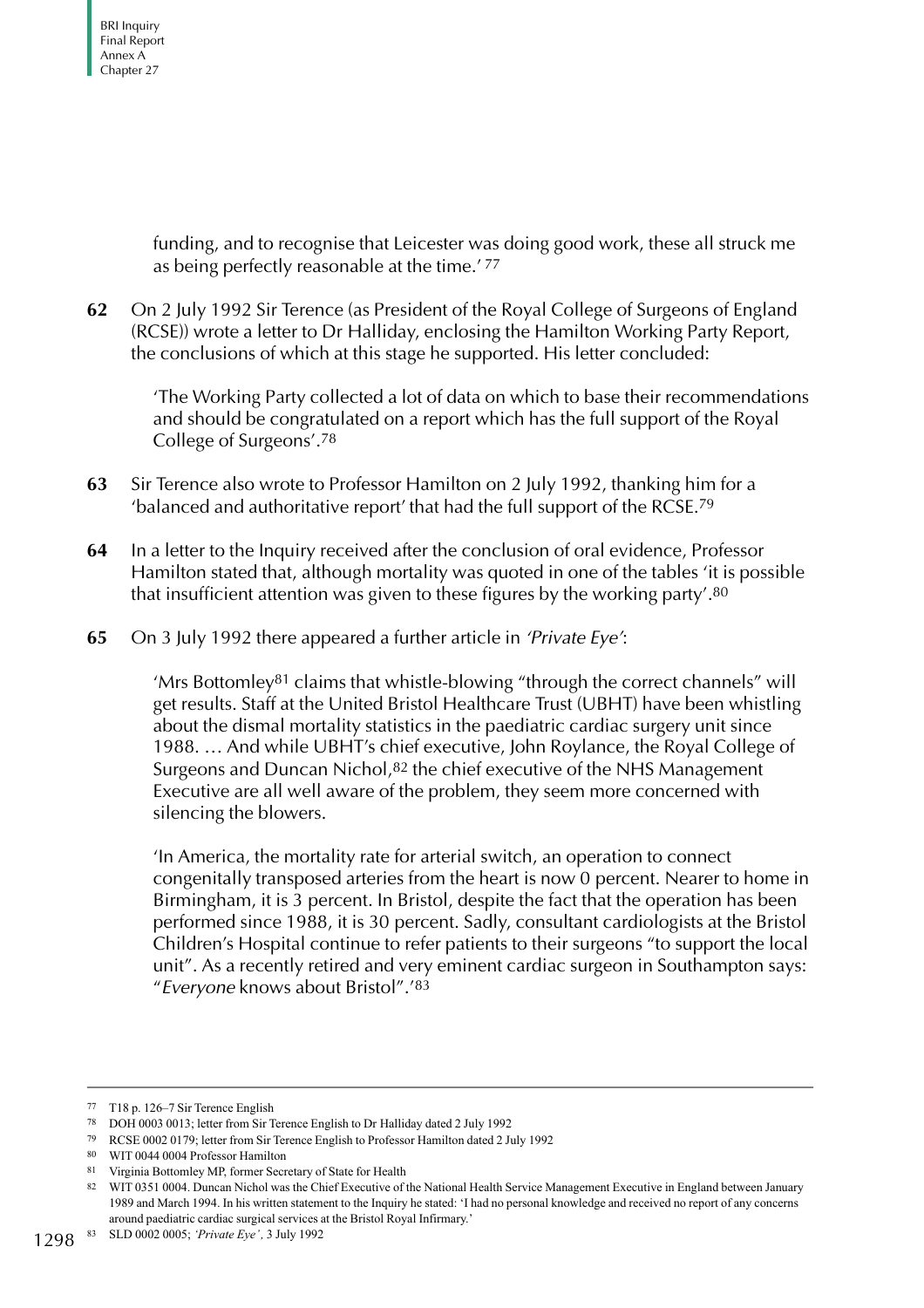funding, and to recognise that Leicester was doing good work, these all struck me as being perfectly reasonable at the time.' [77]

**62** On 2 July 1992 Sir Terence (as President of the Royal College of Surgeons of England (RCSE)) wrote a letter to Dr Halliday, enclosing the Hamilton Working Party Report, the conclusions of which at this stage he supported. His letter concluded:

> 'The Working Party collected a lot of data on which to base their recommendations and should be congratulated on a report which has the full support of the Royal College of Surgeons'.[78]

**63** Sir Terence also wrote to Professor Hamilton on 2 July 1992, thanking him for a 'balanced and authoritative report' that had the full support of the RCSE.[79]

**64** In a letter to the Inquiry received after the conclusion of oral evidence, Professor Hamilton stated that, although mortality was quoted in one of the tables 'it is possible that insufficient attention was given to these figures by the working party'.[80]

**65** On 3 July 1992 there appeared a further article in *'Private Eye'*:

> 'Mrs Bottomley[81] claims that whistle-blowing "through the correct channels" will get results. Staff at the United Bristol Healthcare Trust (UBHT) have been whistling about the dismal mortality statistics in the paediatric cardiac surgery unit since 1988. … And while UBHT's chief executive, John Roylance, the Royal College of Surgeons and Duncan Nichol,[82] the chief executive of the NHS Management Executive are all well aware of the problem, they seem more concerned with silencing the blowers.
>
> 'In America, the mortality rate for arterial switch, an operation to connect congenitally transposed arteries from the heart is now 0 percent. Nearer to home in Birmingham, it is 3 percent. In Bristol, despite the fact that the operation has been performed since 1988, it is 30 percent. Sadly, consultant cardiologists at the Bristol Children's Hospital continue to refer patients to their surgeons "to support the local unit". As a recently retired and very eminent cardiac surgeon in Southampton says: "*Everyone* knows about Bristol".'[83]

---

77 T18 p. 126–7 Sir Terence English

78 DOH 0003 0013; letter from Sir Terence English to Dr Halliday dated 2 July 1992

79 RCSE 0002 0179; letter from Sir Terence English to Professor Hamilton dated 2 July 1992

80 WIT 0044 0004 Professor Hamilton

81 Virginia Bottomley MP, former Secretary of State for Health

82 WIT 0351 0004. Duncan Nichol was the Chief Executive of the National Health Service Management Executive in England between January 1989 and March 1994. In his written statement to the Inquiry he stated: 'I had no personal knowledge and received no report of any concerns around paediatric cardiac surgical services at the Bristol Royal Infirmary.'

83 SLD 0002 0005; *'Private Eye'*, 3 July 1992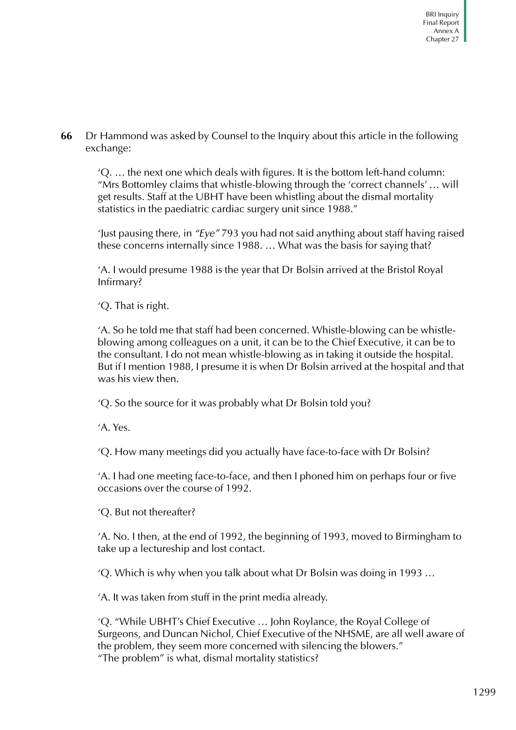**66** Dr Hammond was asked by Counsel to the Inquiry about this article in the following exchange:

> 'Q. … the next one which deals with figures. It is the bottom left-hand column: "Mrs Bottomley claims that whistle-blowing through the 'correct channels' … will get results. Staff at the UBHT have been whistling about the dismal mortality statistics in the paediatric cardiac surgery unit since 1988."
>
> 'Just pausing there, in *"Eye"* 793 you had not said anything about staff having raised these concerns internally since 1988. … What was the basis for saying that?
>
> 'A. I would presume 1988 is the year that Dr Bolsin arrived at the Bristol Royal Infirmary?
>
> 'Q. That is right.
>
> 'A. So he told me that staff had been concerned. Whistle-blowing can be whistle-blowing among colleagues on a unit, it can be to the Chief Executive, it can be to the consultant. I do not mean whistle-blowing as in taking it outside the hospital. But if I mention 1988, I presume it is when Dr Bolsin arrived at the hospital and that was his view then.
>
> 'Q. So the source for it was probably what Dr Bolsin told you?
>
> 'A. Yes.
>
> 'Q. How many meetings did you actually have face-to-face with Dr Bolsin?
>
> 'A. I had one meeting face-to-face, and then I phoned him on perhaps four or five occasions over the course of 1992.
>
> 'Q. But not thereafter?
>
> 'A. No. I then, at the end of 1992, the beginning of 1993, moved to Birmingham to take up a lectureship and lost contact.
>
> 'Q. Which is why when you talk about what Dr Bolsin was doing in 1993 …
>
> 'A. It was taken from stuff in the print media already.
>
> 'Q. "While UBHT's Chief Executive … John Roylance, the Royal College of Surgeons, and Duncan Nichol, Chief Executive of the NHSME, are all well aware of the problem, they seem more concerned with silencing the blowers."
> "The problem" is what, dismal mortality statistics?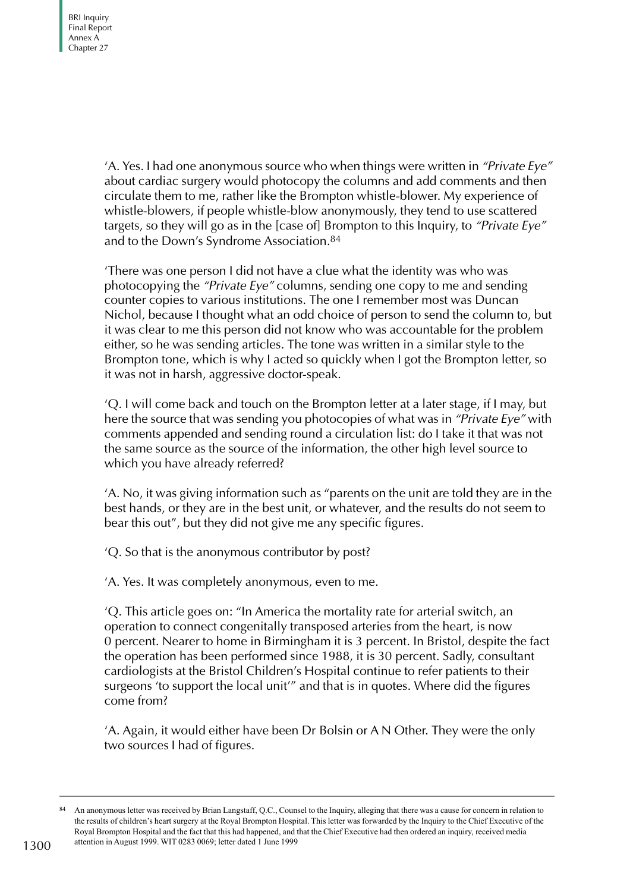'A. Yes. I had one anonymous source who when things were written in *"Private Eye"* about cardiac surgery would photocopy the columns and add comments and then circulate them to me, rather like the Brompton whistle-blower. My experience of whistle-blowers, if people whistle-blow anonymously, they tend to use scattered targets, so they will go as in the [case of] Brompton to this Inquiry, to *"Private Eye"* and to the Down's Syndrome Association.[84]

'There was one person I did not have a clue what the identity was who was photocopying the *"Private Eye"* columns, sending one copy to me and sending counter copies to various institutions. The one I remember most was Duncan Nichol, because I thought what an odd choice of person to send the column to, but it was clear to me this person did not know who was accountable for the problem either, so he was sending articles. The tone was written in a similar style to the Brompton tone, which is why I acted so quickly when I got the Brompton letter, so it was not in harsh, aggressive doctor-speak.

'Q. I will come back and touch on the Brompton letter at a later stage, if I may, but here the source that was sending you photocopies of what was in *"Private Eye"* with comments appended and sending round a circulation list: do I take it that was not the same source as the source of the information, the other high level source to which you have already referred?

'A. No, it was giving information such as "parents on the unit are told they are in the best hands, or they are in the best unit, or whatever, and the results do not seem to bear this out", but they did not give me any specific figures.

'Q. So that is the anonymous contributor by post?

'A. Yes. It was completely anonymous, even to me.

'Q. This article goes on: "In America the mortality rate for arterial switch, an operation to connect congenitally transposed arteries from the heart, is now 0 percent. Nearer to home in Birmingham it is 3 percent. In Bristol, despite the fact the operation has been performed since 1988, it is 30 percent. Sadly, consultant cardiologists at the Bristol Children's Hospital continue to refer patients to their surgeons 'to support the local unit'" and that is in quotes. Where did the figures come from?

'A. Again, it would either have been Dr Bolsin or A N Other. They were the only two sources I had of figures.

---

84 An anonymous letter was received by Brian Langstaff, Q.C., Counsel to the Inquiry, alleging that there was a cause for concern in relation to the results of children's heart surgery at the Royal Brompton Hospital. This letter was forwarded by the Inquiry to the Chief Executive of the Royal Brompton Hospital and the fact that this had happened, and that the Chief Executive had then ordered an inquiry, received media attention in August 1999. WIT 0283 0069; letter dated 1 June 1999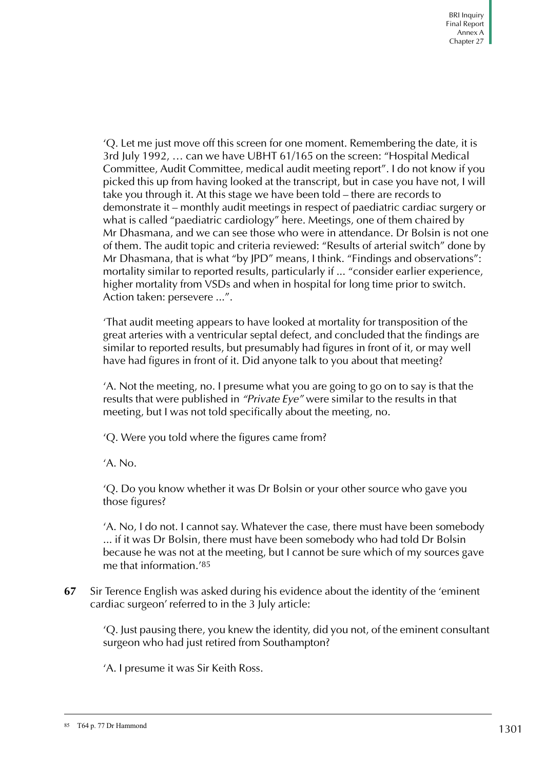'Q. Let me just move off this screen for one moment. Remembering the date, it is 3rd July 1992, … can we have UBHT 61/165 on the screen: "Hospital Medical Committee, Audit Committee, medical audit meeting report". I do not know if you picked this up from having looked at the transcript, but in case you have not, I will take you through it. At this stage we have been told – there are records to demonstrate it – monthly audit meetings in respect of paediatric cardiac surgery or what is called "paediatric cardiology" here. Meetings, one of them chaired by Mr Dhasmana, and we can see those who were in attendance. Dr Bolsin is not one of them. The audit topic and criteria reviewed: "Results of arterial switch" done by Mr Dhasmana, that is what "by JPD" means, I think. "Findings and observations": mortality similar to reported results, particularly if ... "consider earlier experience, higher mortality from VSDs and when in hospital for long time prior to switch. Action taken: persevere ...".

'That audit meeting appears to have looked at mortality for transposition of the great arteries with a ventricular septal defect, and concluded that the findings are similar to reported results, but presumably had figures in front of it, or may well have had figures in front of it. Did anyone talk to you about that meeting?

'A. Not the meeting, no. I presume what you are going to go on to say is that the results that were published in *"Private Eye"* were similar to the results in that meeting, but I was not told specifically about the meeting, no.

'Q. Were you told where the figures came from?

'A. No.

'Q. Do you know whether it was Dr Bolsin or your other source who gave you those figures?

'A. No, I do not. I cannot say. Whatever the case, there must have been somebody ... if it was Dr Bolsin, there must have been somebody who had told Dr Bolsin because he was not at the meeting, but I cannot be sure which of my sources gave me that information.'[85]

**67** Sir Terence English was asked during his evidence about the identity of the 'eminent cardiac surgeon' referred to in the 3 July article:

'Q. Just pausing there, you knew the identity, did you not, of the eminent consultant surgeon who had just retired from Southampton?

'A. I presume it was Sir Keith Ross.

[85] T64 p. 77 Dr Hammond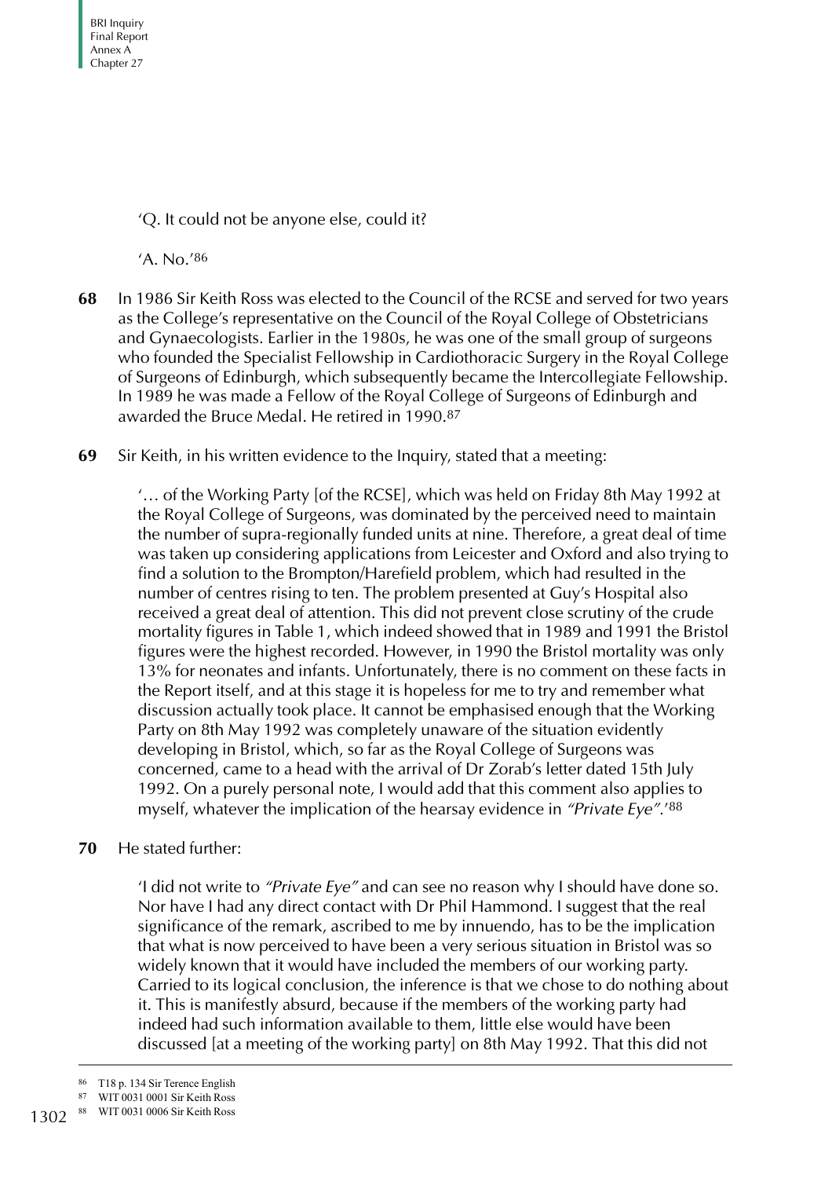'Q. It could not be anyone else, could it?

'A. No.'[86]

**68** In 1986 Sir Keith Ross was elected to the Council of the RCSE and served for two years as the College's representative on the Council of the Royal College of Obstetricians and Gynaecologists. Earlier in the 1980s, he was one of the small group of surgeons who founded the Specialist Fellowship in Cardiothoracic Surgery in the Royal College of Surgeons of Edinburgh, which subsequently became the Intercollegiate Fellowship. In 1989 he was made a Fellow of the Royal College of Surgeons of Edinburgh and awarded the Bruce Medal. He retired in 1990.[87]

**69** Sir Keith, in his written evidence to the Inquiry, stated that a meeting:

> '… of the Working Party [of the RCSE], which was held on Friday 8th May 1992 at the Royal College of Surgeons, was dominated by the perceived need to maintain the number of supra-regionally funded units at nine. Therefore, a great deal of time was taken up considering applications from Leicester and Oxford and also trying to find a solution to the Brompton/Harefield problem, which had resulted in the number of centres rising to ten. The problem presented at Guy's Hospital also received a great deal of attention. This did not prevent close scrutiny of the crude mortality figures in Table 1, which indeed showed that in 1989 and 1991 the Bristol figures were the highest recorded. However, in 1990 the Bristol mortality was only 13% for neonates and infants. Unfortunately, there is no comment on these facts in the Report itself, and at this stage it is hopeless for me to try and remember what discussion actually took place. It cannot be emphasised enough that the Working Party on 8th May 1992 was completely unaware of the situation evidently developing in Bristol, which, so far as the Royal College of Surgeons was concerned, came to a head with the arrival of Dr Zorab's letter dated 15th July 1992. On a purely personal note, I would add that this comment also applies to myself, whatever the implication of the hearsay evidence in *"Private Eye"*.'[88]

**70** He stated further:

> 'I did not write to *"Private Eye"* and can see no reason why I should have done so. Nor have I had any direct contact with Dr Phil Hammond. I suggest that the real significance of the remark, ascribed to me by innuendo, has to be the implication that what is now perceived to have been a very serious situation in Bristol was so widely known that it would have included the members of our working party. Carried to its logical conclusion, the inference is that we chose to do nothing about it. This is manifestly absurd, because if the members of the working party had indeed had such information available to them, little else would have been discussed [at a meeting of the working party] on 8th May 1992. That this did not

[86] T18 p. 134 Sir Terence English

[87] WIT 0031 0001 Sir Keith Ross

[88] WIT 0031 0006 Sir Keith Ross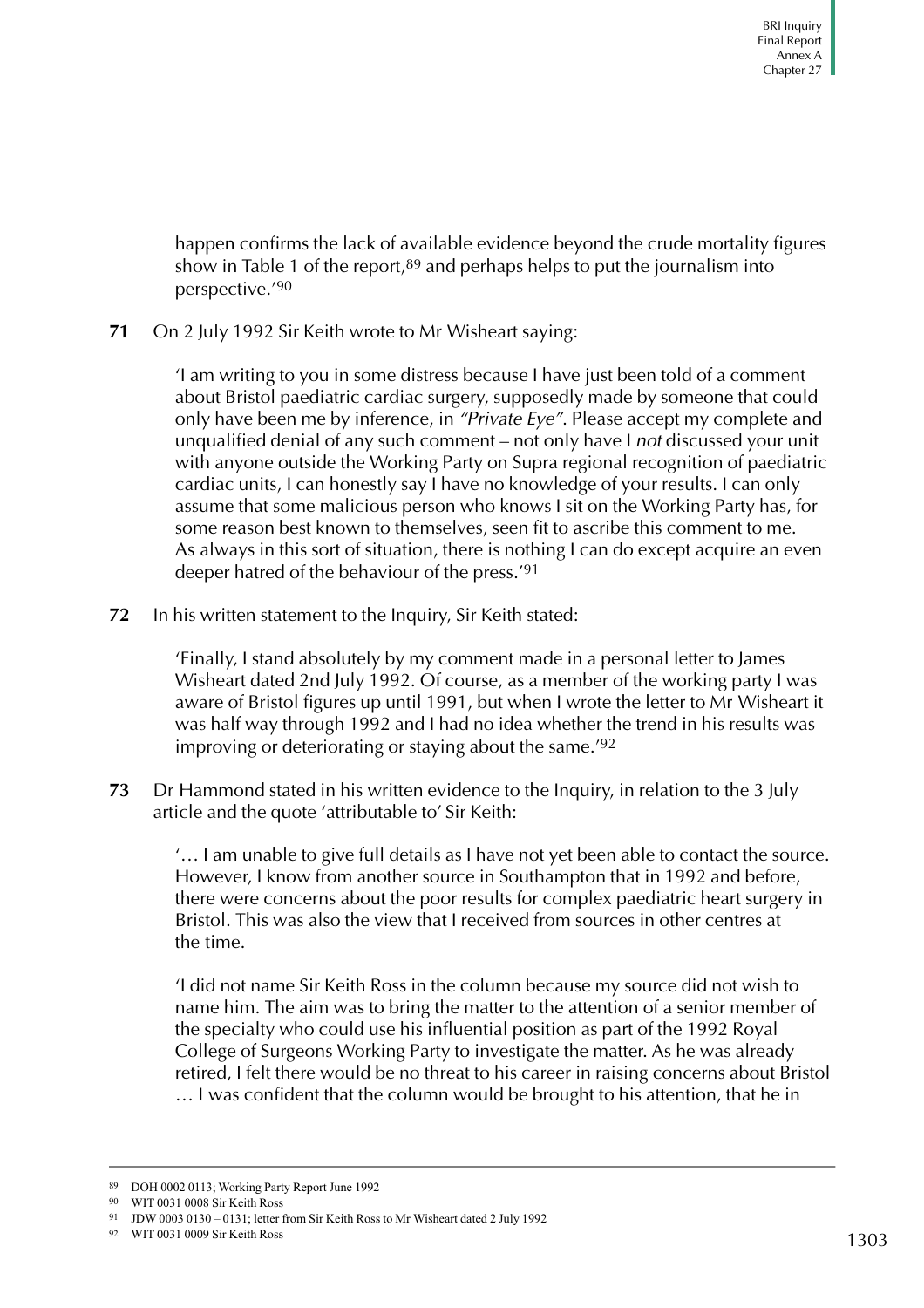happen confirms the lack of available evidence beyond the crude mortality figures show in Table 1 of the report,[89] and perhaps helps to put the journalism into perspective.'[90]

**71** On 2 July 1992 Sir Keith wrote to Mr Wisheart saying:

> 'I am writing to you in some distress because I have just been told of a comment about Bristol paediatric cardiac surgery, supposedly made by someone that could only have been me by inference, in *"Private Eye"*. Please accept my complete and unqualified denial of any such comment – not only have I *not* discussed your unit with anyone outside the Working Party on Supra regional recognition of paediatric cardiac units, I can honestly say I have no knowledge of your results. I can only assume that some malicious person who knows I sit on the Working Party has, for some reason best known to themselves, seen fit to ascribe this comment to me. As always in this sort of situation, there is nothing I can do except acquire an even deeper hatred of the behaviour of the press.'[91]

**72** In his written statement to the Inquiry, Sir Keith stated:

> 'Finally, I stand absolutely by my comment made in a personal letter to James Wisheart dated 2nd July 1992. Of course, as a member of the working party I was aware of Bristol figures up until 1991, but when I wrote the letter to Mr Wisheart it was half way through 1992 and I had no idea whether the trend in his results was improving or deteriorating or staying about the same.'[92]

**73** Dr Hammond stated in his written evidence to the Inquiry, in relation to the 3 July article and the quote 'attributable to' Sir Keith:

> '… I am unable to give full details as I have not yet been able to contact the source. However, I know from another source in Southampton that in 1992 and before, there were concerns about the poor results for complex paediatric heart surgery in Bristol. This was also the view that I received from sources in other centres at the time.
>
> 'I did not name Sir Keith Ross in the column because my source did not wish to name him. The aim was to bring the matter to the attention of a senior member of the specialty who could use his influential position as part of the 1992 Royal College of Surgeons Working Party to investigate the matter. As he was already retired, I felt there would be no threat to his career in raising concerns about Bristol … I was confident that the column would be brought to his attention, that he in

---

[89] DOH 0002 0113; Working Party Report June 1992

[90] WIT 0031 0008 Sir Keith Ross

[91] JDW 0003 0130 – 0131; letter from Sir Keith Ross to Mr Wisheart dated 2 July 1992

[92] WIT 0031 0009 Sir Keith Ross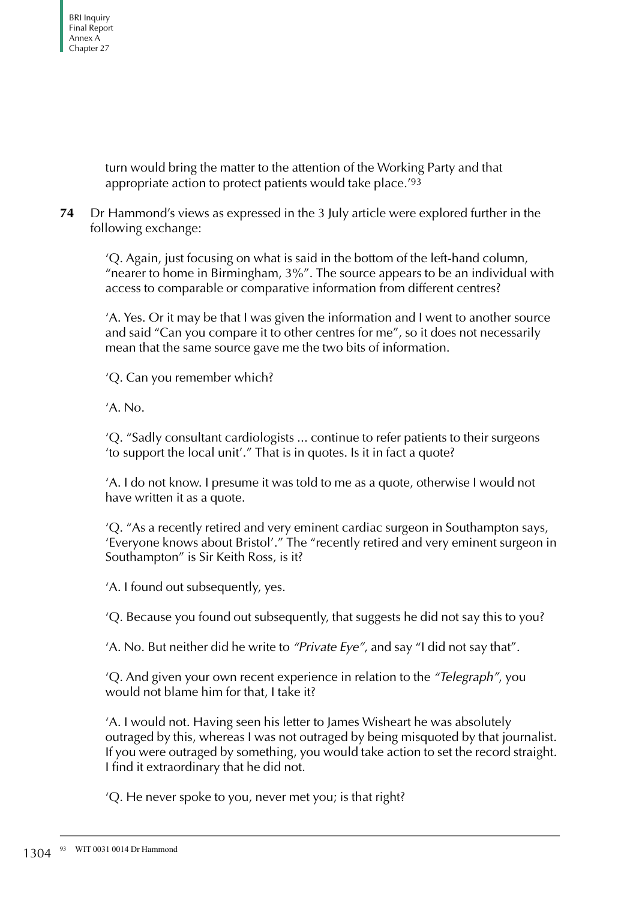turn would bring the matter to the attention of the Working Party and that appropriate action to protect patients would take place.'[93]

**74** Dr Hammond's views as expressed in the 3 July article were explored further in the following exchange:

> 'Q. Again, just focusing on what is said in the bottom of the left-hand column, "nearer to home in Birmingham, 3%". The source appears to be an individual with access to comparable or comparative information from different centres?
>
> 'A. Yes. Or it may be that I was given the information and I went to another source and said "Can you compare it to other centres for me", so it does not necessarily mean that the same source gave me the two bits of information.
>
> 'Q. Can you remember which?
>
> 'A. No.
>
> 'Q. "Sadly consultant cardiologists ... continue to refer patients to their surgeons 'to support the local unit'." That is in quotes. Is it in fact a quote?
>
> 'A. I do not know. I presume it was told to me as a quote, otherwise I would not have written it as a quote.
>
> 'Q. "As a recently retired and very eminent cardiac surgeon in Southampton says, 'Everyone knows about Bristol'." The "recently retired and very eminent surgeon in Southampton" is Sir Keith Ross, is it?
>
> 'A. I found out subsequently, yes.
>
> 'Q. Because you found out subsequently, that suggests he did not say this to you?
>
> 'A. No. But neither did he write to *"Private Eye"*, and say "I did not say that".
>
> 'Q. And given your own recent experience in relation to the *"Telegraph"*, you would not blame him for that, I take it?
>
> 'A. I would not. Having seen his letter to James Wisheart he was absolutely outraged by this, whereas I was not outraged by being misquoted by that journalist. If you were outraged by something, you would take action to set the record straight. I find it extraordinary that he did not.
>
> 'Q. He never spoke to you, never met you; is that right?

[93] WIT 0031 0014 Dr Hammond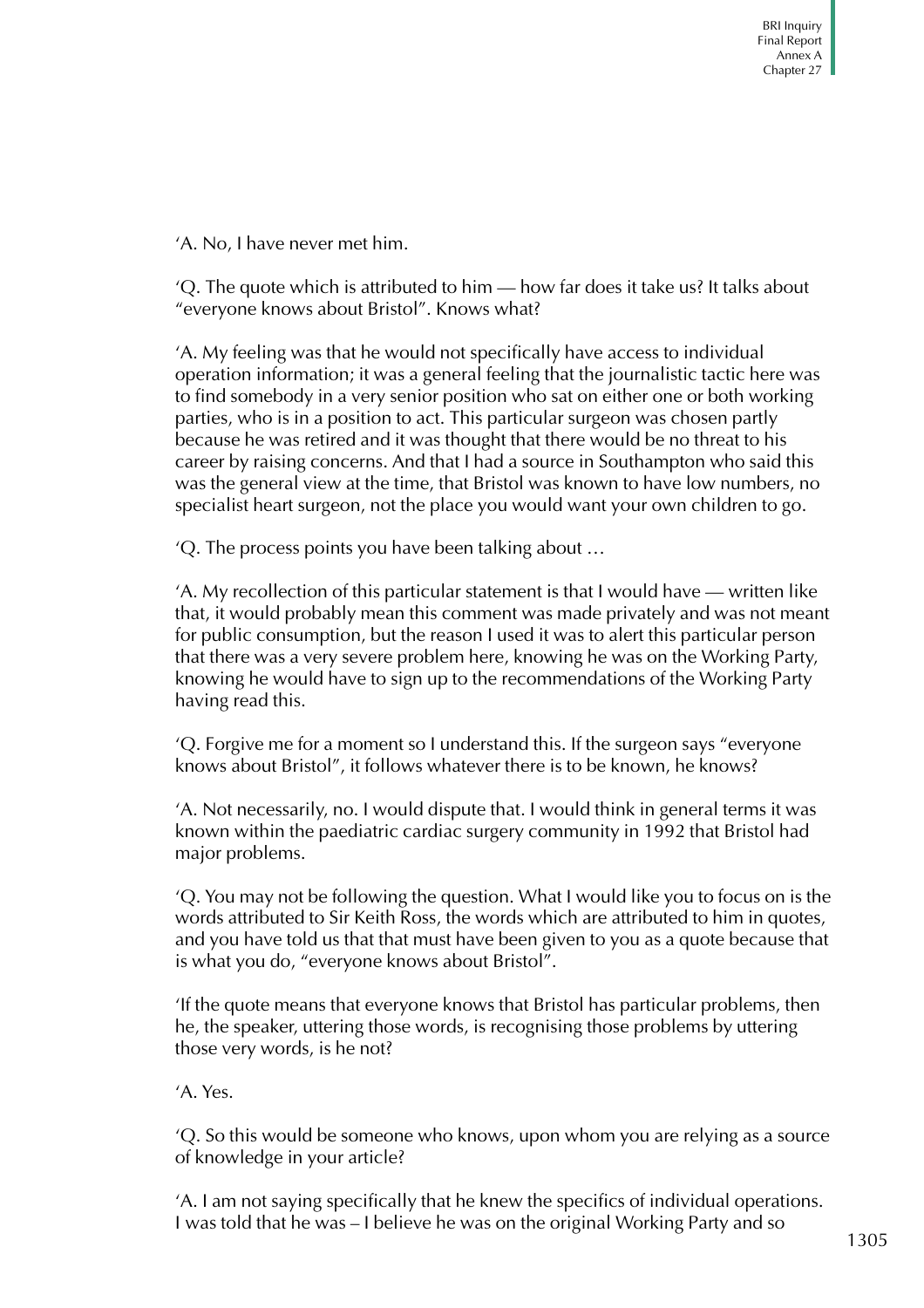'A. No, I have never met him.

'Q. The quote which is attributed to him — how far does it take us? It talks about "everyone knows about Bristol". Knows what?

'A. My feeling was that he would not specifically have access to individual operation information; it was a general feeling that the journalistic tactic here was to find somebody in a very senior position who sat on either one or both working parties, who is in a position to act. This particular surgeon was chosen partly because he was retired and it was thought that there would be no threat to his career by raising concerns. And that I had a source in Southampton who said this was the general view at the time, that Bristol was known to have low numbers, no specialist heart surgeon, not the place you would want your own children to go.

'Q. The process points you have been talking about …

'A. My recollection of this particular statement is that I would have — written like that, it would probably mean this comment was made privately and was not meant for public consumption, but the reason I used it was to alert this particular person that there was a very severe problem here, knowing he was on the Working Party, knowing he would have to sign up to the recommendations of the Working Party having read this.

'Q. Forgive me for a moment so I understand this. If the surgeon says "everyone knows about Bristol", it follows whatever there is to be known, he knows?

'A. Not necessarily, no. I would dispute that. I would think in general terms it was known within the paediatric cardiac surgery community in 1992 that Bristol had major problems.

'Q. You may not be following the question. What I would like you to focus on is the words attributed to Sir Keith Ross, the words which are attributed to him in quotes, and you have told us that that must have been given to you as a quote because that is what you do, "everyone knows about Bristol".

'If the quote means that everyone knows that Bristol has particular problems, then he, the speaker, uttering those words, is recognising those problems by uttering those very words, is he not?

'A. Yes.

'Q. So this would be someone who knows, upon whom you are relying as a source of knowledge in your article?

'A. I am not saying specifically that he knew the specifics of individual operations. I was told that he was – I believe he was on the original Working Party and so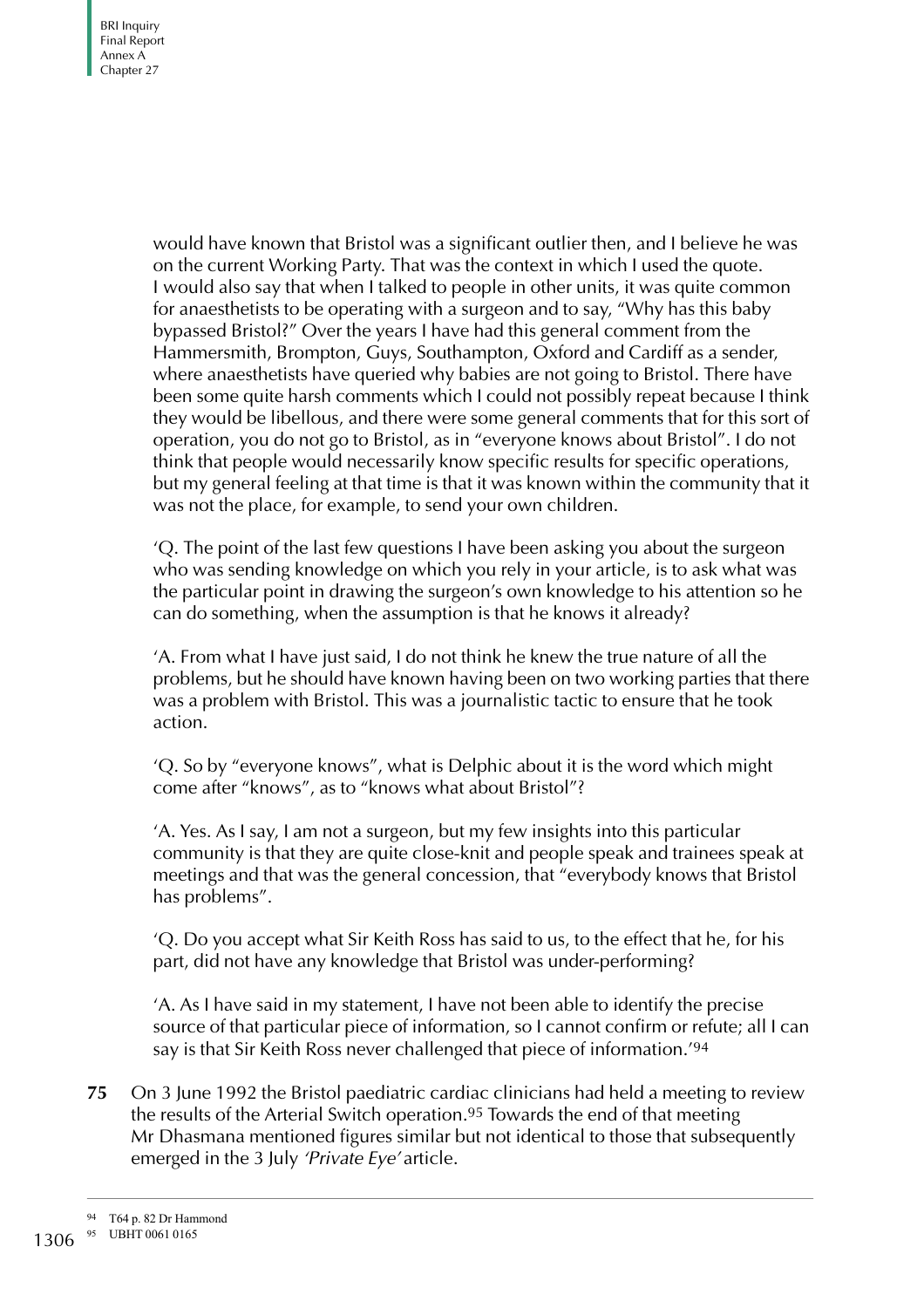would have known that Bristol was a significant outlier then, and I believe he was on the current Working Party. That was the context in which I used the quote. I would also say that when I talked to people in other units, it was quite common for anaesthetists to be operating with a surgeon and to say, "Why has this baby bypassed Bristol?" Over the years I have had this general comment from the Hammersmith, Brompton, Guys, Southampton, Oxford and Cardiff as a sender, where anaesthetists have queried why babies are not going to Bristol. There have been some quite harsh comments which I could not possibly repeat because I think they would be libellous, and there were some general comments that for this sort of operation, you do not go to Bristol, as in "everyone knows about Bristol". I do not think that people would necessarily know specific results for specific operations, but my general feeling at that time is that it was known within the community that it was not the place, for example, to send your own children.

'Q. The point of the last few questions I have been asking you about the surgeon who was sending knowledge on which you rely in your article, is to ask what was the particular point in drawing the surgeon's own knowledge to his attention so he can do something, when the assumption is that he knows it already?

'A. From what I have just said, I do not think he knew the true nature of all the problems, but he should have known having been on two working parties that there was a problem with Bristol. This was a journalistic tactic to ensure that he took action.

'Q. So by "everyone knows", what is Delphic about it is the word which might come after "knows", as to "knows what about Bristol"?

'A. Yes. As I say, I am not a surgeon, but my few insights into this particular community is that they are quite close-knit and people speak and trainees speak at meetings and that was the general concession, that "everybody knows that Bristol has problems".

'Q. Do you accept what Sir Keith Ross has said to us, to the effect that he, for his part, did not have any knowledge that Bristol was under-performing?

'A. As I have said in my statement, I have not been able to identify the precise source of that particular piece of information, so I cannot confirm or refute; all I can say is that Sir Keith Ross never challenged that piece of information.'[94]

**75** On 3 June 1992 the Bristol paediatric cardiac clinicians had held a meeting to review the results of the Arterial Switch operation.[95] Towards the end of that meeting Mr Dhasmana mentioned figures similar but not identical to those that subsequently emerged in the 3 July *'Private Eye'* article.

[94] T64 p. 82 Dr Hammond

[95] UBHT 0061 0165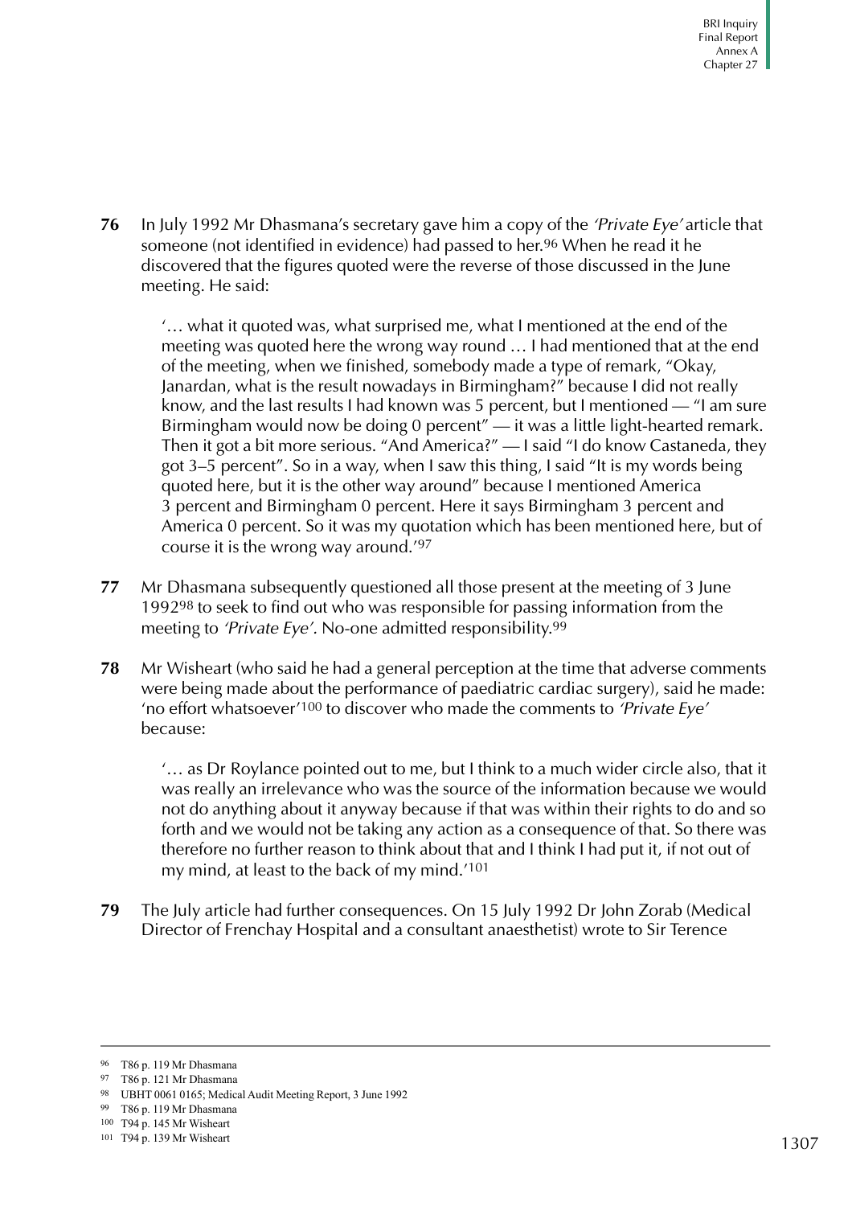**76** In July 1992 Mr Dhasmana's secretary gave him a copy of the *'Private Eye'* article that someone (not identified in evidence) had passed to her.[96] When he read it he discovered that the figures quoted were the reverse of those discussed in the June meeting. He said:

> '… what it quoted was, what surprised me, what I mentioned at the end of the meeting was quoted here the wrong way round … I had mentioned that at the end of the meeting, when we finished, somebody made a type of remark, "Okay, Janardan, what is the result nowadays in Birmingham?" because I did not really know, and the last results I had known was 5 percent, but I mentioned — "I am sure Birmingham would now be doing 0 percent" — it was a little light-hearted remark. Then it got a bit more serious. "And America?" — I said "I do know Castaneda, they got 3–5 percent". So in a way, when I saw this thing, I said "It is my words being quoted here, but it is the other way around" because I mentioned America 3 percent and Birmingham 0 percent. Here it says Birmingham 3 percent and America 0 percent. So it was my quotation which has been mentioned here, but of course it is the wrong way around.'[97]

**77** Mr Dhasmana subsequently questioned all those present at the meeting of 3 June 1992[98] to seek to find out who was responsible for passing information from the meeting to *'Private Eye'*. No-one admitted responsibility.[99]

**78** Mr Wisheart (who said he had a general perception at the time that adverse comments were being made about the performance of paediatric cardiac surgery), said he made: 'no effort whatsoever'[100] to discover who made the comments to *'Private Eye'* because:

> '… as Dr Roylance pointed out to me, but I think to a much wider circle also, that it was really an irrelevance who was the source of the information because we would not do anything about it anyway because if that was within their rights to do and so forth and we would not be taking any action as a consequence of that. So there was therefore no further reason to think about that and I think I had put it, if not out of my mind, at least to the back of my mind.'[101]

**79** The July article had further consequences. On 15 July 1992 Dr John Zorab (Medical Director of Frenchay Hospital and a consultant anaesthetist) wrote to Sir Terence

---

[96] T86 p. 119 Mr Dhasmana

[97] T86 p. 121 Mr Dhasmana

[98] UBHT 0061 0165; Medical Audit Meeting Report, 3 June 1992

[99] T86 p. 119 Mr Dhasmana

[100] T94 p. 145 Mr Wisheart

[101] T94 p. 139 Mr Wisheart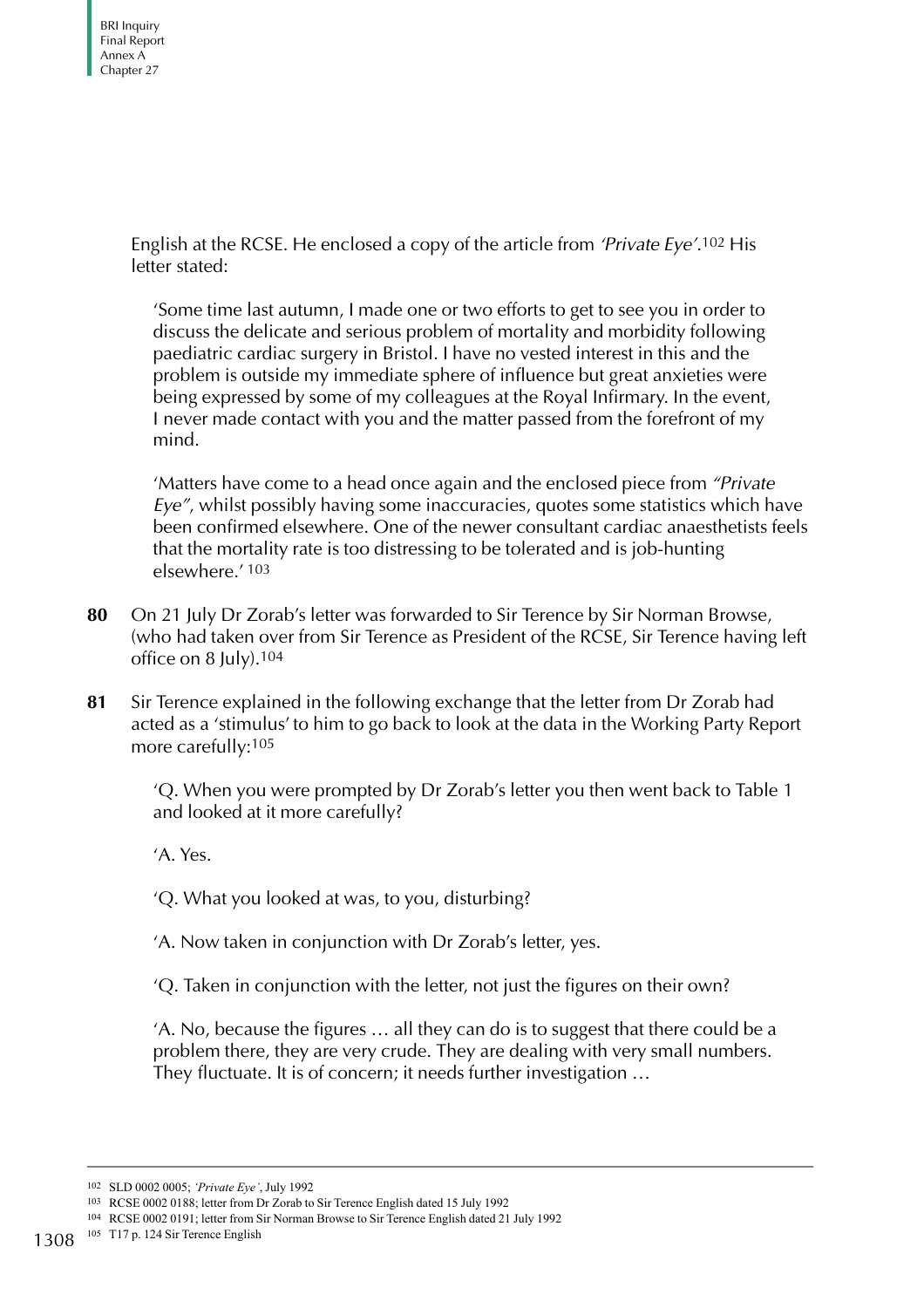English at the RCSE. He enclosed a copy of the article from *'Private Eye'*.[102] His letter stated:

> 'Some time last autumn, I made one or two efforts to get to see you in order to discuss the delicate and serious problem of mortality and morbidity following paediatric cardiac surgery in Bristol. I have no vested interest in this and the problem is outside my immediate sphere of influence but great anxieties were being expressed by some of my colleagues at the Royal Infirmary. In the event, I never made contact with you and the matter passed from the forefront of my mind.
>
> 'Matters have come to a head once again and the enclosed piece from *"Private Eye"*, whilst possibly having some inaccuracies, quotes some statistics which have been confirmed elsewhere. One of the newer consultant cardiac anaesthetists feels that the mortality rate is too distressing to be tolerated and is job-hunting elsewhere.'[103]

**80** On 21 July Dr Zorab's letter was forwarded to Sir Terence by Sir Norman Browse, (who had taken over from Sir Terence as President of the RCSE, Sir Terence having left office on 8 July).[104]

**81** Sir Terence explained in the following exchange that the letter from Dr Zorab had acted as a 'stimulus' to him to go back to look at the data in the Working Party Report more carefully:[105]

> 'Q. When you were prompted by Dr Zorab's letter you then went back to Table 1 and looked at it more carefully?
>
> 'A. Yes.
>
> 'Q. What you looked at was, to you, disturbing?
>
> 'A. Now taken in conjunction with Dr Zorab's letter, yes.
>
> 'Q. Taken in conjunction with the letter, not just the figures on their own?
>
> 'A. No, because the figures … all they can do is to suggest that there could be a problem there, they are very crude. They are dealing with very small numbers. They fluctuate. It is of concern; it needs further investigation …

---

102 SLD 0002 0005; *'Private Eye'*, July 1992

103 RCSE 0002 0188; letter from Dr Zorab to Sir Terence English dated 15 July 1992

104 RCSE 0002 0191; letter from Sir Norman Browse to Sir Terence English dated 21 July 1992

105 T17 p. 124 Sir Terence English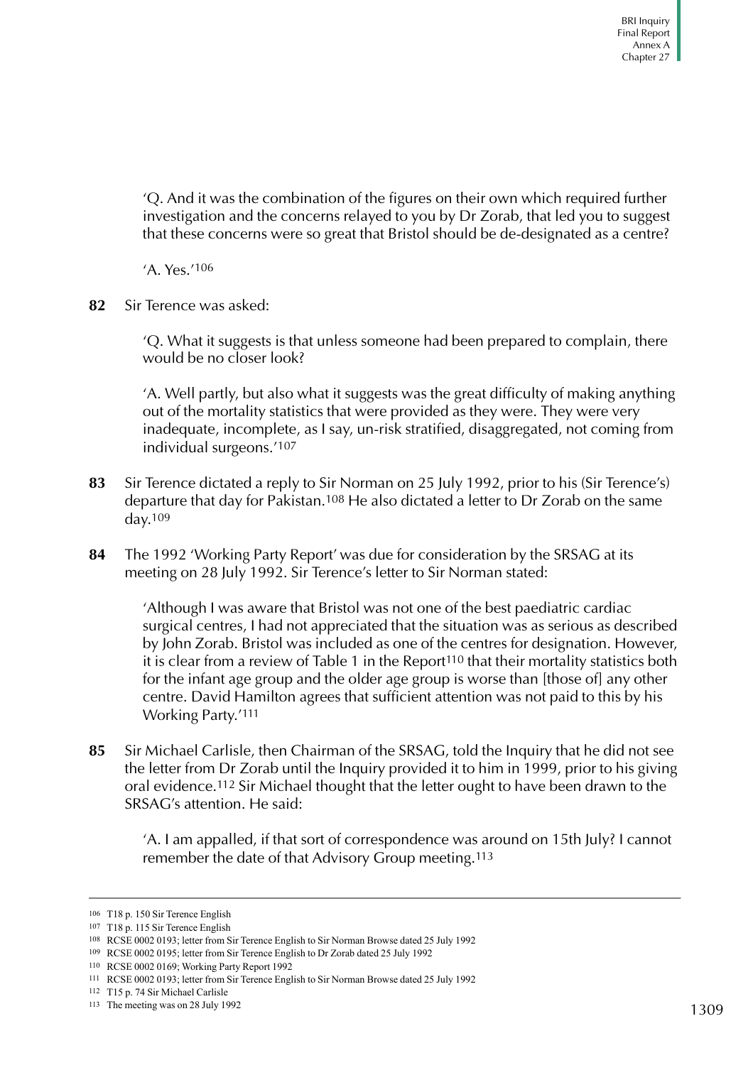'Q. And it was the combination of the figures on their own which required further investigation and the concerns relayed to you by Dr Zorab, that led you to suggest that these concerns were so great that Bristol should be de-designated as a centre?

'A. Yes.'[106]

**82** Sir Terence was asked:

'Q. What it suggests is that unless someone had been prepared to complain, there would be no closer look?

'A. Well partly, but also what it suggests was the great difficulty of making anything out of the mortality statistics that were provided as they were. They were very inadequate, incomplete, as I say, un-risk stratified, disaggregated, not coming from individual surgeons.'[107]

**83** Sir Terence dictated a reply to Sir Norman on 25 July 1992, prior to his (Sir Terence's) departure that day for Pakistan.[108] He also dictated a letter to Dr Zorab on the same day.[109]

**84** The 1992 'Working Party Report' was due for consideration by the SRSAG at its meeting on 28 July 1992. Sir Terence's letter to Sir Norman stated:

'Although I was aware that Bristol was not one of the best paediatric cardiac surgical centres, I had not appreciated that the situation was as serious as described by John Zorab. Bristol was included as one of the centres for designation. However, it is clear from a review of Table 1 in the Report[110] that their mortality statistics both for the infant age group and the older age group is worse than [those of] any other centre. David Hamilton agrees that sufficient attention was not paid to this by his Working Party.'[111]

**85** Sir Michael Carlisle, then Chairman of the SRSAG, told the Inquiry that he did not see the letter from Dr Zorab until the Inquiry provided it to him in 1999, prior to his giving oral evidence.[112] Sir Michael thought that the letter ought to have been drawn to the SRSAG's attention. He said:

'A. I am appalled, if that sort of correspondence was around on 15th July? I cannot remember the date of that Advisory Group meeting.[113]

---

106 T18 p. 150 Sir Terence English
107 T18 p. 115 Sir Terence English
108 RCSE 0002 0193; letter from Sir Terence English to Sir Norman Browse dated 25 July 1992
109 RCSE 0002 0195; letter from Sir Terence English to Dr Zorab dated 25 July 1992
110 RCSE 0002 0169; Working Party Report 1992
111 RCSE 0002 0193; letter from Sir Terence English to Sir Norman Browse dated 25 July 1992
112 T15 p. 74 Sir Michael Carlisle
113 The meeting was on 28 July 1992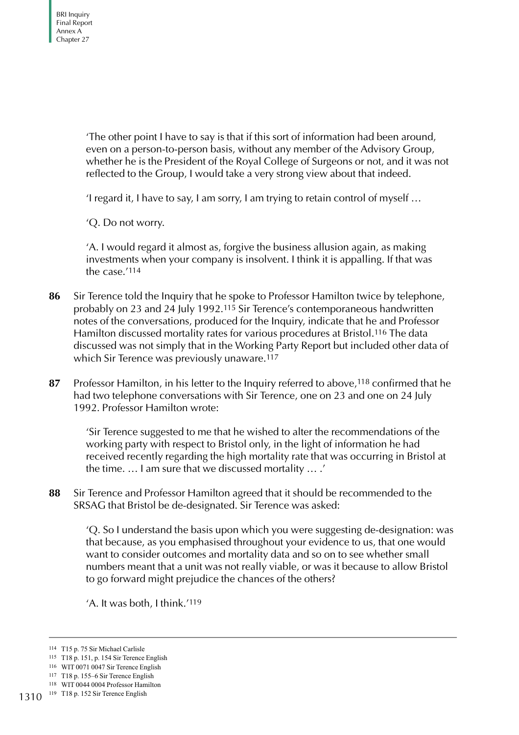'The other point I have to say is that if this sort of information had been around, even on a person-to-person basis, without any member of the Advisory Group, whether he is the President of the Royal College of Surgeons or not, and it was not reflected to the Group, I would take a very strong view about that indeed.

'I regard it, I have to say, I am sorry, I am trying to retain control of myself …

'Q. Do not worry.

'A. I would regard it almost as, forgive the business allusion again, as making investments when your company is insolvent. I think it is appalling. If that was the case.'[114]

**86** Sir Terence told the Inquiry that he spoke to Professor Hamilton twice by telephone, probably on 23 and 24 July 1992.[115] Sir Terence's contemporaneous handwritten notes of the conversations, produced for the Inquiry, indicate that he and Professor Hamilton discussed mortality rates for various procedures at Bristol.[116] The data discussed was not simply that in the Working Party Report but included other data of which Sir Terence was previously unaware.[117]

**87** Professor Hamilton, in his letter to the Inquiry referred to above,[118] confirmed that he had two telephone conversations with Sir Terence, one on 23 and one on 24 July 1992. Professor Hamilton wrote:

'Sir Terence suggested to me that he wished to alter the recommendations of the working party with respect to Bristol only, in the light of information he had received recently regarding the high mortality rate that was occurring in Bristol at the time. … I am sure that we discussed mortality … .'

**88** Sir Terence and Professor Hamilton agreed that it should be recommended to the SRSAG that Bristol be de-designated. Sir Terence was asked:

'Q. So I understand the basis upon which you were suggesting de-designation: was that because, as you emphasised throughout your evidence to us, that one would want to consider outcomes and mortality data and so on to see whether small numbers meant that a unit was not really viable, or was it because to allow Bristol to go forward might prejudice the chances of the others?

'A. It was both, I think.'[119]

---

114 T15 p. 75 Sir Michael Carlisle

115 T18 p. 151, p. 154 Sir Terence English

116 WIT 0071 0047 Sir Terence English

117 T18 p. 155–6 Sir Terence English

118 WIT 0044 0004 Professor Hamilton

119 T18 p. 152 Sir Terence English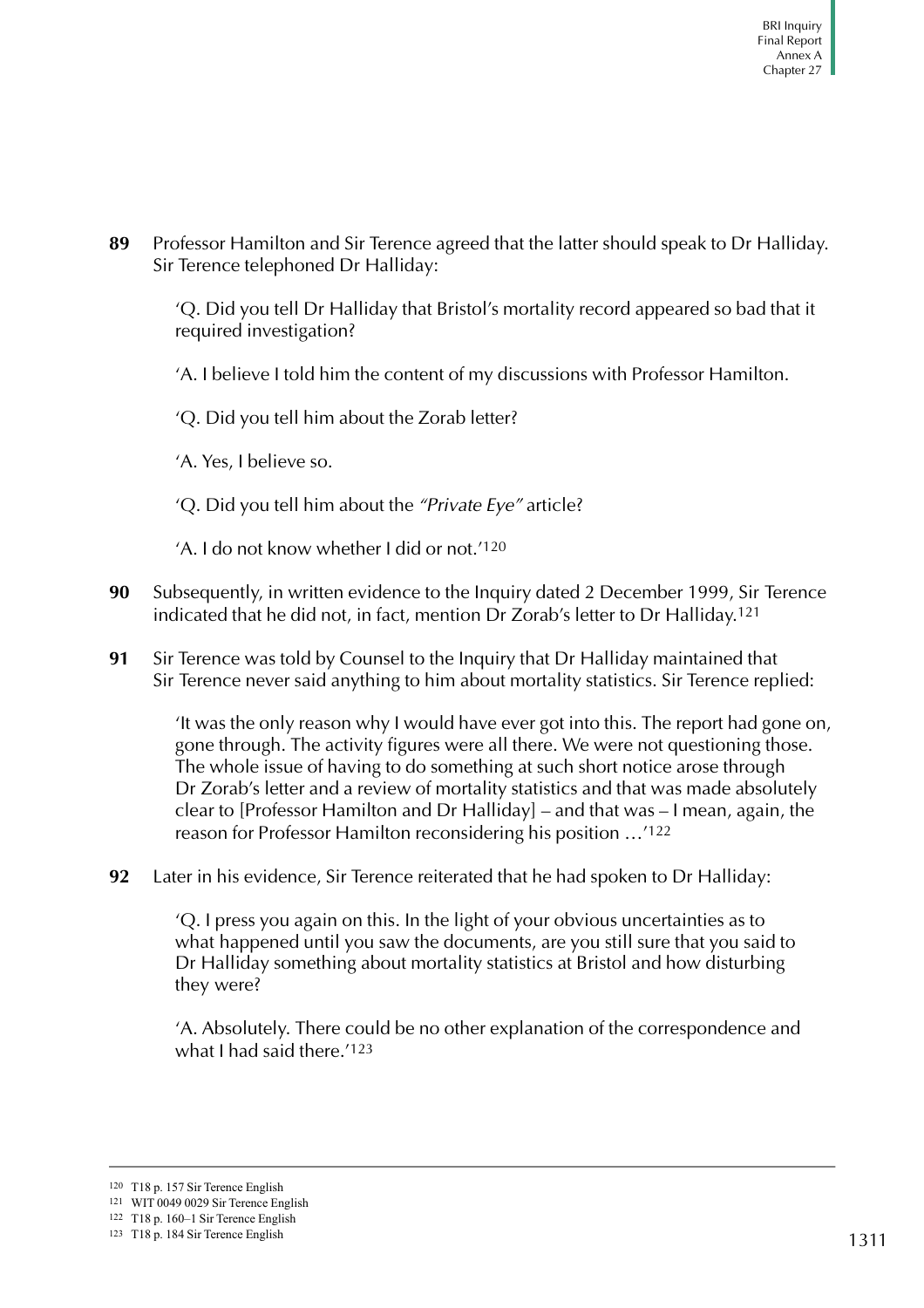**89** Professor Hamilton and Sir Terence agreed that the latter should speak to Dr Halliday. Sir Terence telephoned Dr Halliday:

> 'Q. Did you tell Dr Halliday that Bristol's mortality record appeared so bad that it required investigation?
>
> 'A. I believe I told him the content of my discussions with Professor Hamilton.
>
> 'Q. Did you tell him about the Zorab letter?
>
> 'A. Yes, I believe so.
>
> 'Q. Did you tell him about the *"Private Eye"* article?
>
> 'A. I do not know whether I did or not.'[120]

**90** Subsequently, in written evidence to the Inquiry dated 2 December 1999, Sir Terence indicated that he did not, in fact, mention Dr Zorab's letter to Dr Halliday.[121]

**91** Sir Terence was told by Counsel to the Inquiry that Dr Halliday maintained that Sir Terence never said anything to him about mortality statistics. Sir Terence replied:

> 'It was the only reason why I would have ever got into this. The report had gone on, gone through. The activity figures were all there. We were not questioning those. The whole issue of having to do something at such short notice arose through Dr Zorab's letter and a review of mortality statistics and that was made absolutely clear to [Professor Hamilton and Dr Halliday] – and that was – I mean, again, the reason for Professor Hamilton reconsidering his position …'[122]

**92** Later in his evidence, Sir Terence reiterated that he had spoken to Dr Halliday:

> 'Q. I press you again on this. In the light of your obvious uncertainties as to what happened until you saw the documents, are you still sure that you said to Dr Halliday something about mortality statistics at Bristol and how disturbing they were?
>
> 'A. Absolutely. There could be no other explanation of the correspondence and what I had said there.'[123]

---

[120] T18 p. 157 Sir Terence English
[121] WIT 0049 0029 Sir Terence English
[122] T18 p. 160–1 Sir Terence English
[123] T18 p. 184 Sir Terence English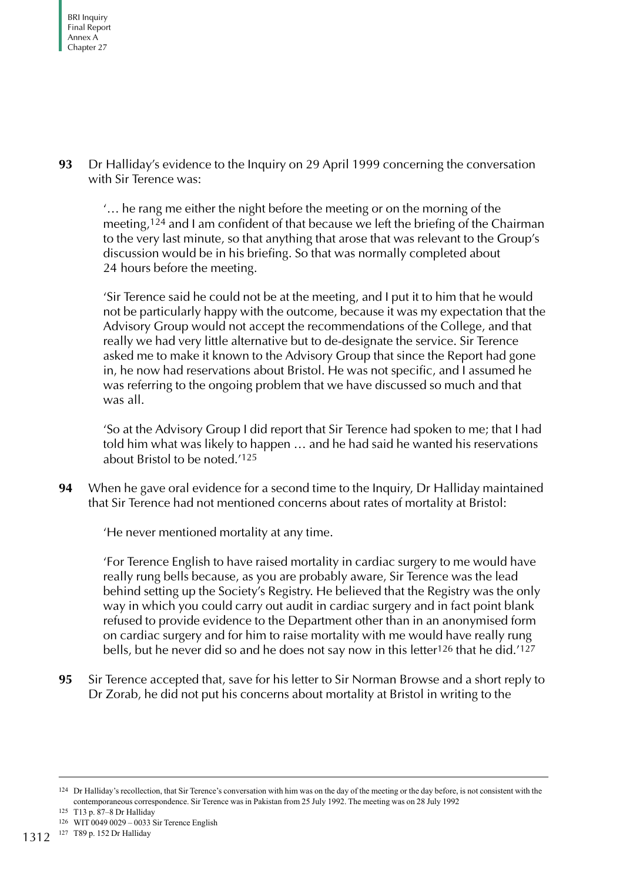**93** Dr Halliday's evidence to the Inquiry on 29 April 1999 concerning the conversation with Sir Terence was:

> '… he rang me either the night before the meeting or on the morning of the meeting,[124] and I am confident of that because we left the briefing of the Chairman to the very last minute, so that anything that arose that was relevant to the Group's discussion would be in his briefing. So that was normally completed about 24 hours before the meeting.
>
> 'Sir Terence said he could not be at the meeting, and I put it to him that he would not be particularly happy with the outcome, because it was my expectation that the Advisory Group would not accept the recommendations of the College, and that really we had very little alternative but to de-designate the service. Sir Terence asked me to make it known to the Advisory Group that since the Report had gone in, he now had reservations about Bristol. He was not specific, and I assumed he was referring to the ongoing problem that we have discussed so much and that was all.
>
> 'So at the Advisory Group I did report that Sir Terence had spoken to me; that I had told him what was likely to happen … and he had said he wanted his reservations about Bristol to be noted.'[125]

**94** When he gave oral evidence for a second time to the Inquiry, Dr Halliday maintained that Sir Terence had not mentioned concerns about rates of mortality at Bristol:

> 'He never mentioned mortality at any time.
>
> 'For Terence English to have raised mortality in cardiac surgery to me would have really rung bells because, as you are probably aware, Sir Terence was the lead behind setting up the Society's Registry. He believed that the Registry was the only way in which you could carry out audit in cardiac surgery and in fact point blank refused to provide evidence to the Department other than in an anonymised form on cardiac surgery and for him to raise mortality with me would have really rung bells, but he never did so and he does not say now in this letter[126] that he did.'[127]

**95** Sir Terence accepted that, save for his letter to Sir Norman Browse and a short reply to Dr Zorab, he did not put his concerns about mortality at Bristol in writing to the

---

124 Dr Halliday's recollection, that Sir Terence's conversation with him was on the day of the meeting or the day before, is not consistent with the contemporaneous correspondence. Sir Terence was in Pakistan from 25 July 1992. The meeting was on 28 July 1992

125 T13 p. 87–8 Dr Halliday

126 WIT 0049 0029 – 0033 Sir Terence English

127 T89 p. 152 Dr Halliday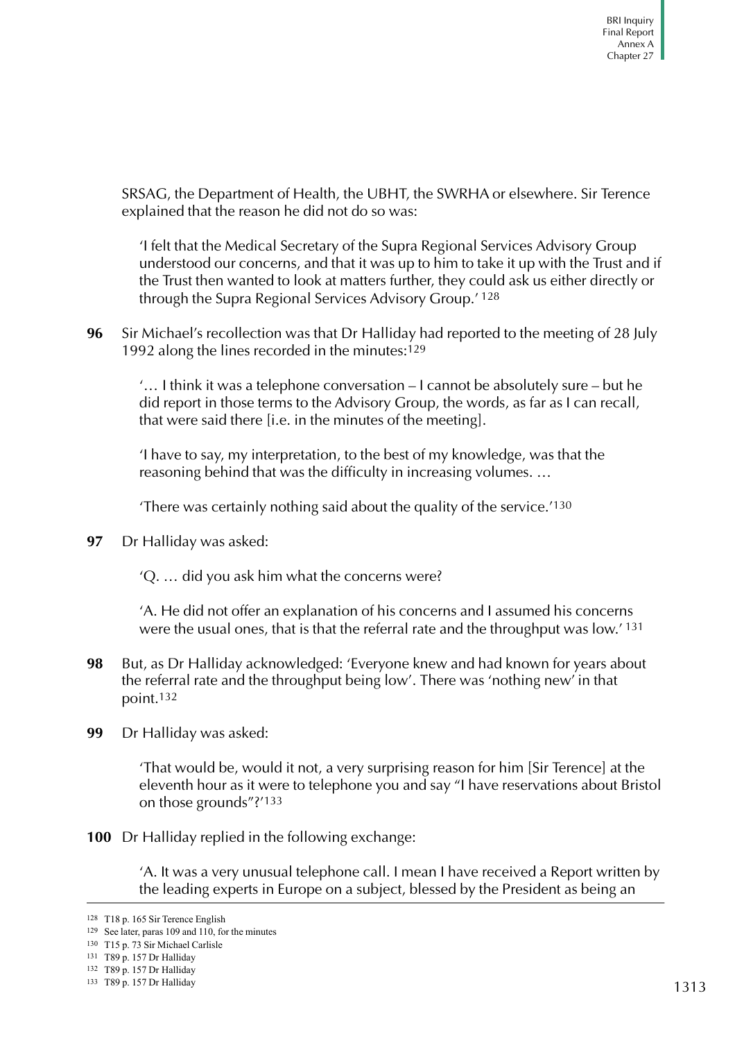SRSAG, the Department of Health, the UBHT, the SWRHA or elsewhere. Sir Terence explained that the reason he did not do so was:

> 'I felt that the Medical Secretary of the Supra Regional Services Advisory Group understood our concerns, and that it was up to him to take it up with the Trust and if the Trust then wanted to look at matters further, they could ask us either directly or through the Supra Regional Services Advisory Group.' [128]

**96** Sir Michael's recollection was that Dr Halliday had reported to the meeting of 28 July 1992 along the lines recorded in the minutes:[129]

> '… I think it was a telephone conversation – I cannot be absolutely sure – but he did report in those terms to the Advisory Group, the words, as far as I can recall, that were said there [i.e. in the minutes of the meeting].
>
> 'I have to say, my interpretation, to the best of my knowledge, was that the reasoning behind that was the difficulty in increasing volumes. …
>
> 'There was certainly nothing said about the quality of the service.'[130]

**97** Dr Halliday was asked:

> 'Q. … did you ask him what the concerns were?
>
> 'A. He did not offer an explanation of his concerns and I assumed his concerns were the usual ones, that is that the referral rate and the throughput was low.' [131]

**98** But, as Dr Halliday acknowledged: 'Everyone knew and had known for years about the referral rate and the throughput being low'. There was 'nothing new' in that point.[132]

**99** Dr Halliday was asked:

> 'That would be, would it not, a very surprising reason for him [Sir Terence] at the eleventh hour as it were to telephone you and say "I have reservations about Bristol on those grounds"?'[133]

**100** Dr Halliday replied in the following exchange:

> 'A. It was a very unusual telephone call. I mean I have received a Report written by the leading experts in Europe on a subject, blessed by the President as being an

---

[128] T18 p. 165 Sir Terence English

[129] See later, paras 109 and 110, for the minutes

[130] T15 p. 73 Sir Michael Carlisle

[131] T89 p. 157 Dr Halliday

[132] T89 p. 157 Dr Halliday

[133] T89 p. 157 Dr Halliday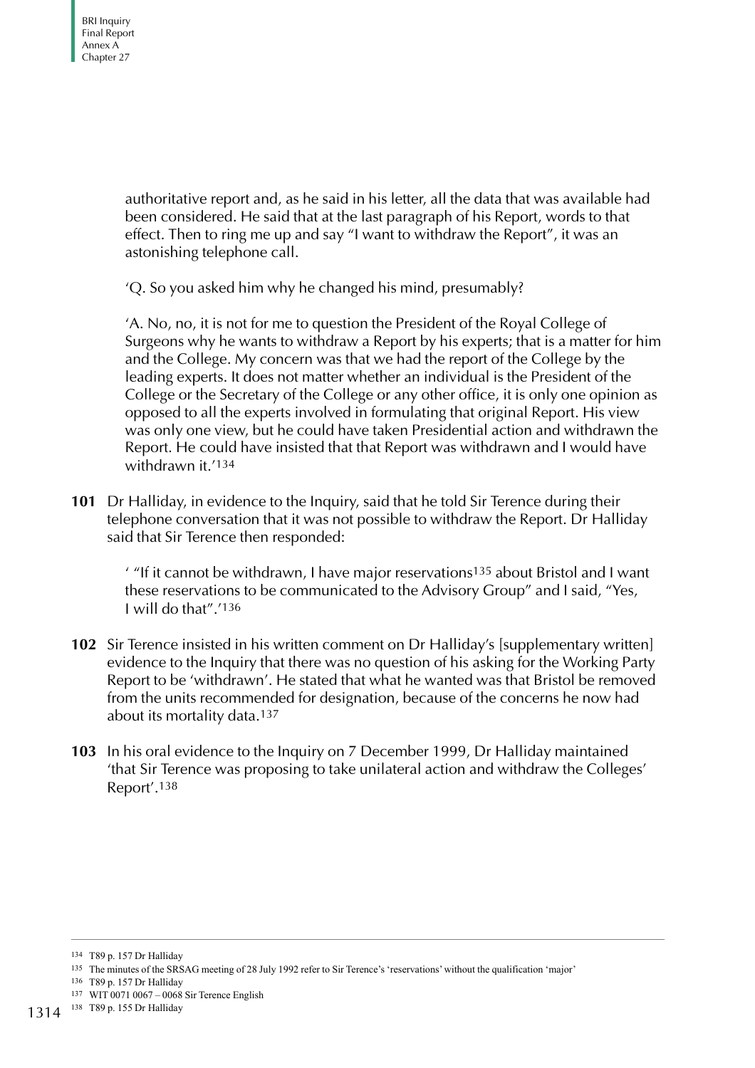authoritative report and, as he said in his letter, all the data that was available had been considered. He said that at the last paragraph of his Report, words to that effect. Then to ring me up and say "I want to withdraw the Report", it was an astonishing telephone call.

'Q. So you asked him why he changed his mind, presumably?

'A. No, no, it is not for me to question the President of the Royal College of Surgeons why he wants to withdraw a Report by his experts; that is a matter for him and the College. My concern was that we had the report of the College by the leading experts. It does not matter whether an individual is the President of the College or the Secretary of the College or any other office, it is only one opinion as opposed to all the experts involved in formulating that original Report. His view was only one view, but he could have taken Presidential action and withdrawn the Report. He could have insisted that that Report was withdrawn and I would have withdrawn it.'[134]

**101** Dr Halliday, in evidence to the Inquiry, said that he told Sir Terence during their telephone conversation that it was not possible to withdraw the Report. Dr Halliday said that Sir Terence then responded:

> ' "If it cannot be withdrawn, I have major reservations[135] about Bristol and I want these reservations to be communicated to the Advisory Group" and I said, "Yes, I will do that".'[136]

**102** Sir Terence insisted in his written comment on Dr Halliday's [supplementary written] evidence to the Inquiry that there was no question of his asking for the Working Party Report to be 'withdrawn'. He stated that what he wanted was that Bristol be removed from the units recommended for designation, because of the concerns he now had about its mortality data.[137]

**103** In his oral evidence to the Inquiry on 7 December 1999, Dr Halliday maintained 'that Sir Terence was proposing to take unilateral action and withdraw the Colleges' Report'.[138]

---

[134] T89 p. 157 Dr Halliday

[135] The minutes of the SRSAG meeting of 28 July 1992 refer to Sir Terence's 'reservations' without the qualification 'major'

[136] T89 p. 157 Dr Halliday

[137] WIT 0071 0067 – 0068 Sir Terence English

[138] T89 p. 155 Dr Halliday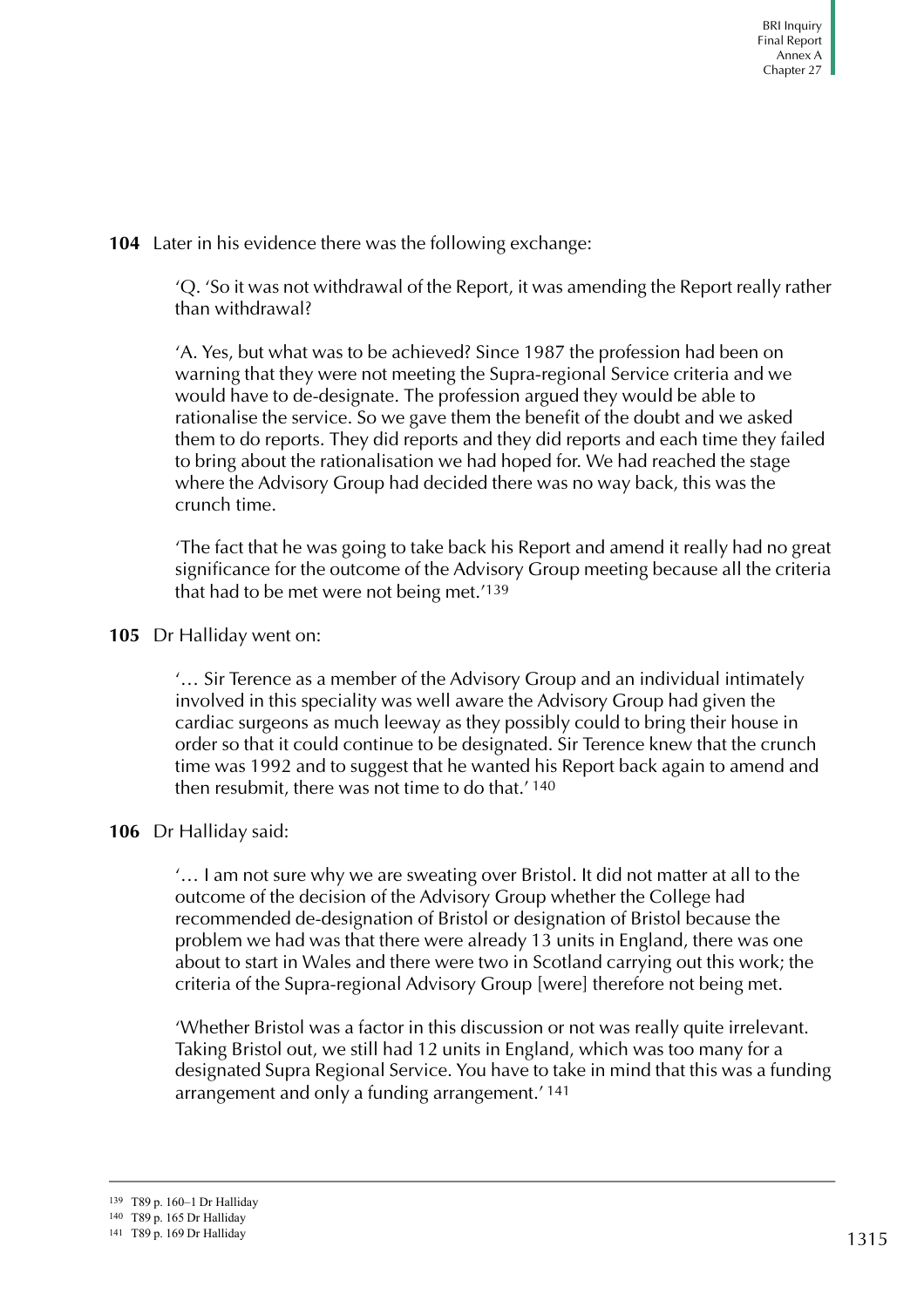**104** Later in his evidence there was the following exchange:

> 'Q. 'So it was not withdrawal of the Report, it was amending the Report really rather than withdrawal?
>
> 'A. Yes, but what was to be achieved? Since 1987 the profession had been on warning that they were not meeting the Supra-regional Service criteria and we would have to de-designate. The profession argued they would be able to rationalise the service. So we gave them the benefit of the doubt and we asked them to do reports. They did reports and they did reports and each time they failed to bring about the rationalisation we had hoped for. We had reached the stage where the Advisory Group had decided there was no way back, this was the crunch time.
>
> 'The fact that he was going to take back his Report and amend it really had no great significance for the outcome of the Advisory Group meeting because all the criteria that had to be met were not being met.'[139]

**105** Dr Halliday went on:

> '… Sir Terence as a member of the Advisory Group and an individual intimately involved in this speciality was well aware the Advisory Group had given the cardiac surgeons as much leeway as they possibly could to bring their house in order so that it could continue to be designated. Sir Terence knew that the crunch time was 1992 and to suggest that he wanted his Report back again to amend and then resubmit, there was not time to do that.' [140]

**106** Dr Halliday said:

> '… I am not sure why we are sweating over Bristol. It did not matter at all to the outcome of the decision of the Advisory Group whether the College had recommended de-designation of Bristol or designation of Bristol because the problem we had was that there were already 13 units in England, there was one about to start in Wales and there were two in Scotland carrying out this work; the criteria of the Supra-regional Advisory Group [were] therefore not being met.
>
> 'Whether Bristol was a factor in this discussion or not was really quite irrelevant. Taking Bristol out, we still had 12 units in England, which was too many for a designated Supra Regional Service. You have to take in mind that this was a funding arrangement and only a funding arrangement.' [141]

---

[139] T89 p. 160–1 Dr Halliday

[140] T89 p. 165 Dr Halliday

[141] T89 p. 169 Dr Halliday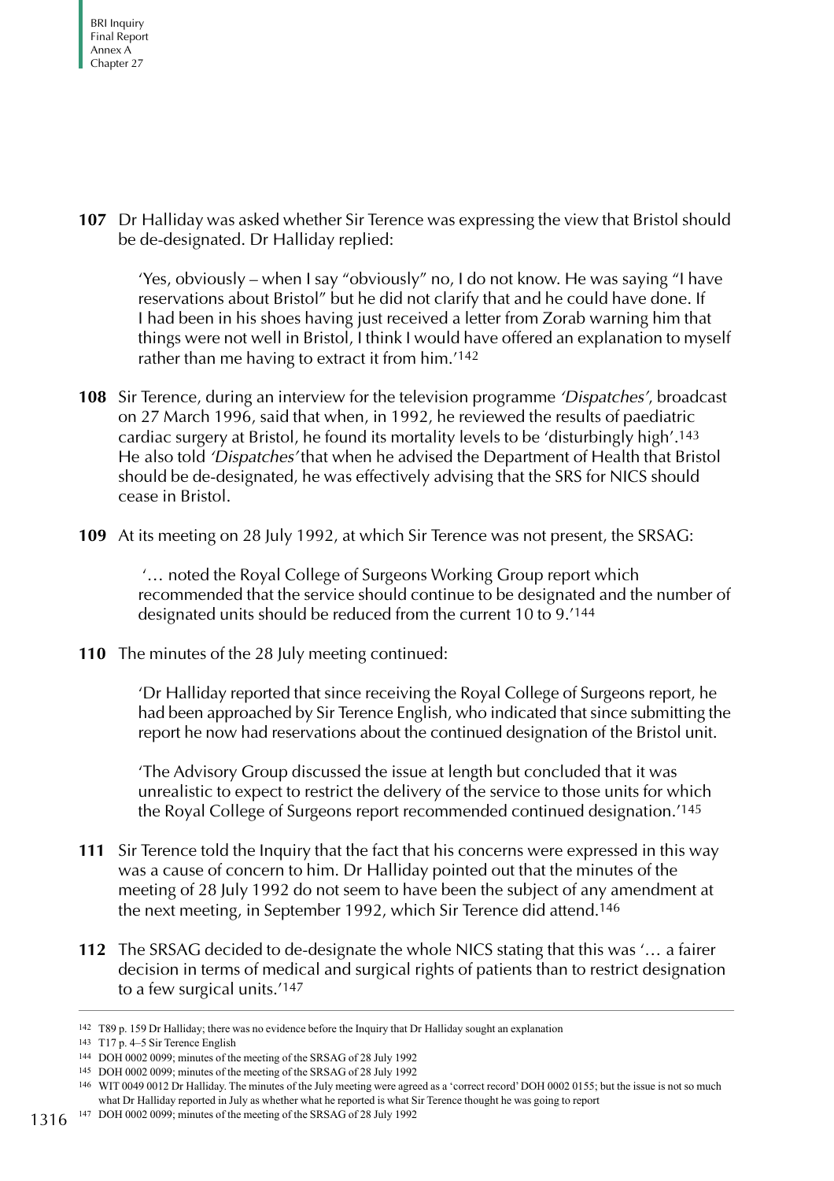**107** Dr Halliday was asked whether Sir Terence was expressing the view that Bristol should be de-designated. Dr Halliday replied:

> 'Yes, obviously – when I say "obviously" no, I do not know. He was saying "I have reservations about Bristol" but he did not clarify that and he could have done. If I had been in his shoes having just received a letter from Zorab warning him that things were not well in Bristol, I think I would have offered an explanation to myself rather than me having to extract it from him.'[142]

**108** Sir Terence, during an interview for the television programme *'Dispatches'*, broadcast on 27 March 1996, said that when, in 1992, he reviewed the results of paediatric cardiac surgery at Bristol, he found its mortality levels to be 'disturbingly high'.[143] He also told *'Dispatches'* that when he advised the Department of Health that Bristol should be de-designated, he was effectively advising that the SRS for NICS should cease in Bristol.

**109** At its meeting on 28 July 1992, at which Sir Terence was not present, the SRSAG:

> '… noted the Royal College of Surgeons Working Group report which recommended that the service should continue to be designated and the number of designated units should be reduced from the current 10 to 9.'[144]

**110** The minutes of the 28 July meeting continued:

> 'Dr Halliday reported that since receiving the Royal College of Surgeons report, he had been approached by Sir Terence English, who indicated that since submitting the report he now had reservations about the continued designation of the Bristol unit.
>
> 'The Advisory Group discussed the issue at length but concluded that it was unrealistic to expect to restrict the delivery of the service to those units for which the Royal College of Surgeons report recommended continued designation.'[145]

**111** Sir Terence told the Inquiry that the fact that his concerns were expressed in this way was a cause of concern to him. Dr Halliday pointed out that the minutes of the meeting of 28 July 1992 do not seem to have been the subject of any amendment at the next meeting, in September 1992, which Sir Terence did attend.[146]

**112** The SRSAG decided to de-designate the whole NICS stating that this was '… a fairer decision in terms of medical and surgical rights of patients than to restrict designation to a few surgical units.'[147]

---

142 T89 p. 159 Dr Halliday; there was no evidence before the Inquiry that Dr Halliday sought an explanation

143 T17 p. 4–5 Sir Terence English

144 DOH 0002 0099; minutes of the meeting of the SRSAG of 28 July 1992

145 DOH 0002 0099; minutes of the meeting of the SRSAG of 28 July 1992

146 WIT 0049 0012 Dr Halliday. The minutes of the July meeting were agreed as a 'correct record' DOH 0002 0155; but the issue is not so much what Dr Halliday reported in July as whether what he reported is what Sir Terence thought he was going to report

147 DOH 0002 0099; minutes of the meeting of the SRSAG of 28 July 1992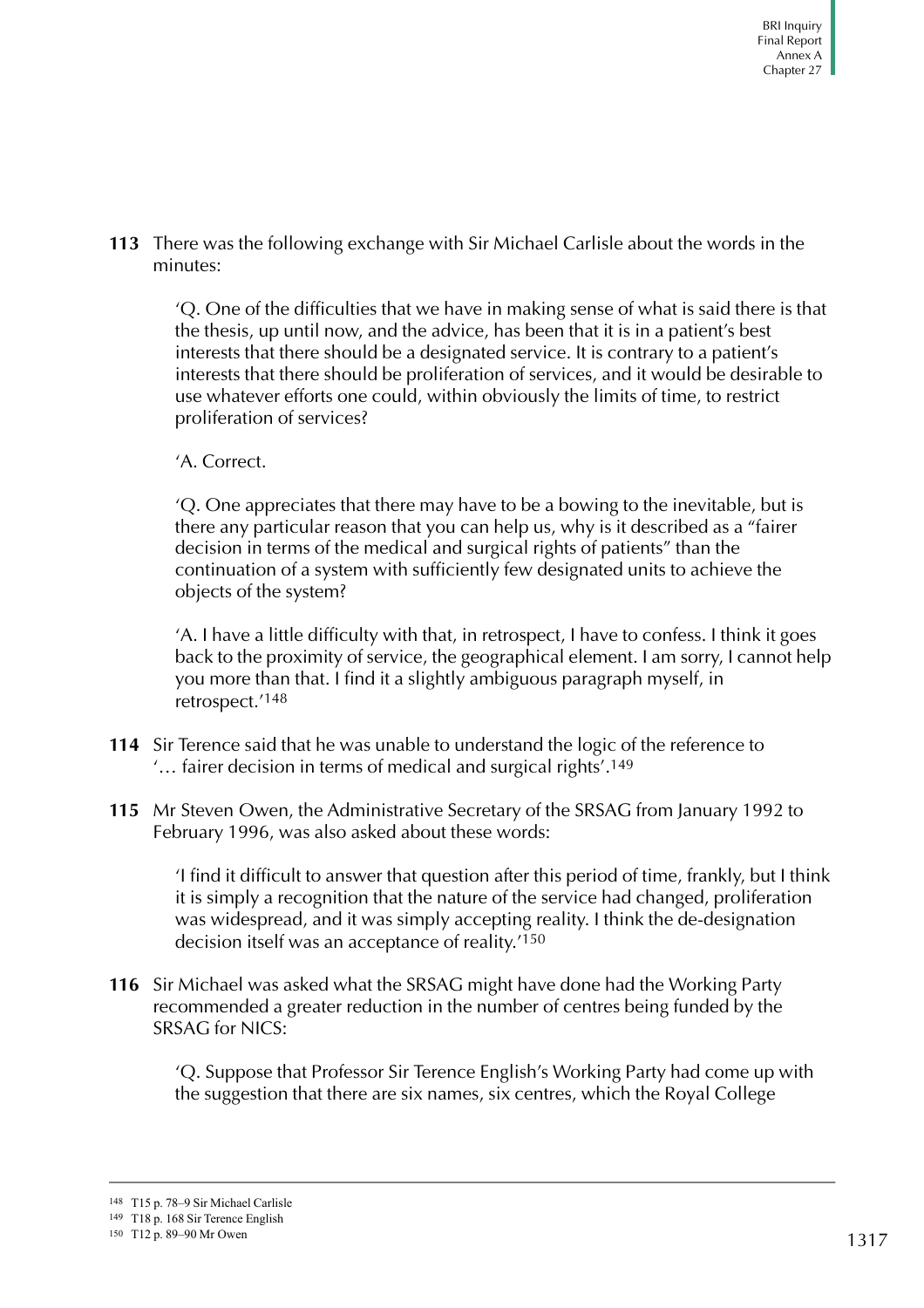**113** There was the following exchange with Sir Michael Carlisle about the words in the minutes:

> 'Q. One of the difficulties that we have in making sense of what is said there is that the thesis, up until now, and the advice, has been that it is in a patient's best interests that there should be a designated service. It is contrary to a patient's interests that there should be proliferation of services, and it would be desirable to use whatever efforts one could, within obviously the limits of time, to restrict proliferation of services?
>
> 'A. Correct.
>
> 'Q. One appreciates that there may have to be a bowing to the inevitable, but is there any particular reason that you can help us, why is it described as a "fairer decision in terms of the medical and surgical rights of patients" than the continuation of a system with sufficiently few designated units to achieve the objects of the system?
>
> 'A. I have a little difficulty with that, in retrospect, I have to confess. I think it goes back to the proximity of service, the geographical element. I am sorry, I cannot help you more than that. I find it a slightly ambiguous paragraph myself, in retrospect.'[148]

**114** Sir Terence said that he was unable to understand the logic of the reference to '… fairer decision in terms of medical and surgical rights'.[149]

**115** Mr Steven Owen, the Administrative Secretary of the SRSAG from January 1992 to February 1996, was also asked about these words:

> 'I find it difficult to answer that question after this period of time, frankly, but I think it is simply a recognition that the nature of the service had changed, proliferation was widespread, and it was simply accepting reality. I think the de-designation decision itself was an acceptance of reality.'[150]

**116** Sir Michael was asked what the SRSAG might have done had the Working Party recommended a greater reduction in the number of centres being funded by the SRSAG for NICS:

> 'Q. Suppose that Professor Sir Terence English's Working Party had come up with the suggestion that there are six names, six centres, which the Royal College

---

[148] T15 p. 78–9 Sir Michael Carlisle

[149] T18 p. 168 Sir Terence English

[150] T12 p. 89–90 Mr Owen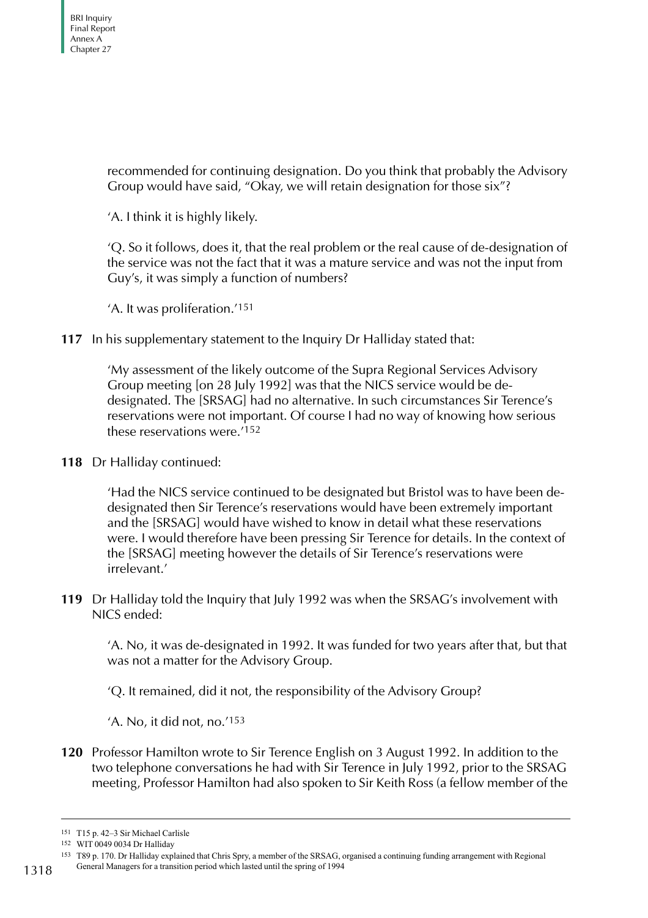recommended for continuing designation. Do you think that probably the Advisory Group would have said, "Okay, we will retain designation for those six"?

'A. I think it is highly likely.

'Q. So it follows, does it, that the real problem or the real cause of de-designation of the service was not the fact that it was a mature service and was not the input from Guy's, it was simply a function of numbers?

'A. It was proliferation.'[151]

**117** In his supplementary statement to the Inquiry Dr Halliday stated that:

> 'My assessment of the likely outcome of the Supra Regional Services Advisory Group meeting [on 28 July 1992] was that the NICS service would be de-designated. The [SRSAG] had no alternative. In such circumstances Sir Terence's reservations were not important. Of course I had no way of knowing how serious these reservations were.'[152]

**118** Dr Halliday continued:

> 'Had the NICS service continued to be designated but Bristol was to have been de-designated then Sir Terence's reservations would have been extremely important and the [SRSAG] would have wished to know in detail what these reservations were. I would therefore have been pressing Sir Terence for details. In the context of the [SRSAG] meeting however the details of Sir Terence's reservations were irrelevant.'

**119** Dr Halliday told the Inquiry that July 1992 was when the SRSAG's involvement with NICS ended:

> 'A. No, it was de-designated in 1992. It was funded for two years after that, but that was not a matter for the Advisory Group.
>
> 'Q. It remained, did it not, the responsibility of the Advisory Group?
>
> 'A. No, it did not, no.'[153]

**120** Professor Hamilton wrote to Sir Terence English on 3 August 1992. In addition to the two telephone conversations he had with Sir Terence in July 1992, prior to the SRSAG meeting, Professor Hamilton had also spoken to Sir Keith Ross (a fellow member of the

---

[151] T15 p. 42–3 Sir Michael Carlisle

[152] WIT 0049 0034 Dr Halliday

[153] T89 p. 170. Dr Halliday explained that Chris Spry, a member of the SRSAG, organised a continuing funding arrangement with Regional General Managers for a transition period which lasted until the spring of 1994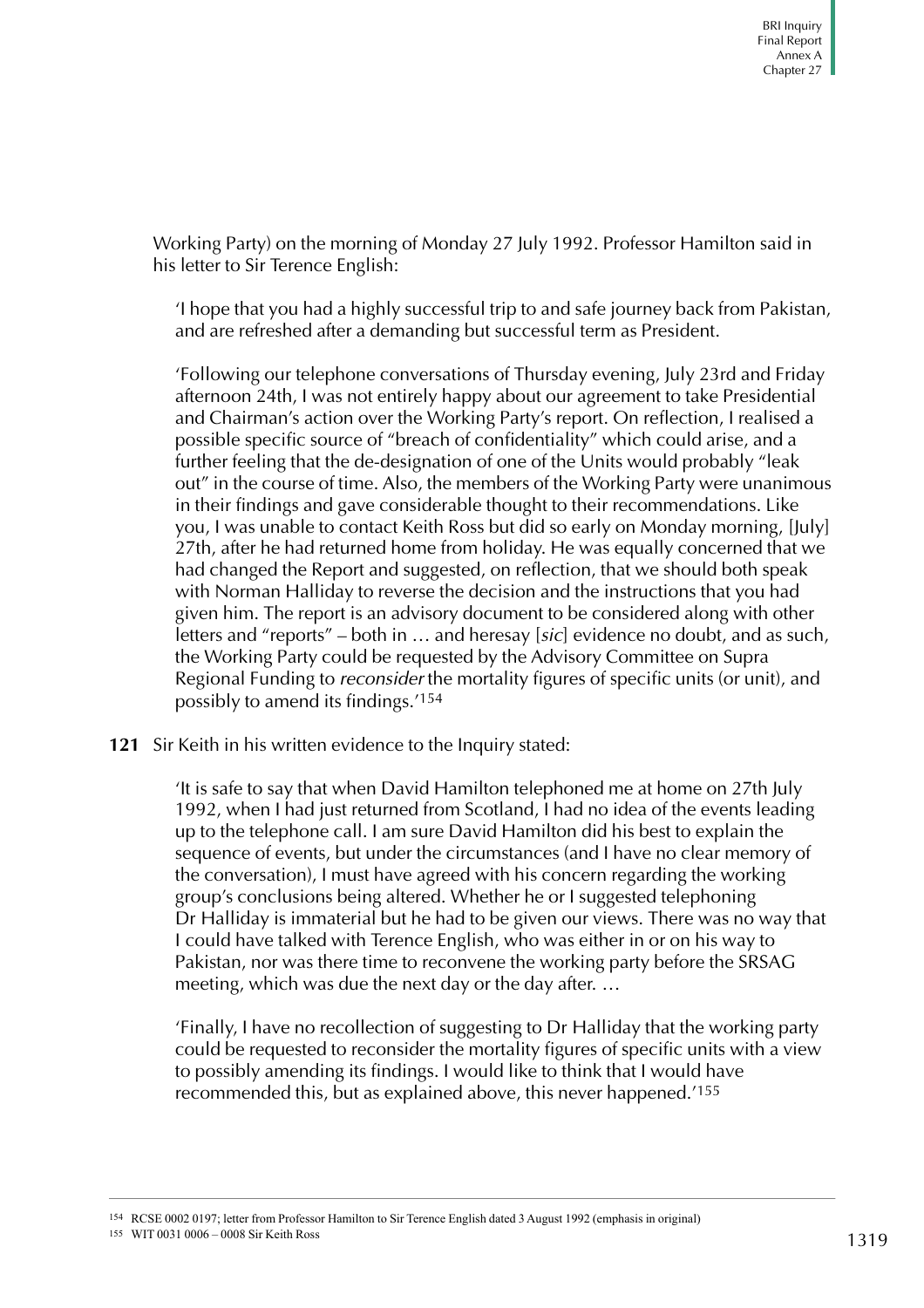Working Party) on the morning of Monday 27 July 1992. Professor Hamilton said in his letter to Sir Terence English:

> 'I hope that you had a highly successful trip to and safe journey back from Pakistan, and are refreshed after a demanding but successful term as President.
>
> 'Following our telephone conversations of Thursday evening, July 23rd and Friday afternoon 24th, I was not entirely happy about our agreement to take Presidential and Chairman's action over the Working Party's report. On reflection, I realised a possible specific source of "breach of confidentiality" which could arise, and a further feeling that the de-designation of one of the Units would probably "leak out" in the course of time. Also, the members of the Working Party were unanimous in their findings and gave considerable thought to their recommendations. Like you, I was unable to contact Keith Ross but did so early on Monday morning, [July] 27th, after he had returned home from holiday. He was equally concerned that we had changed the Report and suggested, on reflection, that we should both speak with Norman Halliday to reverse the decision and the instructions that you had given him. The report is an advisory document to be considered along with other letters and "reports" – both in … and heresay [*sic*] evidence no doubt, and as such, the Working Party could be requested by the Advisory Committee on Supra Regional Funding to *reconsider* the mortality figures of specific units (or unit), and possibly to amend its findings.'[154]

**121** Sir Keith in his written evidence to the Inquiry stated:

> 'It is safe to say that when David Hamilton telephoned me at home on 27th July 1992, when I had just returned from Scotland, I had no idea of the events leading up to the telephone call. I am sure David Hamilton did his best to explain the sequence of events, but under the circumstances (and I have no clear memory of the conversation), I must have agreed with his concern regarding the working group's conclusions being altered. Whether he or I suggested telephoning Dr Halliday is immaterial but he had to be given our views. There was no way that I could have talked with Terence English, who was either in or on his way to Pakistan, nor was there time to reconvene the working party before the SRSAG meeting, which was due the next day or the day after. …
>
> 'Finally, I have no recollection of suggesting to Dr Halliday that the working party could be requested to reconsider the mortality figures of specific units with a view to possibly amending its findings. I would like to think that I would have recommended this, but as explained above, this never happened.'[155]

---

[154] RCSE 0002 0197; letter from Professor Hamilton to Sir Terence English dated 3 August 1992 (emphasis in original)

[155] WIT 0031 0006 – 0008 Sir Keith Ross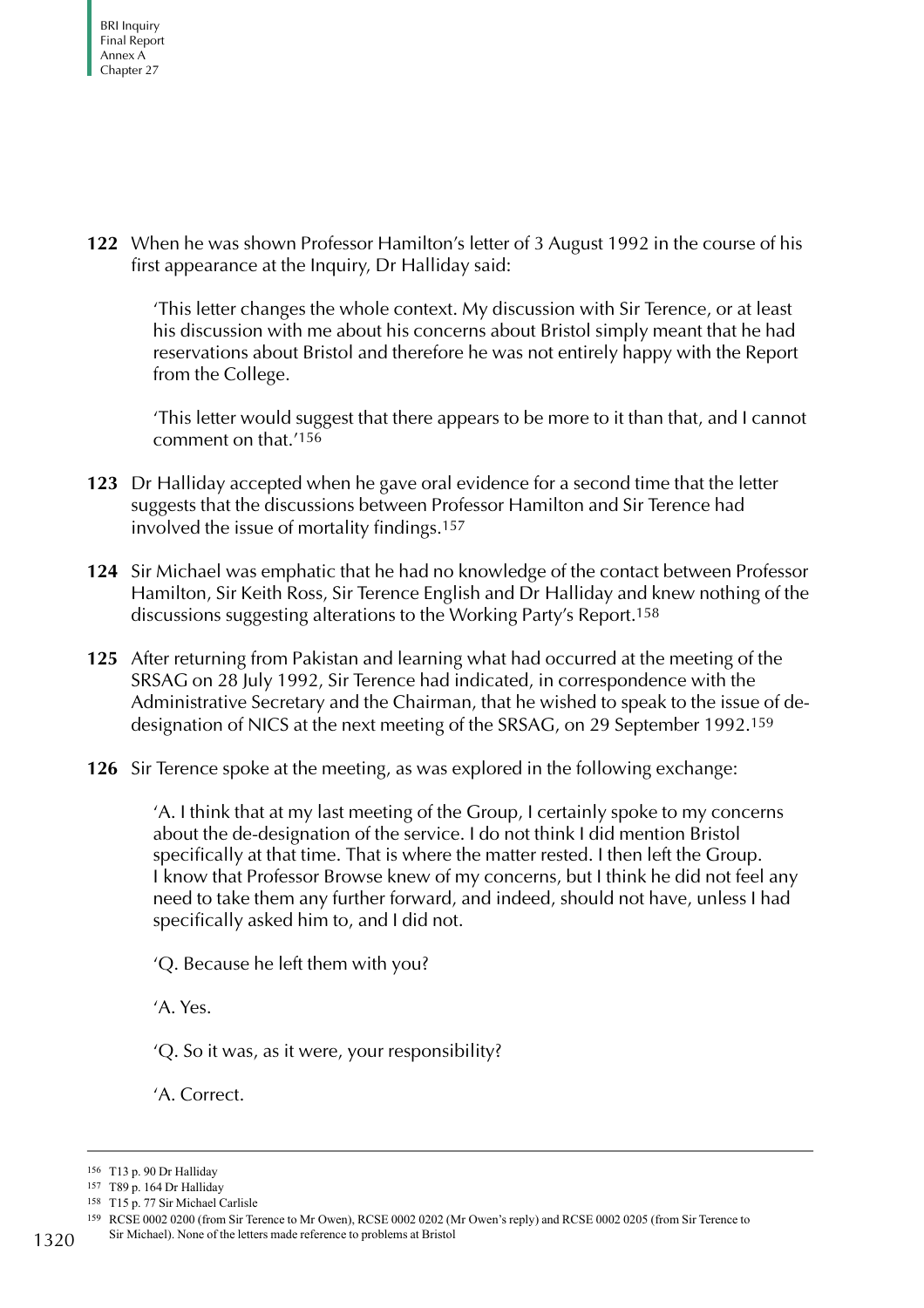**122** When he was shown Professor Hamilton's letter of 3 August 1992 in the course of his first appearance at the Inquiry, Dr Halliday said:

> 'This letter changes the whole context. My discussion with Sir Terence, or at least his discussion with me about his concerns about Bristol simply meant that he had reservations about Bristol and therefore he was not entirely happy with the Report from the College.
>
> 'This letter would suggest that there appears to be more to it than that, and I cannot comment on that.'[156]

**123** Dr Halliday accepted when he gave oral evidence for a second time that the letter suggests that the discussions between Professor Hamilton and Sir Terence had involved the issue of mortality findings.[157]

**124** Sir Michael was emphatic that he had no knowledge of the contact between Professor Hamilton, Sir Keith Ross, Sir Terence English and Dr Halliday and knew nothing of the discussions suggesting alterations to the Working Party's Report.[158]

**125** After returning from Pakistan and learning what had occurred at the meeting of the SRSAG on 28 July 1992, Sir Terence had indicated, in correspondence with the Administrative Secretary and the Chairman, that he wished to speak to the issue of de-designation of NICS at the next meeting of the SRSAG, on 29 September 1992.[159]

**126** Sir Terence spoke at the meeting, as was explored in the following exchange:

> 'A. I think that at my last meeting of the Group, I certainly spoke to my concerns about the de-designation of the service. I do not think I did mention Bristol specifically at that time. That is where the matter rested. I then left the Group. I know that Professor Browse knew of my concerns, but I think he did not feel any need to take them any further forward, and indeed, should not have, unless I had specifically asked him to, and I did not.
>
> 'Q. Because he left them with you?
>
> 'A. Yes.
>
> 'Q. So it was, as it were, your responsibility?
>
> 'A. Correct.

---

156 T13 p. 90 Dr Halliday

157 T89 p. 164 Dr Halliday

158 T15 p. 77 Sir Michael Carlisle

159 RCSE 0002 0200 (from Sir Terence to Mr Owen), RCSE 0002 0202 (Mr Owen's reply) and RCSE 0002 0205 (from Sir Terence to Sir Michael). None of the letters made reference to problems at Bristol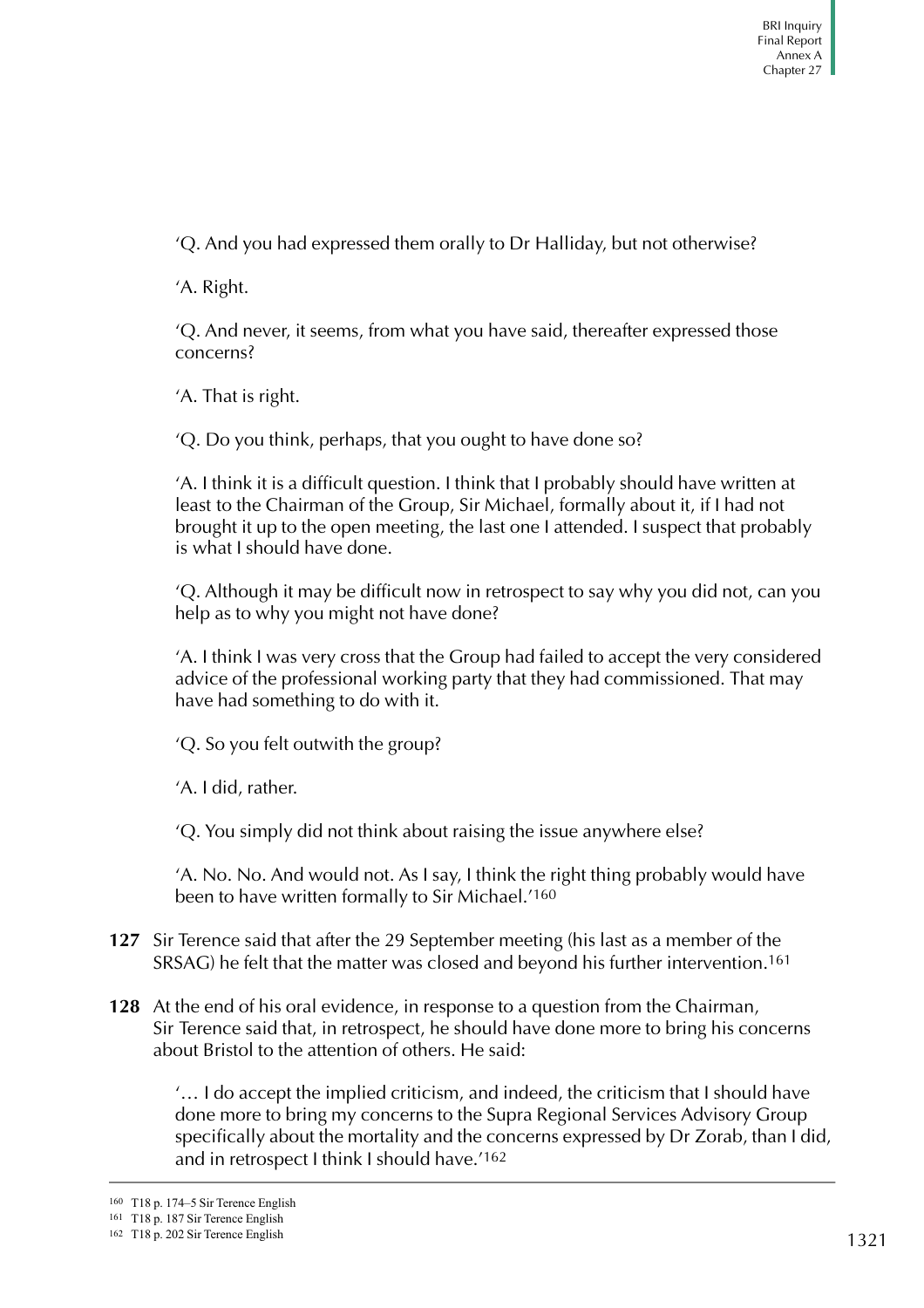'Q. And you had expressed them orally to Dr Halliday, but not otherwise?

'A. Right.

'Q. And never, it seems, from what you have said, thereafter expressed those concerns?

'A. That is right.

'Q. Do you think, perhaps, that you ought to have done so?

'A. I think it is a difficult question. I think that I probably should have written at least to the Chairman of the Group, Sir Michael, formally about it, if I had not brought it up to the open meeting, the last one I attended. I suspect that probably is what I should have done.

'Q. Although it may be difficult now in retrospect to say why you did not, can you help as to why you might not have done?

'A. I think I was very cross that the Group had failed to accept the very considered advice of the professional working party that they had commissioned. That may have had something to do with it.

'Q. So you felt outwith the group?

'A. I did, rather.

'Q. You simply did not think about raising the issue anywhere else?

'A. No. No. And would not. As I say, I think the right thing probably would have been to have written formally to Sir Michael.'[160]

**127** Sir Terence said that after the 29 September meeting (his last as a member of the SRSAG) he felt that the matter was closed and beyond his further intervention.[161]

**128** At the end of his oral evidence, in response to a question from the Chairman, Sir Terence said that, in retrospect, he should have done more to bring his concerns about Bristol to the attention of others. He said:

'… I do accept the implied criticism, and indeed, the criticism that I should have done more to bring my concerns to the Supra Regional Services Advisory Group specifically about the mortality and the concerns expressed by Dr Zorab, than I did, and in retrospect I think I should have.'[162]

---

[160] T18 p. 174–5 Sir Terence English

[161] T18 p. 187 Sir Terence English

[162] T18 p. 202 Sir Terence English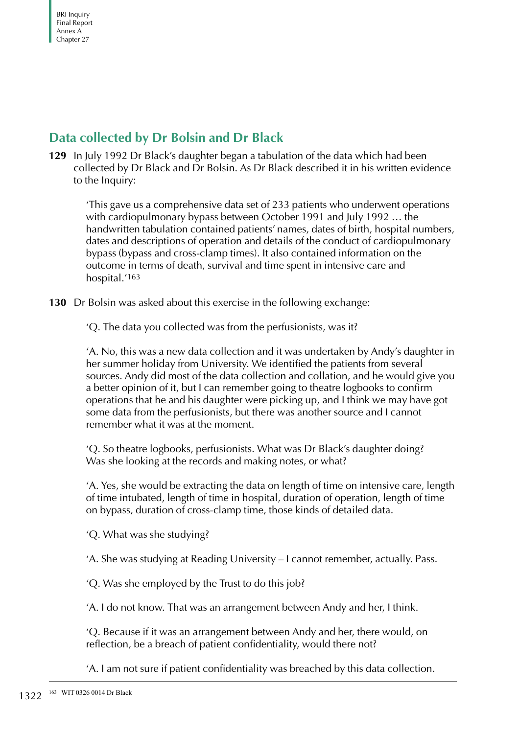## Data collected by Dr Bolsin and Dr Black

**129** In July 1992 Dr Black's daughter began a tabulation of the data which had been collected by Dr Black and Dr Bolsin. As Dr Black described it in his written evidence to the Inquiry:

> 'This gave us a comprehensive data set of 233 patients who underwent operations with cardiopulmonary bypass between October 1991 and July 1992 … the handwritten tabulation contained patients' names, dates of birth, hospital numbers, dates and descriptions of operation and details of the conduct of cardiopulmonary bypass (bypass and cross-clamp times). It also contained information on the outcome in terms of death, survival and time spent in intensive care and hospital.'[163]

**130** Dr Bolsin was asked about this exercise in the following exchange:

> 'Q. The data you collected was from the perfusionists, was it?
>
> 'A. No, this was a new data collection and it was undertaken by Andy's daughter in her summer holiday from University. We identified the patients from several sources. Andy did most of the data collection and collation, and he would give you a better opinion of it, but I can remember going to theatre logbooks to confirm operations that he and his daughter were picking up, and I think we may have got some data from the perfusionists, but there was another source and I cannot remember what it was at the moment.
>
> 'Q. So theatre logbooks, perfusionists. What was Dr Black's daughter doing? Was she looking at the records and making notes, or what?
>
> 'A. Yes, she would be extracting the data on length of time on intensive care, length of time intubated, length of time in hospital, duration of operation, length of time on bypass, duration of cross-clamp time, those kinds of detailed data.
>
> 'Q. What was she studying?
>
> 'A. She was studying at Reading University – I cannot remember, actually. Pass.
>
> 'Q. Was she employed by the Trust to do this job?
>
> 'A. I do not know. That was an arrangement between Andy and her, I think.
>
> 'Q. Because if it was an arrangement between Andy and her, there would, on reflection, be a breach of patient confidentiality, would there not?
>
> 'A. I am not sure if patient confidentiality was breached by this data collection.

---

[163] WIT 0326 0014 Dr Black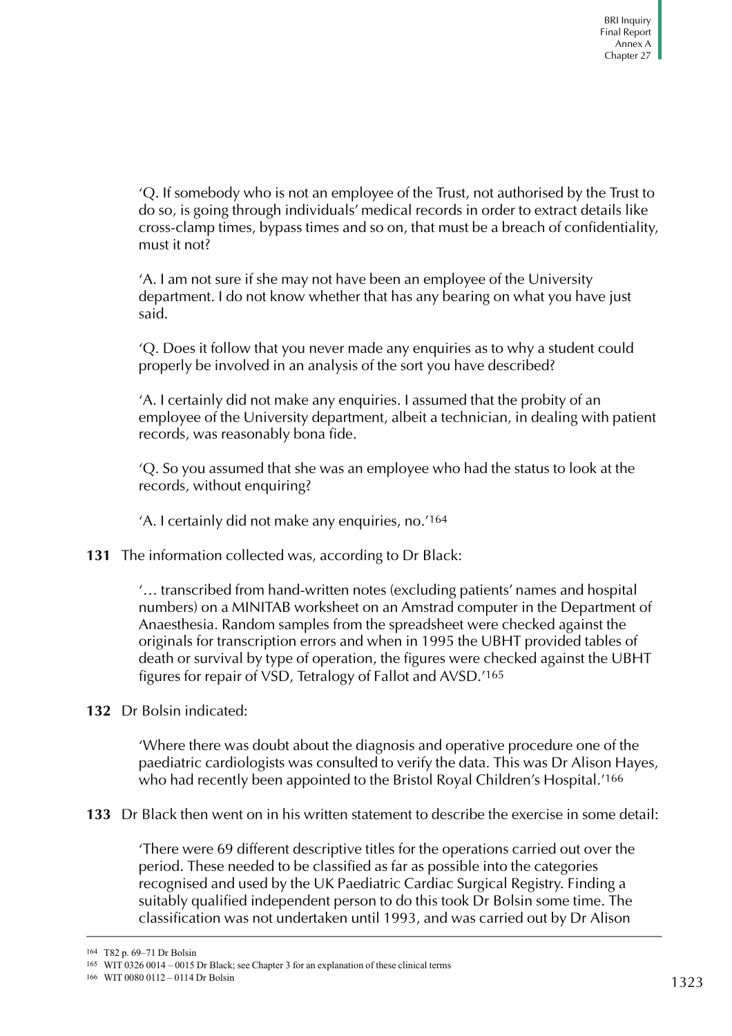'Q. If somebody who is not an employee of the Trust, not authorised by the Trust to do so, is going through individuals' medical records in order to extract details like cross-clamp times, bypass times and so on, that must be a breach of confidentiality, must it not?

'A. I am not sure if she may not have been an employee of the University department. I do not know whether that has any bearing on what you have just said.

'Q. Does it follow that you never made any enquiries as to why a student could properly be involved in an analysis of the sort you have described?

'A. I certainly did not make any enquiries. I assumed that the probity of an employee of the University department, albeit a technician, in dealing with patient records, was reasonably bona fide.

'Q. So you assumed that she was an employee who had the status to look at the records, without enquiring?

'A. I certainly did not make any enquiries, no.'[164]

**131** The information collected was, according to Dr Black:

'… transcribed from hand-written notes (excluding patients' names and hospital numbers) on a MINITAB worksheet on an Amstrad computer in the Department of Anaesthesia. Random samples from the spreadsheet were checked against the originals for transcription errors and when in 1995 the UBHT provided tables of death or survival by type of operation, the figures were checked against the UBHT figures for repair of VSD, Tetralogy of Fallot and AVSD.'[165]

**132** Dr Bolsin indicated:

'Where there was doubt about the diagnosis and operative procedure one of the paediatric cardiologists was consulted to verify the data. This was Dr Alison Hayes, who had recently been appointed to the Bristol Royal Children's Hospital.'[166]

**133** Dr Black then went on in his written statement to describe the exercise in some detail:

'There were 69 different descriptive titles for the operations carried out over the period. These needed to be classified as far as possible into the categories recognised and used by the UK Paediatric Cardiac Surgical Registry. Finding a suitably qualified independent person to do this took Dr Bolsin some time. The classification was not undertaken until 1993, and was carried out by Dr Alison

---

164 T82 p. 69–71 Dr Bolsin

165 WIT 0326 0014 – 0015 Dr Black; see Chapter 3 for an explanation of these clinical terms

166 WIT 0080 0112 – 0114 Dr Bolsin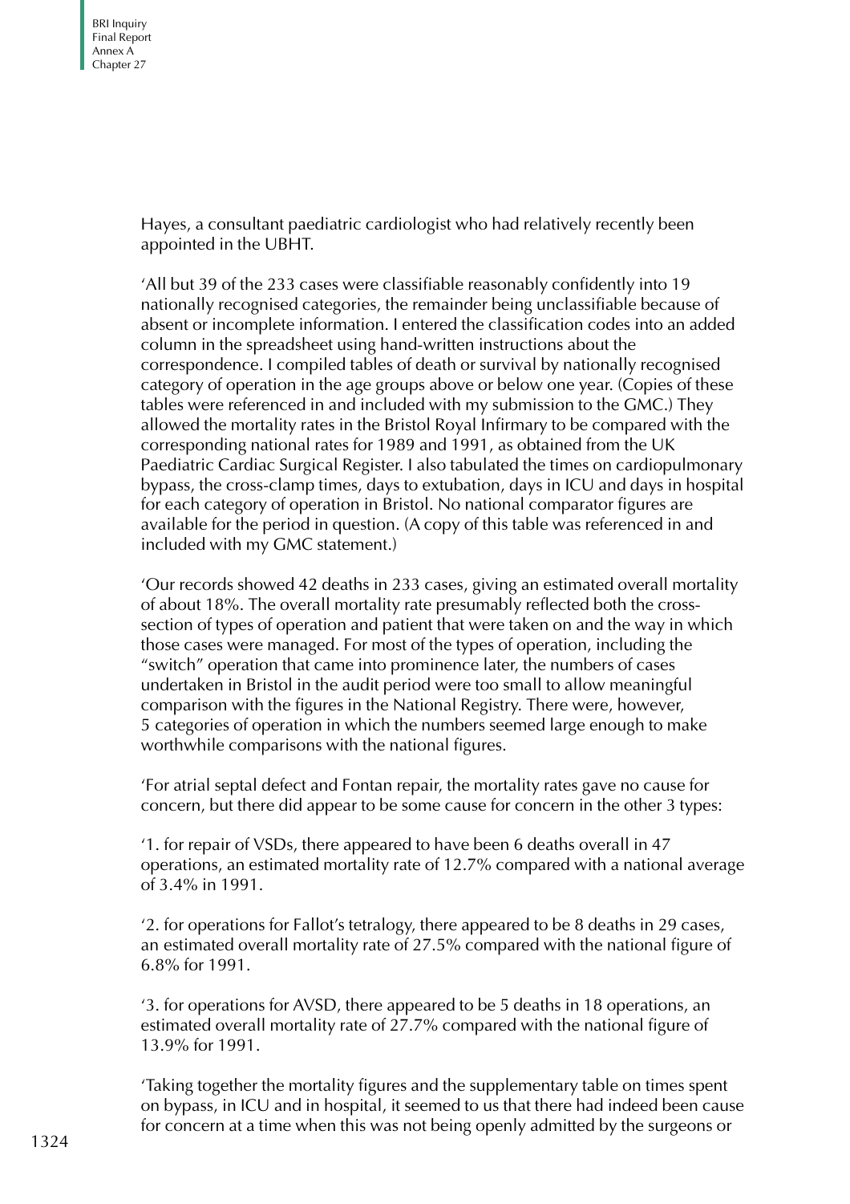Hayes, a consultant paediatric cardiologist who had relatively recently been appointed in the UBHT.

'All but 39 of the 233 cases were classifiable reasonably confidently into 19 nationally recognised categories, the remainder being unclassifiable because of absent or incomplete information. I entered the classification codes into an added column in the spreadsheet using hand-written instructions about the correspondence. I compiled tables of death or survival by nationally recognised category of operation in the age groups above or below one year. (Copies of these tables were referenced in and included with my submission to the GMC.) They allowed the mortality rates in the Bristol Royal Infirmary to be compared with the corresponding national rates for 1989 and 1991, as obtained from the UK Paediatric Cardiac Surgical Register. I also tabulated the times on cardiopulmonary bypass, the cross-clamp times, days to extubation, days in ICU and days in hospital for each category of operation in Bristol. No national comparator figures are available for the period in question. (A copy of this table was referenced in and included with my GMC statement.)

'Our records showed 42 deaths in 233 cases, giving an estimated overall mortality of about 18%. The overall mortality rate presumably reflected both the cross-section of types of operation and patient that were taken on and the way in which those cases were managed. For most of the types of operation, including the "switch" operation that came into prominence later, the numbers of cases undertaken in Bristol in the audit period were too small to allow meaningful comparison with the figures in the National Registry. There were, however, 5 categories of operation in which the numbers seemed large enough to make worthwhile comparisons with the national figures.

'For atrial septal defect and Fontan repair, the mortality rates gave no cause for concern, but there did appear to be some cause for concern in the other 3 types:

'1. for repair of VSDs, there appeared to have been 6 deaths overall in 47 operations, an estimated mortality rate of 12.7% compared with a national average of 3.4% in 1991.

'2. for operations for Fallot's tetralogy, there appeared to be 8 deaths in 29 cases, an estimated overall mortality rate of 27.5% compared with the national figure of 6.8% for 1991.

'3. for operations for AVSD, there appeared to be 5 deaths in 18 operations, an estimated overall mortality rate of 27.7% compared with the national figure of 13.9% for 1991.

'Taking together the mortality figures and the supplementary table on times spent on bypass, in ICU and in hospital, it seemed to us that there had indeed been cause for concern at a time when this was not being openly admitted by the surgeons or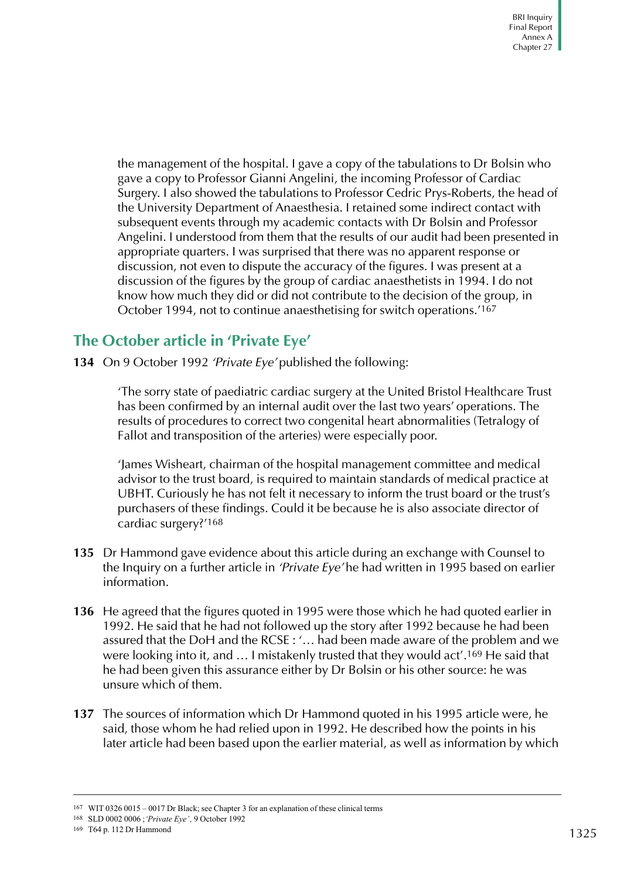the management of the hospital. I gave a copy of the tabulations to Dr Bolsin who gave a copy to Professor Gianni Angelini, the incoming Professor of Cardiac Surgery. I also showed the tabulations to Professor Cedric Prys-Roberts, the head of the University Department of Anaesthesia. I retained some indirect contact with subsequent events through my academic contacts with Dr Bolsin and Professor Angelini. I understood from them that the results of our audit had been presented in appropriate quarters. I was surprised that there was no apparent response or discussion, not even to dispute the accuracy of the figures. I was present at a discussion of the figures by the group of cardiac anaesthetists in 1994. I do not know how much they did or did not contribute to the decision of the group, in October 1994, not to continue anaesthetising for switch operations.'[167]

## The October article in 'Private Eye'

**134** On 9 October 1992 *'Private Eye'* published the following:

> 'The sorry state of paediatric cardiac surgery at the United Bristol Healthcare Trust has been confirmed by an internal audit over the last two years' operations. The results of procedures to correct two congenital heart abnormalities (Tetralogy of Fallot and transposition of the arteries) were especially poor.
>
> 'James Wisheart, chairman of the hospital management committee and medical advisor to the trust board, is required to maintain standards of medical practice at UBHT. Curiously he has not felt it necessary to inform the trust board or the trust's purchasers of these findings. Could it be because he is also associate director of cardiac surgery?'[168]

**135** Dr Hammond gave evidence about this article during an exchange with Counsel to the Inquiry on a further article in *'Private Eye'* he had written in 1995 based on earlier information.

**136** He agreed that the figures quoted in 1995 were those which he had quoted earlier in 1992. He said that he had not followed up the story after 1992 because he had been assured that the DoH and the RCSE : '… had been made aware of the problem and we were looking into it, and … I mistakenly trusted that they would act'.[169] He said that he had been given this assurance either by Dr Bolsin or his other source: he was unsure which of them.

**137** The sources of information which Dr Hammond quoted in his 1995 article were, he said, those whom he had relied upon in 1992. He described how the points in his later article had been based upon the earlier material, as well as information by which

---

167 WIT 0326 0015 – 0017 Dr Black; see Chapter 3 for an explanation of these clinical terms

168 SLD 0002 0006 ; *'Private Eye'*, 9 October 1992

169 T64 p. 112 Dr Hammond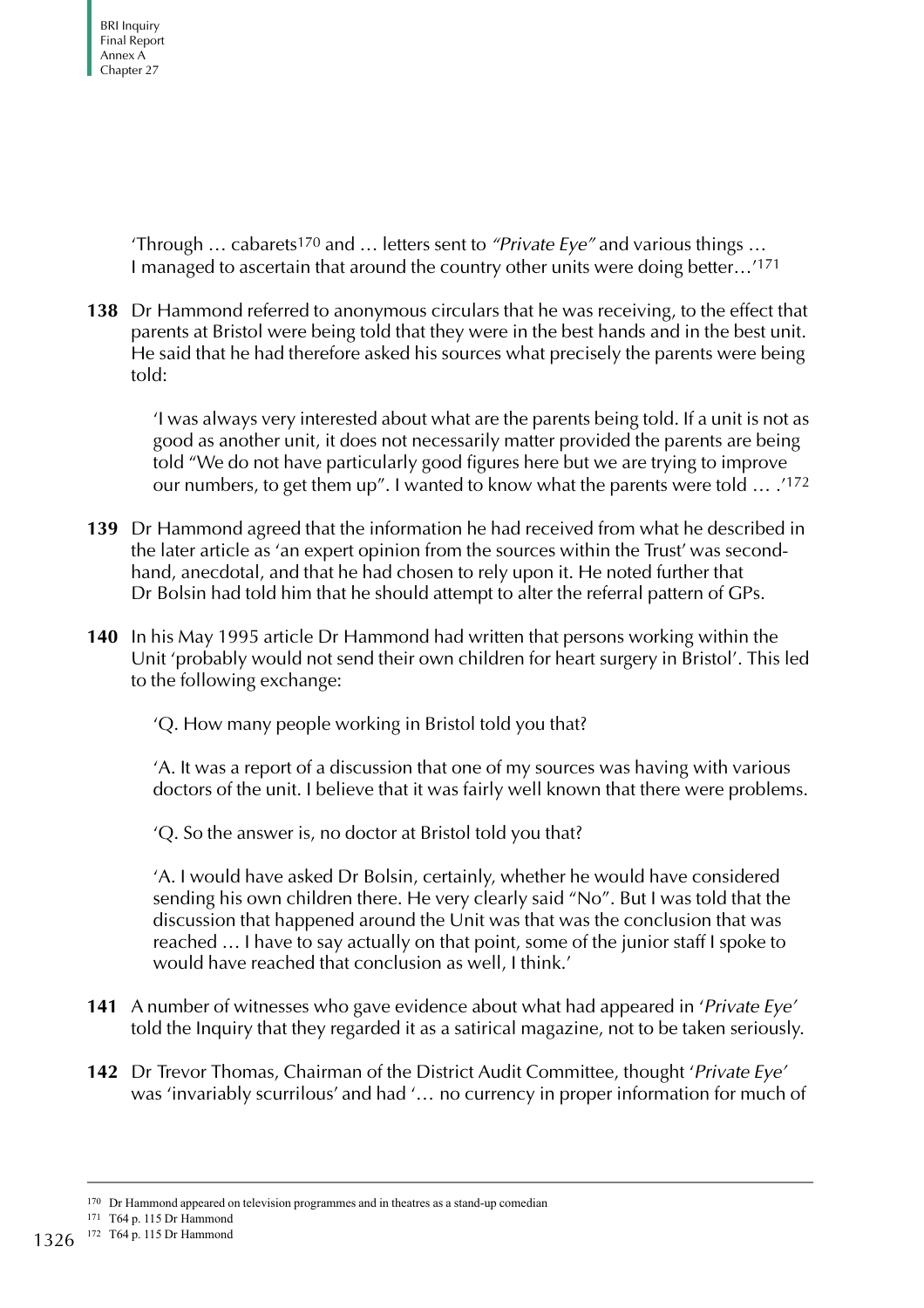'Through … cabarets[170] and … letters sent to *"Private Eye"* and various things … I managed to ascertain that around the country other units were doing better…'[171]

**138** Dr Hammond referred to anonymous circulars that he was receiving, to the effect that parents at Bristol were being told that they were in the best hands and in the best unit. He said that he had therefore asked his sources what precisely the parents were being told:

> 'I was always very interested about what are the parents being told. If a unit is not as good as another unit, it does not necessarily matter provided the parents are being told "We do not have particularly good figures here but we are trying to improve our numbers, to get them up". I wanted to know what the parents were told … .'[172]

**139** Dr Hammond agreed that the information he had received from what he described in the later article as 'an expert opinion from the sources within the Trust' was second-hand, anecdotal, and that he had chosen to rely upon it. He noted further that Dr Bolsin had told him that he should attempt to alter the referral pattern of GPs.

**140** In his May 1995 article Dr Hammond had written that persons working within the Unit 'probably would not send their own children for heart surgery in Bristol'. This led to the following exchange:

> 'Q. How many people working in Bristol told you that?
>
> 'A. It was a report of a discussion that one of my sources was having with various doctors of the unit. I believe that it was fairly well known that there were problems.
>
> 'Q. So the answer is, no doctor at Bristol told you that?
>
> 'A. I would have asked Dr Bolsin, certainly, whether he would have considered sending his own children there. He very clearly said "No". But I was told that the discussion that happened around the Unit was that was the conclusion that was reached … I have to say actually on that point, some of the junior staff I spoke to would have reached that conclusion as well, I think.'

**141** A number of witnesses who gave evidence about what had appeared in '*Private Eye*' told the Inquiry that they regarded it as a satirical magazine, not to be taken seriously.

**142** Dr Trevor Thomas, Chairman of the District Audit Committee, thought '*Private Eye*' was 'invariably scurrilous' and had '… no currency in proper information for much of

---

170 Dr Hammond appeared on television programmes and in theatres as a stand-up comedian

171 T64 p. 115 Dr Hammond

172 T64 p. 115 Dr Hammond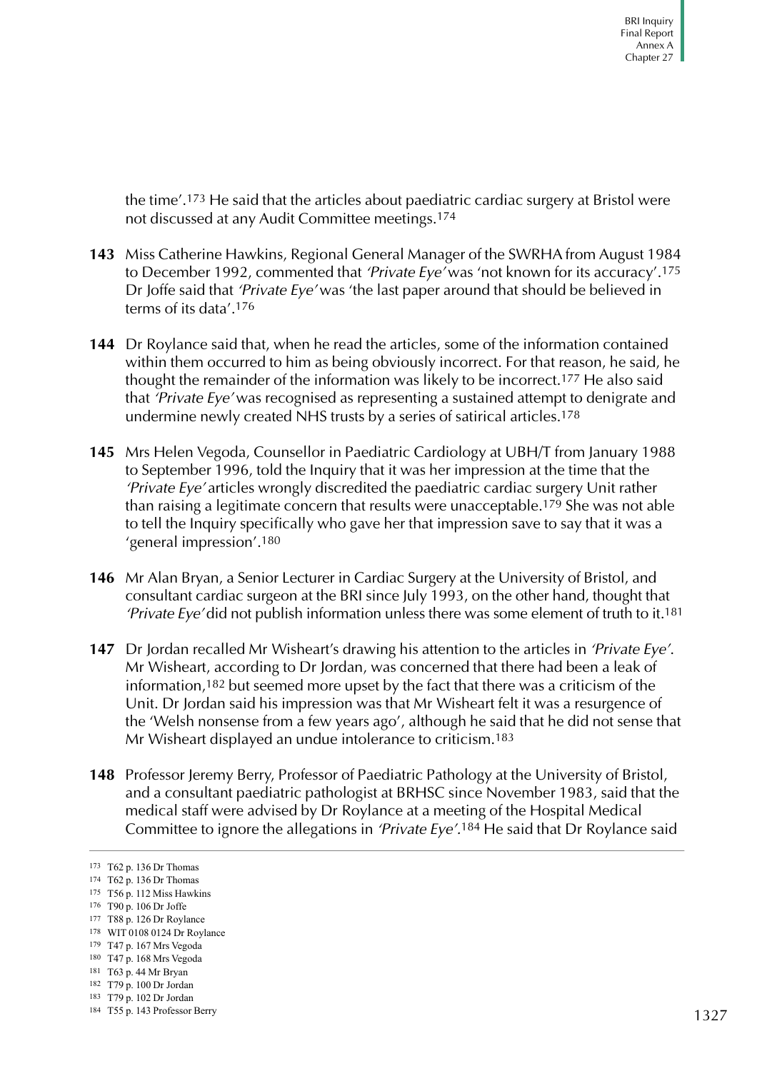the time'.[173] He said that the articles about paediatric cardiac surgery at Bristol were not discussed at any Audit Committee meetings.[174]

**143** Miss Catherine Hawkins, Regional General Manager of the SWRHA from August 1984 to December 1992, commented that *'Private Eye'* was 'not known for its accuracy'.[175] Dr Joffe said that *'Private Eye'* was 'the last paper around that should be believed in terms of its data'.[176]

**144** Dr Roylance said that, when he read the articles, some of the information contained within them occurred to him as being obviously incorrect. For that reason, he said, he thought the remainder of the information was likely to be incorrect.[177] He also said that *'Private Eye'* was recognised as representing a sustained attempt to denigrate and undermine newly created NHS trusts by a series of satirical articles.[178]

**145** Mrs Helen Vegoda, Counsellor in Paediatric Cardiology at UBH/T from January 1988 to September 1996, told the Inquiry that it was her impression at the time that the *'Private Eye'* articles wrongly discredited the paediatric cardiac surgery Unit rather than raising a legitimate concern that results were unacceptable.[179] She was not able to tell the Inquiry specifically who gave her that impression save to say that it was a 'general impression'.[180]

**146** Mr Alan Bryan, a Senior Lecturer in Cardiac Surgery at the University of Bristol, and consultant cardiac surgeon at the BRI since July 1993, on the other hand, thought that *'Private Eye'* did not publish information unless there was some element of truth to it.[181]

**147** Dr Jordan recalled Mr Wisheart's drawing his attention to the articles in *'Private Eye'*. Mr Wisheart, according to Dr Jordan, was concerned that there had been a leak of information,[182] but seemed more upset by the fact that there was a criticism of the Unit. Dr Jordan said his impression was that Mr Wisheart felt it was a resurgence of the 'Welsh nonsense from a few years ago', although he said that he did not sense that Mr Wisheart displayed an undue intolerance to criticism.[183]

**148** Professor Jeremy Berry, Professor of Paediatric Pathology at the University of Bristol, and a consultant paediatric pathologist at BRHSC since November 1983, said that the medical staff were advised by Dr Roylance at a meeting of the Hospital Medical Committee to ignore the allegations in *'Private Eye'*.[184] He said that Dr Roylance said

---

[173] T62 p. 136 Dr Thomas
[174] T62 p. 136 Dr Thomas
[175] T56 p. 112 Miss Hawkins
[176] T90 p. 106 Dr Joffe
[177] T88 p. 126 Dr Roylance
[178] WIT 0108 0124 Dr Roylance
[179] T47 p. 167 Mrs Vegoda
[180] T47 p. 168 Mrs Vegoda
[181] T63 p. 44 Mr Bryan
[182] T79 p. 100 Dr Jordan
[183] T79 p. 102 Dr Jordan
[184] T55 p. 143 Professor Berry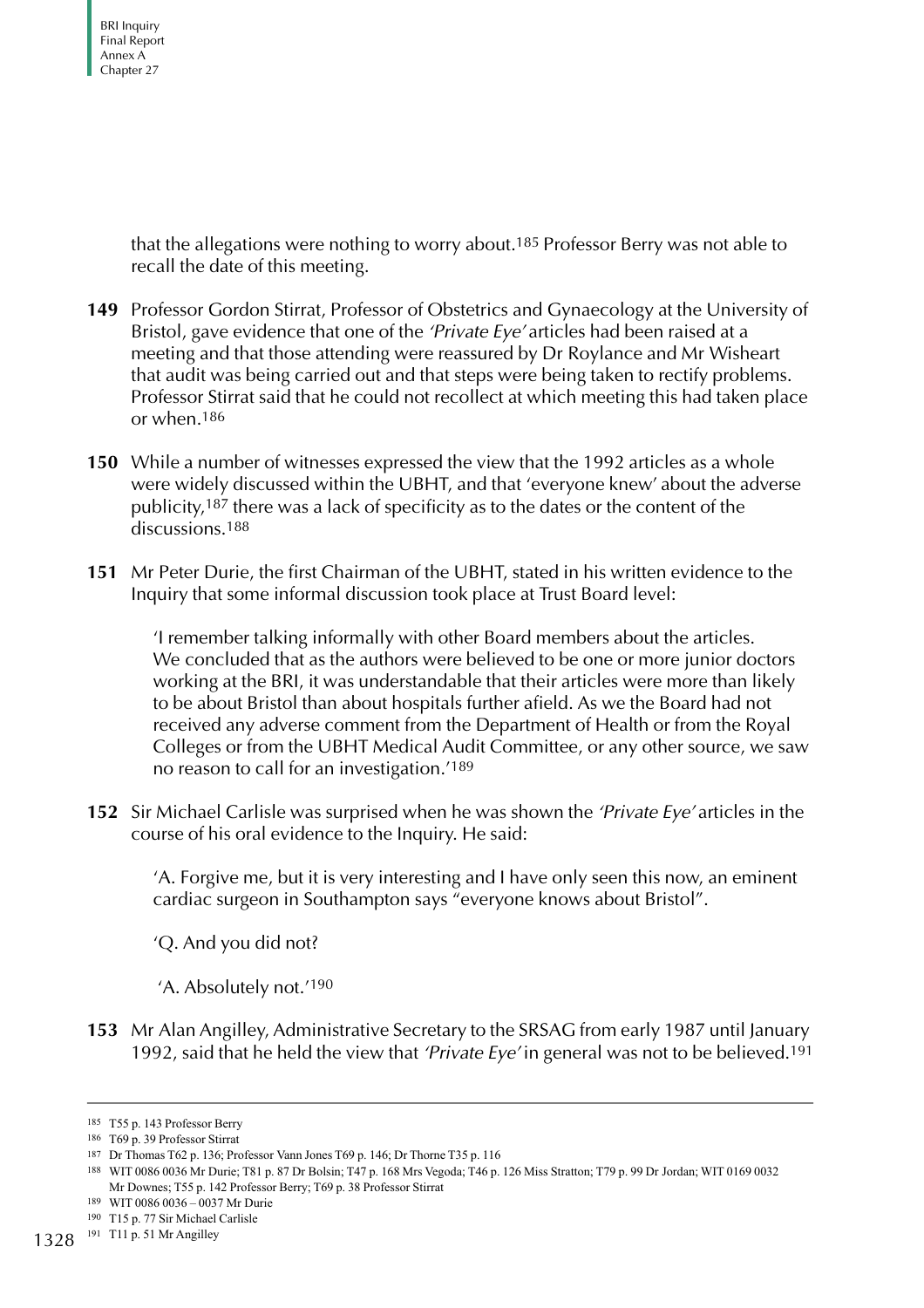that the allegations were nothing to worry about.[185] Professor Berry was not able to recall the date of this meeting.

**149** Professor Gordon Stirrat, Professor of Obstetrics and Gynaecology at the University of Bristol, gave evidence that one of the *'Private Eye'* articles had been raised at a meeting and that those attending were reassured by Dr Roylance and Mr Wisheart that audit was being carried out and that steps were being taken to rectify problems. Professor Stirrat said that he could not recollect at which meeting this had taken place or when.[186]

**150** While a number of witnesses expressed the view that the 1992 articles as a whole were widely discussed within the UBHT, and that 'everyone knew' about the adverse publicity,[187] there was a lack of specificity as to the dates or the content of the discussions.[188]

**151** Mr Peter Durie, the first Chairman of the UBHT, stated in his written evidence to the Inquiry that some informal discussion took place at Trust Board level:

> 'I remember talking informally with other Board members about the articles. We concluded that as the authors were believed to be one or more junior doctors working at the BRI, it was understandable that their articles were more than likely to be about Bristol than about hospitals further afield. As we the Board had not received any adverse comment from the Department of Health or from the Royal Colleges or from the UBHT Medical Audit Committee, or any other source, we saw no reason to call for an investigation.'[189]

**152** Sir Michael Carlisle was surprised when he was shown the *'Private Eye'* articles in the course of his oral evidence to the Inquiry. He said:

> 'A. Forgive me, but it is very interesting and I have only seen this now, an eminent cardiac surgeon in Southampton says "everyone knows about Bristol".
>
> 'Q. And you did not?
>
> 'A. Absolutely not.'[190]

**153** Mr Alan Angilley, Administrative Secretary to the SRSAG from early 1987 until January 1992, said that he held the view that *'Private Eye'* in general was not to be believed.[191]

---

185 T55 p. 143 Professor Berry

186 T69 p. 39 Professor Stirrat

187 Dr Thomas T62 p. 136; Professor Vann Jones T69 p. 146; Dr Thorne T35 p. 116

188 WIT 0086 0036 Mr Durie; T81 p. 87 Dr Bolsin; T47 p. 168 Mrs Vegoda; T46 p. 126 Miss Stratton; T79 p. 99 Dr Jordan; WIT 0169 0032 Mr Downes; T55 p. 142 Professor Berry; T69 p. 38 Professor Stirrat

189 WIT 0086 0036 – 0037 Mr Durie

190 T15 p. 77 Sir Michael Carlisle

191 T11 p. 51 Mr Angilley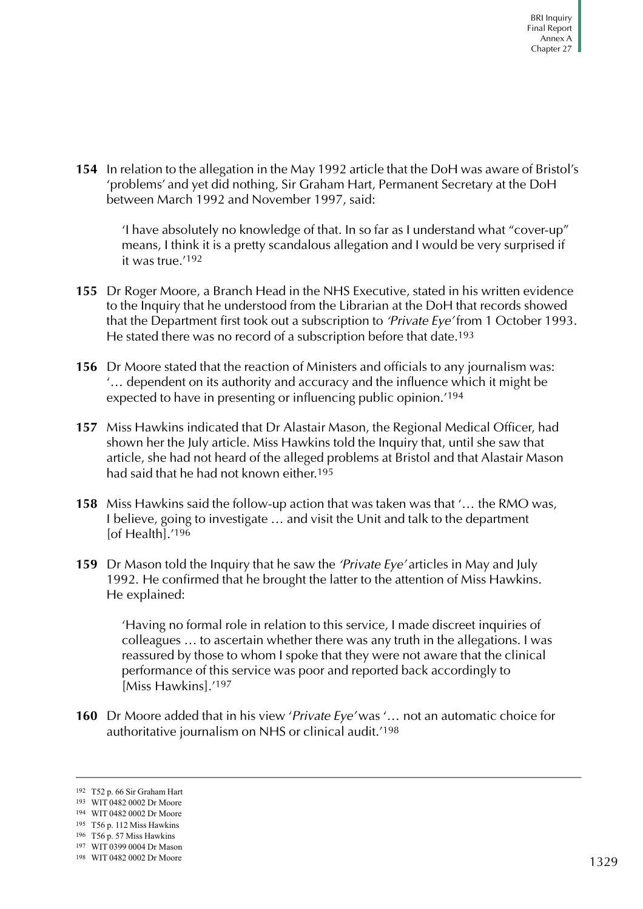**154** In relation to the allegation in the May 1992 article that the DoH was aware of Bristol's 'problems' and yet did nothing, Sir Graham Hart, Permanent Secretary at the DoH between March 1992 and November 1997, said:

> 'I have absolutely no knowledge of that. In so far as I understand what "cover-up" means, I think it is a pretty scandalous allegation and I would be very surprised if it was true.'[192]

**155** Dr Roger Moore, a Branch Head in the NHS Executive, stated in his written evidence to the Inquiry that he understood from the Librarian at the DoH that records showed that the Department first took out a subscription to *'Private Eye'* from 1 October 1993. He stated there was no record of a subscription before that date.[193]

**156** Dr Moore stated that the reaction of Ministers and officials to any journalism was: '… dependent on its authority and accuracy and the influence which it might be expected to have in presenting or influencing public opinion.'[194]

**157** Miss Hawkins indicated that Dr Alastair Mason, the Regional Medical Officer, had shown her the July article. Miss Hawkins told the Inquiry that, until she saw that article, she had not heard of the alleged problems at Bristol and that Alastair Mason had said that he had not known either.[195]

**158** Miss Hawkins said the follow-up action that was taken was that '… the RMO was, I believe, going to investigate … and visit the Unit and talk to the department [of Health].'[196]

**159** Dr Mason told the Inquiry that he saw the *'Private Eye'* articles in May and July 1992. He confirmed that he brought the latter to the attention of Miss Hawkins. He explained:

> 'Having no formal role in relation to this service, I made discreet inquiries of colleagues … to ascertain whether there was any truth in the allegations. I was reassured by those to whom I spoke that they were not aware that the clinical performance of this service was poor and reported back accordingly to [Miss Hawkins].'[197]

**160** Dr Moore added that in his view '*Private Eye'* was '… not an automatic choice for authoritative journalism on NHS or clinical audit.'[198]

---

192 T52 p. 66 Sir Graham Hart
193 WIT 0482 0002 Dr Moore
194 WIT 0482 0002 Dr Moore
195 T56 p. 112 Miss Hawkins
196 T56 p. 57 Miss Hawkins
197 WIT 0399 0004 Dr Mason
198 WIT 0482 0002 Dr Moore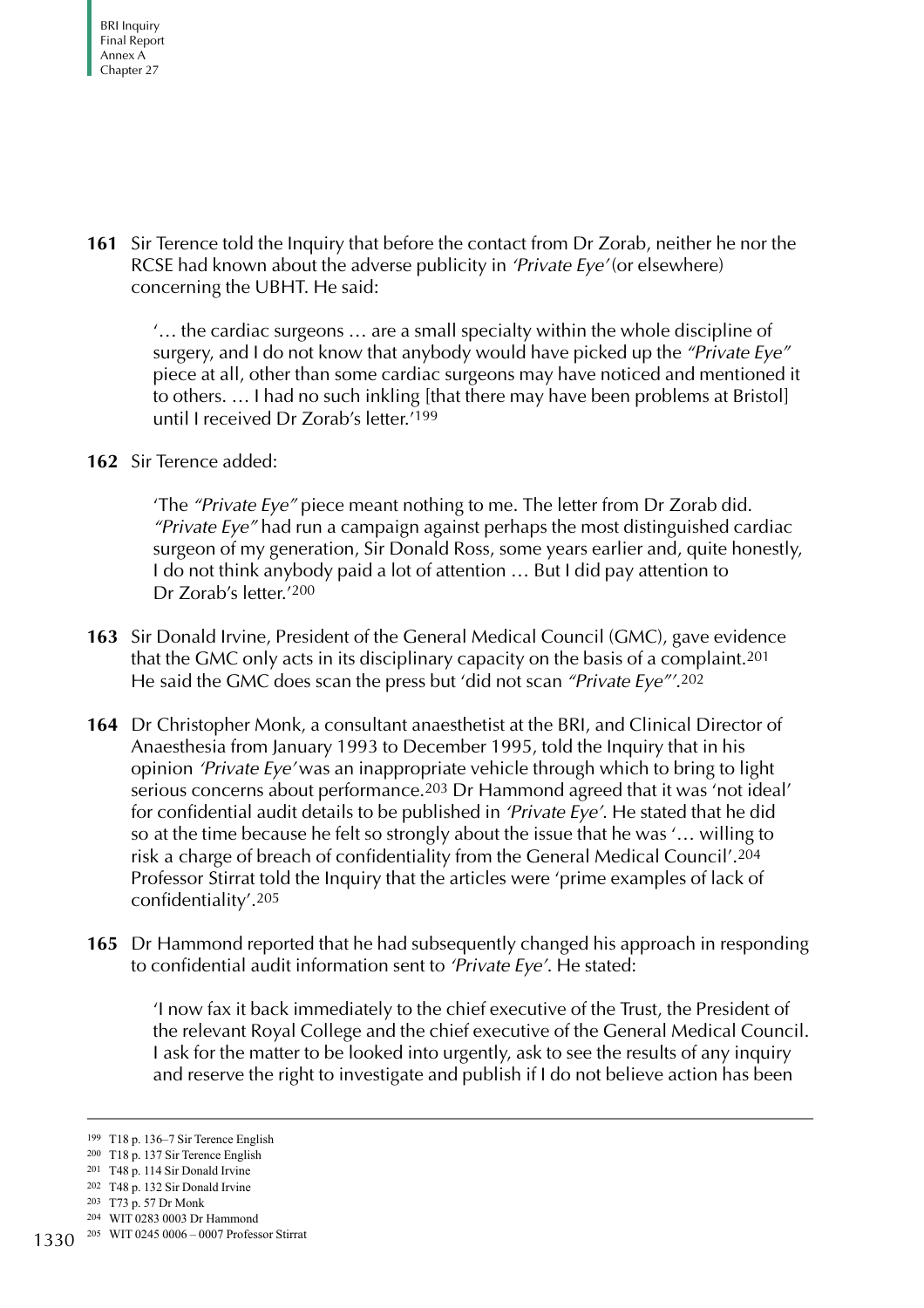**161** Sir Terence told the Inquiry that before the contact from Dr Zorab, neither he nor the RCSE had known about the adverse publicity in *'Private Eye'* (or elsewhere) concerning the UBHT. He said:

> '… the cardiac surgeons … are a small specialty within the whole discipline of surgery, and I do not know that anybody would have picked up the *"Private Eye"* piece at all, other than some cardiac surgeons may have noticed and mentioned it to others. … I had no such inkling [that there may have been problems at Bristol] until I received Dr Zorab's letter.'[199]

**162** Sir Terence added:

> 'The *"Private Eye"* piece meant nothing to me. The letter from Dr Zorab did. *"Private Eye"* had run a campaign against perhaps the most distinguished cardiac surgeon of my generation, Sir Donald Ross, some years earlier and, quite honestly, I do not think anybody paid a lot of attention … But I did pay attention to Dr Zorab's letter.'[200]

**163** Sir Donald Irvine, President of the General Medical Council (GMC), gave evidence that the GMC only acts in its disciplinary capacity on the basis of a complaint.[201] He said the GMC does scan the press but 'did not scan *"Private Eye"*'.[202]

**164** Dr Christopher Monk, a consultant anaesthetist at the BRI, and Clinical Director of Anaesthesia from January 1993 to December 1995, told the Inquiry that in his opinion *'Private Eye'* was an inappropriate vehicle through which to bring to light serious concerns about performance.[203] Dr Hammond agreed that it was 'not ideal' for confidential audit details to be published in *'Private Eye'*. He stated that he did so at the time because he felt so strongly about the issue that he was '… willing to risk a charge of breach of confidentiality from the General Medical Council'.[204] Professor Stirrat told the Inquiry that the articles were 'prime examples of lack of confidentiality'.[205]

**165** Dr Hammond reported that he had subsequently changed his approach in responding to confidential audit information sent to *'Private Eye'*. He stated:

> 'I now fax it back immediately to the chief executive of the Trust, the President of the relevant Royal College and the chief executive of the General Medical Council. I ask for the matter to be looked into urgently, ask to see the results of any inquiry and reserve the right to investigate and publish if I do not believe action has been

199 T18 p. 136–7 Sir Terence English
200 T18 p. 137 Sir Terence English
201 T48 p. 114 Sir Donald Irvine
202 T48 p. 132 Sir Donald Irvine
203 T73 p. 57 Dr Monk
204 WIT 0283 0003 Dr Hammond
205 WIT 0245 0006 – 0007 Professor Stirrat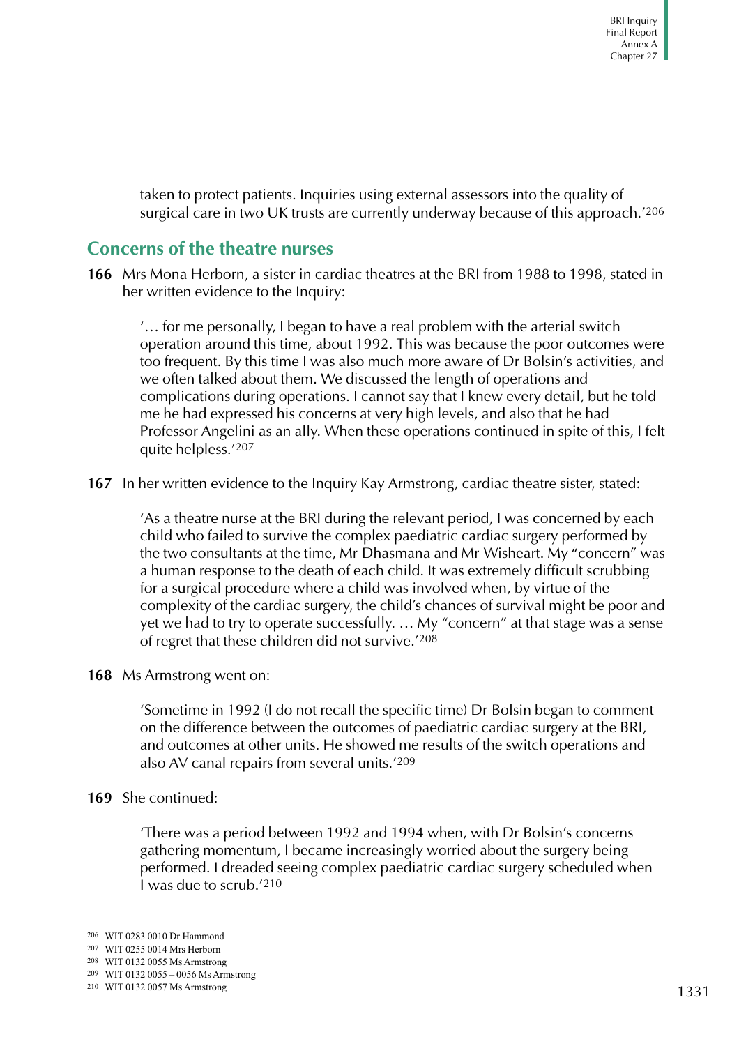taken to protect patients. Inquiries using external assessors into the quality of surgical care in two UK trusts are currently underway because of this approach.'[206]

## Concerns of the theatre nurses

**166** Mrs Mona Herborn, a sister in cardiac theatres at the BRI from 1988 to 1998, stated in her written evidence to the Inquiry:

> '… for me personally, I began to have a real problem with the arterial switch operation around this time, about 1992. This was because the poor outcomes were too frequent. By this time I was also much more aware of Dr Bolsin's activities, and we often talked about them. We discussed the length of operations and complications during operations. I cannot say that I knew every detail, but he told me he had expressed his concerns at very high levels, and also that he had Professor Angelini as an ally. When these operations continued in spite of this, I felt quite helpless.'[207]

**167** In her written evidence to the Inquiry Kay Armstrong, cardiac theatre sister, stated:

> 'As a theatre nurse at the BRI during the relevant period, I was concerned by each child who failed to survive the complex paediatric cardiac surgery performed by the two consultants at the time, Mr Dhasmana and Mr Wisheart. My "concern" was a human response to the death of each child. It was extremely difficult scrubbing for a surgical procedure where a child was involved when, by virtue of the complexity of the cardiac surgery, the child's chances of survival might be poor and yet we had to try to operate successfully. … My "concern" at that stage was a sense of regret that these children did not survive.'[208]

**168** Ms Armstrong went on:

> 'Sometime in 1992 (I do not recall the specific time) Dr Bolsin began to comment on the difference between the outcomes of paediatric cardiac surgery at the BRI, and outcomes at other units. He showed me results of the switch operations and also AV canal repairs from several units.'[209]

**169** She continued:

> 'There was a period between 1992 and 1994 when, with Dr Bolsin's concerns gathering momentum, I became increasingly worried about the surgery being performed. I dreaded seeing complex paediatric cardiac surgery scheduled when I was due to scrub.'[210]

---

206 WIT 0283 0010 Dr Hammond
207 WIT 0255 0014 Mrs Herborn
208 WIT 0132 0055 Ms Armstrong
209 WIT 0132 0055 – 0056 Ms Armstrong
210 WIT 0132 0057 Ms Armstrong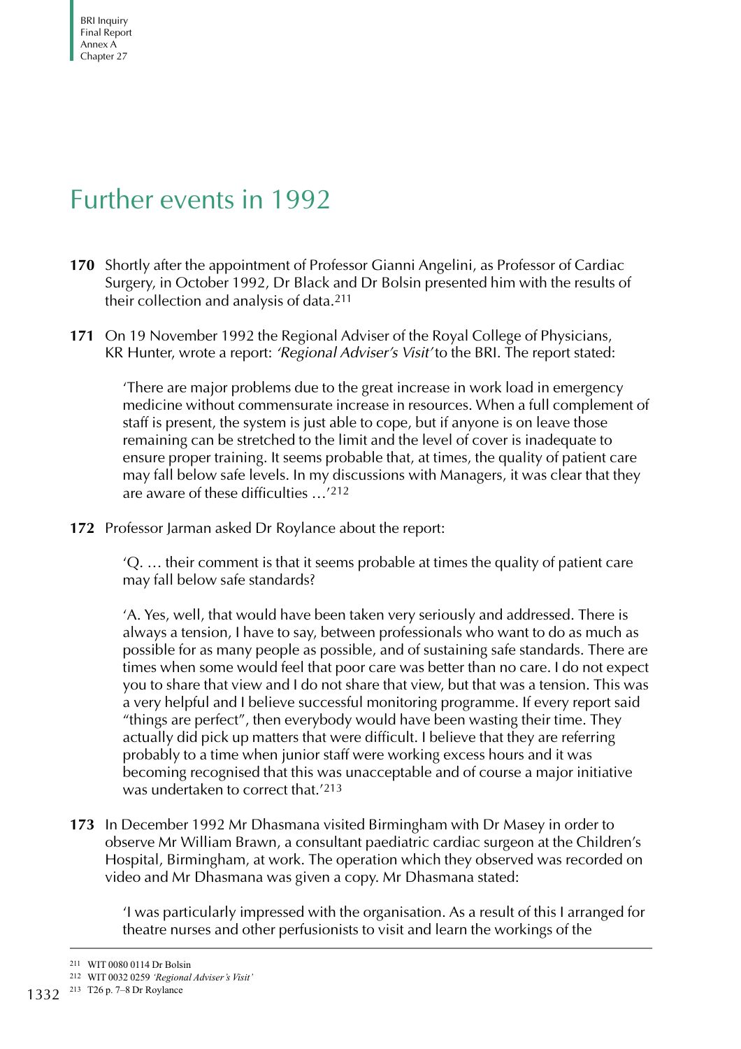# Further events in 1992

**170** Shortly after the appointment of Professor Gianni Angelini, as Professor of Cardiac Surgery, in October 1992, Dr Black and Dr Bolsin presented him with the results of their collection and analysis of data.[211]

**171** On 19 November 1992 the Regional Adviser of the Royal College of Physicians, KR Hunter, wrote a report: *'Regional Adviser's Visit'* to the BRI. The report stated:

> 'There are major problems due to the great increase in work load in emergency medicine without commensurate increase in resources. When a full complement of staff is present, the system is just able to cope, but if anyone is on leave those remaining can be stretched to the limit and the level of cover is inadequate to ensure proper training. It seems probable that, at times, the quality of patient care may fall below safe levels. In my discussions with Managers, it was clear that they are aware of these difficulties …'[212]

**172** Professor Jarman asked Dr Roylance about the report:

> 'Q. … their comment is that it seems probable at times the quality of patient care may fall below safe standards?
>
> 'A. Yes, well, that would have been taken very seriously and addressed. There is always a tension, I have to say, between professionals who want to do as much as possible for as many people as possible, and of sustaining safe standards. There are times when some would feel that poor care was better than no care. I do not expect you to share that view and I do not share that view, but that was a tension. This was a very helpful and I believe successful monitoring programme. If every report said "things are perfect", then everybody would have been wasting their time. They actually did pick up matters that were difficult. I believe that they are referring probably to a time when junior staff were working excess hours and it was becoming recognised that this was unacceptable and of course a major initiative was undertaken to correct that.'[213]

**173** In December 1992 Mr Dhasmana visited Birmingham with Dr Masey in order to observe Mr William Brawn, a consultant paediatric cardiac surgeon at the Children's Hospital, Birmingham, at work. The operation which they observed was recorded on video and Mr Dhasmana was given a copy. Mr Dhasmana stated:

> 'I was particularly impressed with the organisation. As a result of this I arranged for theatre nurses and other perfusionists to visit and learn the workings of the

---

211 WIT 0080 0114 Dr Bolsin

212 WIT 0032 0259 *'Regional Adviser's Visit'*

213 T26 p. 7–8 Dr Roylance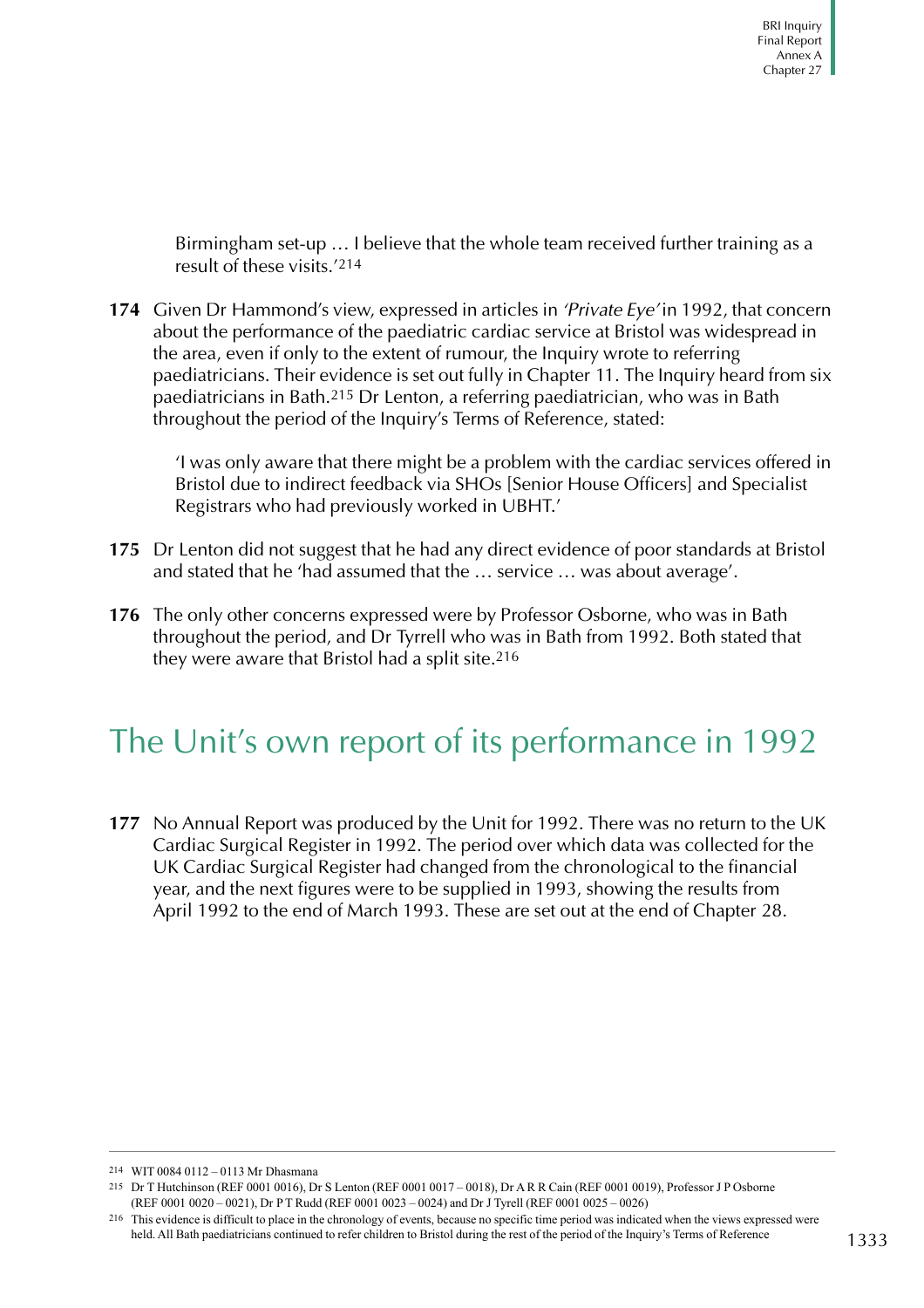> Birmingham set-up … I believe that the whole team received further training as a result of these visits.'[214]

**174** Given Dr Hammond's view, expressed in articles in *'Private Eye'* in 1992, that concern about the performance of the paediatric cardiac service at Bristol was widespread in the area, even if only to the extent of rumour, the Inquiry wrote to referring paediatricians. Their evidence is set out fully in Chapter 11. The Inquiry heard from six paediatricians in Bath.[215] Dr Lenton, a referring paediatrician, who was in Bath throughout the period of the Inquiry's Terms of Reference, stated:

> 'I was only aware that there might be a problem with the cardiac services offered in Bristol due to indirect feedback via SHOs [Senior House Officers] and Specialist Registrars who had previously worked in UBHT.'

**175** Dr Lenton did not suggest that he had any direct evidence of poor standards at Bristol and stated that he 'had assumed that the … service … was about average'.

**176** The only other concerns expressed were by Professor Osborne, who was in Bath throughout the period, and Dr Tyrrell who was in Bath from 1992. Both stated that they were aware that Bristol had a split site.[216]

## The Unit's own report of its performance in 1992

**177** No Annual Report was produced by the Unit for 1992. There was no return to the UK Cardiac Surgical Register in 1992. The period over which data was collected for the UK Cardiac Surgical Register had changed from the chronological to the financial year, and the next figures were to be supplied in 1993, showing the results from April 1992 to the end of March 1993. These are set out at the end of Chapter 28.

---

[214] WIT 0084 0112 – 0113 Mr Dhasmana

[215] Dr T Hutchinson (REF 0001 0016), Dr S Lenton (REF 0001 0017 – 0018), Dr A R R Cain (REF 0001 0019), Professor J P Osborne (REF 0001 0020 – 0021), Dr P T Rudd (REF 0001 0023 – 0024) and Dr J Tyrell (REF 0001 0025 – 0026)

[216] This evidence is difficult to place in the chronology of events, because no specific time period was indicated when the views expressed were held. All Bath paediatricians continued to refer children to Bristol during the rest of the period of the Inquiry's Terms of Reference